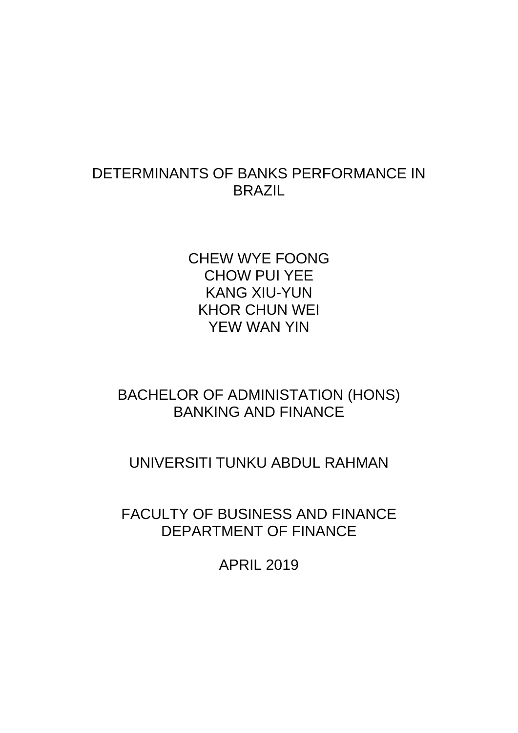# DETERMINANTS OF BANKS PERFORMANCE IN BRAZIL

CHEW WYE FOONG
CHOW PUI YEE
KANG XIU-YUN
KHOR CHUN WEI
YEW WAN YIN

BACHELOR OF ADMINISTATION (HONS)
BANKING AND FINANCE

UNIVERSITI TUNKU ABDUL RAHMAN

FACULTY OF BUSINESS AND FINANCE
DEPARTMENT OF FINANCE

APRIL 2019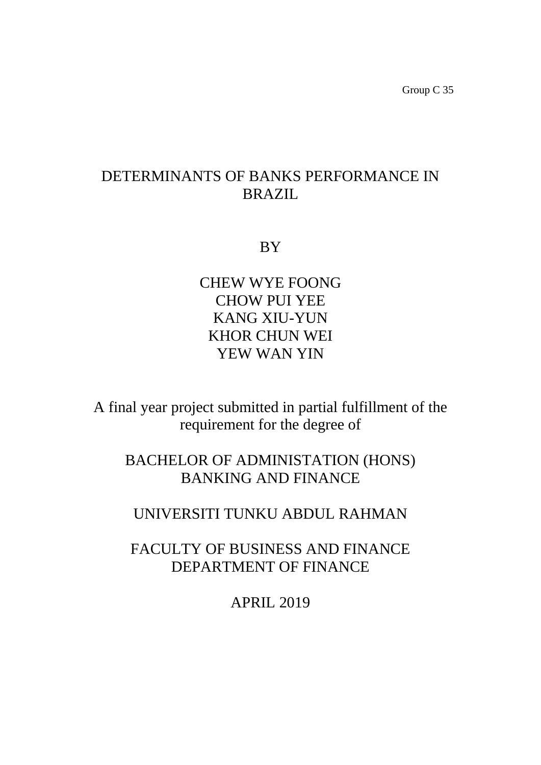Group C 35

# DETERMINANTS OF BANKS PERFORMANCE IN BRAZIL

BY

CHEW WYE FOONG
CHOW PUI YEE
KANG XIU-YUN
KHOR CHUN WEI
YEW WAN YIN

A final year project submitted in partial fulfillment of the requirement for the degree of

BACHELOR OF ADMINISTATION (HONS)
BANKING AND FINANCE

UNIVERSITI TUNKU ABDUL RAHMAN

FACULTY OF BUSINESS AND FINANCE
DEPARTMENT OF FINANCE

APRIL 2019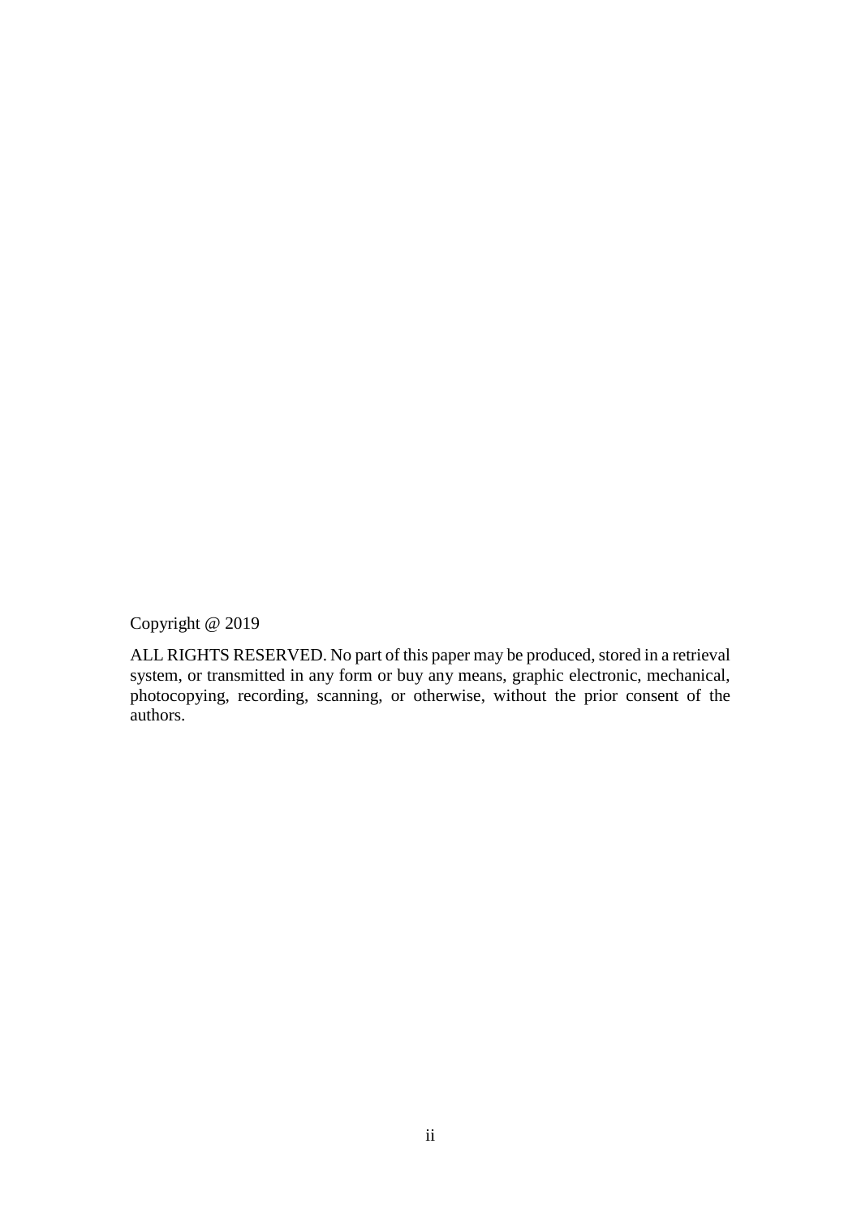Copyright @ 2019

ALL RIGHTS RESERVED. No part of this paper may be produced, stored in a retrieval system, or transmitted in any form or buy any means, graphic electronic, mechanical, photocopying, recording, scanning, or otherwise, without the prior consent of the authors.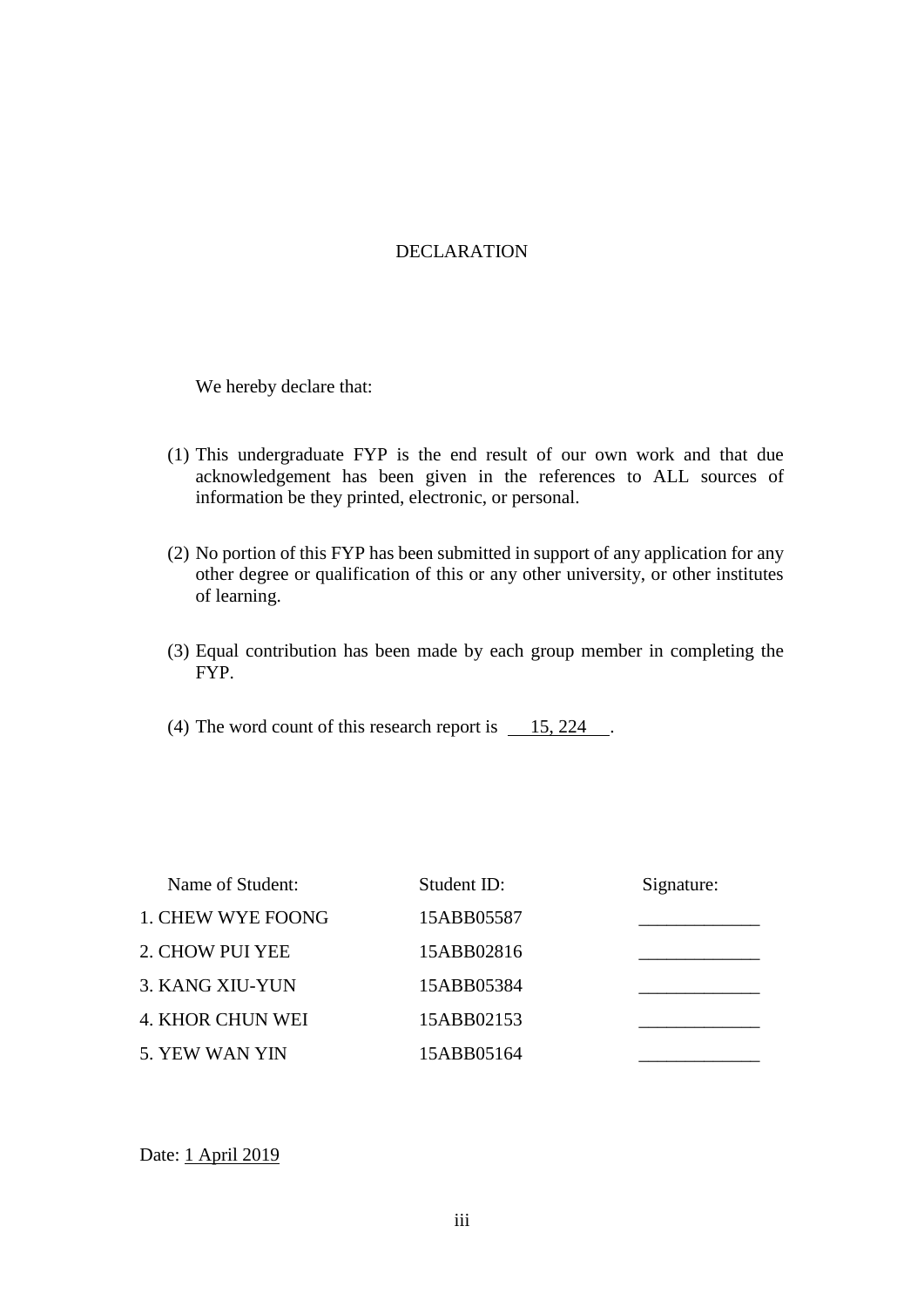# DECLARATION

We hereby declare that:

(1) This undergraduate FYP is the end result of our own work and that due acknowledgement has been given in the references to ALL sources of information be they printed, electronic, or personal.

(2) No portion of this FYP has been submitted in support of any application for any other degree or qualification of this or any other university, or other institutes of learning.

(3) Equal contribution has been made by each group member in completing the FYP.

(4) The word count of this research report is 15, 224 .

| Name of Student: | Student ID: | Signature: |
|---|---|---|
| 1. CHEW WYE FOONG | 15ABB05587 | _____________ |
| 2. CHOW PUI YEE | 15ABB02816 | _____________ |
| 3. KANG XIU-YUN | 15ABB05384 | _____________ |
| 4. KHOR CHUN WEI | 15ABB02153 | _____________ |
| 5. YEW WAN YIN | 15ABB05164 | _____________ |

Date: 1 April 2019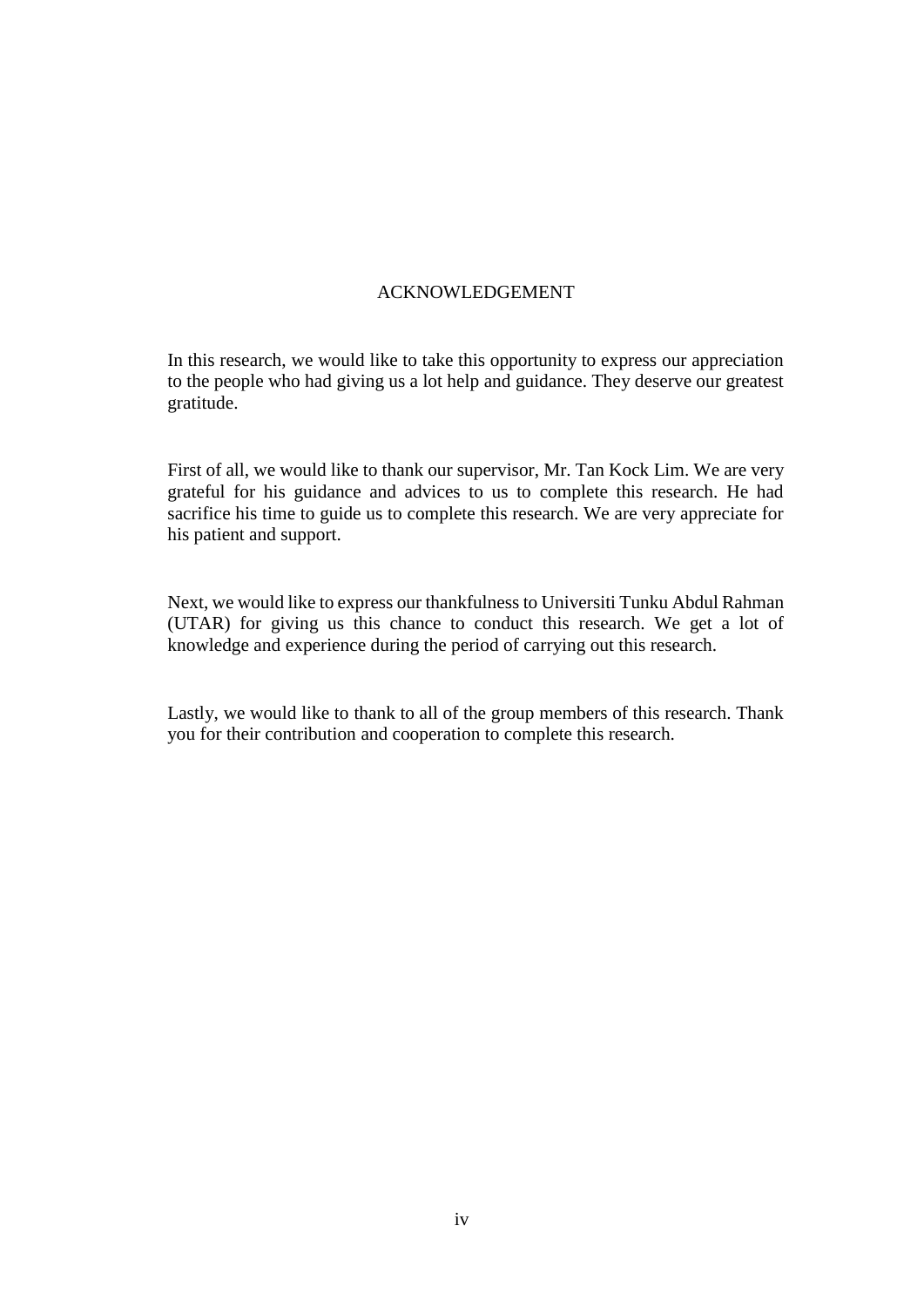# ACKNOWLEDGEMENT

In this research, we would like to take this opportunity to express our appreciation to the people who had giving us a lot help and guidance. They deserve our greatest gratitude.

First of all, we would like to thank our supervisor, Mr. Tan Kock Lim. We are very grateful for his guidance and advices to us to complete this research. He had sacrifice his time to guide us to complete this research. We are very appreciate for his patient and support.

Next, we would like to express our thankfulness to Universiti Tunku Abdul Rahman (UTAR) for giving us this chance to conduct this research. We get a lot of knowledge and experience during the period of carrying out this research.

Lastly, we would like to thank to all of the group members of this research. Thank you for their contribution and cooperation to complete this research.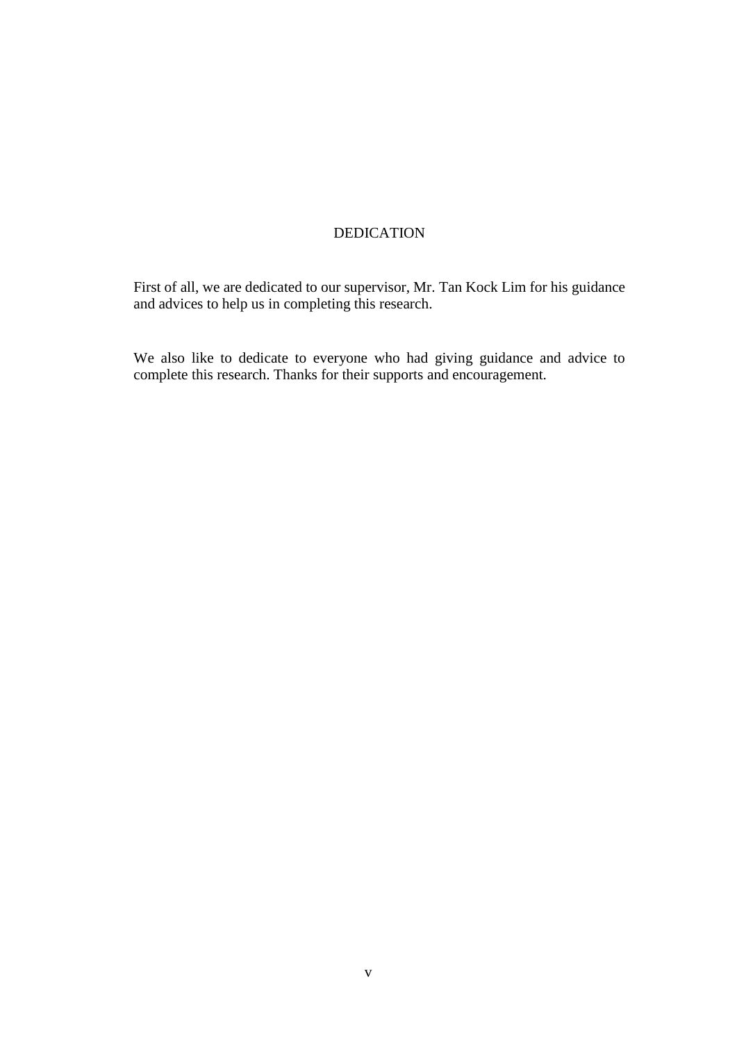# DEDICATION

First of all, we are dedicated to our supervisor, Mr. Tan Kock Lim for his guidance and advices to help us in completing this research.

We also like to dedicate to everyone who had giving guidance and advice to complete this research. Thanks for their supports and encouragement.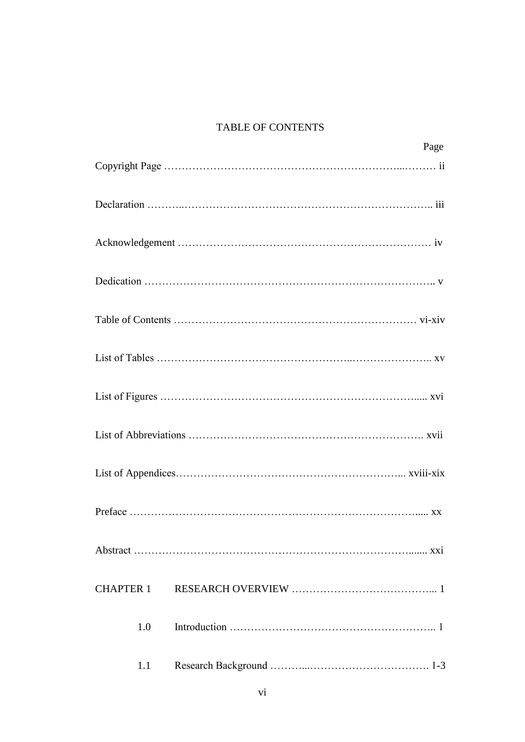# TABLE OF CONTENTS

| | | Page |
|---|---|---|
| Copyright Page | | ii |
| Declaration | | iii |
| Acknowledgement | | iv |
| Dedication | | v |
| Table of Contents | | vi-xiv |
| List of Tables | | xv |
| List of Figures | | xvi |
| List of Abbreviations | | xvii |
| List of Appendices | | xviii-xix |
| Preface | | xx |
| Abstract | | xxi |
| CHAPTER 1 | RESEARCH OVERVIEW | 1 |
| 1.0 | Introduction | 1 |
| 1.1 | Research Background | 1-3 |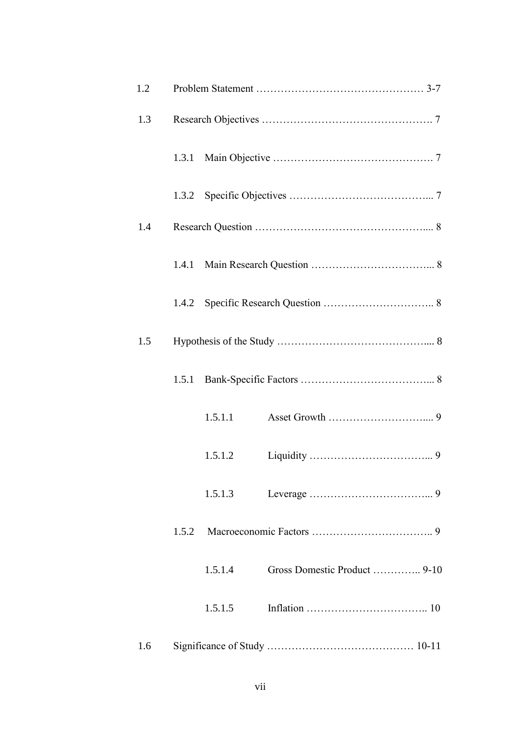1.2 Problem Statement ………………………………………… 3-7

1.3 Research Objectives …………………………………………. 7

  1.3.1 Main Objective ………………………………………. 7

  1.3.2 Specific Objectives ………………………………... 7

1.4 Research Question ……………………………………….... 8

  1.4.1 Main Research Question ……………………………... 8

  1.4.2 Specific Research Question ………………………….. 8

1.5 Hypothesis of the Study …………………………………….... 8

  1.5.1 Bank-Specific Factors ………………………………... 8

    1.5.1.1 Asset Growth ……………………….... 9

    1.5.1.2 Liquidity ……………………………... 9

    1.5.1.3 Leverage ……………………………... 9

  1.5.2 Macroeconomic Factors …………………………….. 9

    1.5.1.4 Gross Domestic Product ………….. 9-10

    1.5.1.5 Inflation …………………………….. 10

1.6 Significance of Study …………………………………… 10-11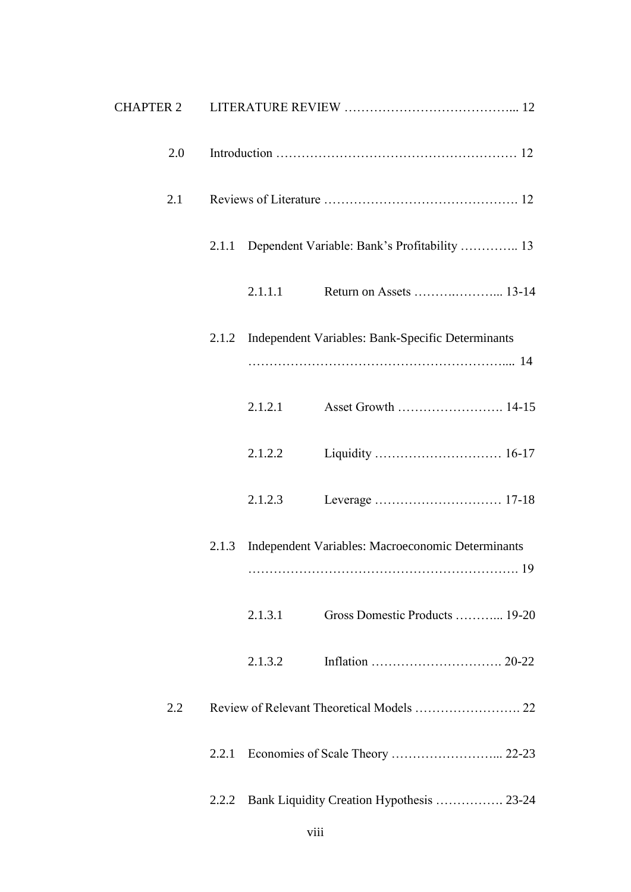CHAPTER 2 LITERATURE REVIEW ………………………………….... 12

2.0 Introduction ………………………………………………… 12

2.1 Reviews of Literature ………………………………………. 12

2.1.1 Dependent Variable: Bank's Profitability ………….. 13

2.1.1.1 Return on Assets ……….………... 13-14

2.1.2 Independent Variables: Bank-Specific Determinants ………………………………………………….... 14

2.1.2.1 Asset Growth ……………………. 14-15

2.1.2.2 Liquidity ………………………… 16-17

2.1.2.3 Leverage ………………………… 17-18

2.1.3 Independent Variables: Macroeconomic Determinants ……………………………………………………. 19

2.1.3.1 Gross Domestic Products ………... 19-20

2.1.3.2 Inflation …………………………. 20-22

2.2 Review of Relevant Theoretical Models ……………………. 22

2.2.1 Economies of Scale Theory ……………………... 22-23

2.2.2 Bank Liquidity Creation Hypothesis ……………. 23-24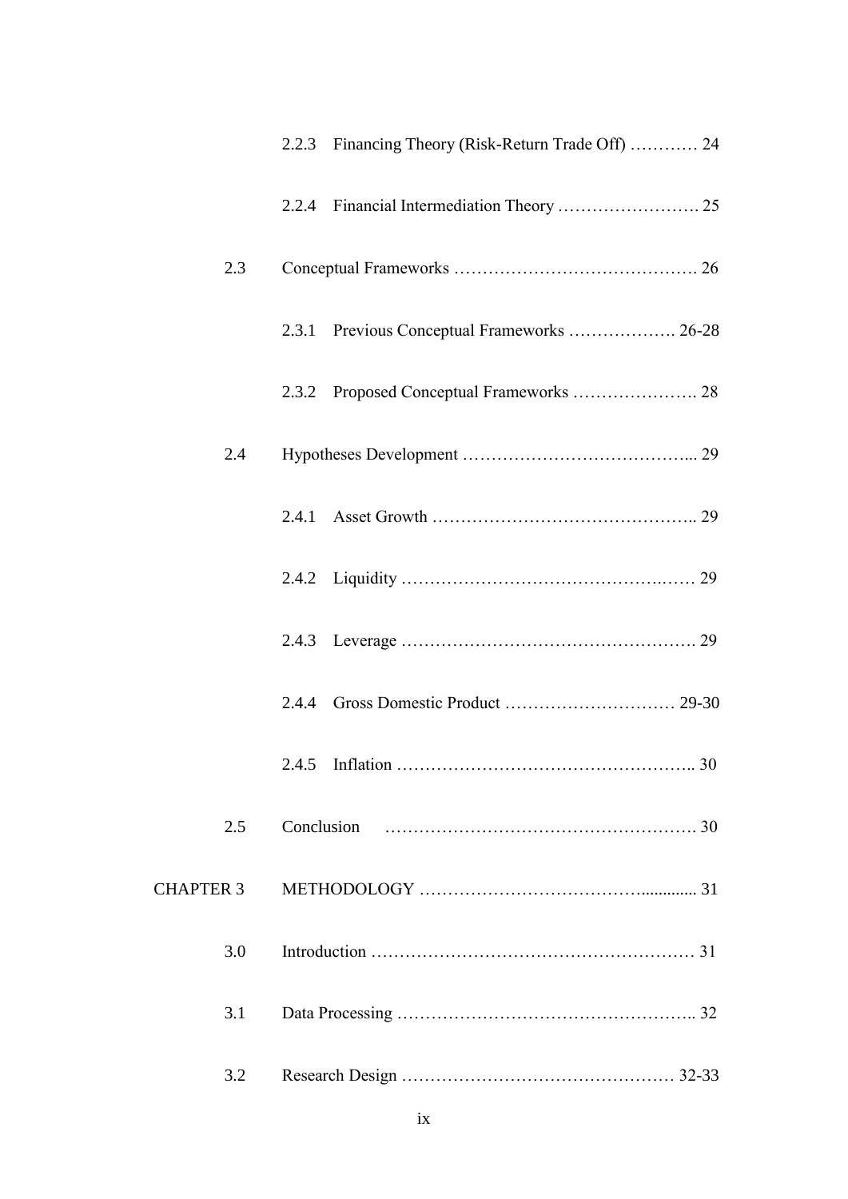| | | |
|---|---|---|
| | 2.2.3 Financing Theory (Risk-Return Trade Off) ………… | 24 |
| | 2.2.4 Financial Intermediation Theory ……………………. | 25 |
| 2.3 | Conceptual Frameworks ……………………………………. | 26 |
| | 2.3.1 Previous Conceptual Frameworks ………………. | 26-28 |
| | 2.3.2 Proposed Conceptual Frameworks …………………. | 28 |
| 2.4 | Hypotheses Development …………………………………... | 29 |
| | 2.4.1 Asset Growth ……………………………………….. | 29 |
| | 2.4.2 Liquidity ……………………………………….…… | 29 |
| | 2.4.3 Leverage ……………………………………….……. | 29 |
| | 2.4.4 Gross Domestic Product ………………………… | 29-30 |
| | 2.4.5 Inflation …………………………………………….. | 30 |
| 2.5 | Conclusion ………………………………………………. | 30 |
| CHAPTER 3 | METHODOLOGY ……………………………….............. | 31 |
| 3.0 | Introduction ………………………………………………… | 31 |
| 3.1 | Data Processing …………………………………………….. | 32 |
| 3.2 | Research Design ………………………………………… | 32-33 |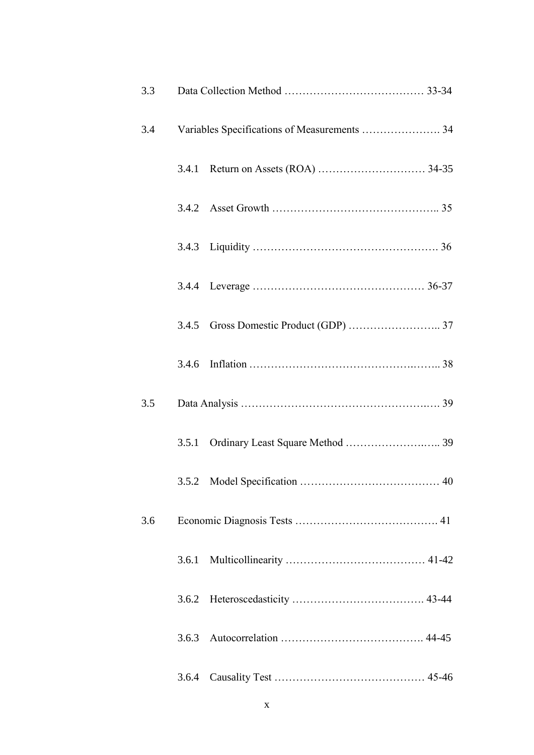| | | |
|---|---|---|
| 3.3 | Data Collection Method | 33-34 |
| 3.4 | Variables Specifications of Measurements | 34 |
| | 3.4.1 Return on Assets (ROA) | 34-35 |
| | 3.4.2 Asset Growth | 35 |
| | 3.4.3 Liquidity | 36 |
| | 3.4.4 Leverage | 36-37 |
| | 3.4.5 Gross Domestic Product (GDP) | 37 |
| | 3.4.6 Inflation | 38 |
| 3.5 | Data Analysis | 39 |
| | 3.5.1 Ordinary Least Square Method | 39 |
| | 3.5.2 Model Specification | 40 |
| 3.6 | Economic Diagnosis Tests | 41 |
| | 3.6.1 Multicollinearity | 41-42 |
| | 3.6.2 Heteroscedasticity | 43-44 |
| | 3.6.3 Autocorrelation | 44-45 |
| | 3.6.4 Causality Test | 45-46 |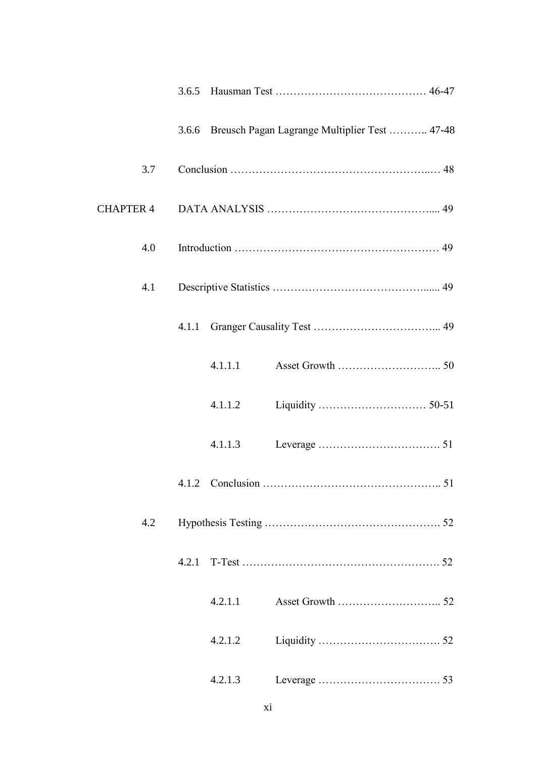3.6.5 Hausman Test …………………………………… 46-47

3.6.6 Breusch Pagan Lagrange Multiplier Test ……….. 47-48

3.7 Conclusion ……………………………………………..… 48

CHAPTER 4 DATA ANALYSIS ……………………………………..... 49

4.0 Introduction ………………………………………………… 49

4.1 Descriptive Statistics ……………………………………...... 49

4.1.1 Granger Causality Test …………………………….... 49

4.1.1.1 Asset Growth ……………………….. 50

4.1.1.2 Liquidity ……………………….… 50-51

4.1.1.3 Leverage ……………………………. 51

4.1.2 Conclusion ………………………………………….. 51

4.2 Hypothesis Testing …………………………………………. 52

4.2.1 T-Test ………………………………………………. 52

4.2.1.1 Asset Growth ……………………….. 52

4.2.1.2 Liquidity ……………………………. 52

4.2.1.3 Leverage ……………………………. 53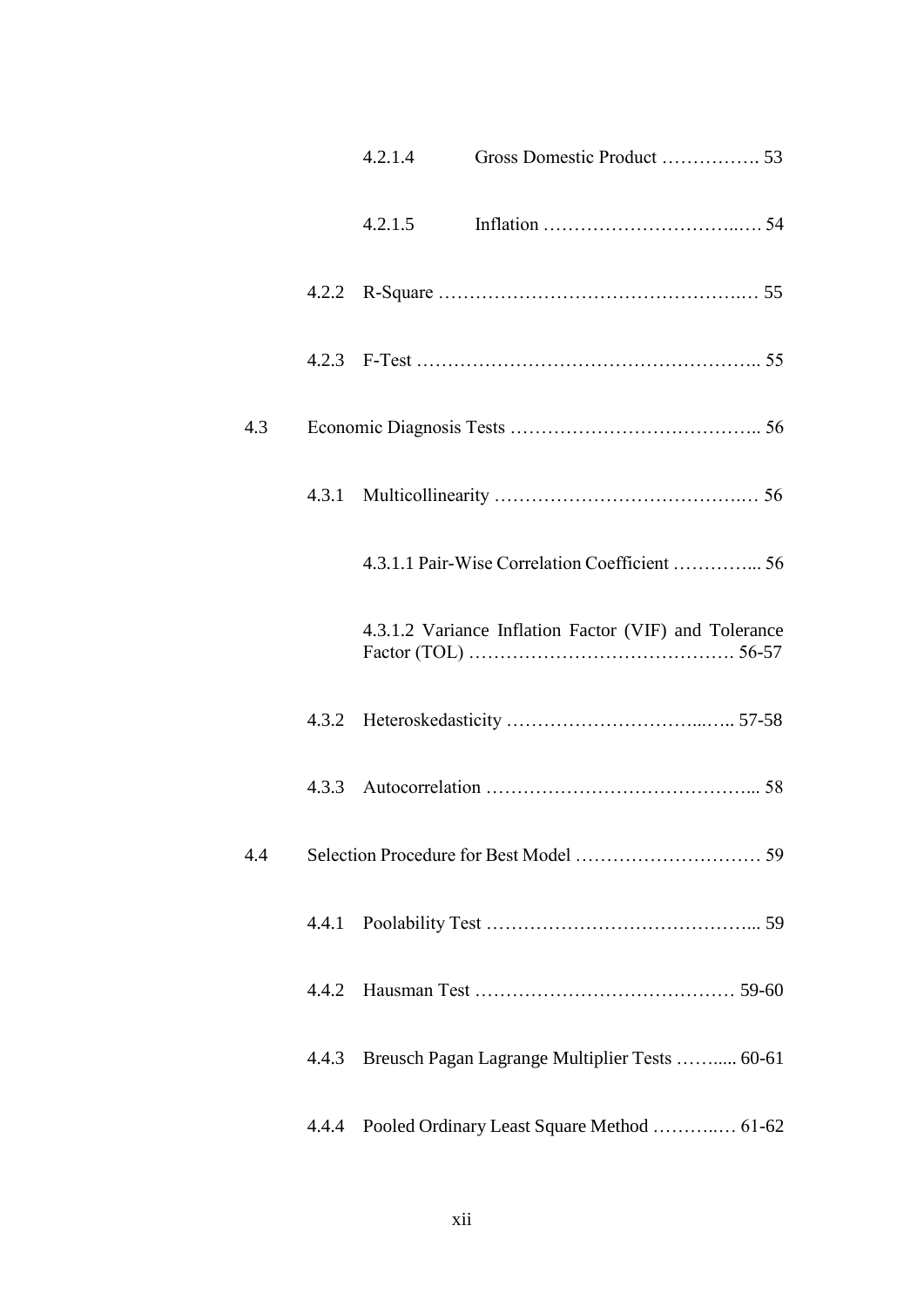4.2.1.4 Gross Domestic Product ……………. 53

4.2.1.5 Inflation ………………………….…. 54

4.2.2 R-Square ……………………………………….… 55

4.2.3 F-Test ……………………………………………….. 55

4.3 Economic Diagnosis Tests ………………………………….. 56

4.3.1 Multicollinearity ……………………………….… 56

4.3.1.1 Pair-Wise Correlation Coefficient …………... 56

4.3.1.2 Variance Inflation Factor (VIF) and Tolerance Factor (TOL) ……………………………………. 56-57

4.3.2 Heteroskedasticity ……………………….....….. 57-58

4.3.3 Autocorrelation …………………………………... 58

4.4 Selection Procedure for Best Model ………………………… 59

4.4.1 Poolability Test …………………………………... 59

4.4.2 Hausman Test …………………………………… 59-60

4.4.3 Breusch Pagan Lagrange Multiplier Tests ……..... 60-61

4.4.4 Pooled Ordinary Least Square Method ……….… 61-62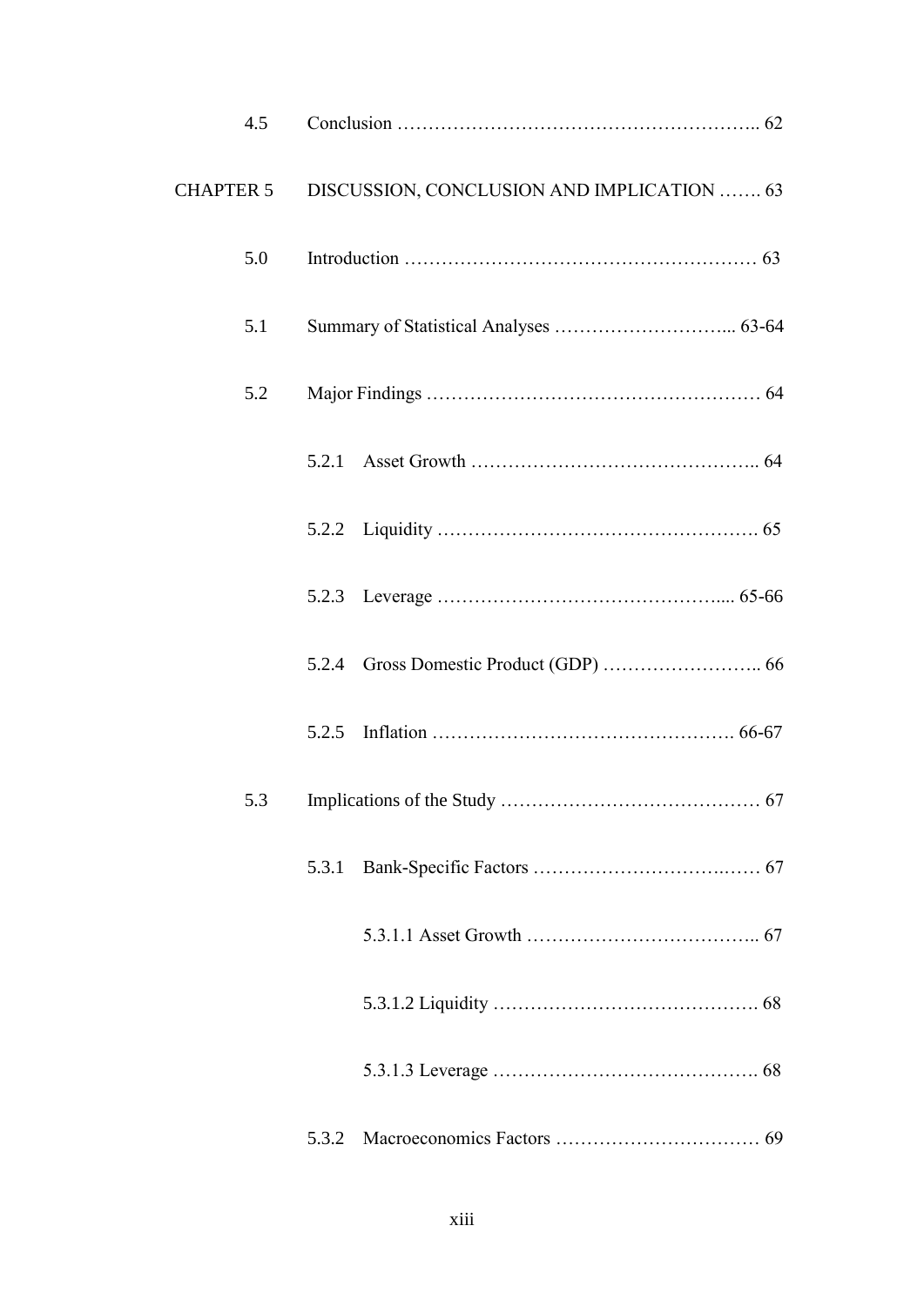| | | |
|---|---|---|
| 4.5 | Conclusion ………………………………………………….. | 62 |
| CHAPTER 5 | DISCUSSION, CONCLUSION AND IMPLICATION ……. | 63 |
| 5.0 | Introduction ………………………………………………… | 63 |
| 5.1 | Summary of Statistical Analyses ………………………... | 63-64 |
| 5.2 | Major Findings ……………………………………………… | 64 |
| | 5.2.1 Asset Growth ……………………………………….. | 64 |
| | 5.2.2 Liquidity ……………………………………………. | 65 |
| | 5.2.3 Leverage ……………………………………….... | 65-66 |
| | 5.2.4 Gross Domestic Product (GDP) …………………….. | 66 |
| | 5.2.5 Inflation …………………………………………. | 66-67 |
| 5.3 | Implications of the Study …………………………………… | 67 |
| | 5.3.1 Bank-Specific Factors ………………………….…… | 67 |
| | 5.3.1.1 Asset Growth ……………………………….. | 67 |
| | 5.3.1.2 Liquidity ……………………………………. | 68 |
| | 5.3.1.3 Leverage ……………………………………. | 68 |
| | 5.3.2 Macroeconomics Factors …………………………… | 69 |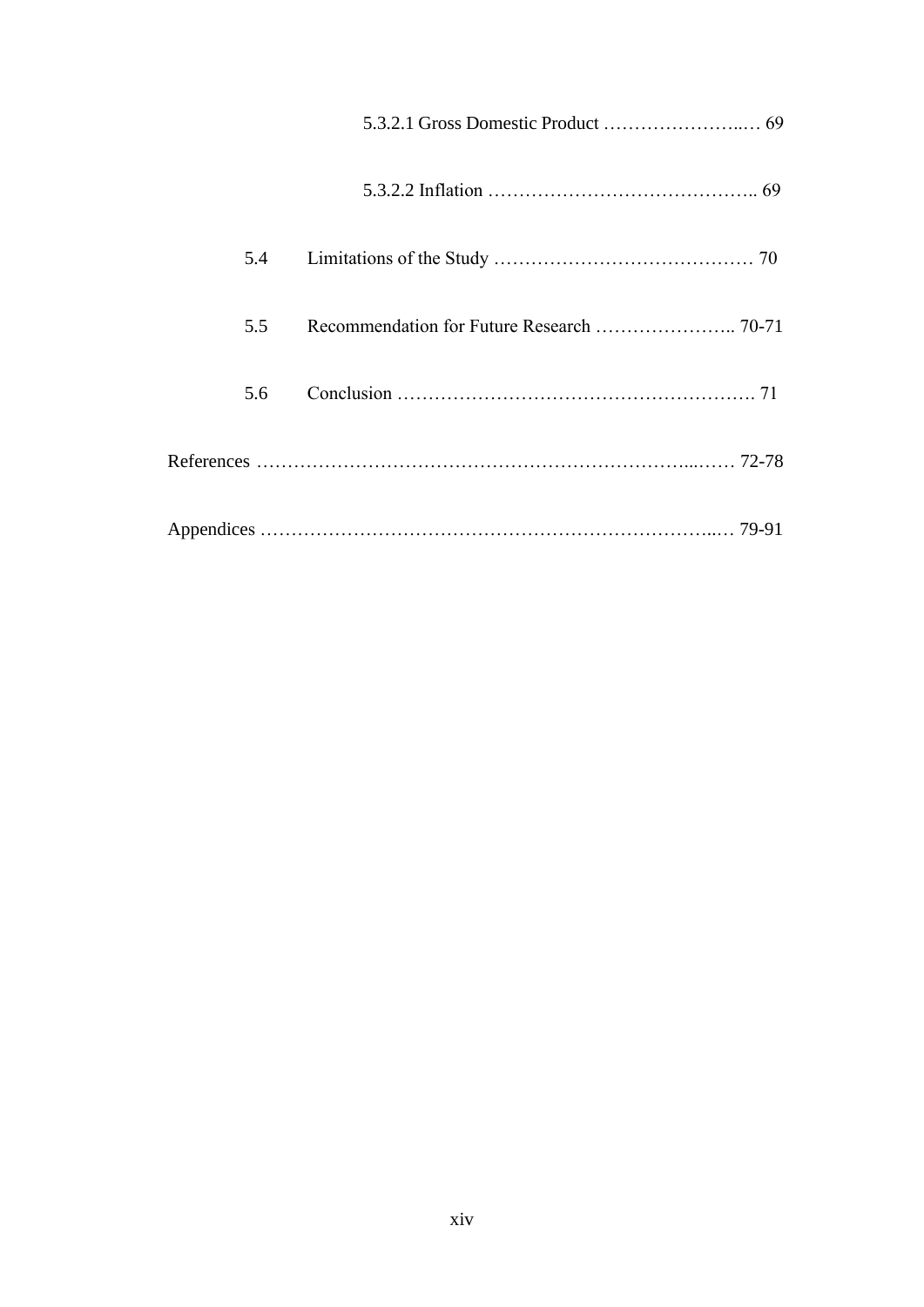5.3.2.1 Gross Domestic Product ……………………..… 69

5.3.2.2 Inflation …………………………………….. 69

5.4 Limitations of the Study …………………………………… 70

5.5 Recommendation for Future Research ………………….. 70-71

5.6 Conclusion …………………………………………………. 71

References …………………………………………………………...…… 72-78

Appendices …………………………………………………………...… 79-91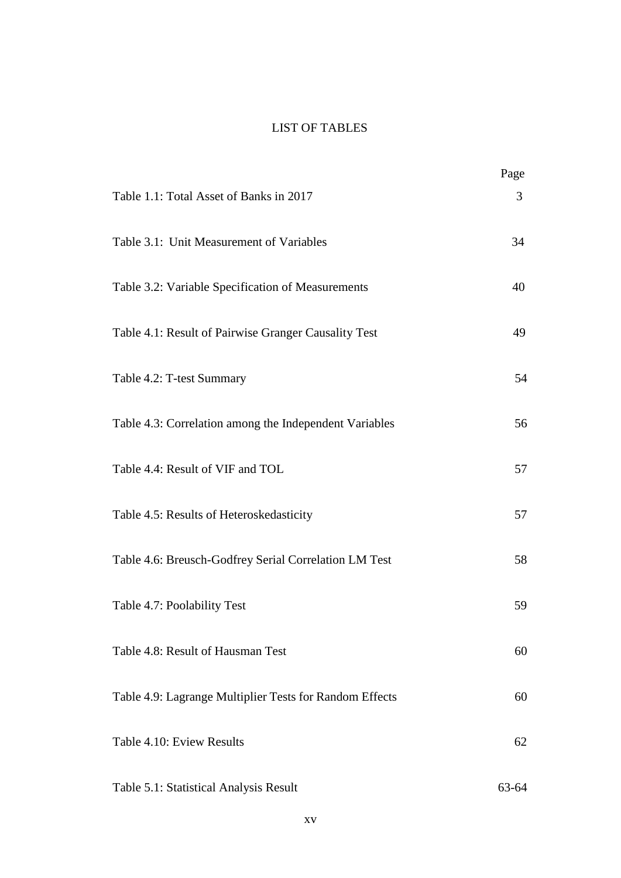# LIST OF TABLES

| | Page |
|---|---|
| Table 1.1: Total Asset of Banks in 2017 | 3 |
| Table 3.1: Unit Measurement of Variables | 34 |
| Table 3.2: Variable Specification of Measurements | 40 |
| Table 4.1: Result of Pairwise Granger Causality Test | 49 |
| Table 4.2: T-test Summary | 54 |
| Table 4.3: Correlation among the Independent Variables | 56 |
| Table 4.4: Result of VIF and TOL | 57 |
| Table 4.5: Results of Heteroskedasticity | 57 |
| Table 4.6: Breusch-Godfrey Serial Correlation LM Test | 58 |
| Table 4.7: Poolability Test | 59 |
| Table 4.8: Result of Hausman Test | 60 |
| Table 4.9: Lagrange Multiplier Tests for Random Effects | 60 |
| Table 4.10: Eview Results | 62 |
| Table 5.1: Statistical Analysis Result | 63-64 |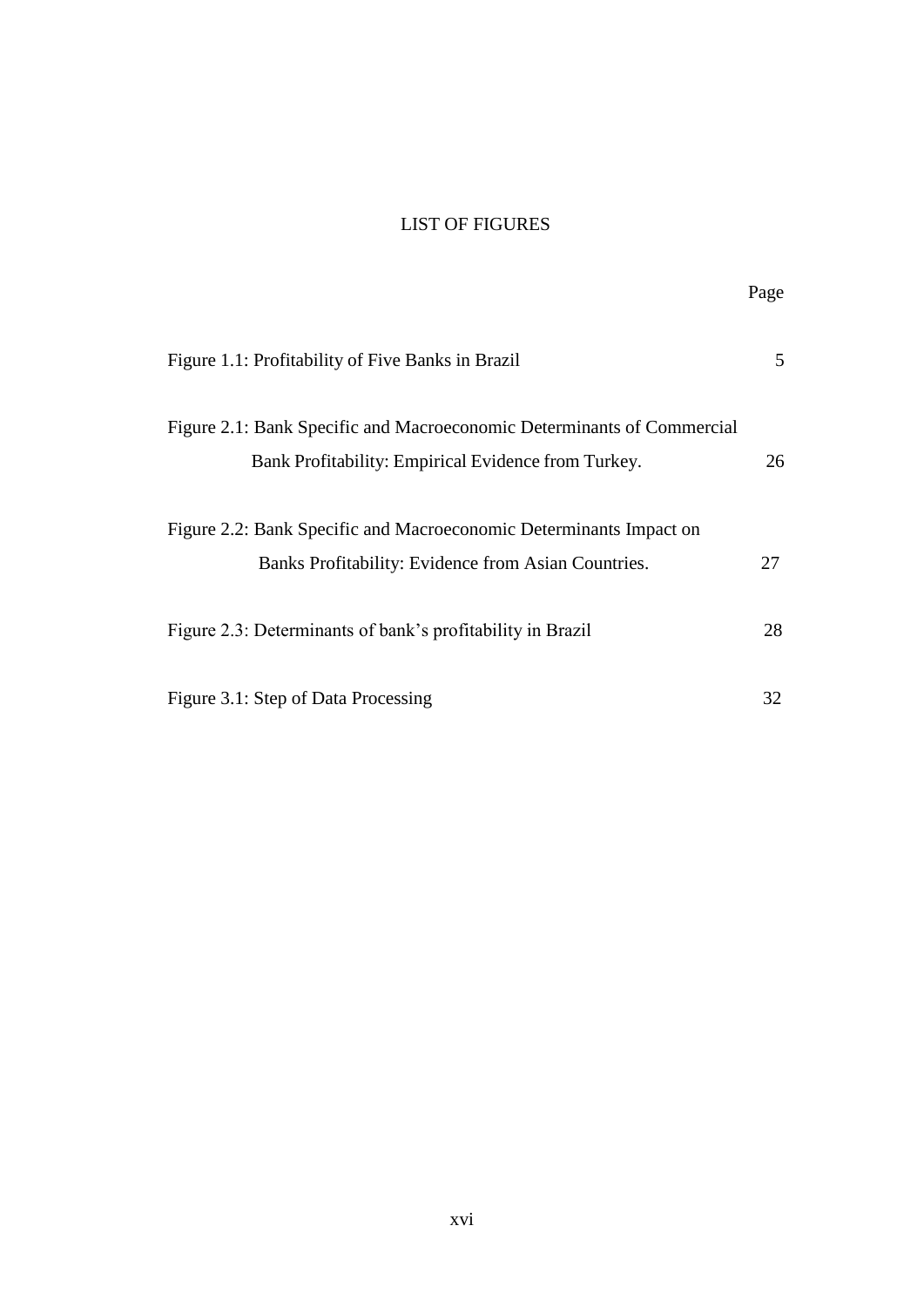# LIST OF FIGURES

| | Page |
|---|---|
| Figure 1.1: Profitability of Five Banks in Brazil | 5 |
| Figure 2.1: Bank Specific and Macroeconomic Determinants of Commercial Bank Profitability: Empirical Evidence from Turkey. | 26 |
| Figure 2.2: Bank Specific and Macroeconomic Determinants Impact on Banks Profitability: Evidence from Asian Countries. | 27 |
| Figure 2.3: Determinants of bank's profitability in Brazil | 28 |
| Figure 3.1: Step of Data Processing | 32 |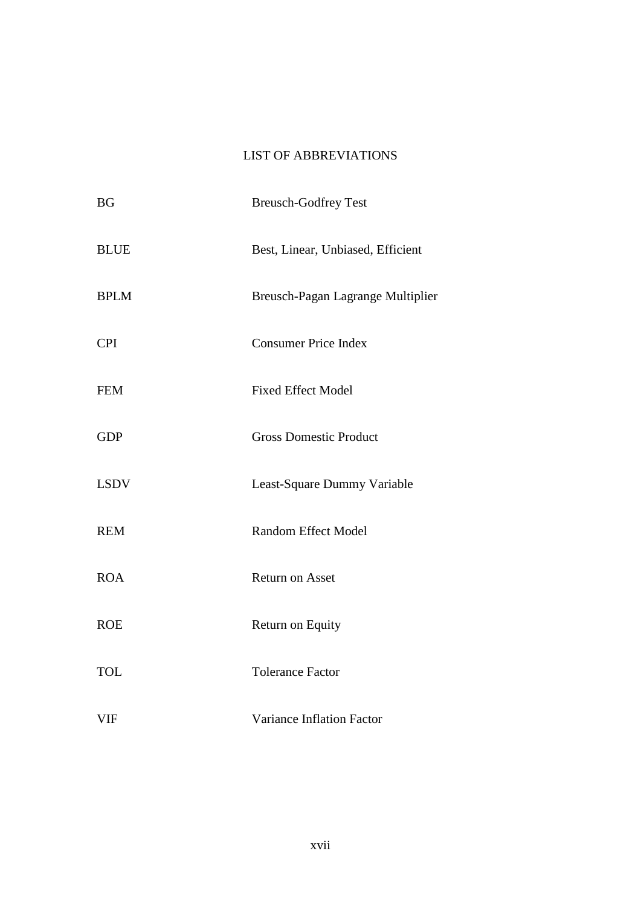# LIST OF ABBREVIATIONS

| | |
|---|---|
| BG | Breusch-Godfrey Test |
| BLUE | Best, Linear, Unbiased, Efficient |
| BPLM | Breusch-Pagan Lagrange Multiplier |
| CPI | Consumer Price Index |
| FEM | Fixed Effect Model |
| GDP | Gross Domestic Product |
| LSDV | Least-Square Dummy Variable |
| REM | Random Effect Model |
| ROA | Return on Asset |
| ROE | Return on Equity |
| TOL | Tolerance Factor |
| VIF | Variance Inflation Factor |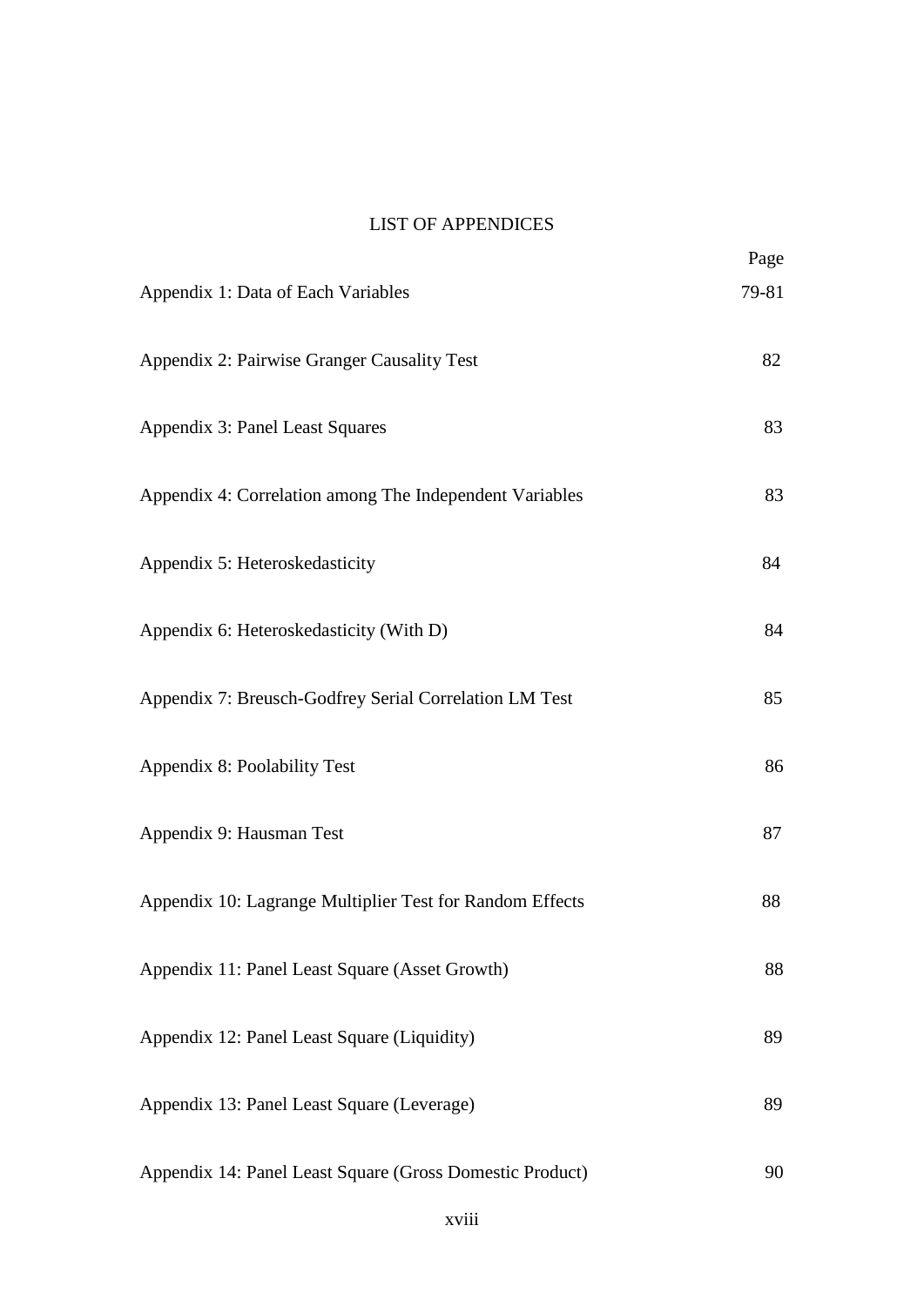## LIST OF APPENDICES

| | Page |
|---|---|
| Appendix 1: Data of Each Variables | 79-81 |
| Appendix 2: Pairwise Granger Causality Test | 82 |
| Appendix 3: Panel Least Squares | 83 |
| Appendix 4: Correlation among The Independent Variables | 83 |
| Appendix 5: Heteroskedasticity | 84 |
| Appendix 6: Heteroskedasticity (With D) | 84 |
| Appendix 7: Breusch-Godfrey Serial Correlation LM Test | 85 |
| Appendix 8: Poolability Test | 86 |
| Appendix 9: Hausman Test | 87 |
| Appendix 10: Lagrange Multiplier Test for Random Effects | 88 |
| Appendix 11: Panel Least Square (Asset Growth) | 88 |
| Appendix 12: Panel Least Square (Liquidity) | 89 |
| Appendix 13: Panel Least Square (Leverage) | 89 |
| Appendix 14: Panel Least Square (Gross Domestic Product) | 90 |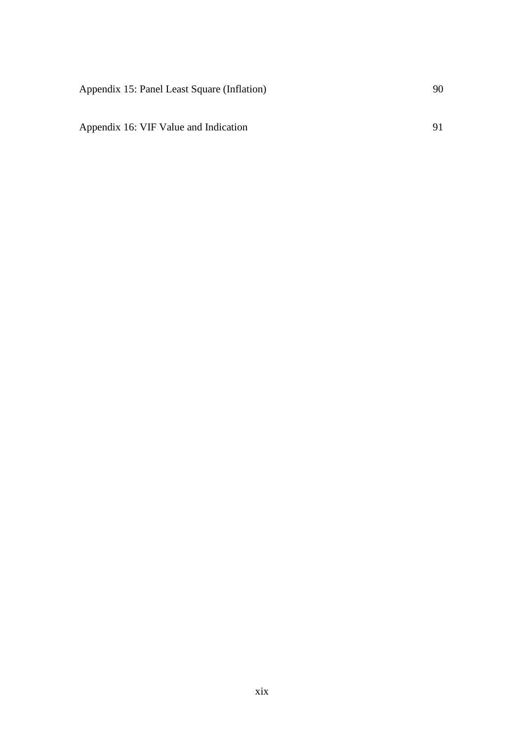Appendix 15: Panel Least Square (Inflation) 90

Appendix 16: VIF Value and Indication 91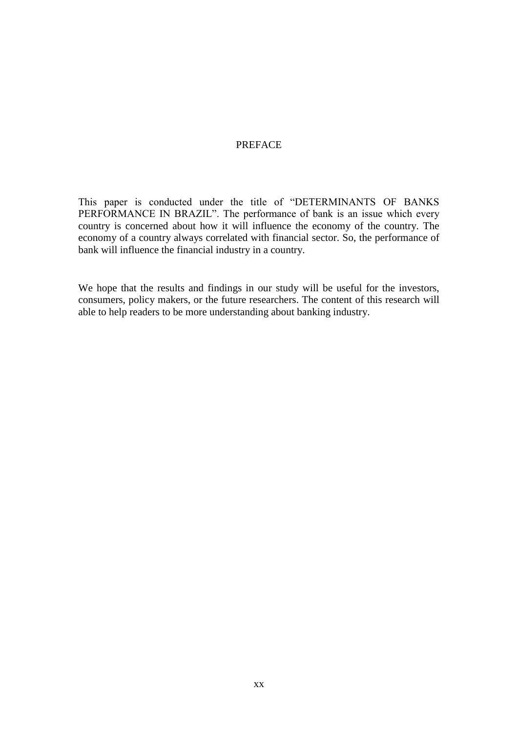# PREFACE

This paper is conducted under the title of "DETERMINANTS OF BANKS PERFORMANCE IN BRAZIL". The performance of bank is an issue which every country is concerned about how it will influence the economy of the country. The economy of a country always correlated with financial sector. So, the performance of bank will influence the financial industry in a country.

We hope that the results and findings in our study will be useful for the investors, consumers, policy makers, or the future researchers. The content of this research will able to help readers to be more understanding about banking industry.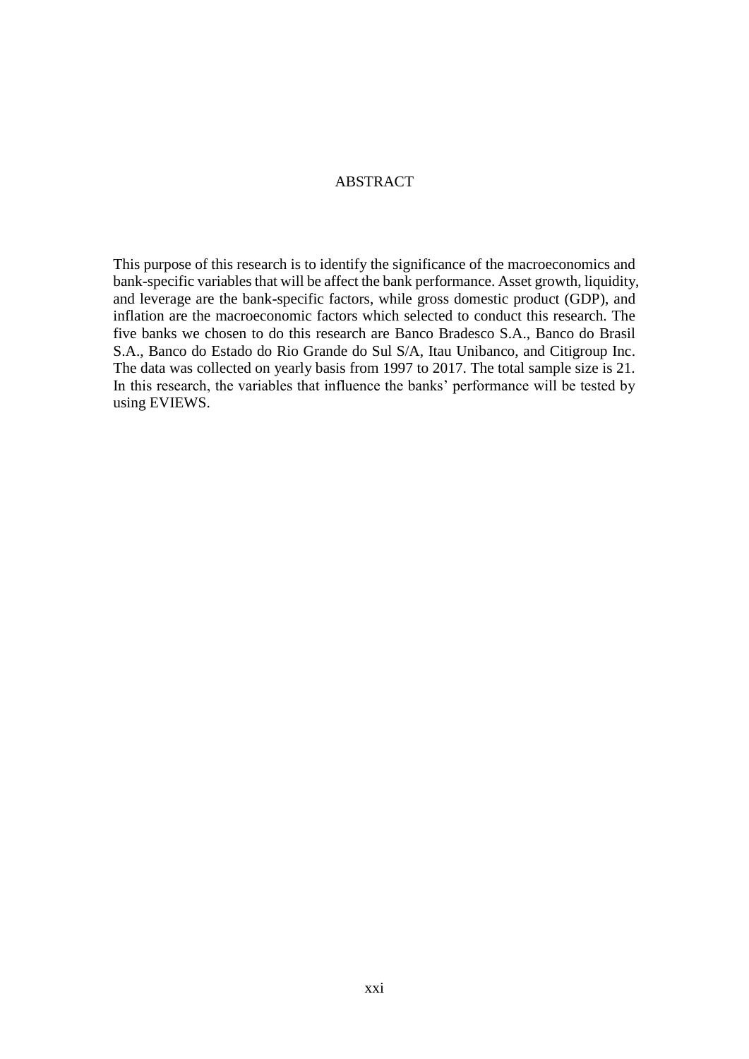# ABSTRACT

This purpose of this research is to identify the significance of the macroeconomics and bank-specific variables that will be affect the bank performance. Asset growth, liquidity, and leverage are the bank-specific factors, while gross domestic product (GDP), and inflation are the macroeconomic factors which selected to conduct this research. The five banks we chosen to do this research are Banco Bradesco S.A., Banco do Brasil S.A., Banco do Estado do Rio Grande do Sul S/A, Itau Unibanco, and Citigroup Inc. The data was collected on yearly basis from 1997 to 2017. The total sample size is 21. In this research, the variables that influence the banks' performance will be tested by using EVIEWS.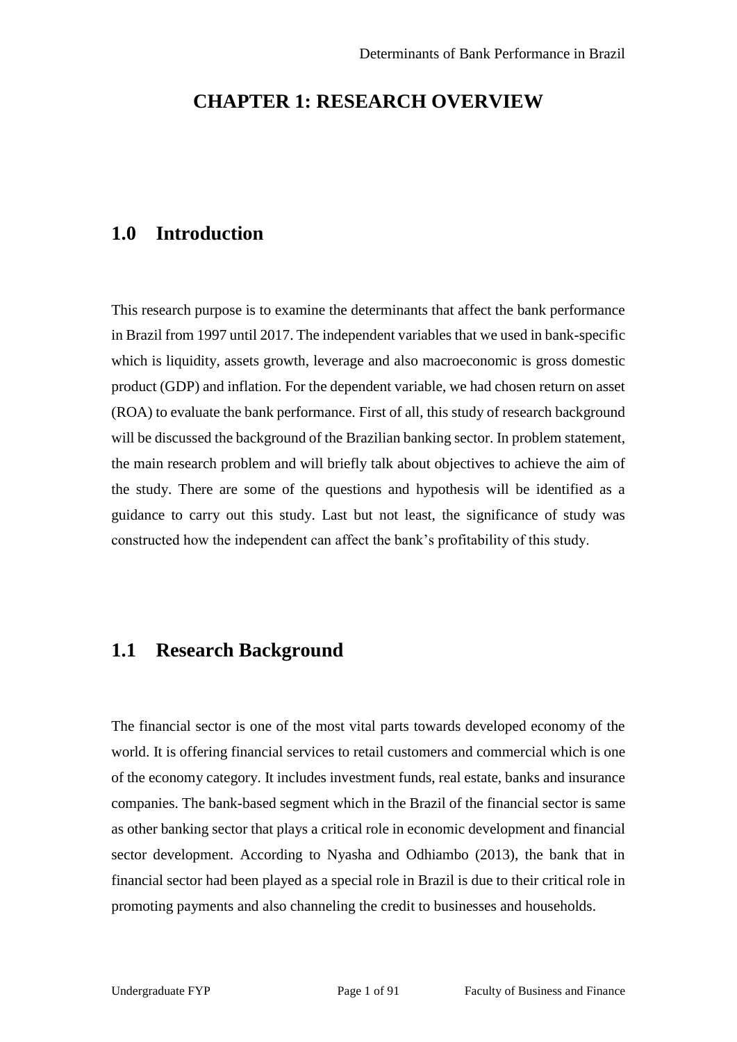# CHAPTER 1: RESEARCH OVERVIEW

## 1.0 Introduction

This research purpose is to examine the determinants that affect the bank performance in Brazil from 1997 until 2017. The independent variables that we used in bank-specific which is liquidity, assets growth, leverage and also macroeconomic is gross domestic product (GDP) and inflation. For the dependent variable, we had chosen return on asset (ROA) to evaluate the bank performance. First of all, this study of research background will be discussed the background of the Brazilian banking sector. In problem statement, the main research problem and will briefly talk about objectives to achieve the aim of the study. There are some of the questions and hypothesis will be identified as a guidance to carry out this study. Last but not least, the significance of study was constructed how the independent can affect the bank's profitability of this study.

## 1.1 Research Background

The financial sector is one of the most vital parts towards developed economy of the world. It is offering financial services to retail customers and commercial which is one of the economy category. It includes investment funds, real estate, banks and insurance companies. The bank-based segment which in the Brazil of the financial sector is same as other banking sector that plays a critical role in economic development and financial sector development. According to Nyasha and Odhiambo (2013), the bank that in financial sector had been played as a special role in Brazil is due to their critical role in promoting payments and also channeling the credit to businesses and households.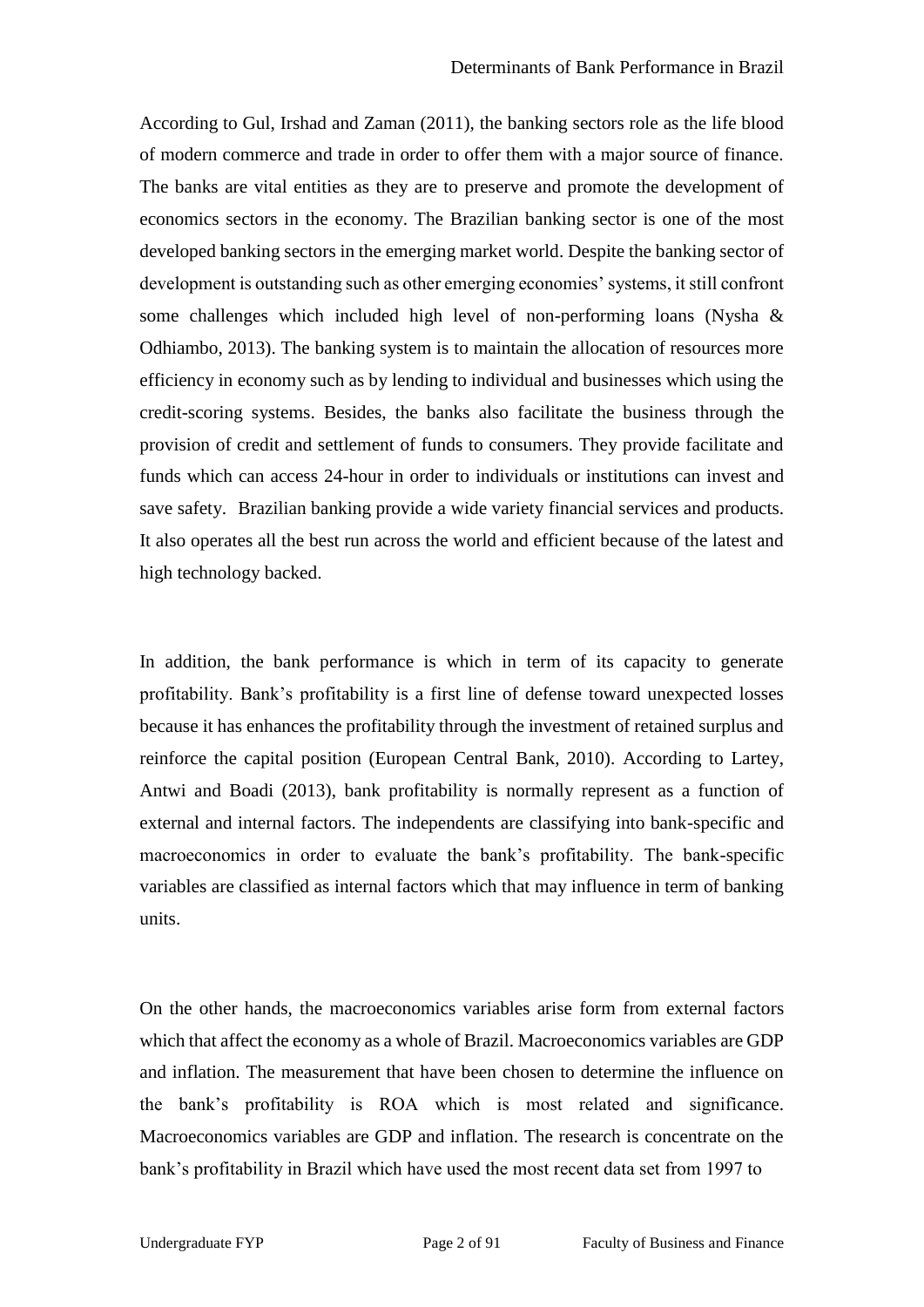According to Gul, Irshad and Zaman (2011), the banking sectors role as the life blood of modern commerce and trade in order to offer them with a major source of finance. The banks are vital entities as they are to preserve and promote the development of economics sectors in the economy. The Brazilian banking sector is one of the most developed banking sectors in the emerging market world. Despite the banking sector of development is outstanding such as other emerging economies' systems, it still confront some challenges which included high level of non-performing loans (Nysha & Odhiambo, 2013). The banking system is to maintain the allocation of resources more efficiency in economy such as by lending to individual and businesses which using the credit-scoring systems. Besides, the banks also facilitate the business through the provision of credit and settlement of funds to consumers. They provide facilitate and funds which can access 24-hour in order to individuals or institutions can invest and save safety. Brazilian banking provide a wide variety financial services and products. It also operates all the best run across the world and efficient because of the latest and high technology backed.

In addition, the bank performance is which in term of its capacity to generate profitability. Bank's profitability is a first line of defense toward unexpected losses because it has enhances the profitability through the investment of retained surplus and reinforce the capital position (European Central Bank, 2010). According to Lartey, Antwi and Boadi (2013), bank profitability is normally represent as a function of external and internal factors. The independents are classifying into bank-specific and macroeconomics in order to evaluate the bank's profitability. The bank-specific variables are classified as internal factors which that may influence in term of banking units.

On the other hands, the macroeconomics variables arise form from external factors which that affect the economy as a whole of Brazil. Macroeconomics variables are GDP and inflation. The measurement that have been chosen to determine the influence on the bank's profitability is ROA which is most related and significance. Macroeconomics variables are GDP and inflation. The research is concentrate on the bank's profitability in Brazil which have used the most recent data set from 1997 to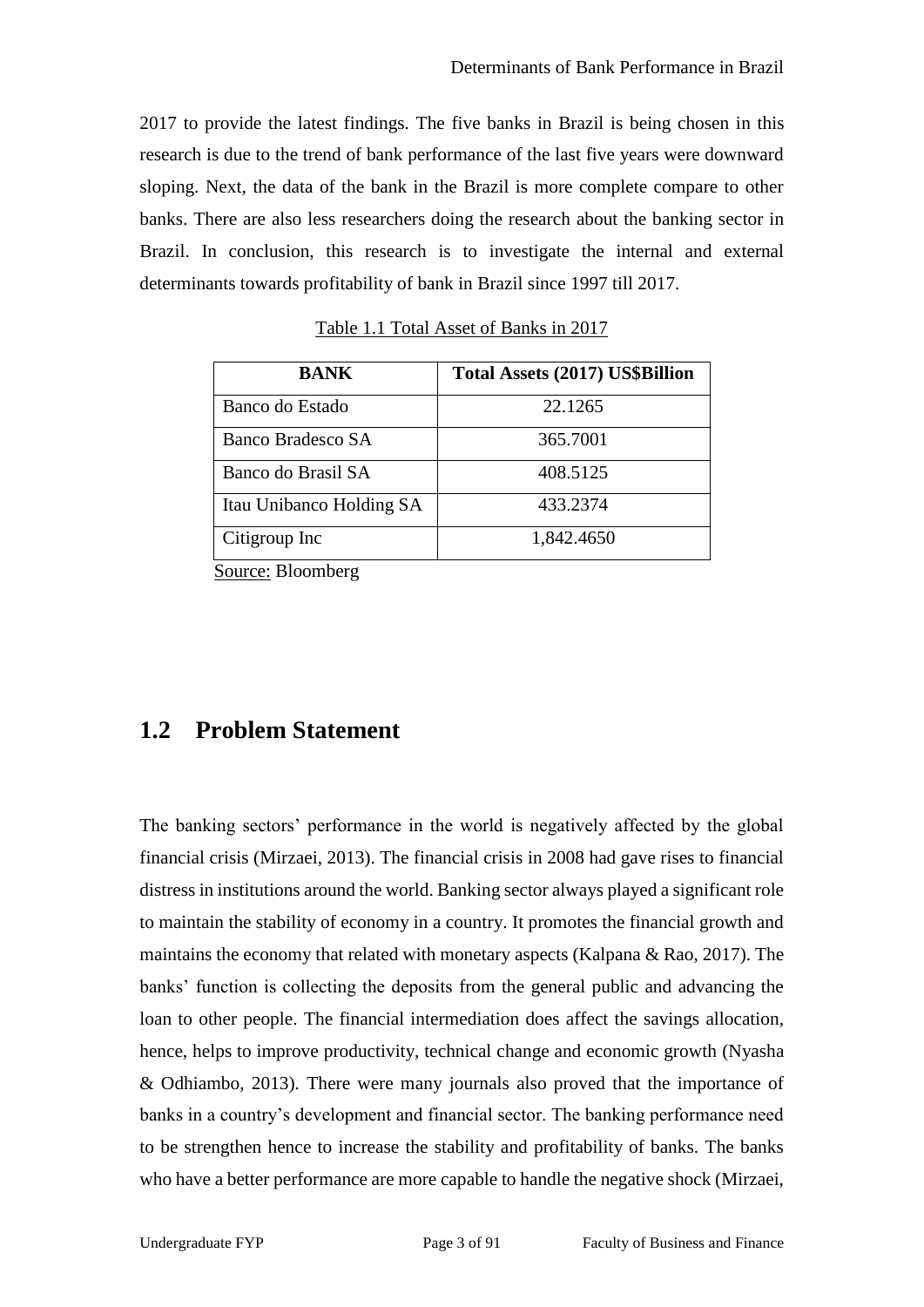2017 to provide the latest findings. The five banks in Brazil is being chosen in this research is due to the trend of bank performance of the last five years were downward sloping. Next, the data of the bank in the Brazil is more complete compare to other banks. There are also less researchers doing the research about the banking sector in Brazil. In conclusion, this research is to investigate the internal and external determinants towards profitability of bank in Brazil since 1997 till 2017.

Table 1.1 Total Asset of Banks in 2017

| BANK | Total Assets (2017) US$Billion |
|---|---|
| Banco do Estado | 22.1265 |
| Banco Bradesco SA | 365.7001 |
| Banco do Brasil SA | 408.5125 |
| Itau Unibanco Holding SA | 433.2374 |
| Citigroup Inc | 1,842.4650 |

Source: Bloomberg

## 1.2 Problem Statement

The banking sectors' performance in the world is negatively affected by the global financial crisis (Mirzaei, 2013). The financial crisis in 2008 had gave rises to financial distress in institutions around the world. Banking sector always played a significant role to maintain the stability of economy in a country. It promotes the financial growth and maintains the economy that related with monetary aspects (Kalpana & Rao, 2017). The banks' function is collecting the deposits from the general public and advancing the loan to other people. The financial intermediation does affect the savings allocation, hence, helps to improve productivity, technical change and economic growth (Nyasha & Odhiambo, 2013). There were many journals also proved that the importance of banks in a country's development and financial sector. The banking performance need to be strengthen hence to increase the stability and profitability of banks. The banks who have a better performance are more capable to handle the negative shock (Mirzaei,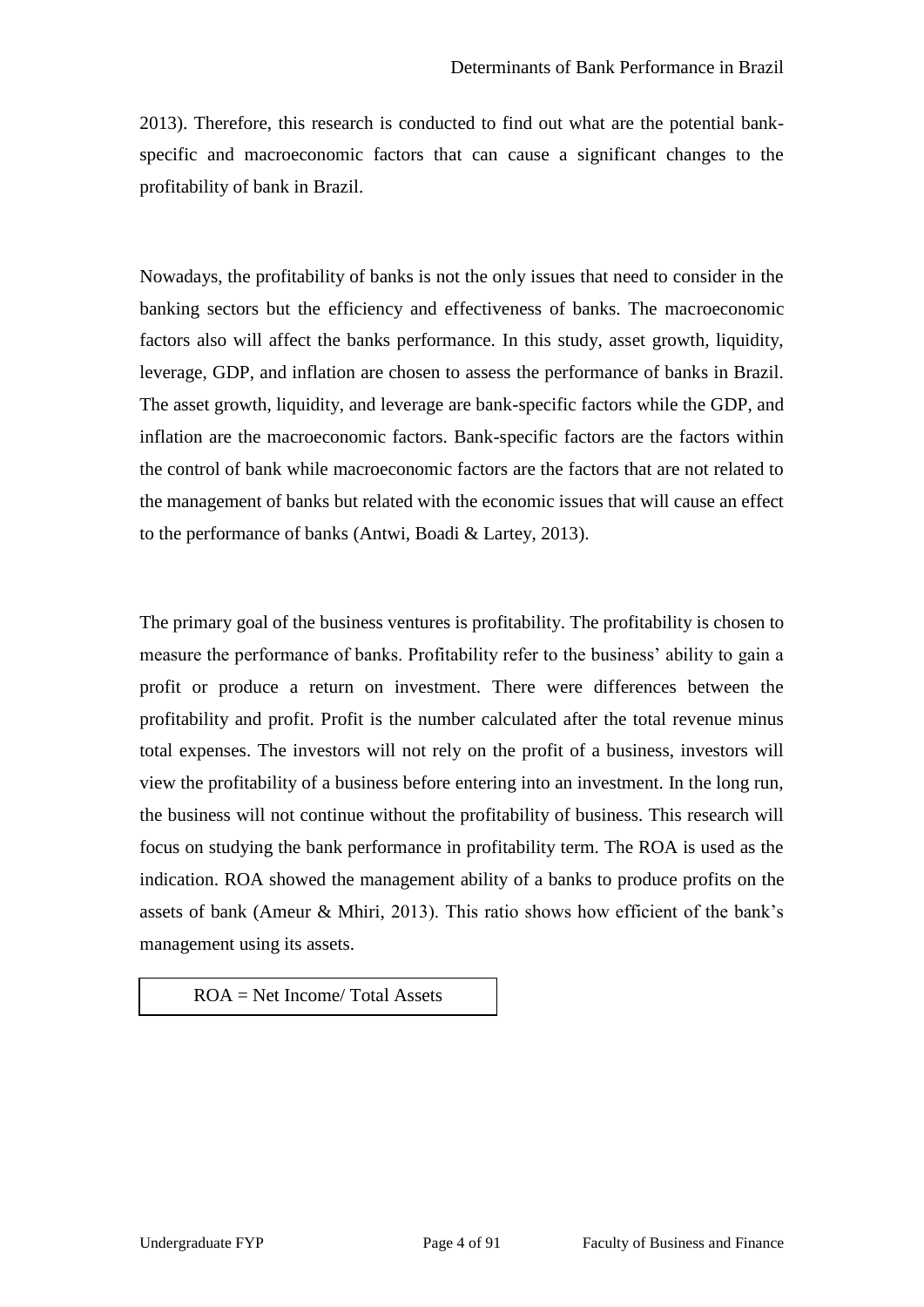2013). Therefore, this research is conducted to find out what are the potential bank-specific and macroeconomic factors that can cause a significant changes to the profitability of bank in Brazil.

Nowadays, the profitability of banks is not the only issues that need to consider in the banking sectors but the efficiency and effectiveness of banks. The macroeconomic factors also will affect the banks performance. In this study, asset growth, liquidity, leverage, GDP, and inflation are chosen to assess the performance of banks in Brazil. The asset growth, liquidity, and leverage are bank-specific factors while the GDP, and inflation are the macroeconomic factors. Bank-specific factors are the factors within the control of bank while macroeconomic factors are the factors that are not related to the management of banks but related with the economic issues that will cause an effect to the performance of banks (Antwi, Boadi & Lartey, 2013).

The primary goal of the business ventures is profitability. The profitability is chosen to measure the performance of banks. Profitability refer to the business' ability to gain a profit or produce a return on investment. There were differences between the profitability and profit. Profit is the number calculated after the total revenue minus total expenses. The investors will not rely on the profit of a business, investors will view the profitability of a business before entering into an investment. In the long run, the business will not continue without the profitability of business. This research will focus on studying the bank performance in profitability term. The ROA is used as the indication. ROA showed the management ability of a banks to produce profits on the assets of bank (Ameur & Mhiri, 2013). This ratio shows how efficient of the bank's management using its assets.

$$ROA = \text{Net Income} / \text{Total Assets}$$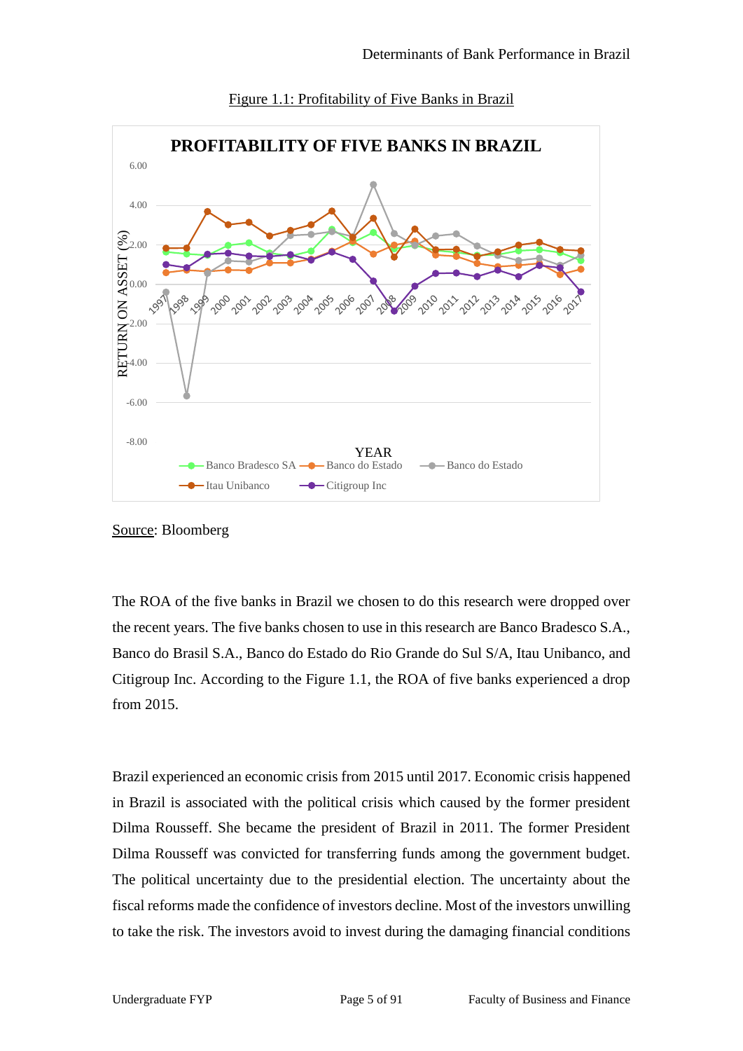Figure 1.1: Profitability of Five Banks in Brazil

Source: Bloomberg

The ROA of the five banks in Brazil we chosen to do this research were dropped over the recent years. The five banks chosen to use in this research are Banco Bradesco S.A., Banco do Brasil S.A., Banco do Estado do Rio Grande do Sul S/A, Itau Unibanco, and Citigroup Inc. According to the Figure 1.1, the ROA of five banks experienced a drop from 2015.

Brazil experienced an economic crisis from 2015 until 2017. Economic crisis happened in Brazil is associated with the political crisis which caused by the former president Dilma Rousseff. She became the president of Brazil in 2011. The former President Dilma Rousseff was convicted for transferring funds among the government budget. The political uncertainty due to the presidential election. The uncertainty about the fiscal reforms made the confidence of investors decline. Most of the investors unwilling to take the risk. The investors avoid to invest during the damaging financial conditions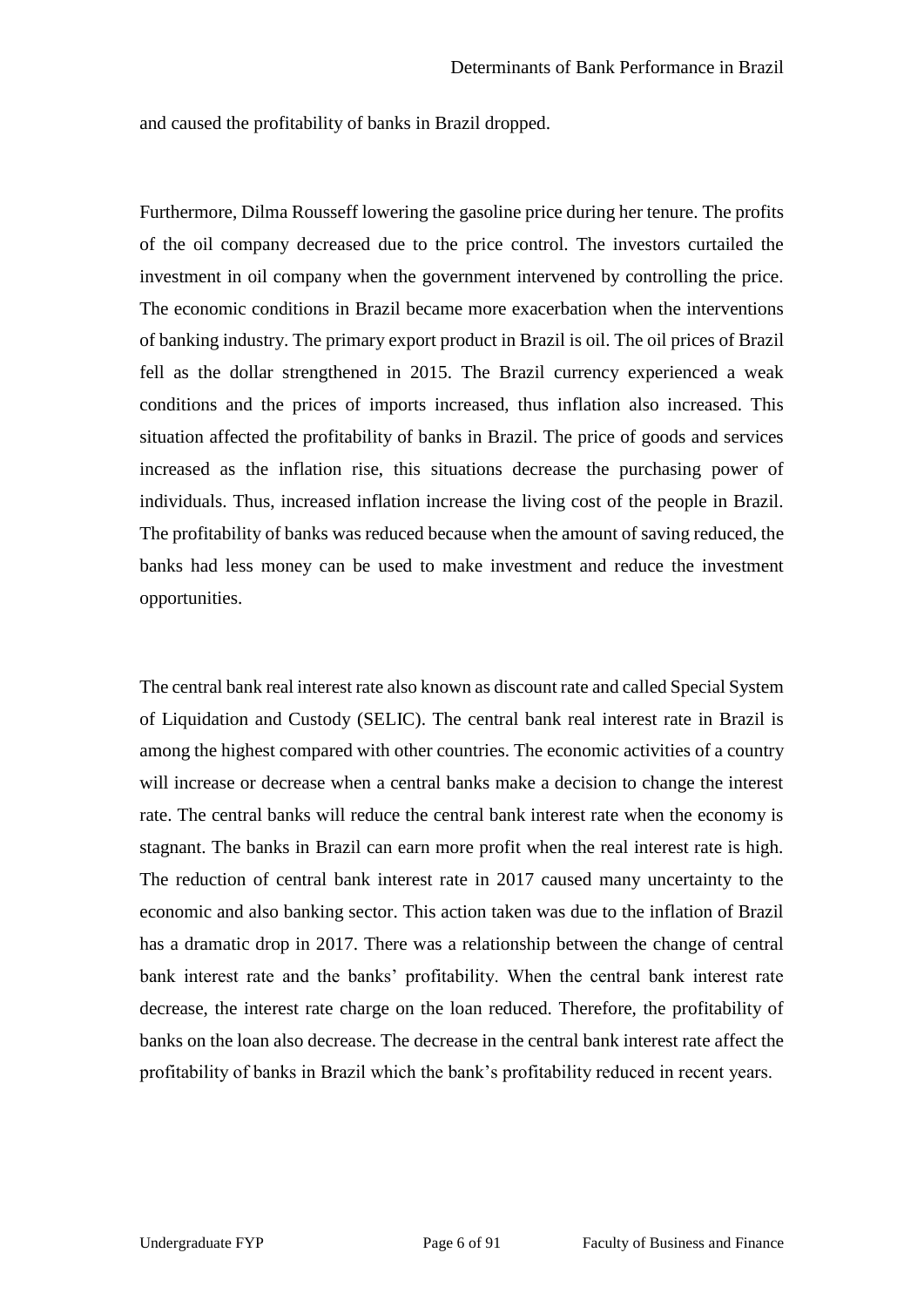and caused the profitability of banks in Brazil dropped.

Furthermore, Dilma Rousseff lowering the gasoline price during her tenure. The profits of the oil company decreased due to the price control. The investors curtailed the investment in oil company when the government intervened by controlling the price. The economic conditions in Brazil became more exacerbation when the interventions of banking industry. The primary export product in Brazil is oil. The oil prices of Brazil fell as the dollar strengthened in 2015. The Brazil currency experienced a weak conditions and the prices of imports increased, thus inflation also increased. This situation affected the profitability of banks in Brazil. The price of goods and services increased as the inflation rise, this situations decrease the purchasing power of individuals. Thus, increased inflation increase the living cost of the people in Brazil. The profitability of banks was reduced because when the amount of saving reduced, the banks had less money can be used to make investment and reduce the investment opportunities.

The central bank real interest rate also known as discount rate and called Special System of Liquidation and Custody (SELIC). The central bank real interest rate in Brazil is among the highest compared with other countries. The economic activities of a country will increase or decrease when a central banks make a decision to change the interest rate. The central banks will reduce the central bank interest rate when the economy is stagnant. The banks in Brazil can earn more profit when the real interest rate is high. The reduction of central bank interest rate in 2017 caused many uncertainty to the economic and also banking sector. This action taken was due to the inflation of Brazil has a dramatic drop in 2017. There was a relationship between the change of central bank interest rate and the banks' profitability. When the central bank interest rate decrease, the interest rate charge on the loan reduced. Therefore, the profitability of banks on the loan also decrease. The decrease in the central bank interest rate affect the profitability of banks in Brazil which the bank's profitability reduced in recent years.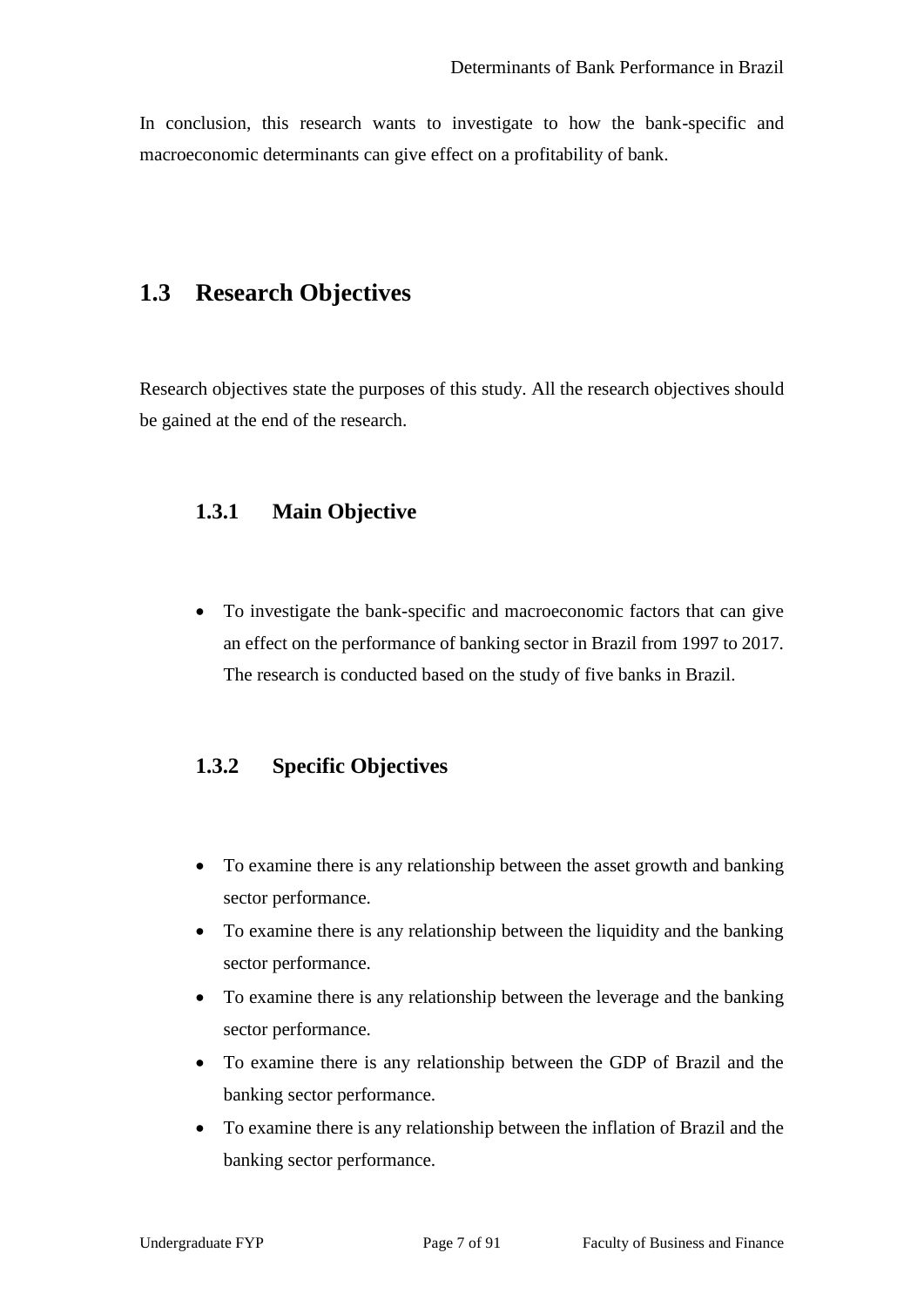In conclusion, this research wants to investigate to how the bank-specific and macroeconomic determinants can give effect on a profitability of bank.

## 1.3 Research Objectives

Research objectives state the purposes of this study. All the research objectives should be gained at the end of the research.

### 1.3.1 Main Objective

- To investigate the bank-specific and macroeconomic factors that can give an effect on the performance of banking sector in Brazil from 1997 to 2017. The research is conducted based on the study of five banks in Brazil.

### 1.3.2 Specific Objectives

- To examine there is any relationship between the asset growth and banking sector performance.
- To examine there is any relationship between the liquidity and the banking sector performance.
- To examine there is any relationship between the leverage and the banking sector performance.
- To examine there is any relationship between the GDP of Brazil and the banking sector performance.
- To examine there is any relationship between the inflation of Brazil and the banking sector performance.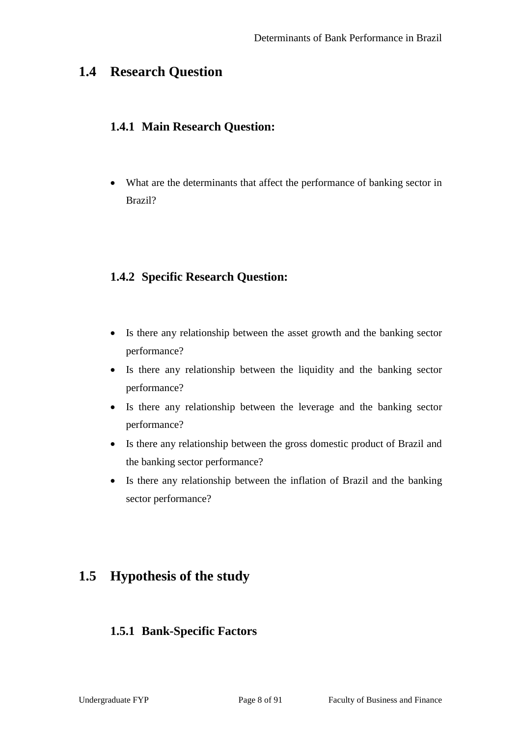## 1.4 Research Question

### 1.4.1 Main Research Question:

- What are the determinants that affect the performance of banking sector in Brazil?

### 1.4.2 Specific Research Question:

- Is there any relationship between the asset growth and the banking sector performance?
- Is there any relationship between the liquidity and the banking sector performance?
- Is there any relationship between the leverage and the banking sector performance?
- Is there any relationship between the gross domestic product of Brazil and the banking sector performance?
- Is there any relationship between the inflation of Brazil and the banking sector performance?

## 1.5 Hypothesis of the study

### 1.5.1 Bank-Specific Factors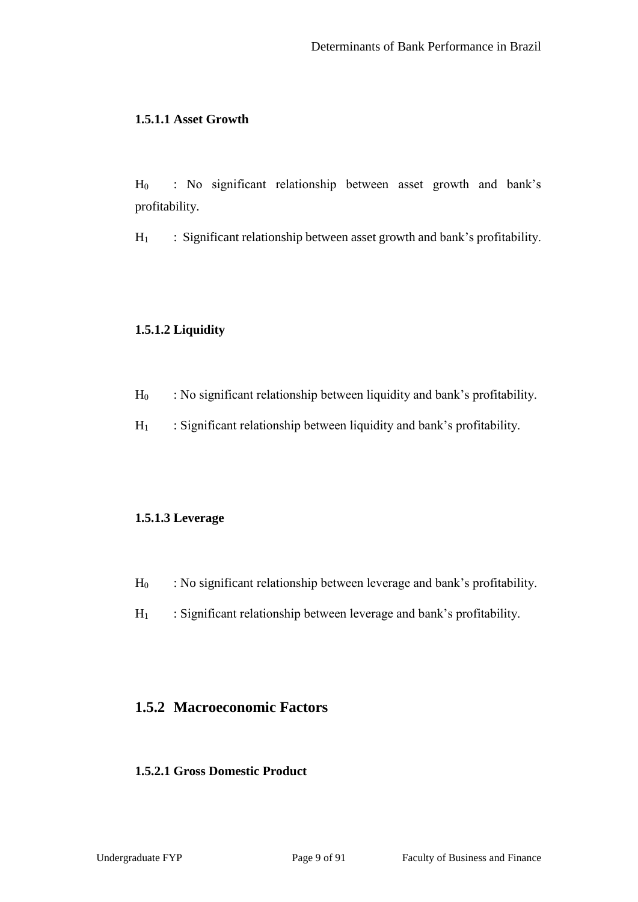#### 1.5.1.1 Asset Growth

$H_0$ : No significant relationship between asset growth and bank's profitability.

$H_1$ : Significant relationship between asset growth and bank's profitability.

#### 1.5.1.2 Liquidity

$H_0$ : No significant relationship between liquidity and bank's profitability.

$H_1$ : Significant relationship between liquidity and bank's profitability.

#### 1.5.1.3 Leverage

$H_0$ : No significant relationship between leverage and bank's profitability.

$H_1$ : Significant relationship between leverage and bank's profitability.

### 1.5.2 Macroeconomic Factors

#### 1.5.2.1 Gross Domestic Product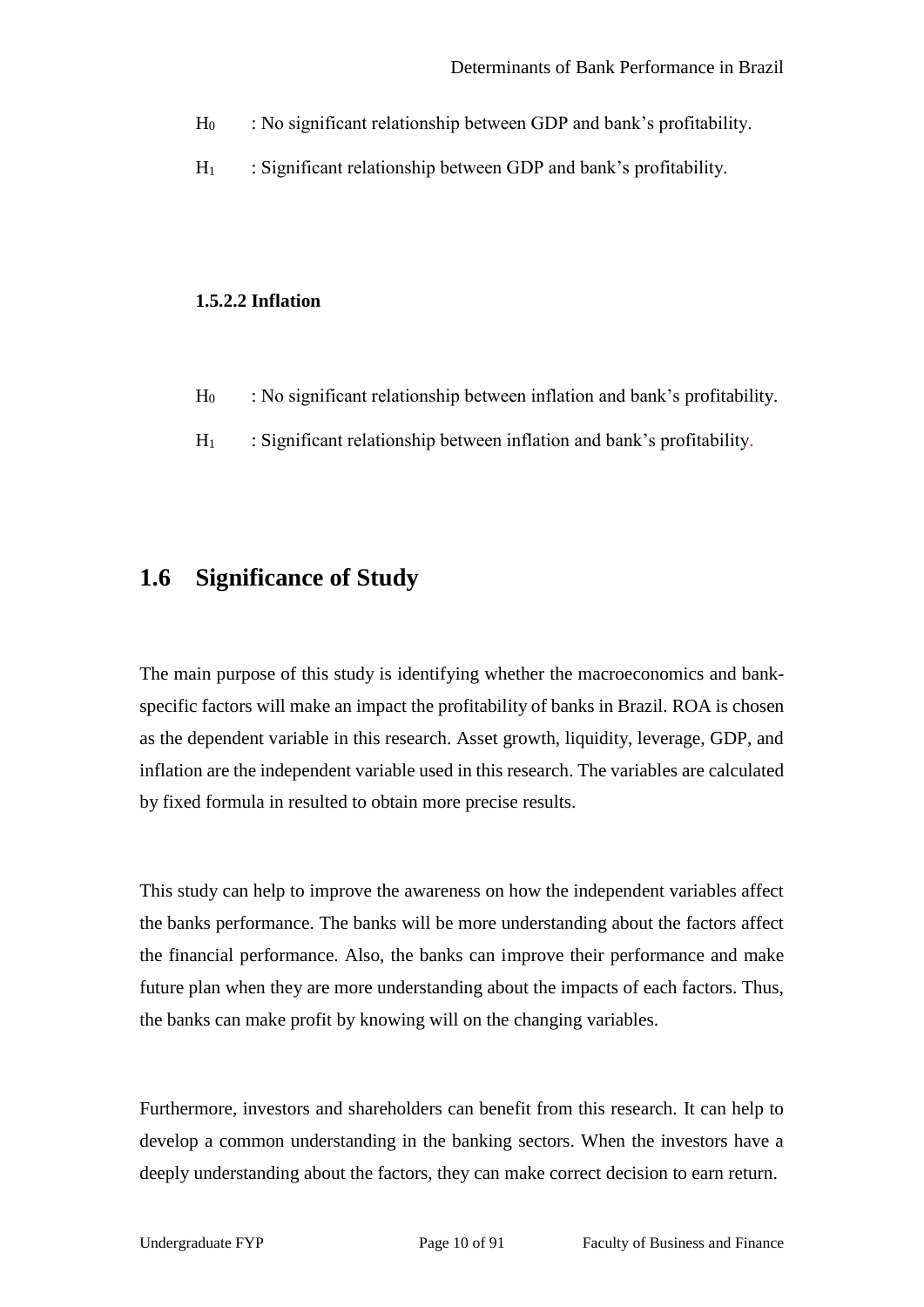$H_0$ : No significant relationship between GDP and bank's profitability.

$H_1$ : Significant relationship between GDP and bank's profitability.

**1.5.2.2 Inflation**

$H_0$ : No significant relationship between inflation and bank's profitability.

$H_1$ : Significant relationship between inflation and bank's profitability.

## 1.6 Significance of Study

The main purpose of this study is identifying whether the macroeconomics and bank-specific factors will make an impact the profitability of banks in Brazil. ROA is chosen as the dependent variable in this research. Asset growth, liquidity, leverage, GDP, and inflation are the independent variable used in this research. The variables are calculated by fixed formula in resulted to obtain more precise results.

This study can help to improve the awareness on how the independent variables affect the banks performance. The banks will be more understanding about the factors affect the financial performance. Also, the banks can improve their performance and make future plan when they are more understanding about the impacts of each factors. Thus, the banks can make profit by knowing will on the changing variables.

Furthermore, investors and shareholders can benefit from this research. It can help to develop a common understanding in the banking sectors. When the investors have a deeply understanding about the factors, they can make correct decision to earn return.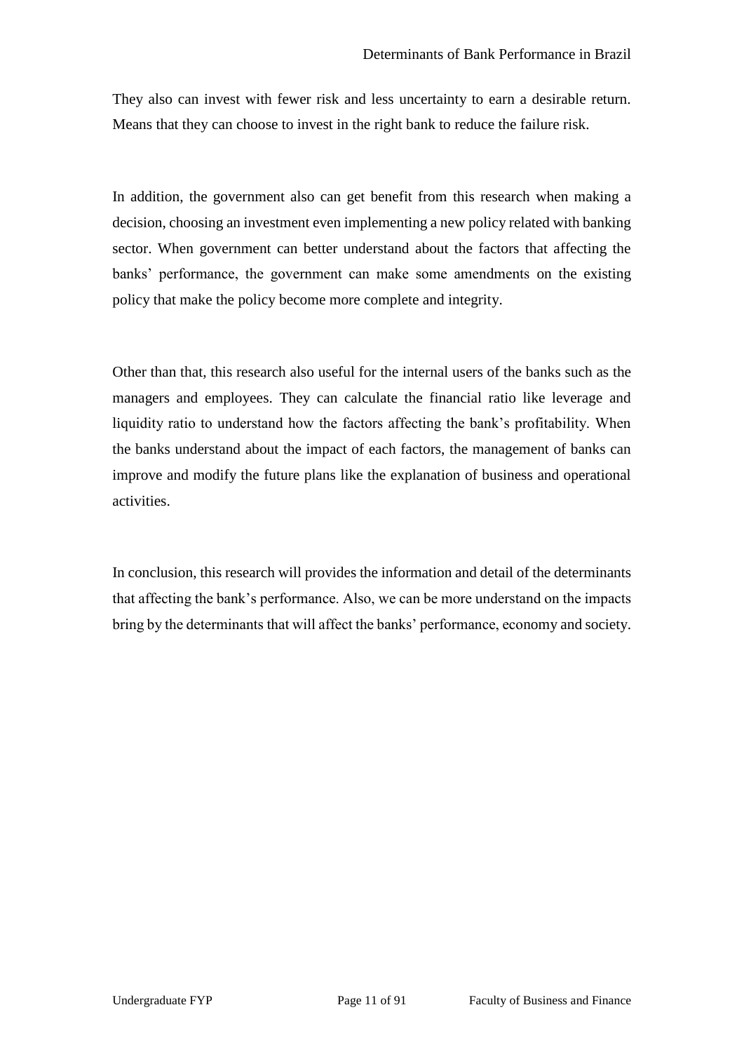They also can invest with fewer risk and less uncertainty to earn a desirable return. Means that they can choose to invest in the right bank to reduce the failure risk.

In addition, the government also can get benefit from this research when making a decision, choosing an investment even implementing a new policy related with banking sector. When government can better understand about the factors that affecting the banks' performance, the government can make some amendments on the existing policy that make the policy become more complete and integrity.

Other than that, this research also useful for the internal users of the banks such as the managers and employees. They can calculate the financial ratio like leverage and liquidity ratio to understand how the factors affecting the bank's profitability. When the banks understand about the impact of each factors, the management of banks can improve and modify the future plans like the explanation of business and operational activities.

In conclusion, this research will provides the information and detail of the determinants that affecting the bank's performance. Also, we can be more understand on the impacts bring by the determinants that will affect the banks' performance, economy and society.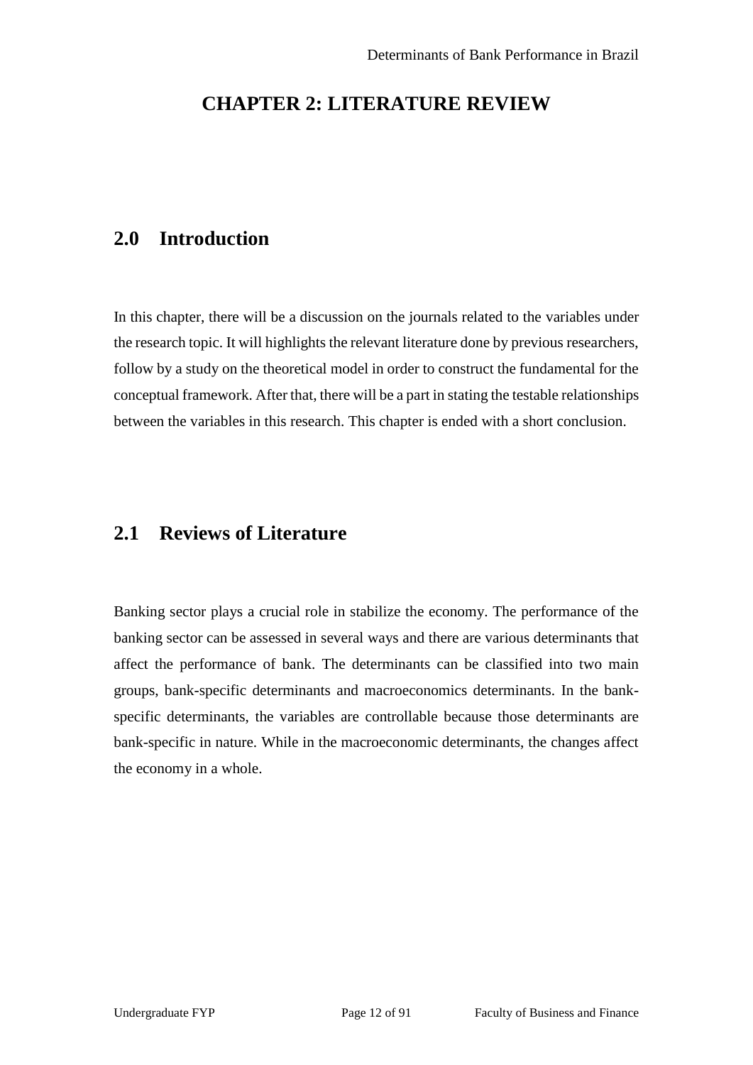# CHAPTER 2: LITERATURE REVIEW

## 2.0 Introduction

In this chapter, there will be a discussion on the journals related to the variables under the research topic. It will highlights the relevant literature done by previous researchers, follow by a study on the theoretical model in order to construct the fundamental for the conceptual framework. After that, there will be a part in stating the testable relationships between the variables in this research. This chapter is ended with a short conclusion.

## 2.1 Reviews of Literature

Banking sector plays a crucial role in stabilize the economy. The performance of the banking sector can be assessed in several ways and there are various determinants that affect the performance of bank. The determinants can be classified into two main groups, bank-specific determinants and macroeconomics determinants. In the bank-specific determinants, the variables are controllable because those determinants are bank-specific in nature. While in the macroeconomic determinants, the changes affect the economy in a whole.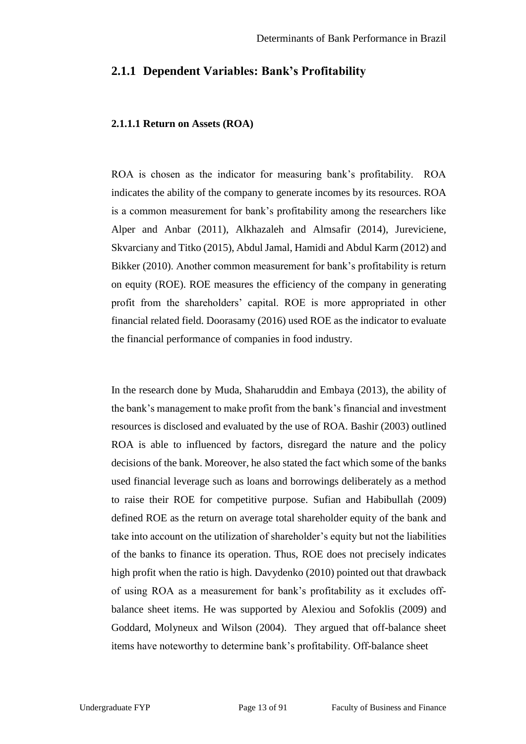## 2.1.1 Dependent Variables: Bank's Profitability

### 2.1.1.1 Return on Assets (ROA)

ROA is chosen as the indicator for measuring bank's profitability. ROA indicates the ability of the company to generate incomes by its resources. ROA is a common measurement for bank's profitability among the researchers like Alper and Anbar (2011), Alkhazaleh and Almsafir (2014), Jureviciene, Skvarciany and Titko (2015), Abdul Jamal, Hamidi and Abdul Karm (2012) and Bikker (2010). Another common measurement for bank's profitability is return on equity (ROE). ROE measures the efficiency of the company in generating profit from the shareholders' capital. ROE is more appropriated in other financial related field. Doorasamy (2016) used ROE as the indicator to evaluate the financial performance of companies in food industry.

In the research done by Muda, Shaharuddin and Embaya (2013), the ability of the bank's management to make profit from the bank's financial and investment resources is disclosed and evaluated by the use of ROA. Bashir (2003) outlined ROA is able to influenced by factors, disregard the nature and the policy decisions of the bank. Moreover, he also stated the fact which some of the banks used financial leverage such as loans and borrowings deliberately as a method to raise their ROE for competitive purpose. Sufian and Habibullah (2009) defined ROE as the return on average total shareholder equity of the bank and take into account on the utilization of shareholder's equity but not the liabilities of the banks to finance its operation. Thus, ROE does not precisely indicates high profit when the ratio is high. Davydenko (2010) pointed out that drawback of using ROA as a measurement for bank's profitability as it excludes off-balance sheet items. He was supported by Alexiou and Sofoklis (2009) and Goddard, Molyneux and Wilson (2004). They argued that off-balance sheet items have noteworthy to determine bank's profitability. Off-balance sheet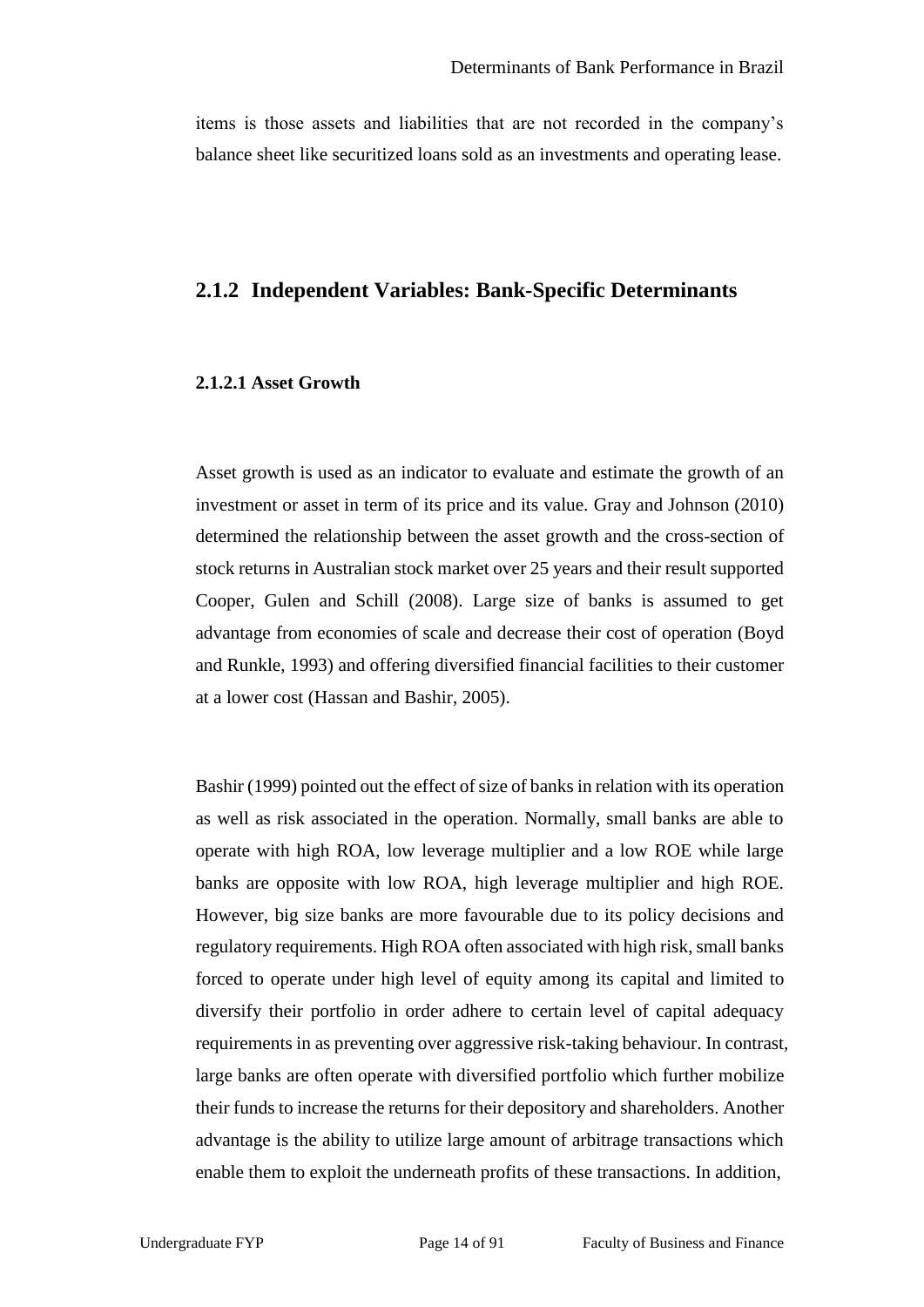items is those assets and liabilities that are not recorded in the company's balance sheet like securitized loans sold as an investments and operating lease.

## 2.1.2 Independent Variables: Bank-Specific Determinants

### 2.1.2.1 Asset Growth

Asset growth is used as an indicator to evaluate and estimate the growth of an investment or asset in term of its price and its value. Gray and Johnson (2010) determined the relationship between the asset growth and the cross-section of stock returns in Australian stock market over 25 years and their result supported Cooper, Gulen and Schill (2008). Large size of banks is assumed to get advantage from economies of scale and decrease their cost of operation (Boyd and Runkle, 1993) and offering diversified financial facilities to their customer at a lower cost (Hassan and Bashir, 2005).

Bashir (1999) pointed out the effect of size of banks in relation with its operation as well as risk associated in the operation. Normally, small banks are able to operate with high ROA, low leverage multiplier and a low ROE while large banks are opposite with low ROA, high leverage multiplier and high ROE. However, big size banks are more favourable due to its policy decisions and regulatory requirements. High ROA often associated with high risk, small banks forced to operate under high level of equity among its capital and limited to diversify their portfolio in order adhere to certain level of capital adequacy requirements in as preventing over aggressive risk-taking behaviour. In contrast, large banks are often operate with diversified portfolio which further mobilize their funds to increase the returns for their depository and shareholders. Another advantage is the ability to utilize large amount of arbitrage transactions which enable them to exploit the underneath profits of these transactions. In addition,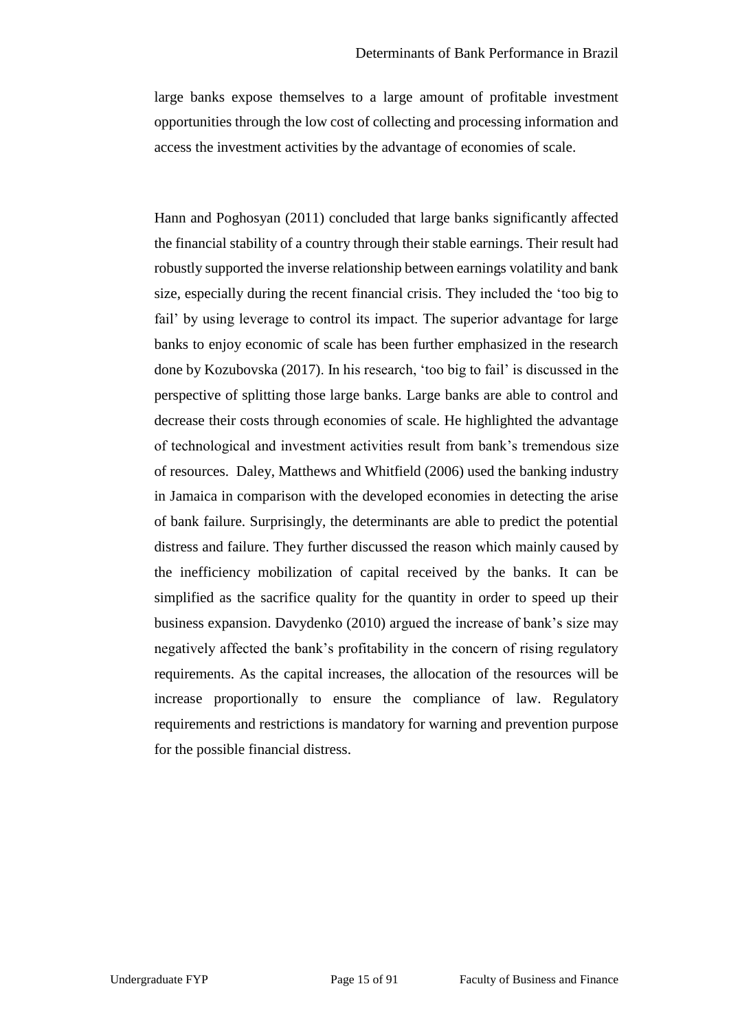large banks expose themselves to a large amount of profitable investment opportunities through the low cost of collecting and processing information and access the investment activities by the advantage of economies of scale.

Hann and Poghosyan (2011) concluded that large banks significantly affected the financial stability of a country through their stable earnings. Their result had robustly supported the inverse relationship between earnings volatility and bank size, especially during the recent financial crisis. They included the 'too big to fail' by using leverage to control its impact. The superior advantage for large banks to enjoy economic of scale has been further emphasized in the research done by Kozubovska (2017). In his research, 'too big to fail' is discussed in the perspective of splitting those large banks. Large banks are able to control and decrease their costs through economies of scale. He highlighted the advantage of technological and investment activities result from bank's tremendous size of resources. Daley, Matthews and Whitfield (2006) used the banking industry in Jamaica in comparison with the developed economies in detecting the arise of bank failure. Surprisingly, the determinants are able to predict the potential distress and failure. They further discussed the reason which mainly caused by the inefficiency mobilization of capital received by the banks. It can be simplified as the sacrifice quality for the quantity in order to speed up their business expansion. Davydenko (2010) argued the increase of bank's size may negatively affected the bank's profitability in the concern of rising regulatory requirements. As the capital increases, the allocation of the resources will be increase proportionally to ensure the compliance of law. Regulatory requirements and restrictions is mandatory for warning and prevention purpose for the possible financial distress.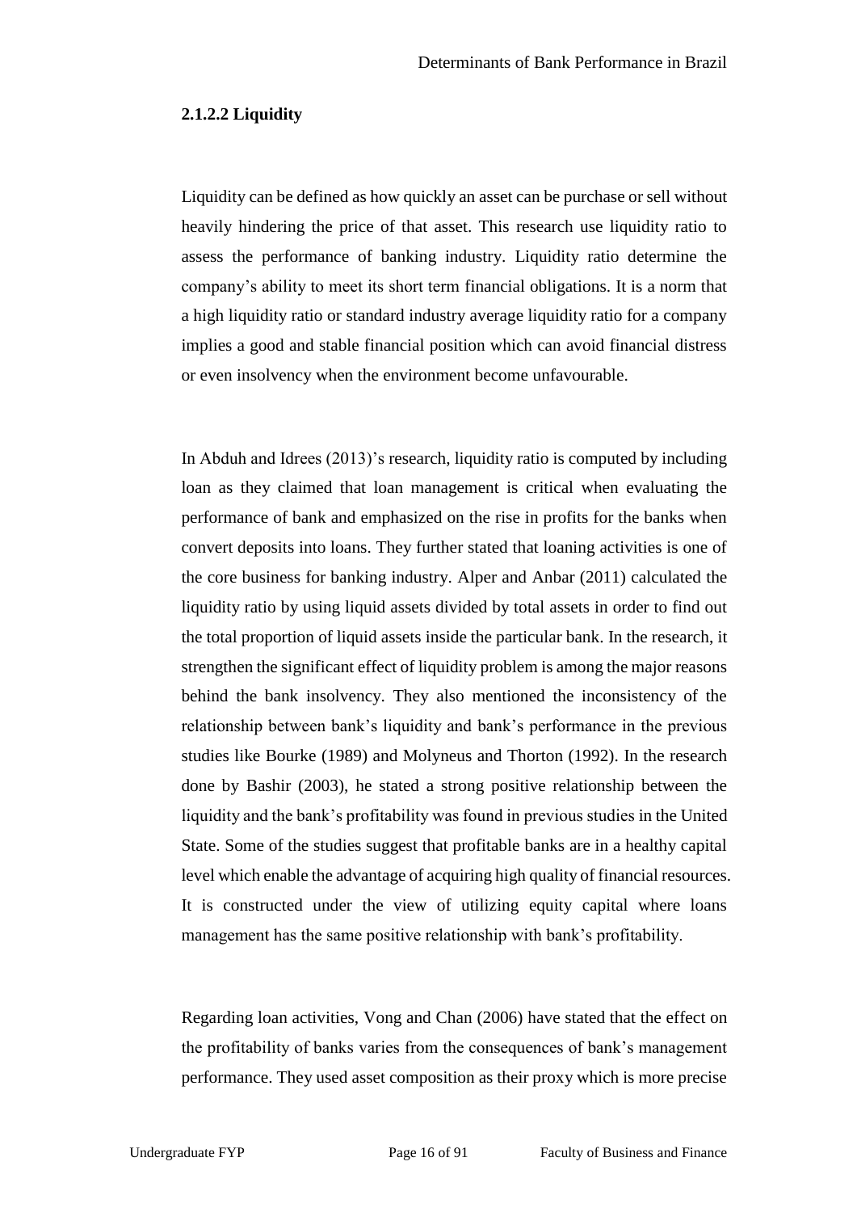#### 2.1.2.2 Liquidity

Liquidity can be defined as how quickly an asset can be purchase or sell without heavily hindering the price of that asset. This research use liquidity ratio to assess the performance of banking industry. Liquidity ratio determine the company's ability to meet its short term financial obligations. It is a norm that a high liquidity ratio or standard industry average liquidity ratio for a company implies a good and stable financial position which can avoid financial distress or even insolvency when the environment become unfavourable.

In Abduh and Idrees (2013)'s research, liquidity ratio is computed by including loan as they claimed that loan management is critical when evaluating the performance of bank and emphasized on the rise in profits for the banks when convert deposits into loans. They further stated that loaning activities is one of the core business for banking industry. Alper and Anbar (2011) calculated the liquidity ratio by using liquid assets divided by total assets in order to find out the total proportion of liquid assets inside the particular bank. In the research, it strengthen the significant effect of liquidity problem is among the major reasons behind the bank insolvency. They also mentioned the inconsistency of the relationship between bank's liquidity and bank's performance in the previous studies like Bourke (1989) and Molyneus and Thorton (1992). In the research done by Bashir (2003), he stated a strong positive relationship between the liquidity and the bank's profitability was found in previous studies in the United State. Some of the studies suggest that profitable banks are in a healthy capital level which enable the advantage of acquiring high quality of financial resources. It is constructed under the view of utilizing equity capital where loans management has the same positive relationship with bank's profitability.

Regarding loan activities, Vong and Chan (2006) have stated that the effect on the profitability of banks varies from the consequences of bank's management performance. They used asset composition as their proxy which is more precise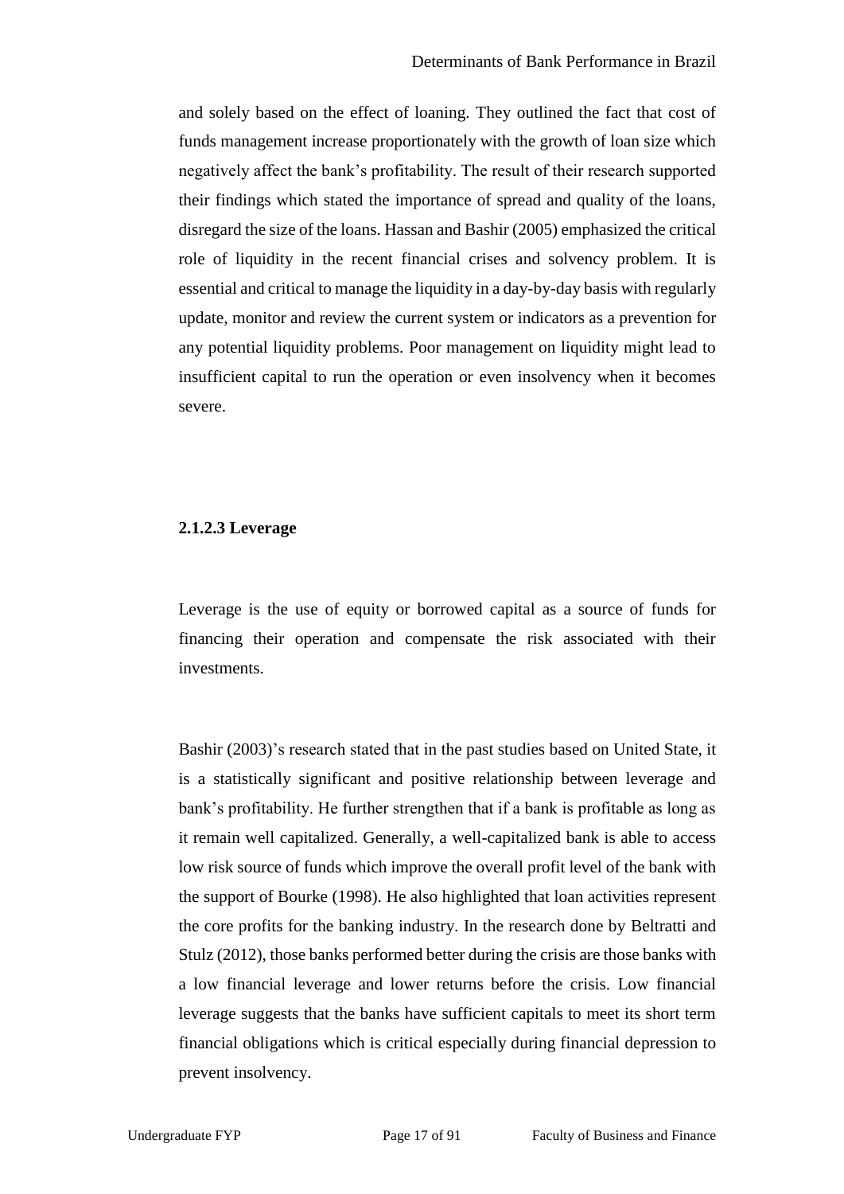and solely based on the effect of loaning. They outlined the fact that cost of funds management increase proportionately with the growth of loan size which negatively affect the bank's profitability. The result of their research supported their findings which stated the importance of spread and quality of the loans, disregard the size of the loans. Hassan and Bashir (2005) emphasized the critical role of liquidity in the recent financial crises and solvency problem. It is essential and critical to manage the liquidity in a day-by-day basis with regularly update, monitor and review the current system or indicators as a prevention for any potential liquidity problems. Poor management on liquidity might lead to insufficient capital to run the operation or even insolvency when it becomes severe.

#### 2.1.2.3 Leverage

Leverage is the use of equity or borrowed capital as a source of funds for financing their operation and compensate the risk associated with their investments.

Bashir (2003)'s research stated that in the past studies based on United State, it is a statistically significant and positive relationship between leverage and bank's profitability. He further strengthen that if a bank is profitable as long as it remain well capitalized. Generally, a well-capitalized bank is able to access low risk source of funds which improve the overall profit level of the bank with the support of Bourke (1998). He also highlighted that loan activities represent the core profits for the banking industry. In the research done by Beltratti and Stulz (2012), those banks performed better during the crisis are those banks with a low financial leverage and lower returns before the crisis. Low financial leverage suggests that the banks have sufficient capitals to meet its short term financial obligations which is critical especially during financial depression to prevent insolvency.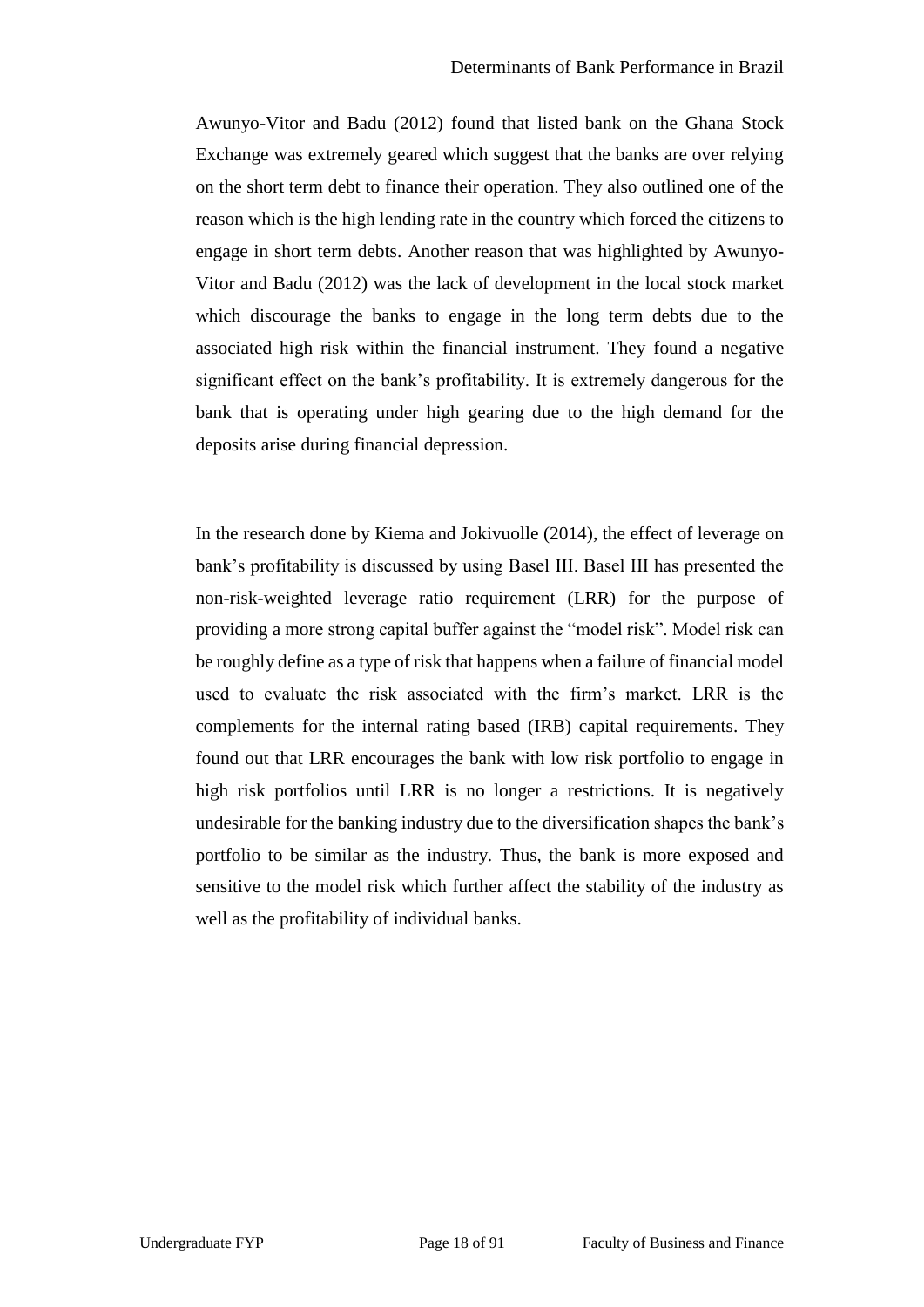Awunyo-Vitor and Badu (2012) found that listed bank on the Ghana Stock Exchange was extremely geared which suggest that the banks are over relying on the short term debt to finance their operation. They also outlined one of the reason which is the high lending rate in the country which forced the citizens to engage in short term debts. Another reason that was highlighted by Awunyo-Vitor and Badu (2012) was the lack of development in the local stock market which discourage the banks to engage in the long term debts due to the associated high risk within the financial instrument. They found a negative significant effect on the bank's profitability. It is extremely dangerous for the bank that is operating under high gearing due to the high demand for the deposits arise during financial depression.

In the research done by Kiema and Jokivuolle (2014), the effect of leverage on bank's profitability is discussed by using Basel III. Basel III has presented the non-risk-weighted leverage ratio requirement (LRR) for the purpose of providing a more strong capital buffer against the "model risk". Model risk can be roughly define as a type of risk that happens when a failure of financial model used to evaluate the risk associated with the firm's market. LRR is the complements for the internal rating based (IRB) capital requirements. They found out that LRR encourages the bank with low risk portfolio to engage in high risk portfolios until LRR is no longer a restrictions. It is negatively undesirable for the banking industry due to the diversification shapes the bank's portfolio to be similar as the industry. Thus, the bank is more exposed and sensitive to the model risk which further affect the stability of the industry as well as the profitability of individual banks.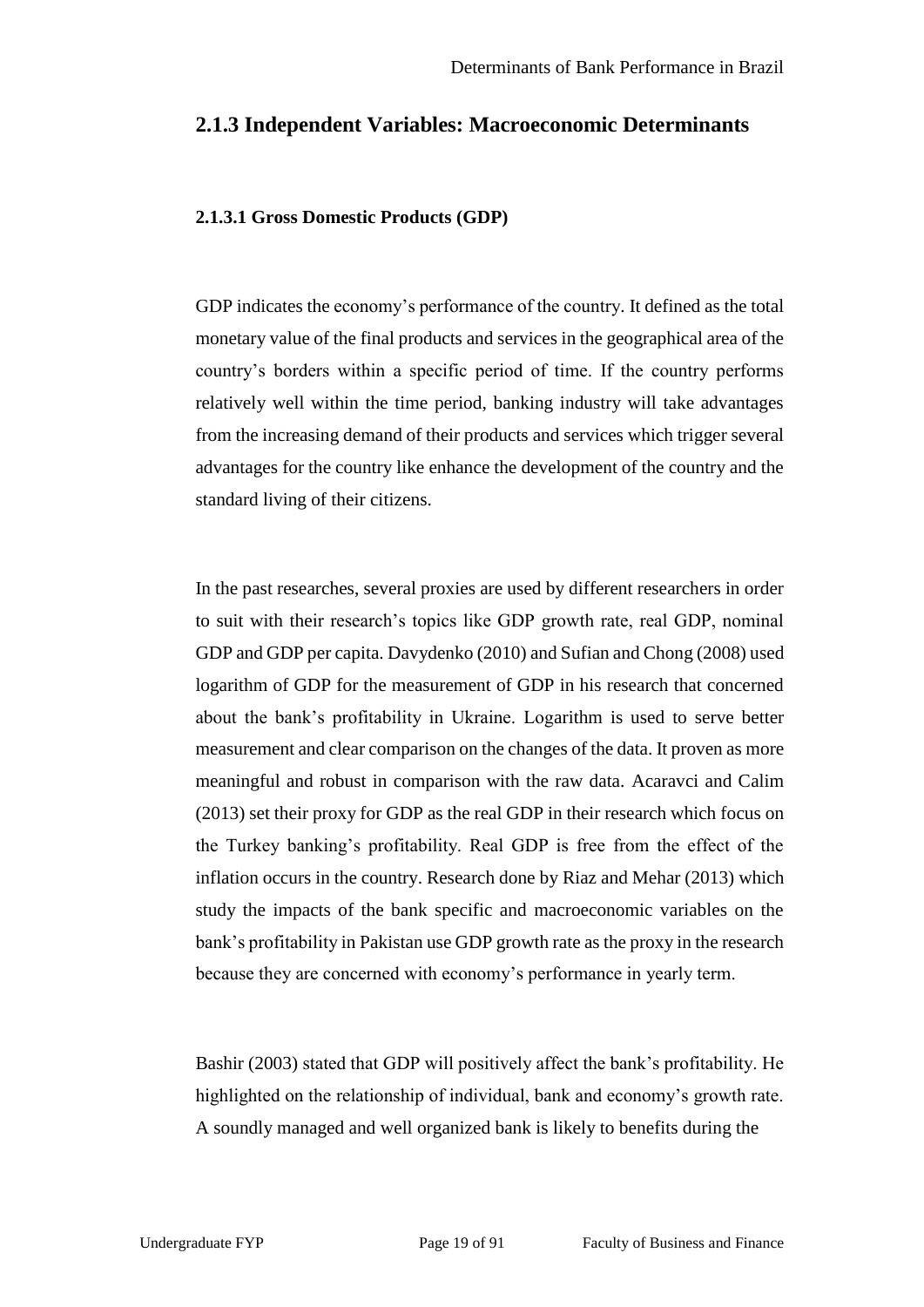## 2.1.3 Independent Variables: Macroeconomic Determinants

### 2.1.3.1 Gross Domestic Products (GDP)

GDP indicates the economy's performance of the country. It defined as the total monetary value of the final products and services in the geographical area of the country's borders within a specific period of time. If the country performs relatively well within the time period, banking industry will take advantages from the increasing demand of their products and services which trigger several advantages for the country like enhance the development of the country and the standard living of their citizens.

In the past researches, several proxies are used by different researchers in order to suit with their research's topics like GDP growth rate, real GDP, nominal GDP and GDP per capita. Davydenko (2010) and Sufian and Chong (2008) used logarithm of GDP for the measurement of GDP in his research that concerned about the bank's profitability in Ukraine. Logarithm is used to serve better measurement and clear comparison on the changes of the data. It proven as more meaningful and robust in comparison with the raw data. Acaravci and Calim (2013) set their proxy for GDP as the real GDP in their research which focus on the Turkey banking's profitability. Real GDP is free from the effect of the inflation occurs in the country. Research done by Riaz and Mehar (2013) which study the impacts of the bank specific and macroeconomic variables on the bank's profitability in Pakistan use GDP growth rate as the proxy in the research because they are concerned with economy's performance in yearly term.

Bashir (2003) stated that GDP will positively affect the bank's profitability. He highlighted on the relationship of individual, bank and economy's growth rate. A soundly managed and well organized bank is likely to benefits during the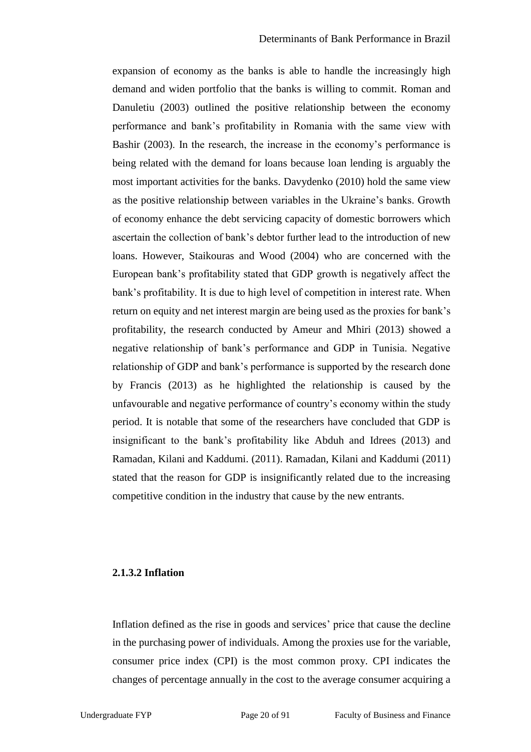expansion of economy as the banks is able to handle the increasingly high demand and widen portfolio that the banks is willing to commit. Roman and Danuletiu (2003) outlined the positive relationship between the economy performance and bank's profitability in Romania with the same view with Bashir (2003). In the research, the increase in the economy's performance is being related with the demand for loans because loan lending is arguably the most important activities for the banks. Davydenko (2010) hold the same view as the positive relationship between variables in the Ukraine's banks. Growth of economy enhance the debt servicing capacity of domestic borrowers which ascertain the collection of bank's debtor further lead to the introduction of new loans. However, Staikouras and Wood (2004) who are concerned with the European bank's profitability stated that GDP growth is negatively affect the bank's profitability. It is due to high level of competition in interest rate. When return on equity and net interest margin are being used as the proxies for bank's profitability, the research conducted by Ameur and Mhiri (2013) showed a negative relationship of bank's performance and GDP in Tunisia. Negative relationship of GDP and bank's performance is supported by the research done by Francis (2013) as he highlighted the relationship is caused by the unfavourable and negative performance of country's economy within the study period. It is notable that some of the researchers have concluded that GDP is insignificant to the bank's profitability like Abduh and Idrees (2013) and Ramadan, Kilani and Kaddumi. (2011). Ramadan, Kilani and Kaddumi (2011) stated that the reason for GDP is insignificantly related due to the increasing competitive condition in the industry that cause by the new entrants.

#### 2.1.3.2 Inflation

Inflation defined as the rise in goods and services' price that cause the decline in the purchasing power of individuals. Among the proxies use for the variable, consumer price index (CPI) is the most common proxy. CPI indicates the changes of percentage annually in the cost to the average consumer acquiring a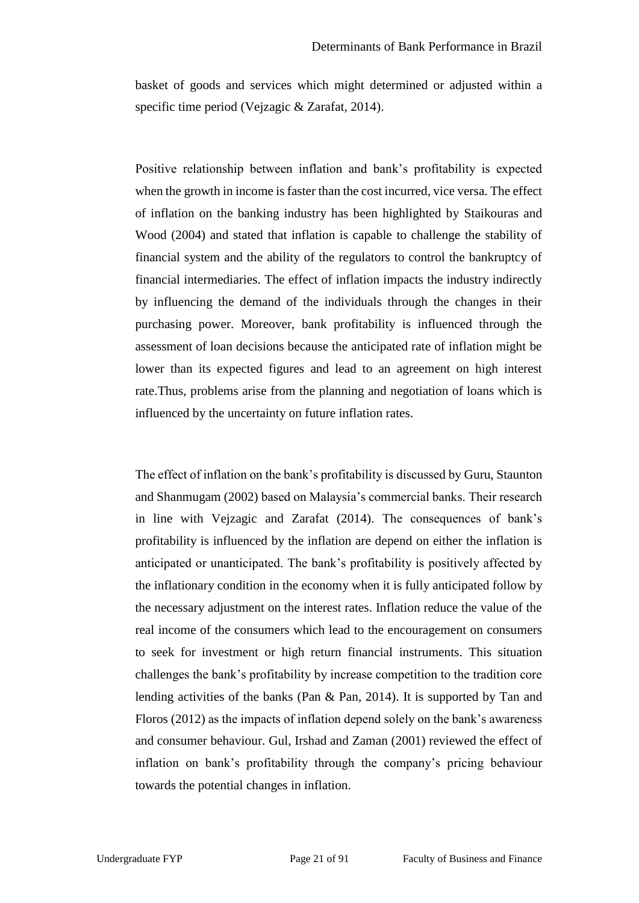basket of goods and services which might determined or adjusted within a specific time period (Vejzagic & Zarafat, 2014).

Positive relationship between inflation and bank's profitability is expected when the growth in income is faster than the cost incurred, vice versa. The effect of inflation on the banking industry has been highlighted by Staikouras and Wood (2004) and stated that inflation is capable to challenge the stability of financial system and the ability of the regulators to control the bankruptcy of financial intermediaries. The effect of inflation impacts the industry indirectly by influencing the demand of the individuals through the changes in their purchasing power. Moreover, bank profitability is influenced through the assessment of loan decisions because the anticipated rate of inflation might be lower than its expected figures and lead to an agreement on high interest rate.Thus, problems arise from the planning and negotiation of loans which is influenced by the uncertainty on future inflation rates.

The effect of inflation on the bank's profitability is discussed by Guru, Staunton and Shanmugam (2002) based on Malaysia's commercial banks. Their research in line with Vejzagic and Zarafat (2014). The consequences of bank's profitability is influenced by the inflation are depend on either the inflation is anticipated or unanticipated. The bank's profitability is positively affected by the inflationary condition in the economy when it is fully anticipated follow by the necessary adjustment on the interest rates. Inflation reduce the value of the real income of the consumers which lead to the encouragement on consumers to seek for investment or high return financial instruments. This situation challenges the bank's profitability by increase competition to the tradition core lending activities of the banks (Pan & Pan, 2014). It is supported by Tan and Floros (2012) as the impacts of inflation depend solely on the bank's awareness and consumer behaviour. Gul, Irshad and Zaman (2001) reviewed the effect of inflation on bank's profitability through the company's pricing behaviour towards the potential changes in inflation.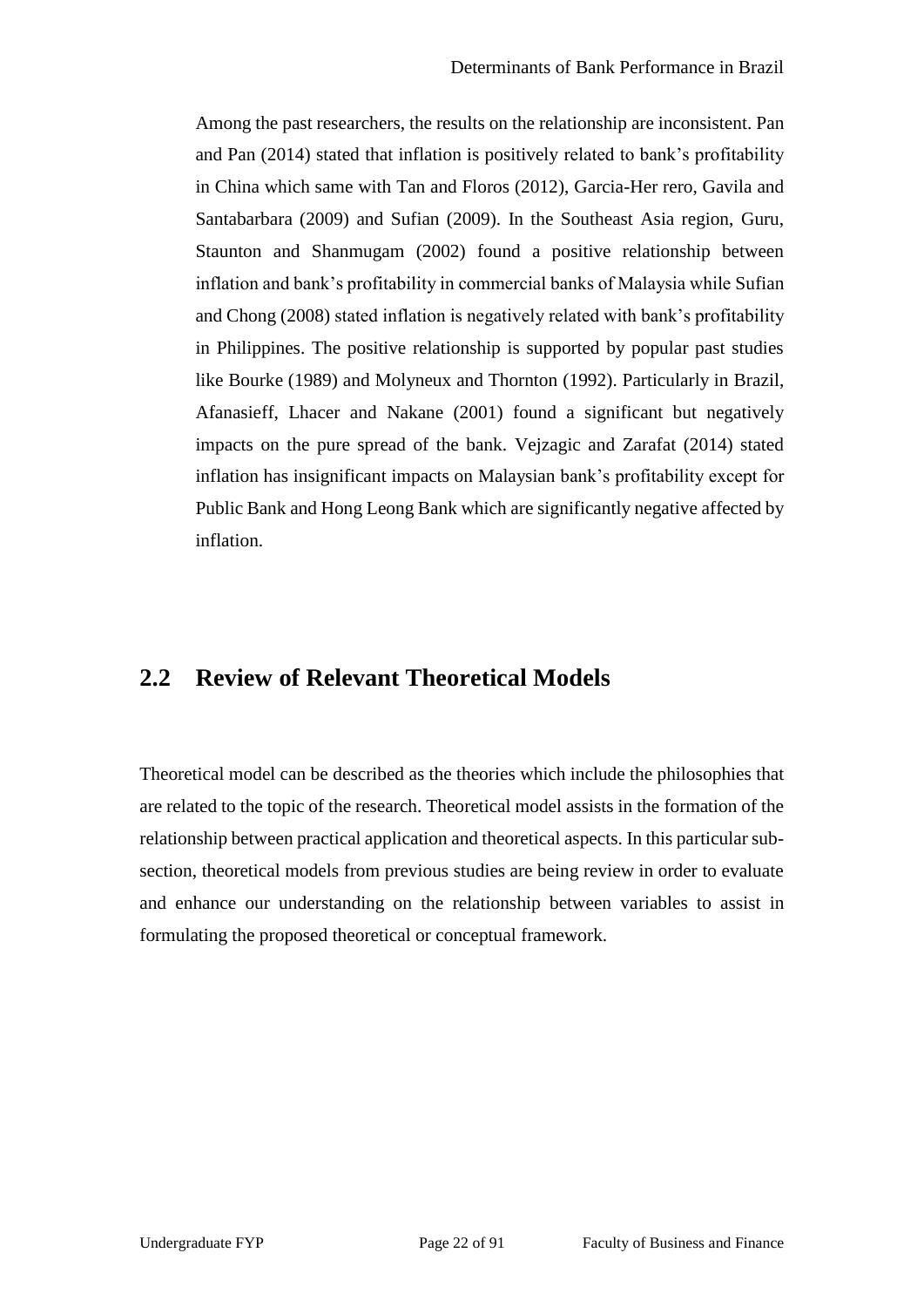Among the past researchers, the results on the relationship are inconsistent. Pan and Pan (2014) stated that inflation is positively related to bank's profitability in China which same with Tan and Floros (2012), Garcia-Her rero, Gavila and Santabarbara (2009) and Sufian (2009). In the Southeast Asia region, Guru, Staunton and Shanmugam (2002) found a positive relationship between inflation and bank's profitability in commercial banks of Malaysia while Sufian and Chong (2008) stated inflation is negatively related with bank's profitability in Philippines. The positive relationship is supported by popular past studies like Bourke (1989) and Molyneux and Thornton (1992). Particularly in Brazil, Afanasieff, Lhacer and Nakane (2001) found a significant but negatively impacts on the pure spread of the bank. Vejzagic and Zarafat (2014) stated inflation has insignificant impacts on Malaysian bank's profitability except for Public Bank and Hong Leong Bank which are significantly negative affected by inflation.

## 2.2 Review of Relevant Theoretical Models

Theoretical model can be described as the theories which include the philosophies that are related to the topic of the research. Theoretical model assists in the formation of the relationship between practical application and theoretical aspects. In this particular sub-section, theoretical models from previous studies are being review in order to evaluate and enhance our understanding on the relationship between variables to assist in formulating the proposed theoretical or conceptual framework.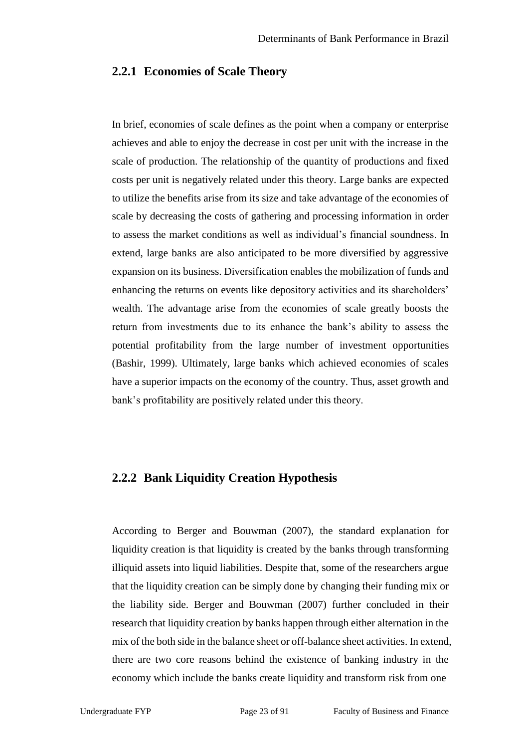### 2.2.1 Economies of Scale Theory

In brief, economies of scale defines as the point when a company or enterprise achieves and able to enjoy the decrease in cost per unit with the increase in the scale of production. The relationship of the quantity of productions and fixed costs per unit is negatively related under this theory. Large banks are expected to utilize the benefits arise from its size and take advantage of the economies of scale by decreasing the costs of gathering and processing information in order to assess the market conditions as well as individual's financial soundness. In extend, large banks are also anticipated to be more diversified by aggressive expansion on its business. Diversification enables the mobilization of funds and enhancing the returns on events like depository activities and its shareholders' wealth. The advantage arise from the economies of scale greatly boosts the return from investments due to its enhance the bank's ability to assess the potential profitability from the large number of investment opportunities (Bashir, 1999). Ultimately, large banks which achieved economies of scales have a superior impacts on the economy of the country. Thus, asset growth and bank's profitability are positively related under this theory.

### 2.2.2 Bank Liquidity Creation Hypothesis

According to Berger and Bouwman (2007), the standard explanation for liquidity creation is that liquidity is created by the banks through transforming illiquid assets into liquid liabilities. Despite that, some of the researchers argue that the liquidity creation can be simply done by changing their funding mix or the liability side. Berger and Bouwman (2007) further concluded in their research that liquidity creation by banks happen through either alternation in the mix of the both side in the balance sheet or off-balance sheet activities. In extend, there are two core reasons behind the existence of banking industry in the economy which include the banks create liquidity and transform risk from one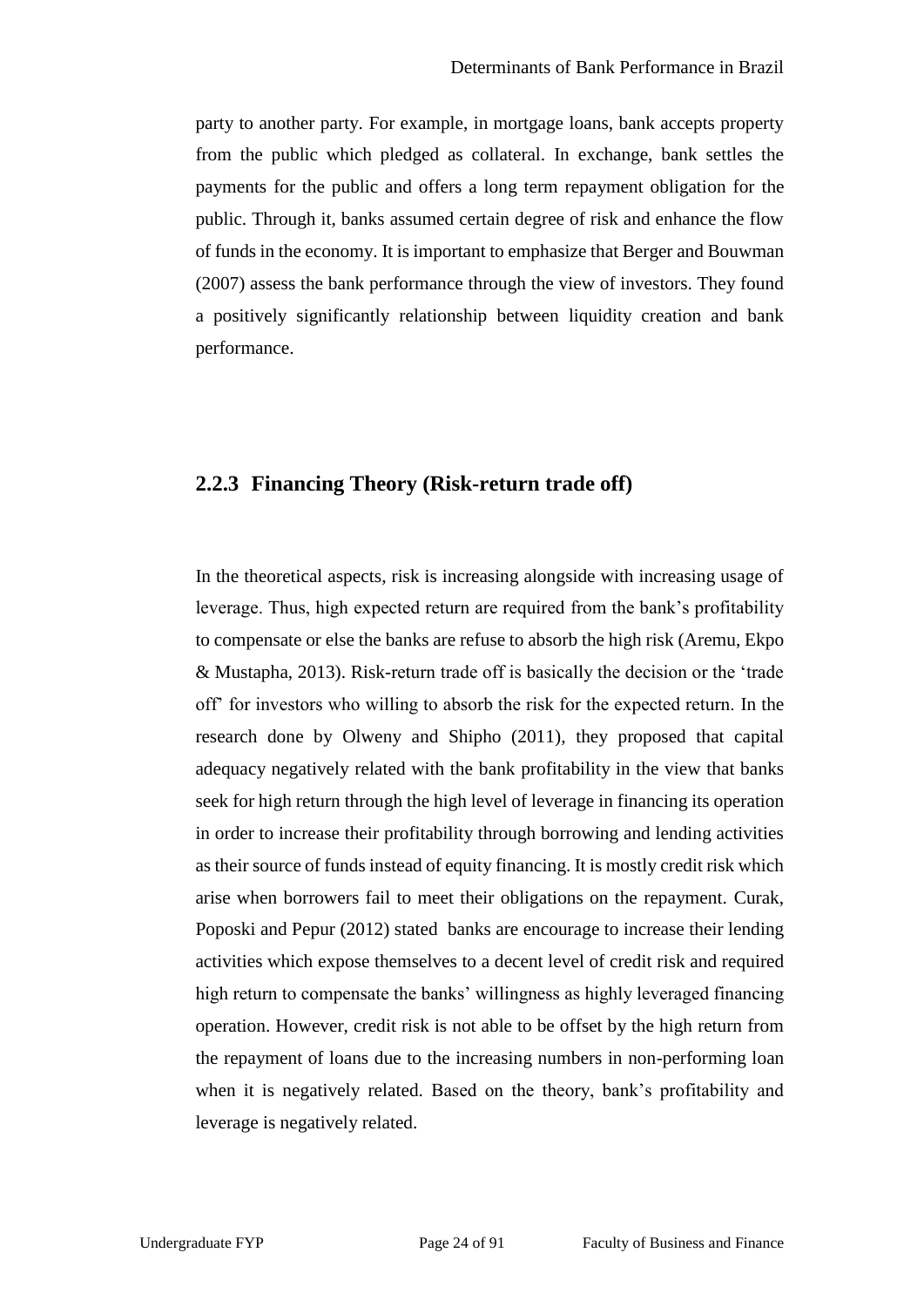party to another party. For example, in mortgage loans, bank accepts property from the public which pledged as collateral. In exchange, bank settles the payments for the public and offers a long term repayment obligation for the public. Through it, banks assumed certain degree of risk and enhance the flow of funds in the economy. It is important to emphasize that Berger and Bouwman (2007) assess the bank performance through the view of investors. They found a positively significantly relationship between liquidity creation and bank performance.

### 2.2.3 Financing Theory (Risk-return trade off)

In the theoretical aspects, risk is increasing alongside with increasing usage of leverage. Thus, high expected return are required from the bank's profitability to compensate or else the banks are refuse to absorb the high risk (Aremu, Ekpo & Mustapha, 2013). Risk-return trade off is basically the decision or the 'trade off' for investors who willing to absorb the risk for the expected return. In the research done by Olweny and Shipho (2011), they proposed that capital adequacy negatively related with the bank profitability in the view that banks seek for high return through the high level of leverage in financing its operation in order to increase their profitability through borrowing and lending activities as their source of funds instead of equity financing. It is mostly credit risk which arise when borrowers fail to meet their obligations on the repayment. Curak, Poposki and Pepur (2012) stated banks are encourage to increase their lending activities which expose themselves to a decent level of credit risk and required high return to compensate the banks' willingness as highly leveraged financing operation. However, credit risk is not able to be offset by the high return from the repayment of loans due to the increasing numbers in non-performing loan when it is negatively related. Based on the theory, bank's profitability and leverage is negatively related.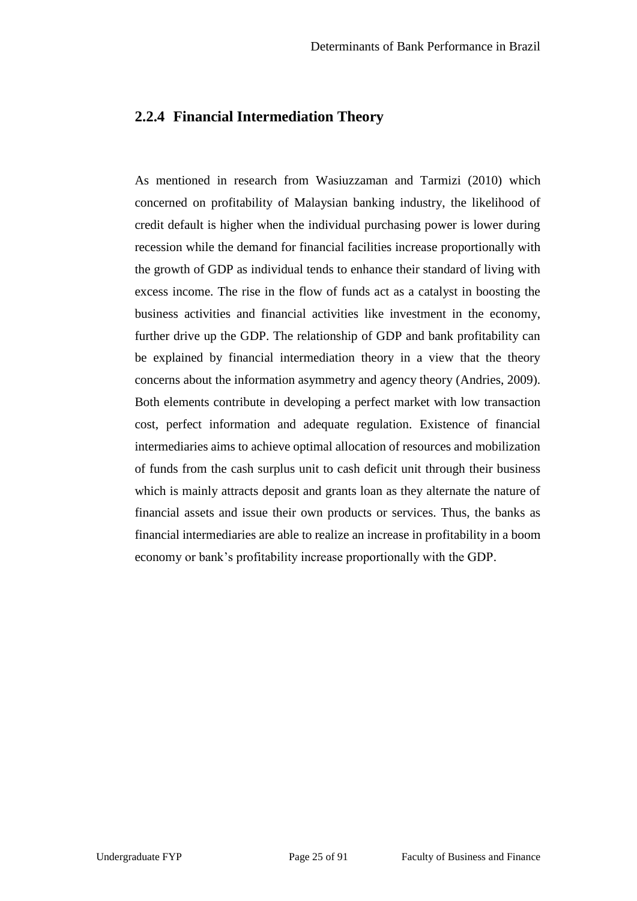### 2.2.4 Financial Intermediation Theory

As mentioned in research from Wasiuzzaman and Tarmizi (2010) which concerned on profitability of Malaysian banking industry, the likelihood of credit default is higher when the individual purchasing power is lower during recession while the demand for financial facilities increase proportionally with the growth of GDP as individual tends to enhance their standard of living with excess income. The rise in the flow of funds act as a catalyst in boosting the business activities and financial activities like investment in the economy, further drive up the GDP. The relationship of GDP and bank profitability can be explained by financial intermediation theory in a view that the theory concerns about the information asymmetry and agency theory (Andries, 2009). Both elements contribute in developing a perfect market with low transaction cost, perfect information and adequate regulation. Existence of financial intermediaries aims to achieve optimal allocation of resources and mobilization of funds from the cash surplus unit to cash deficit unit through their business which is mainly attracts deposit and grants loan as they alternate the nature of financial assets and issue their own products or services. Thus, the banks as financial intermediaries are able to realize an increase in profitability in a boom economy or bank's profitability increase proportionally with the GDP.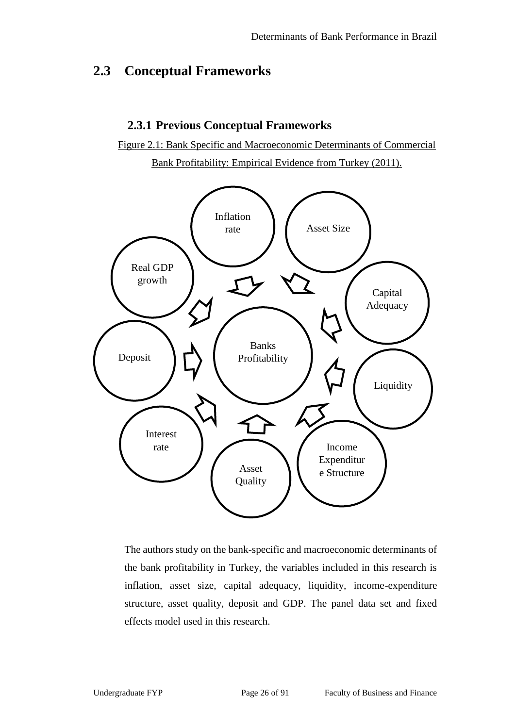## 2.3 Conceptual Frameworks

### 2.3.1 Previous Conceptual Frameworks

Figure 2.1: Bank Specific and Macroeconomic Determinants of Commercial Bank Profitability: Empirical Evidence from Turkey (2011).

Inflation rate

Asset Size

Real GDP growth

Capital Adequacy

Deposit

Banks Profitability

Liquidity

Interest rate

Asset Quality

Income Expenditure Structure

The authors study on the bank-specific and macroeconomic determinants of the bank profitability in Turkey, the variables included in this research is inflation, asset size, capital adequacy, liquidity, income-expenditure structure, asset quality, deposit and GDP. The panel data set and fixed effects model used in this research.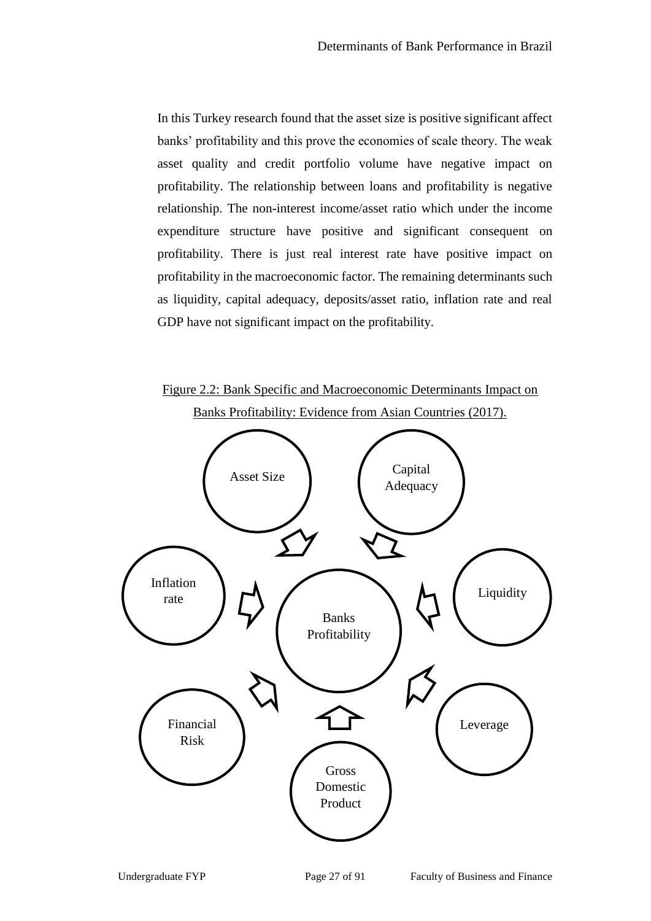In this Turkey research found that the asset size is positive significant affect banks' profitability and this prove the economies of scale theory. The weak asset quality and credit portfolio volume have negative impact on profitability. The relationship between loans and profitability is negative relationship. The non-interest income/asset ratio which under the income expenditure structure have positive and significant consequent on profitability. There is just real interest rate have positive impact on profitability in the macroeconomic factor. The remaining determinants such as liquidity, capital adequacy, deposits/asset ratio, inflation rate and real GDP have not significant impact on the profitability.

Figure 2.2: Bank Specific and Macroeconomic Determinants Impact on Banks Profitability: Evidence from Asian Countries (2017).

Asset Size

Capital Adequacy

Inflation rate

Banks Profitability

Liquidity

Financial Risk

Leverage

Gross Domestic Product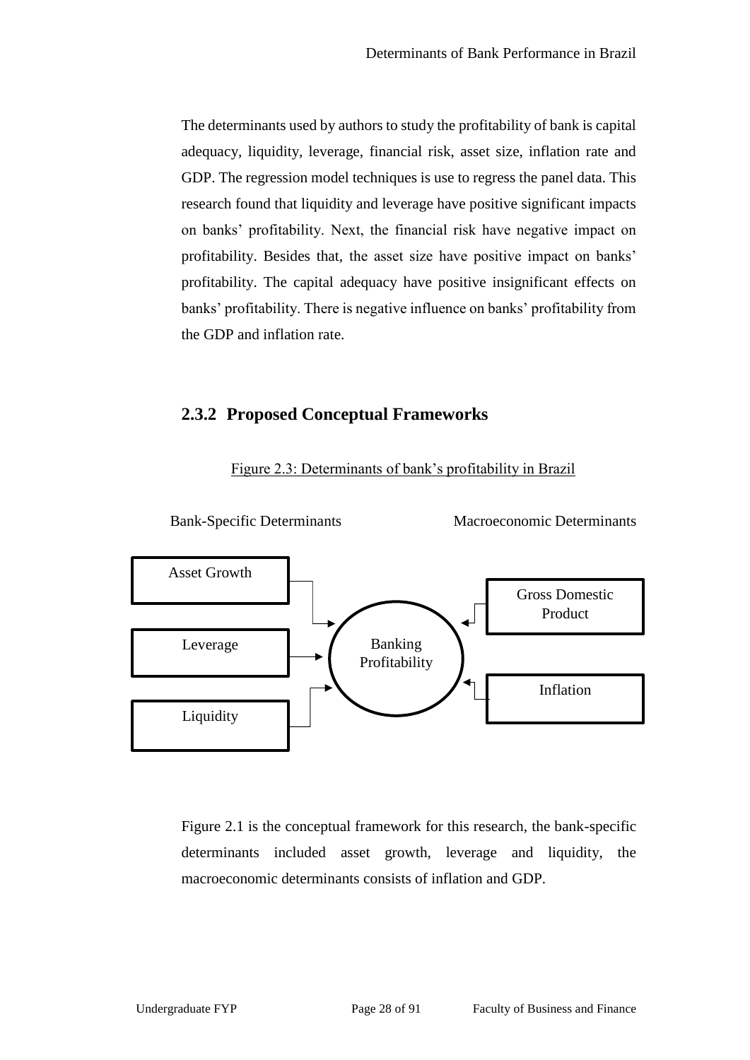The determinants used by authors to study the profitability of bank is capital adequacy, liquidity, leverage, financial risk, asset size, inflation rate and GDP. The regression model techniques is use to regress the panel data. This research found that liquidity and leverage have positive significant impacts on banks' profitability. Next, the financial risk have negative impact on profitability. Besides that, the asset size have positive impact on banks' profitability. The capital adequacy have positive insignificant effects on banks' profitability. There is negative influence on banks' profitability from the GDP and inflation rate.

### 2.3.2 Proposed Conceptual Frameworks

Figure 2.3: Determinants of bank's profitability in Brazil

Bank-Specific Determinants

Macroeconomic Determinants

Asset Growth

Leverage

Liquidity

Banking Profitability

Gross Domestic Product

Inflation

Figure 2.1 is the conceptual framework for this research, the bank-specific determinants included asset growth, leverage and liquidity, the macroeconomic determinants consists of inflation and GDP.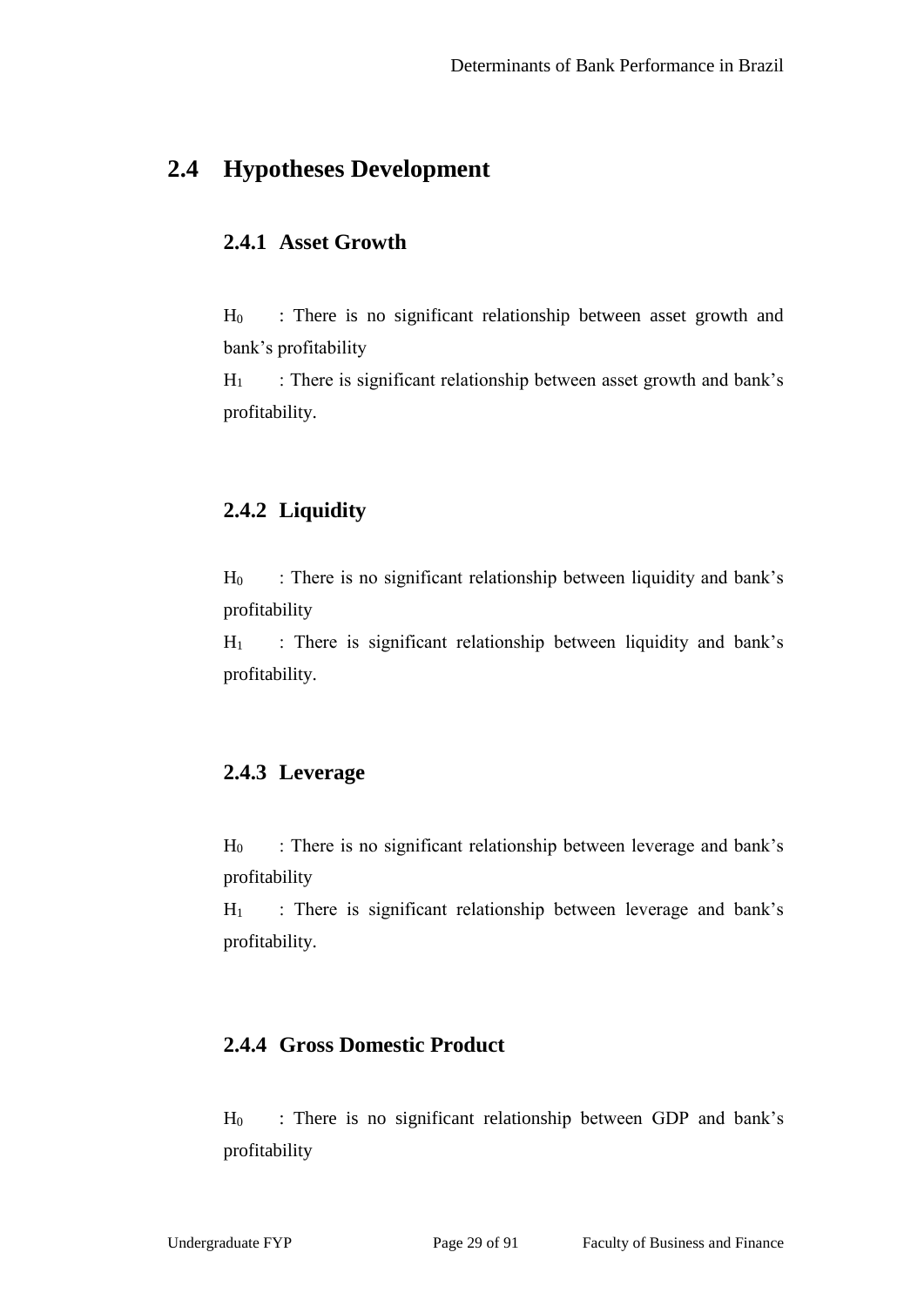## 2.4 Hypotheses Development

### 2.4.1 Asset Growth

$H_0$ : There is no significant relationship between asset growth and bank's profitability

$H_1$ : There is significant relationship between asset growth and bank's profitability.

### 2.4.2 Liquidity

$H_0$ : There is no significant relationship between liquidity and bank's profitability

$H_1$ : There is significant relationship between liquidity and bank's profitability.

### 2.4.3 Leverage

$H_0$ : There is no significant relationship between leverage and bank's profitability

$H_1$ : There is significant relationship between leverage and bank's profitability.

### 2.4.4 Gross Domestic Product

$H_0$ : There is no significant relationship between GDP and bank's profitability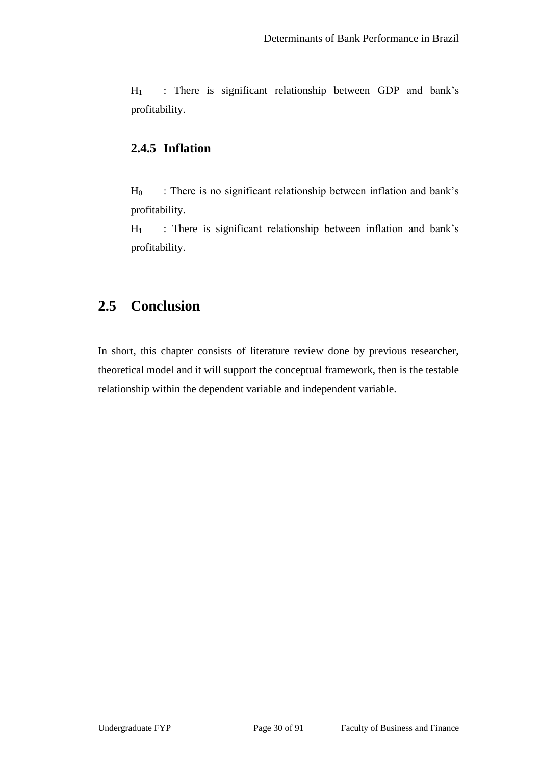$H_1$ : There is significant relationship between GDP and bank's profitability.

### 2.4.5 Inflation

$H_0$ : There is no significant relationship between inflation and bank's profitability.

$H_1$ : There is significant relationship between inflation and bank's profitability.

## 2.5 Conclusion

In short, this chapter consists of literature review done by previous researcher, theoretical model and it will support the conceptual framework, then is the testable relationship within the dependent variable and independent variable.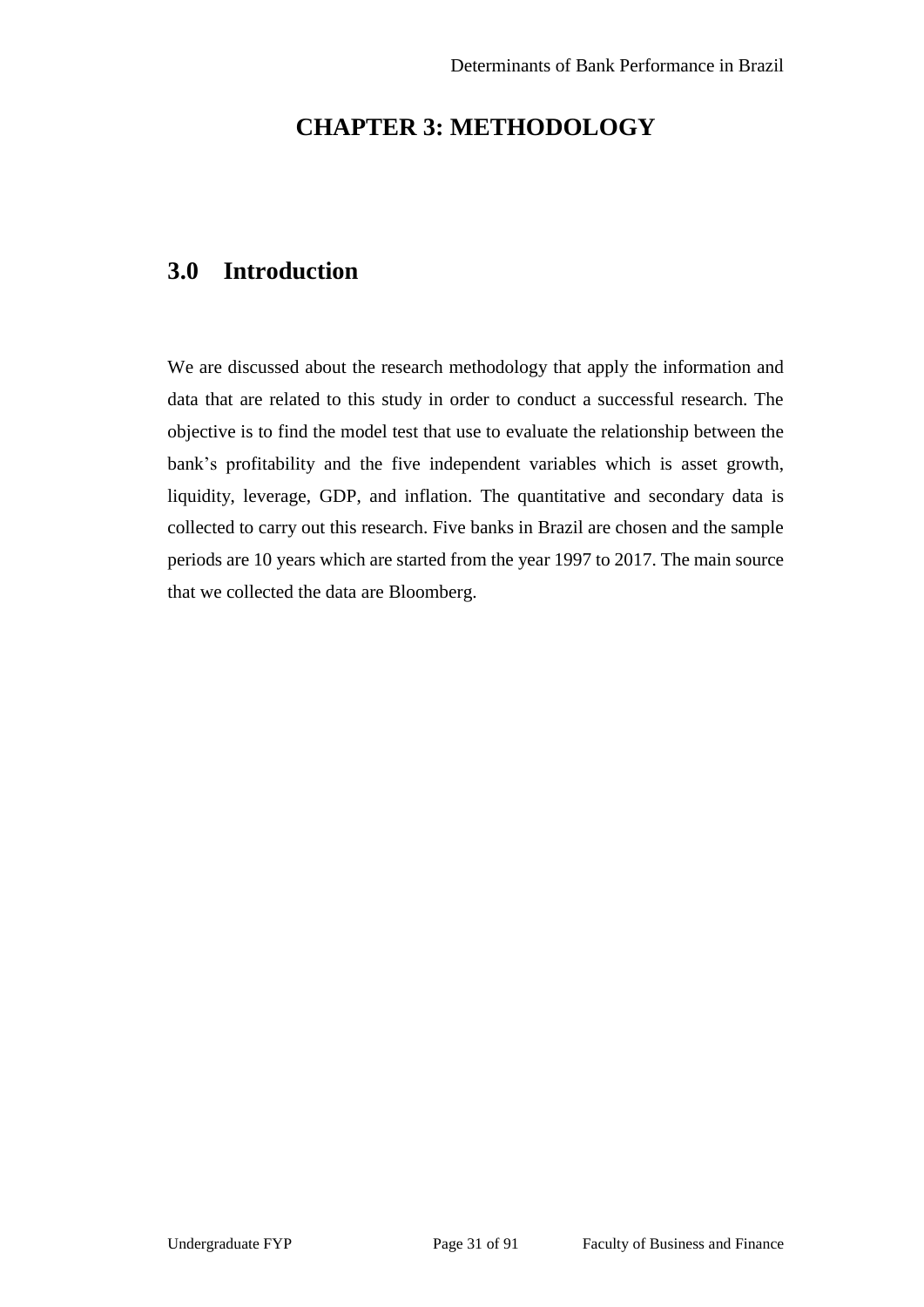# CHAPTER 3: METHODOLOGY

## 3.0 Introduction

We are discussed about the research methodology that apply the information and data that are related to this study in order to conduct a successful research. The objective is to find the model test that use to evaluate the relationship between the bank's profitability and the five independent variables which is asset growth, liquidity, leverage, GDP, and inflation. The quantitative and secondary data is collected to carry out this research. Five banks in Brazil are chosen and the sample periods are 10 years which are started from the year 1997 to 2017. The main source that we collected the data are Bloomberg.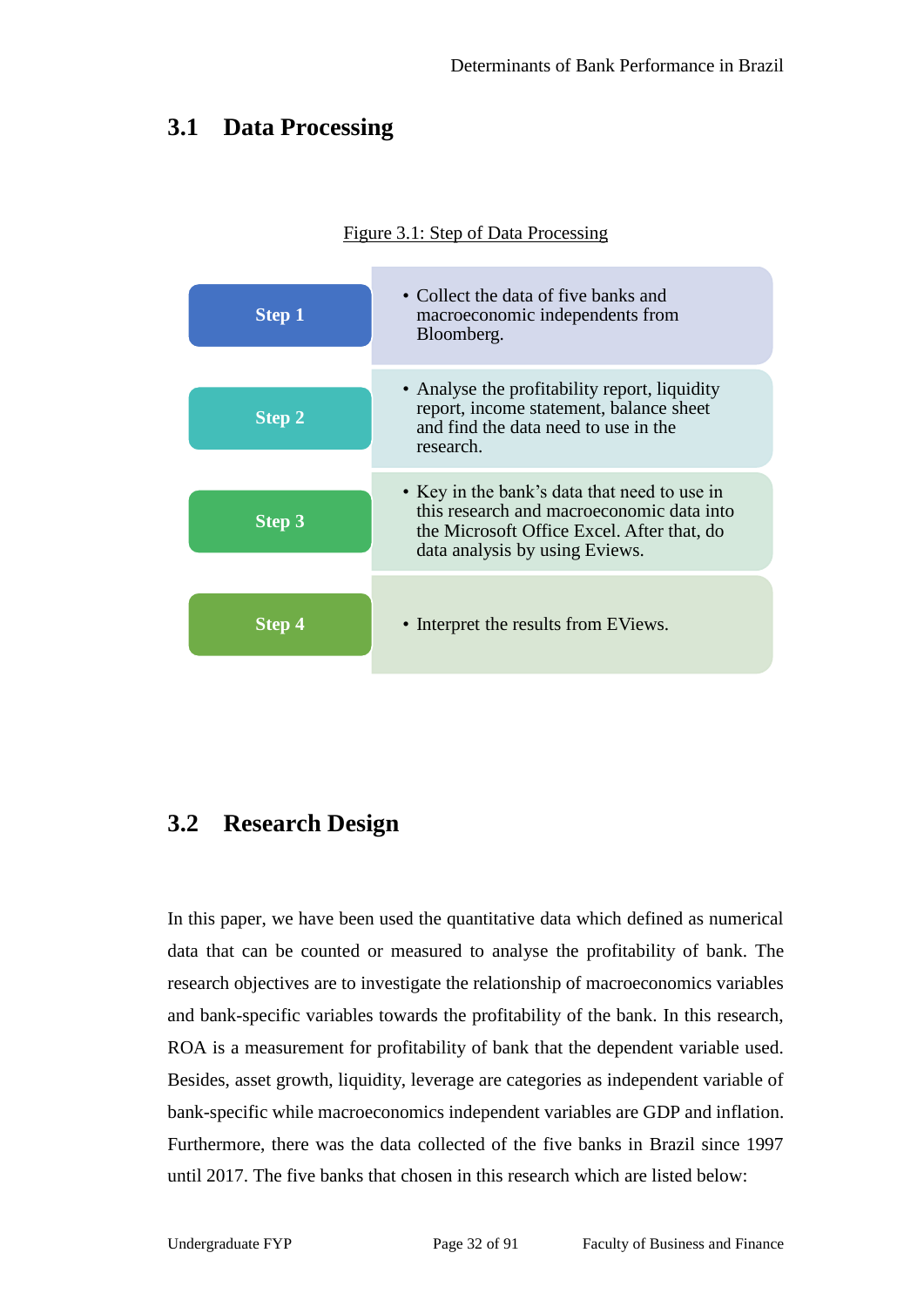## 3.1 Data Processing

Figure 3.1: Step of Data Processing

| Step | Description |
| --- | --- |
| Step 1 | • Collect the data of five banks and macroeconomic independents from Bloomberg. |
| Step 2 | • Analyse the profitability report, liquidity report, income statement, balance sheet and find the data need to use in the research. |
| Step 3 | • Key in the bank's data that need to use in this research and macroeconomic data into the Microsoft Office Excel. After that, do data analysis by using Eviews. |
| Step 4 | • Interpret the results from EViews. |

## 3.2 Research Design

In this paper, we have been used the quantitative data which defined as numerical data that can be counted or measured to analyse the profitability of bank. The research objectives are to investigate the relationship of macroeconomics variables and bank-specific variables towards the profitability of the bank. In this research, ROA is a measurement for profitability of bank that the dependent variable used. Besides, asset growth, liquidity, leverage are categories as independent variable of bank-specific while macroeconomics independent variables are GDP and inflation. Furthermore, there was the data collected of the five banks in Brazil since 1997 until 2017. The five banks that chosen in this research which are listed below: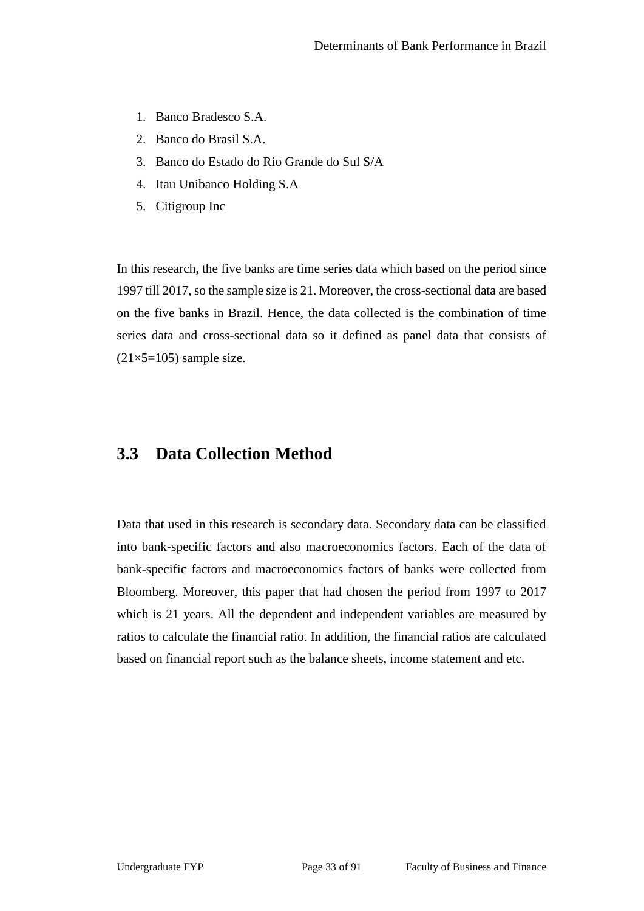1. Banco Bradesco S.A.
2. Banco do Brasil S.A.
3. Banco do Estado do Rio Grande do Sul S/A
4. Itau Unibanco Holding S.A
5. Citigroup Inc

In this research, the five banks are time series data which based on the period since 1997 till 2017, so the sample size is 21. Moreover, the cross-sectional data are based on the five banks in Brazil. Hence, the data collected is the combination of time series data and cross-sectional data so it defined as panel data that consists of (21×5=<u>105</u>) sample size.

## 3.3 Data Collection Method

Data that used in this research is secondary data. Secondary data can be classified into bank-specific factors and also macroeconomics factors. Each of the data of bank-specific factors and macroeconomics factors of banks were collected from Bloomberg. Moreover, this paper that had chosen the period from 1997 to 2017 which is 21 years. All the dependent and independent variables are measured by ratios to calculate the financial ratio. In addition, the financial ratios are calculated based on financial report such as the balance sheets, income statement and etc.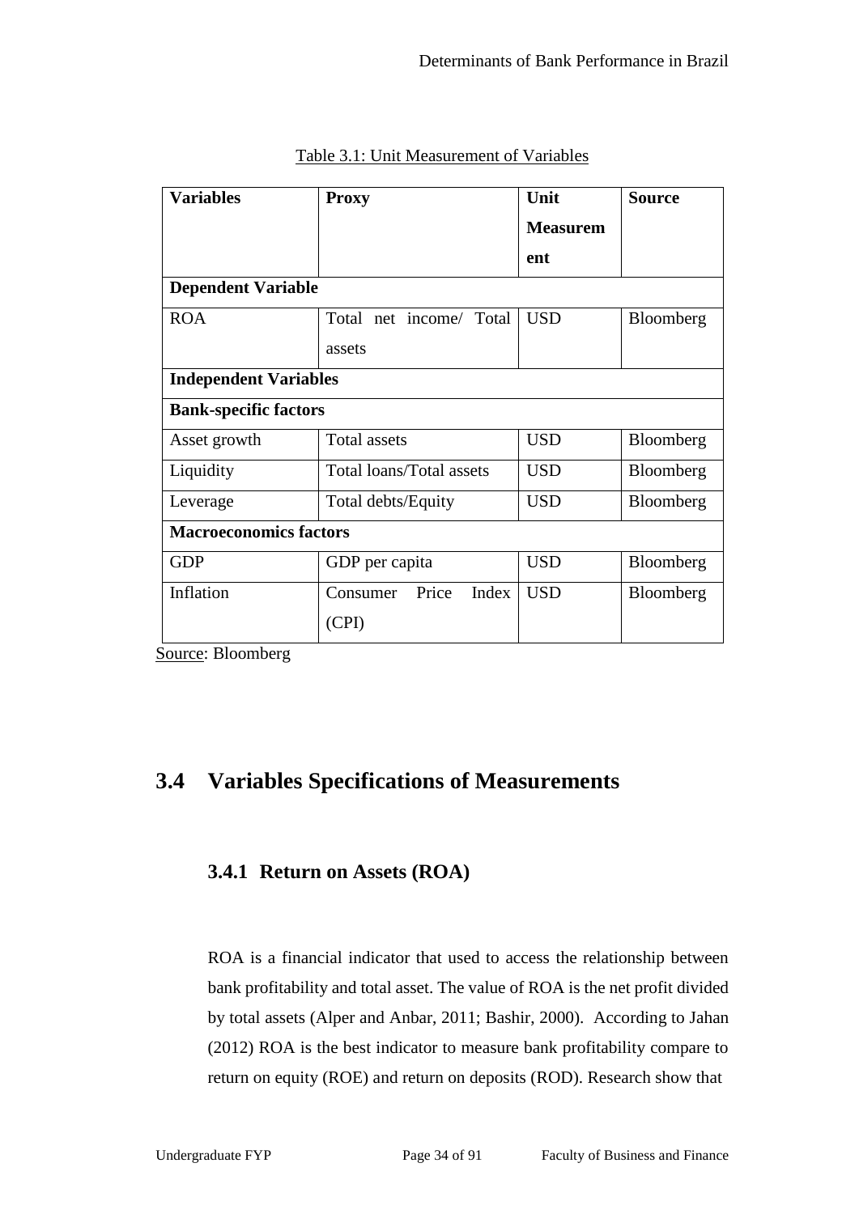Table 3.1: Unit Measurement of Variables

| Variables | Proxy | Unit Measurement | Source |
|---|---|---|---|
| **Dependent Variable** | | | |
| ROA | Total net income/ Total assets | USD | Bloomberg |
| **Independent Variables** | | | |
| **Bank-specific factors** | | | |
| Asset growth | Total assets | USD | Bloomberg |
| Liquidity | Total loans/Total assets | USD | Bloomberg |
| Leverage | Total debts/Equity | USD | Bloomberg |
| **Macroeconomics factors** | | | |
| GDP | GDP per capita | USD | Bloomberg |
| Inflation | Consumer Price Index (CPI) | USD | Bloomberg |

Source: Bloomberg

## 3.4 Variables Specifications of Measurements

### 3.4.1 Return on Assets (ROA)

ROA is a financial indicator that used to access the relationship between bank profitability and total asset. The value of ROA is the net profit divided by total assets (Alper and Anbar, 2011; Bashir, 2000). According to Jahan (2012) ROA is the best indicator to measure bank profitability compare to return on equity (ROE) and return on deposits (ROD). Research show that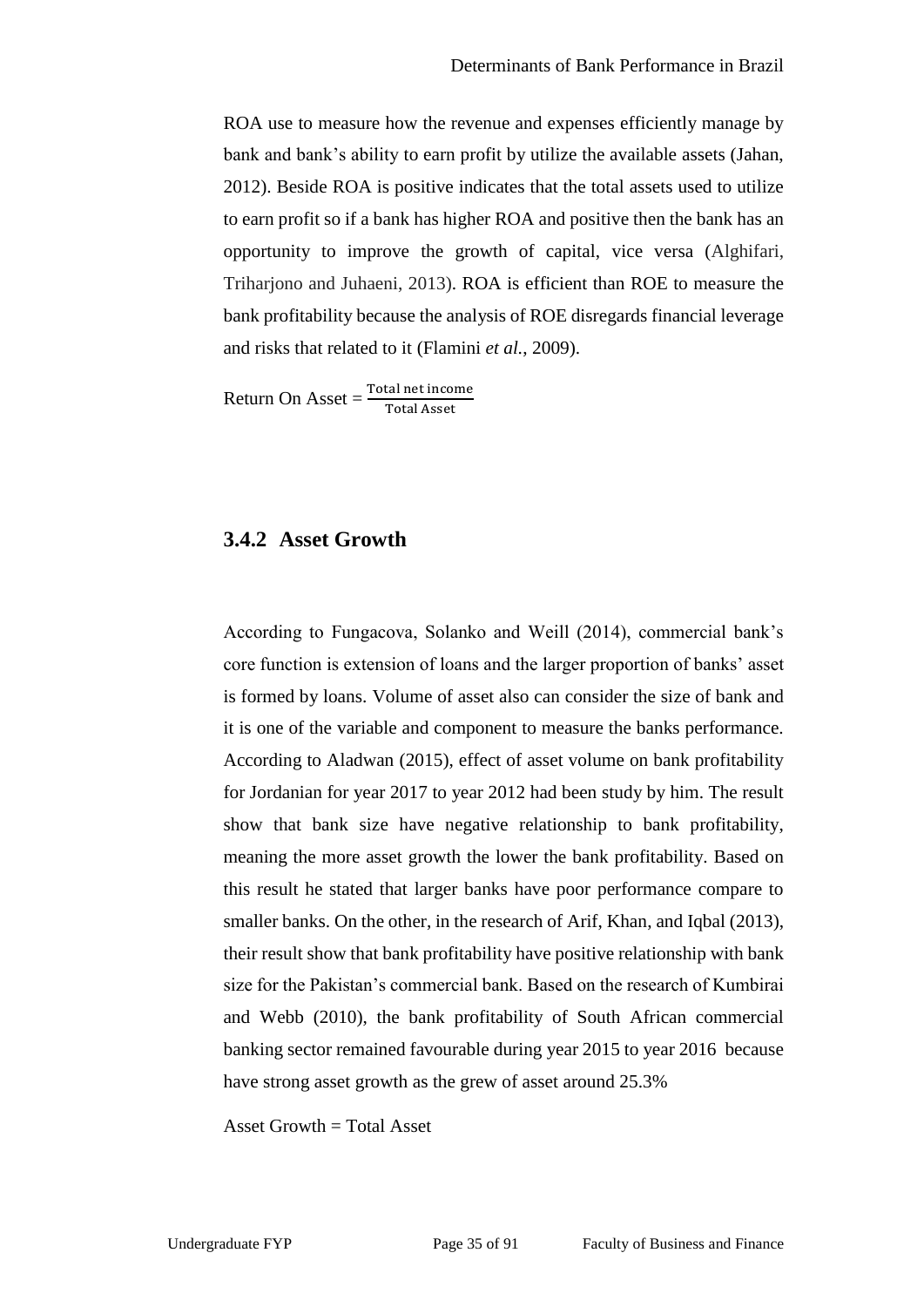ROA use to measure how the revenue and expenses efficiently manage by bank and bank's ability to earn profit by utilize the available assets (Jahan, 2012). Beside ROA is positive indicates that the total assets used to utilize to earn profit so if a bank has higher ROA and positive then the bank has an opportunity to improve the growth of capital, vice versa (Alghifari, Triharjono and Juhaeni, 2013). ROA is efficient than ROE to measure the bank profitability because the analysis of ROE disregards financial leverage and risks that related to it (Flamini *et al.*, 2009).

Return On Asset = $\frac{\text{Total net income}}{\text{Total Asset}}$

### 3.4.2 Asset Growth

According to Fungacova, Solanko and Weill (2014), commercial bank's core function is extension of loans and the larger proportion of banks' asset is formed by loans. Volume of asset also can consider the size of bank and it is one of the variable and component to measure the banks performance. According to Aladwan (2015), effect of asset volume on bank profitability for Jordanian for year 2017 to year 2012 had been study by him. The result show that bank size have negative relationship to bank profitability, meaning the more asset growth the lower the bank profitability. Based on this result he stated that larger banks have poor performance compare to smaller banks. On the other, in the research of Arif, Khan, and Iqbal (2013), their result show that bank profitability have positive relationship with bank size for the Pakistan's commercial bank. Based on the research of Kumbirai and Webb (2010), the bank profitability of South African commercial banking sector remained favourable during year 2015 to year 2016 because have strong asset growth as the grew of asset around 25.3%

Asset Growth = Total Asset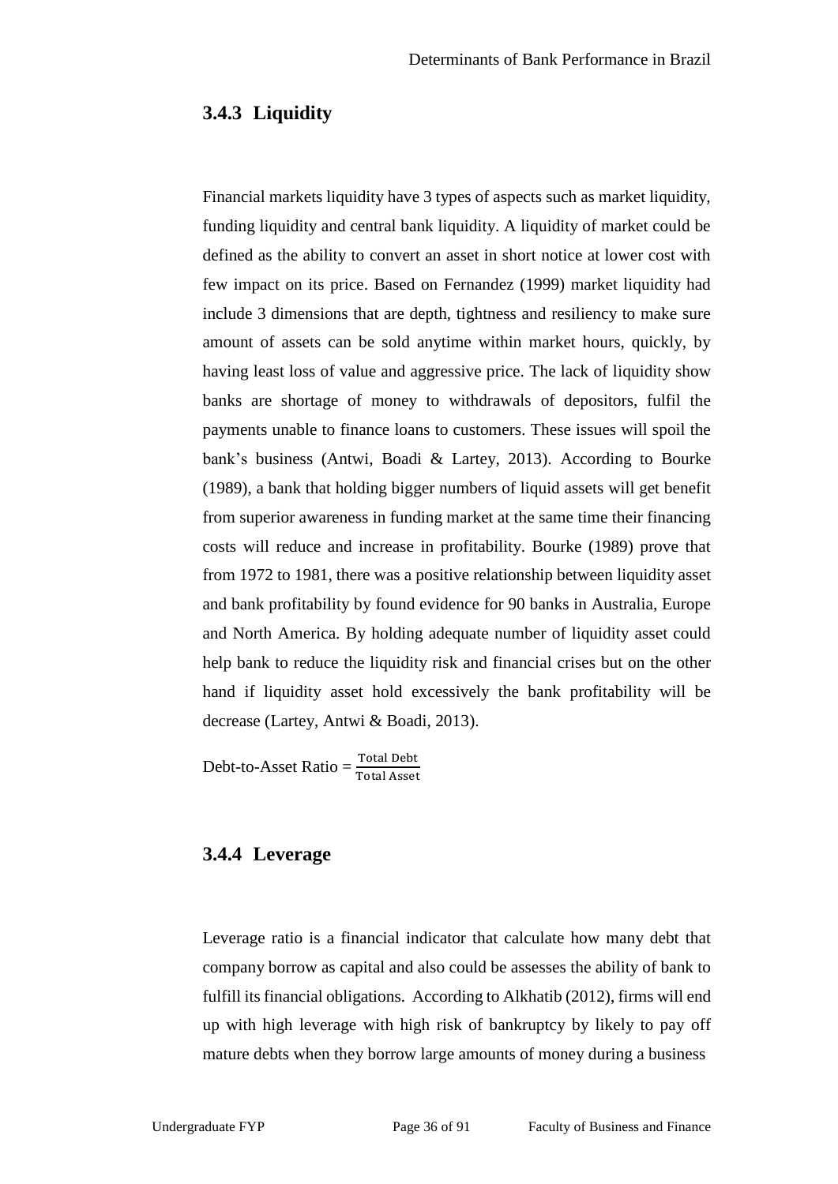### 3.4.3 Liquidity

Financial markets liquidity have 3 types of aspects such as market liquidity, funding liquidity and central bank liquidity. A liquidity of market could be defined as the ability to convert an asset in short notice at lower cost with few impact on its price. Based on Fernandez (1999) market liquidity had include 3 dimensions that are depth, tightness and resiliency to make sure amount of assets can be sold anytime within market hours, quickly, by having least loss of value and aggressive price. The lack of liquidity show banks are shortage of money to withdrawals of depositors, fulfil the payments unable to finance loans to customers. These issues will spoil the bank's business (Antwi, Boadi & Lartey, 2013). According to Bourke (1989), a bank that holding bigger numbers of liquid assets will get benefit from superior awareness in funding market at the same time their financing costs will reduce and increase in profitability. Bourke (1989) prove that from 1972 to 1981, there was a positive relationship between liquidity asset and bank profitability by found evidence for 90 banks in Australia, Europe and North America. By holding adequate number of liquidity asset could help bank to reduce the liquidity risk and financial crises but on the other hand if liquidity asset hold excessively the bank profitability will be decrease (Lartey, Antwi & Boadi, 2013).

Debt-to-Asset Ratio = $\frac{\text{Total Debt}}{\text{Total Asset}}$

### 3.4.4 Leverage

Leverage ratio is a financial indicator that calculate how many debt that company borrow as capital and also could be assesses the ability of bank to fulfill its financial obligations. According to Alkhatib (2012), firms will end up with high leverage with high risk of bankruptcy by likely to pay off mature debts when they borrow large amounts of money during a business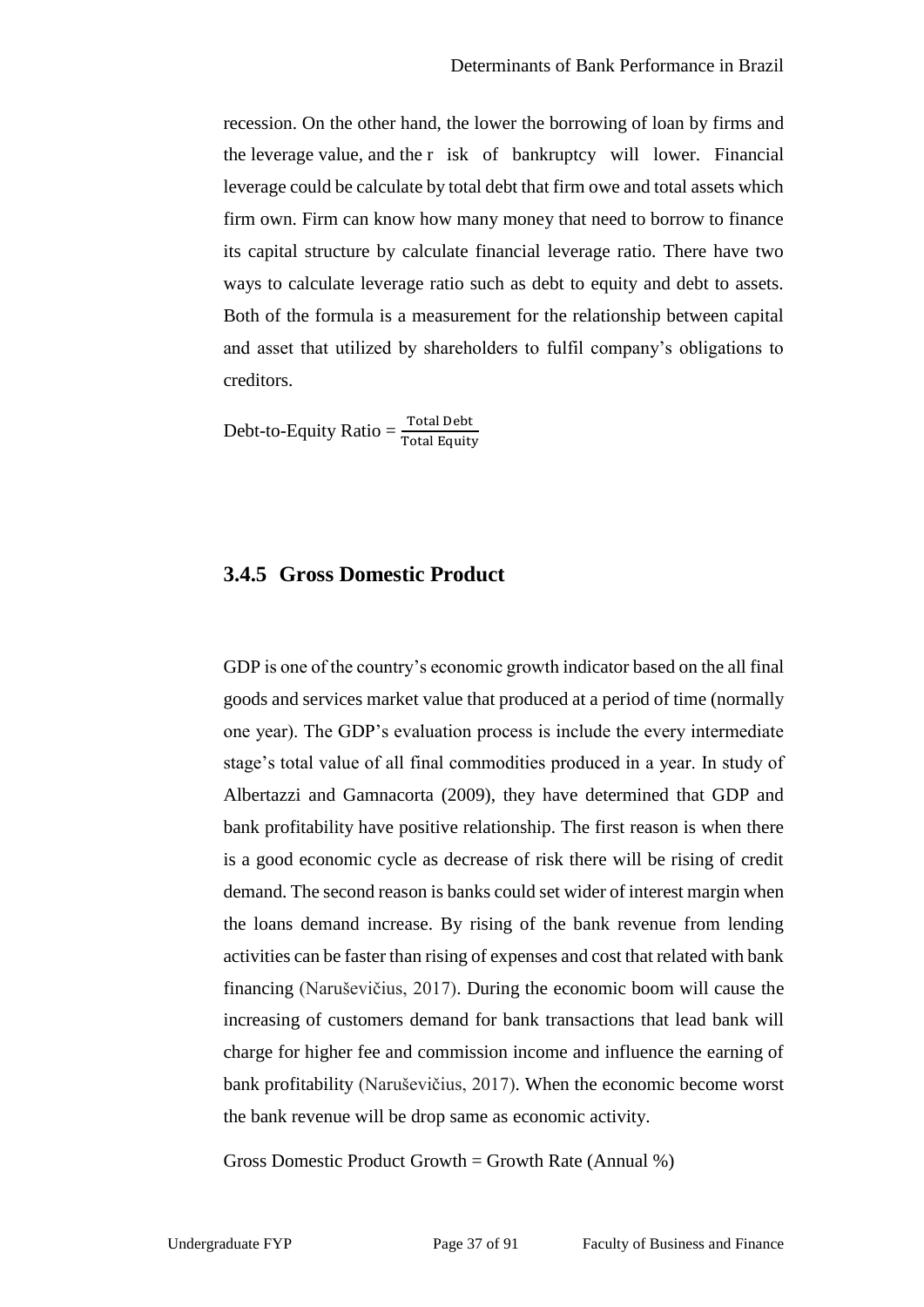recession. On the other hand, the lower the borrowing of loan by firms and the leverage value, and the r isk of bankruptcy will lower. Financial leverage could be calculate by total debt that firm owe and total assets which firm own. Firm can know how many money that need to borrow to finance its capital structure by calculate financial leverage ratio. There have two ways to calculate leverage ratio such as debt to equity and debt to assets. Both of the formula is a measurement for the relationship between capital and asset that utilized by shareholders to fulfil company's obligations to creditors.

Debt-to-Equity Ratio = $\frac{\text{Total Debt}}{\text{Total Equity}}$

### 3.4.5 Gross Domestic Product

GDP is one of the country's economic growth indicator based on the all final goods and services market value that produced at a period of time (normally one year). The GDP's evaluation process is include the every intermediate stage's total value of all final commodities produced in a year. In study of Albertazzi and Gamnacorta (2009), they have determined that GDP and bank profitability have positive relationship. The first reason is when there is a good economic cycle as decrease of risk there will be rising of credit demand. The second reason is banks could set wider of interest margin when the loans demand increase. By rising of the bank revenue from lending activities can be faster than rising of expenses and cost that related with bank financing (Naruševičius, 2017). During the economic boom will cause the increasing of customers demand for bank transactions that lead bank will charge for higher fee and commission income and influence the earning of bank profitability (Naruševičius, 2017). When the economic become worst the bank revenue will be drop same as economic activity.

Gross Domestic Product Growth = Growth Rate (Annual %)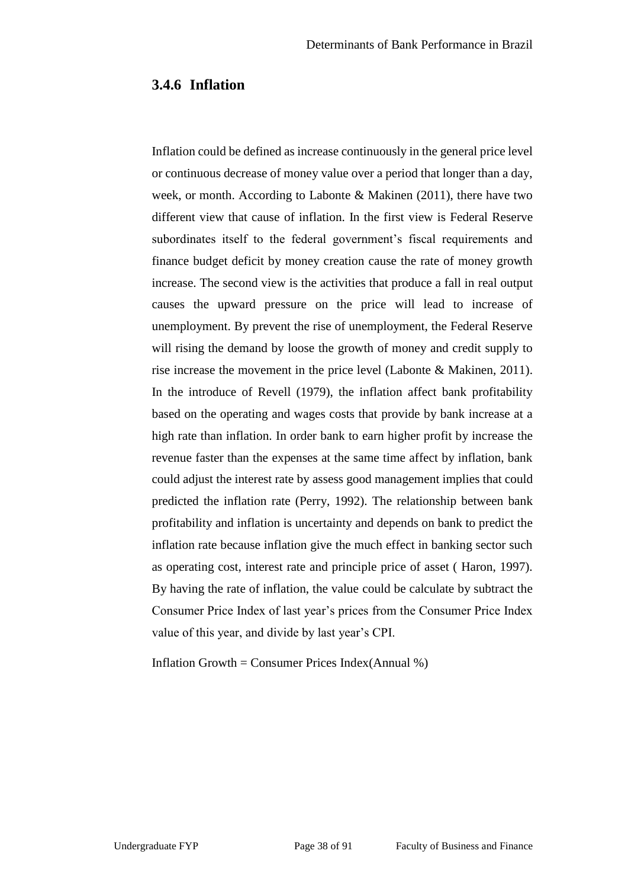### 3.4.6 Inflation

Inflation could be defined as increase continuously in the general price level or continuous decrease of money value over a period that longer than a day, week, or month. According to Labonte & Makinen (2011), there have two different view that cause of inflation. In the first view is Federal Reserve subordinates itself to the federal government's fiscal requirements and finance budget deficit by money creation cause the rate of money growth increase. The second view is the activities that produce a fall in real output causes the upward pressure on the price will lead to increase of unemployment. By prevent the rise of unemployment, the Federal Reserve will rising the demand by loose the growth of money and credit supply to rise increase the movement in the price level (Labonte & Makinen, 2011). In the introduce of Revell (1979), the inflation affect bank profitability based on the operating and wages costs that provide by bank increase at a high rate than inflation. In order bank to earn higher profit by increase the revenue faster than the expenses at the same time affect by inflation, bank could adjust the interest rate by assess good management implies that could predicted the inflation rate (Perry, 1992). The relationship between bank profitability and inflation is uncertainty and depends on bank to predict the inflation rate because inflation give the much effect in banking sector such as operating cost, interest rate and principle price of asset ( Haron, 1997). By having the rate of inflation, the value could be calculate by subtract the Consumer Price Index of last year's prices from the Consumer Price Index value of this year, and divide by last year's CPI.

Inflation Growth = Consumer Prices Index(Annual %)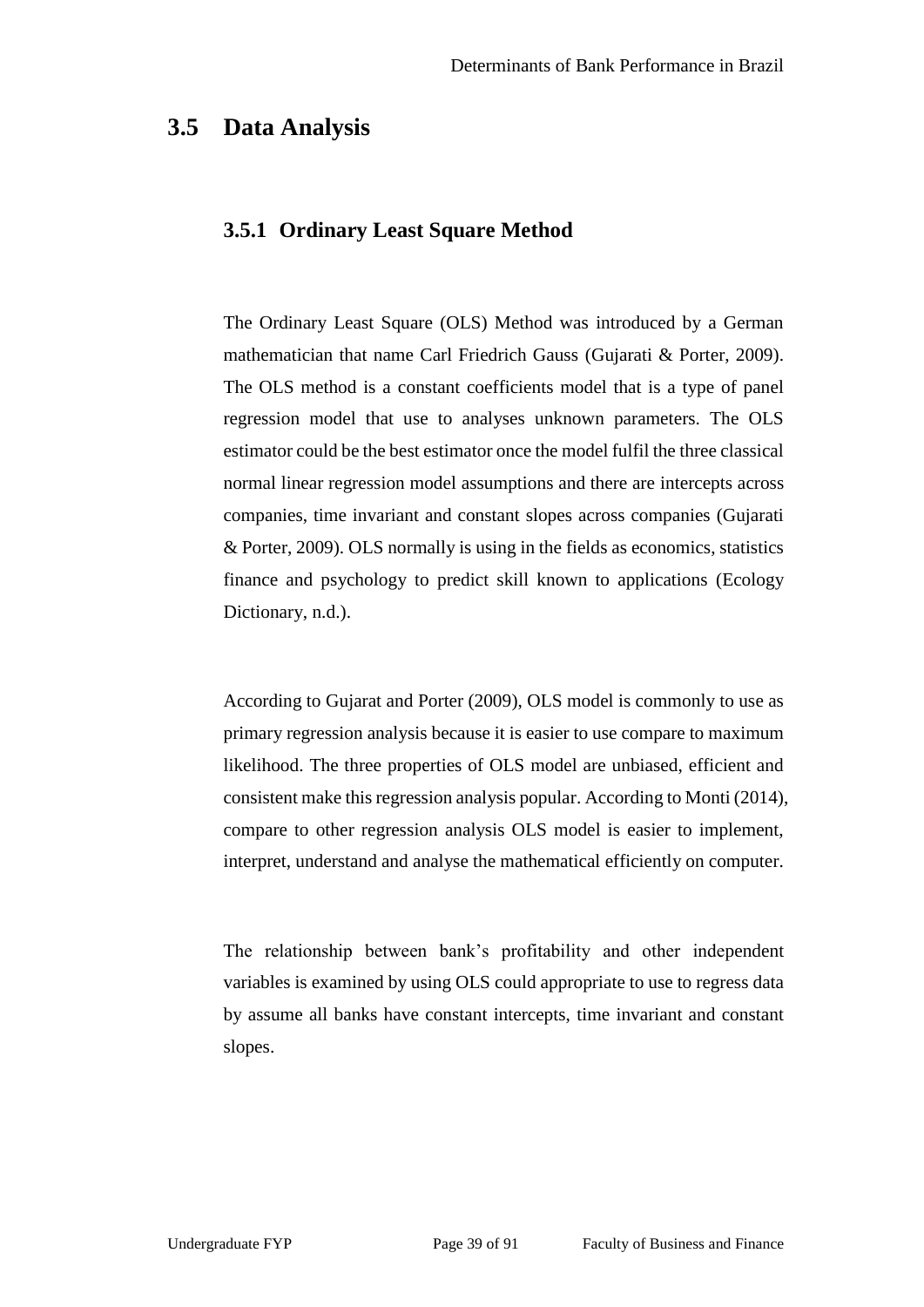## 3.5 Data Analysis

### 3.5.1 Ordinary Least Square Method

The Ordinary Least Square (OLS) Method was introduced by a German mathematician that name Carl Friedrich Gauss (Gujarati & Porter, 2009). The OLS method is a constant coefficients model that is a type of panel regression model that use to analyses unknown parameters. The OLS estimator could be the best estimator once the model fulfil the three classical normal linear regression model assumptions and there are intercepts across companies, time invariant and constant slopes across companies (Gujarati & Porter, 2009). OLS normally is using in the fields as economics, statistics finance and psychology to predict skill known to applications (Ecology Dictionary, n.d.).

According to Gujarat and Porter (2009), OLS model is commonly to use as primary regression analysis because it is easier to use compare to maximum likelihood. The three properties of OLS model are unbiased, efficient and consistent make this regression analysis popular. According to Monti (2014), compare to other regression analysis OLS model is easier to implement, interpret, understand and analyse the mathematical efficiently on computer.

The relationship between bank's profitability and other independent variables is examined by using OLS could appropriate to use to regress data by assume all banks have constant intercepts, time invariant and constant slopes.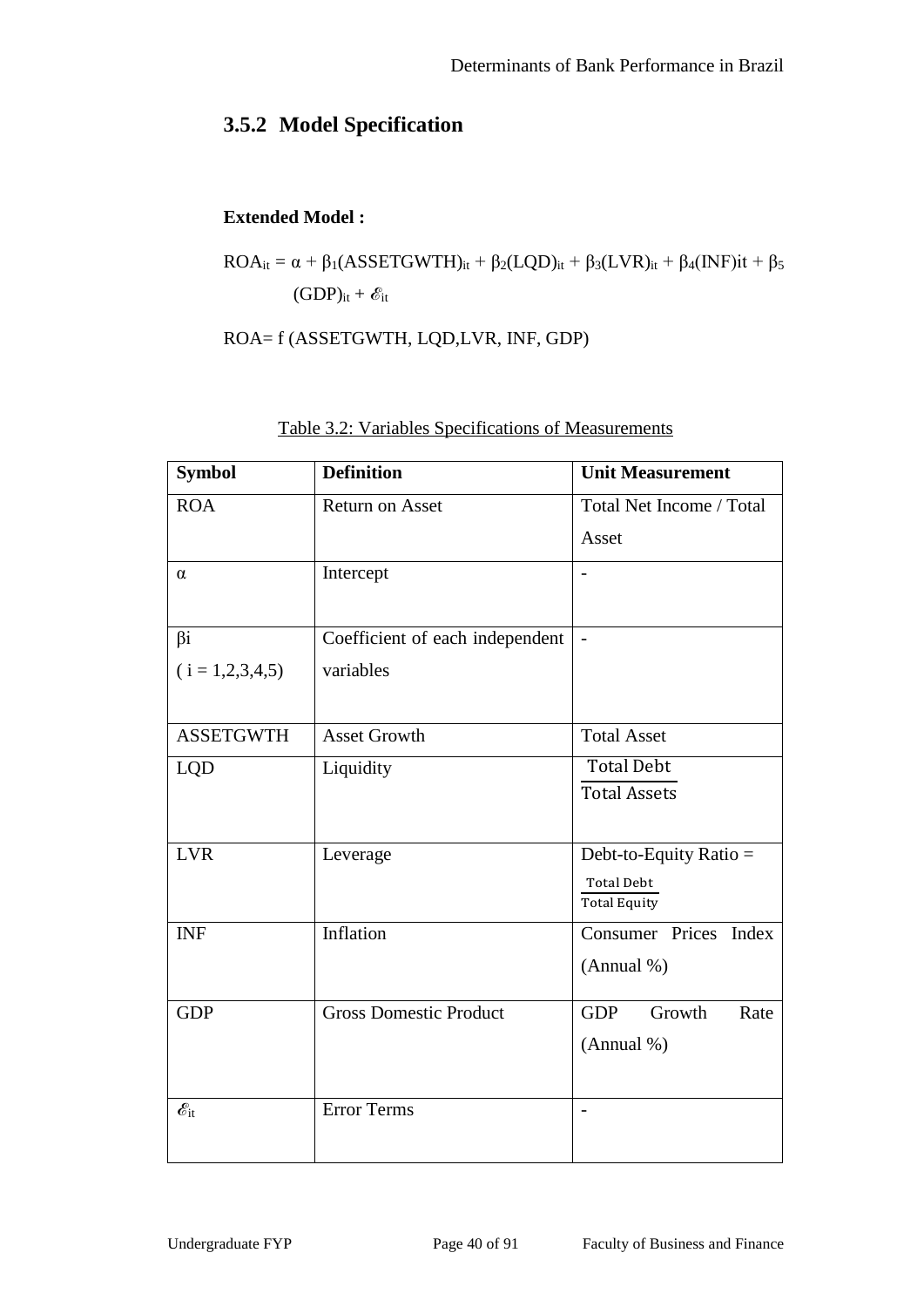### 3.5.2 Model Specification

**Extended Model :**

$$ROA_{it} = \alpha + \beta_1(ASSETGWTH)_{it} + \beta_2(LQD)_{it} + \beta_3(LVR)_{it} + \beta_4(INF)it + \beta_5 (GDP)_{it} + \mathscr{E}_{it}$$

ROA= f (ASSETGWTH, LQD,LVR, INF, GDP)

Table 3.2: Variables Specifications of Measurements

| Symbol | Definition | Unit Measurement |
|---|---|---|
| ROA | Return on Asset | Total Net Income / Total Asset |
| $\alpha$ | Intercept | - |
| $\beta i$ ( i = 1,2,3,4,5) | Coefficient of each independent variables | - |
| ASSETGWTH | Asset Growth | Total Asset |
| LQD | Liquidity | $\frac{\text{Total Debt}}{\text{Total Assets}}$ |
| LVR | Leverage | Debt-to-Equity Ratio = $\frac{\text{Total Debt}}{\text{Total Equity}}$ |
| INF | Inflation | Consumer Prices Index (Annual %) |
| GDP | Gross Domestic Product | GDP Growth Rate (Annual %) |
| $\mathscr{E}_{it}$ | Error Terms | - |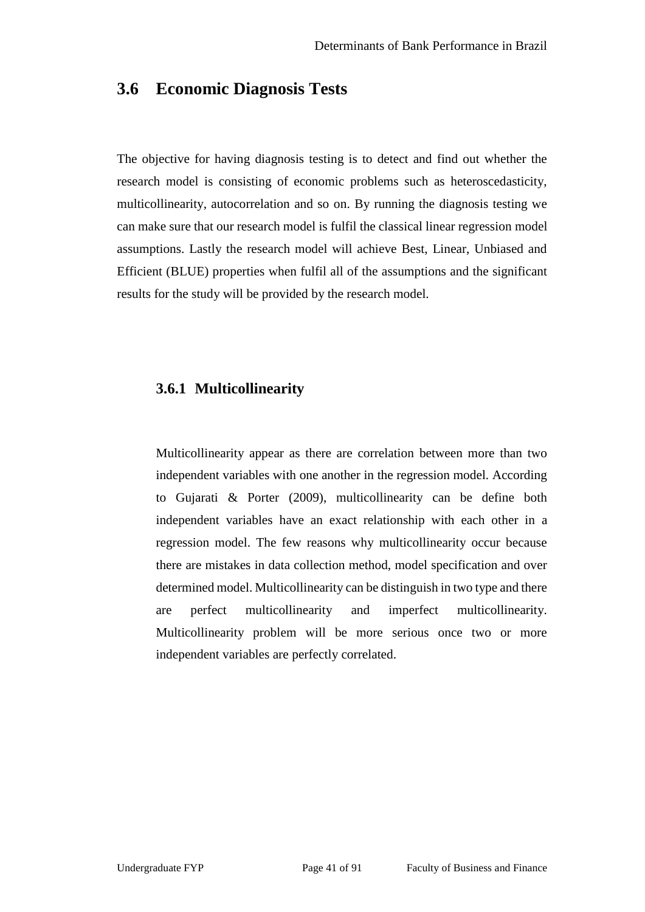## 3.6 Economic Diagnosis Tests

The objective for having diagnosis testing is to detect and find out whether the research model is consisting of economic problems such as heteroscedasticity, multicollinearity, autocorrelation and so on. By running the diagnosis testing we can make sure that our research model is fulfil the classical linear regression model assumptions. Lastly the research model will achieve Best, Linear, Unbiased and Efficient (BLUE) properties when fulfil all of the assumptions and the significant results for the study will be provided by the research model.

### 3.6.1 Multicollinearity

Multicollinearity appear as there are correlation between more than two independent variables with one another in the regression model. According to Gujarati & Porter (2009), multicollinearity can be define both independent variables have an exact relationship with each other in a regression model. The few reasons why multicollinearity occur because there are mistakes in data collection method, model specification and over determined model. Multicollinearity can be distinguish in two type and there are perfect multicollinearity and imperfect multicollinearity. Multicollinearity problem will be more serious once two or more independent variables are perfectly correlated.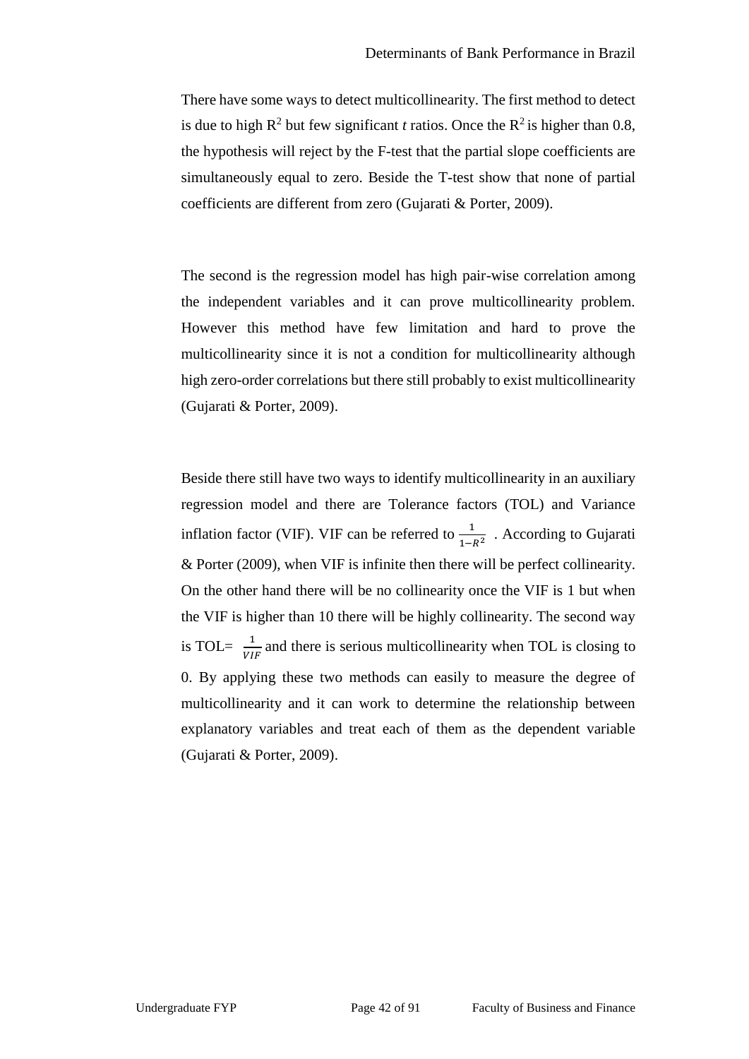There have some ways to detect multicollinearity. The first method to detect is due to high $R^2$ but few significant *t* ratios. Once the $R^2$ is higher than 0.8, the hypothesis will reject by the F-test that the partial slope coefficients are simultaneously equal to zero. Beside the T-test show that none of partial coefficients are different from zero (Gujarati & Porter, 2009).

The second is the regression model has high pair-wise correlation among the independent variables and it can prove multicollinearity problem. However this method have few limitation and hard to prove the multicollinearity since it is not a condition for multicollinearity although high zero-order correlations but there still probably to exist multicollinearity (Gujarati & Porter, 2009).

Beside there still have two ways to identify multicollinearity in an auxiliary regression model and there are Tolerance factors (TOL) and Variance inflation factor (VIF). VIF can be referred to $\frac{1}{1-R^2}$ . According to Gujarati & Porter (2009), when VIF is infinite then there will be perfect collinearity. On the other hand there will be no collinearity once the VIF is 1 but when the VIF is higher than 10 there will be highly collinearity. The second way is TOL= $\frac{1}{VIF}$ and there is serious multicollinearity when TOL is closing to 0. By applying these two methods can easily to measure the degree of multicollinearity and it can work to determine the relationship between explanatory variables and treat each of them as the dependent variable (Gujarati & Porter, 2009).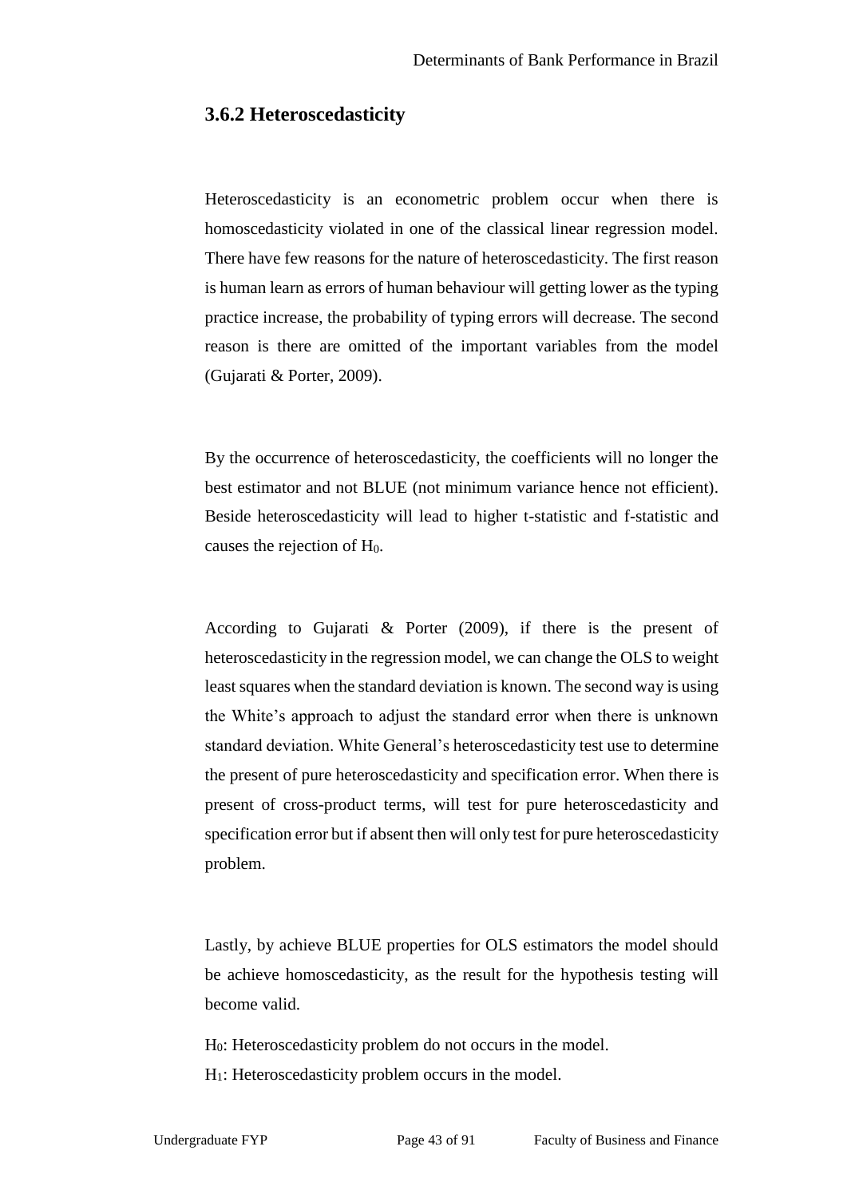### 3.6.2 Heteroscedasticity

Heteroscedasticity is an econometric problem occur when there is homoscedasticity violated in one of the classical linear regression model. There have few reasons for the nature of heteroscedasticity. The first reason is human learn as errors of human behaviour will getting lower as the typing practice increase, the probability of typing errors will decrease. The second reason is there are omitted of the important variables from the model (Gujarati & Porter, 2009).

By the occurrence of heteroscedasticity, the coefficients will no longer the best estimator and not BLUE (not minimum variance hence not efficient). Beside heteroscedasticity will lead to higher t-statistic and f-statistic and causes the rejection of $H_0$.

According to Gujarati & Porter (2009), if there is the present of heteroscedasticity in the regression model, we can change the OLS to weight least squares when the standard deviation is known. The second way is using the White's approach to adjust the standard error when there is unknown standard deviation. White General's heteroscedasticity test use to determine the present of pure heteroscedasticity and specification error. When there is present of cross-product terms, will test for pure heteroscedasticity and specification error but if absent then will only test for pure heteroscedasticity problem.

Lastly, by achieve BLUE properties for OLS estimators the model should be achieve homoscedasticity, as the result for the hypothesis testing will become valid.

$H_0$: Heteroscedasticity problem do not occurs in the model.
$H_1$: Heteroscedasticity problem occurs in the model.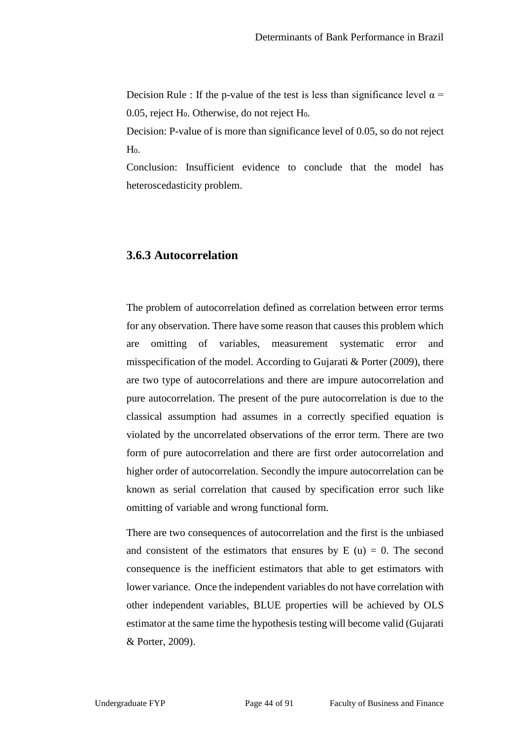Decision Rule : If the p-value of the test is less than significance level $\alpha = 0.05$, reject $H_0$. Otherwise, do not reject $H_0$.

Decision: P-value of is more than significance level of 0.05, so do not reject $H_0$.

Conclusion: Insufficient evidence to conclude that the model has heteroscedasticity problem.

### 3.6.3 Autocorrelation

The problem of autocorrelation defined as correlation between error terms for any observation. There have some reason that causes this problem which are omitting of variables, measurement systematic error and misspecification of the model. According to Gujarati & Porter (2009), there are two type of autocorrelations and there are impure autocorrelation and pure autocorrelation. The present of the pure autocorrelation is due to the classical assumption had assumes in a correctly specified equation is violated by the uncorrelated observations of the error term. There are two form of pure autocorrelation and there are first order autocorrelation and higher order of autocorrelation. Secondly the impure autocorrelation can be known as serial correlation that caused by specification error such like omitting of variable and wrong functional form.

There are two consequences of autocorrelation and the first is the unbiased and consistent of the estimators that ensures by $E(u) = 0$. The second consequence is the inefficient estimators that able to get estimators with lower variance. Once the independent variables do not have correlation with other independent variables, BLUE properties will be achieved by OLS estimator at the same time the hypothesis testing will become valid (Gujarati & Porter, 2009).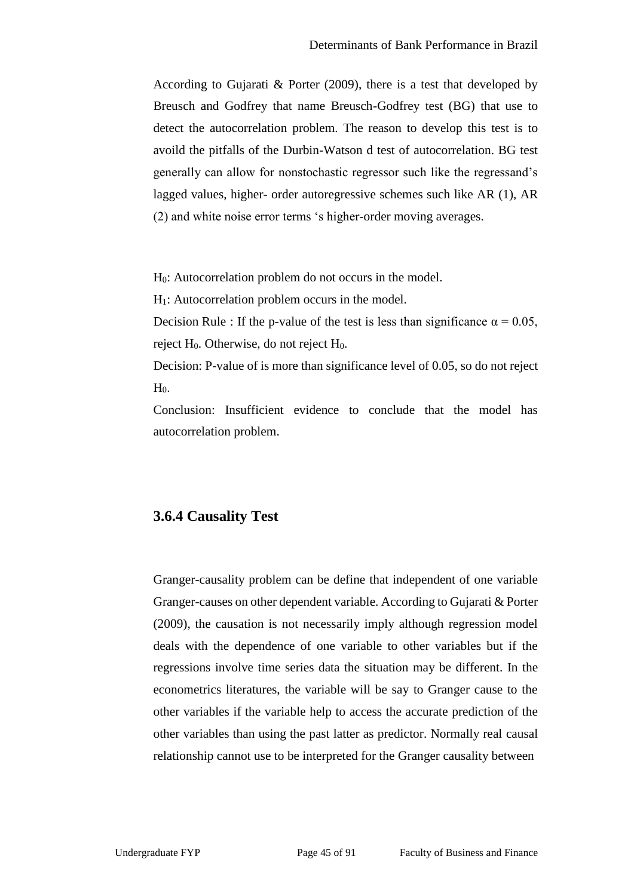According to Gujarati & Porter (2009), there is a test that developed by Breusch and Godfrey that name Breusch-Godfrey test (BG) that use to detect the autocorrelation problem. The reason to develop this test is to avoild the pitfalls of the Durbin-Watson d test of autocorrelation. BG test generally can allow for nonstochastic regressor such like the regressand's lagged values, higher- order autoregressive schemes such like AR (1), AR (2) and white noise error terms 's higher-order moving averages.

$H_0$: Autocorrelation problem do not occurs in the model.

$H_1$: Autocorrelation problem occurs in the model.

Decision Rule : If the p-value of the test is less than significance $\alpha = 0.05$, reject $H_0$. Otherwise, do not reject $H_0$.

Decision: P-value of is more than significance level of 0.05, so do not reject $H_0$.

Conclusion: Insufficient evidence to conclude that the model has autocorrelation problem.

### 3.6.4 Causality Test

Granger-causality problem can be define that independent of one variable Granger-causes on other dependent variable. According to Gujarati & Porter (2009), the causation is not necessarily imply although regression model deals with the dependence of one variable to other variables but if the regressions involve time series data the situation may be different. In the econometrics literatures, the variable will be say to Granger cause to the other variables if the variable help to access the accurate prediction of the other variables than using the past latter as predictor. Normally real causal relationship cannot use to be interpreted for the Granger causality between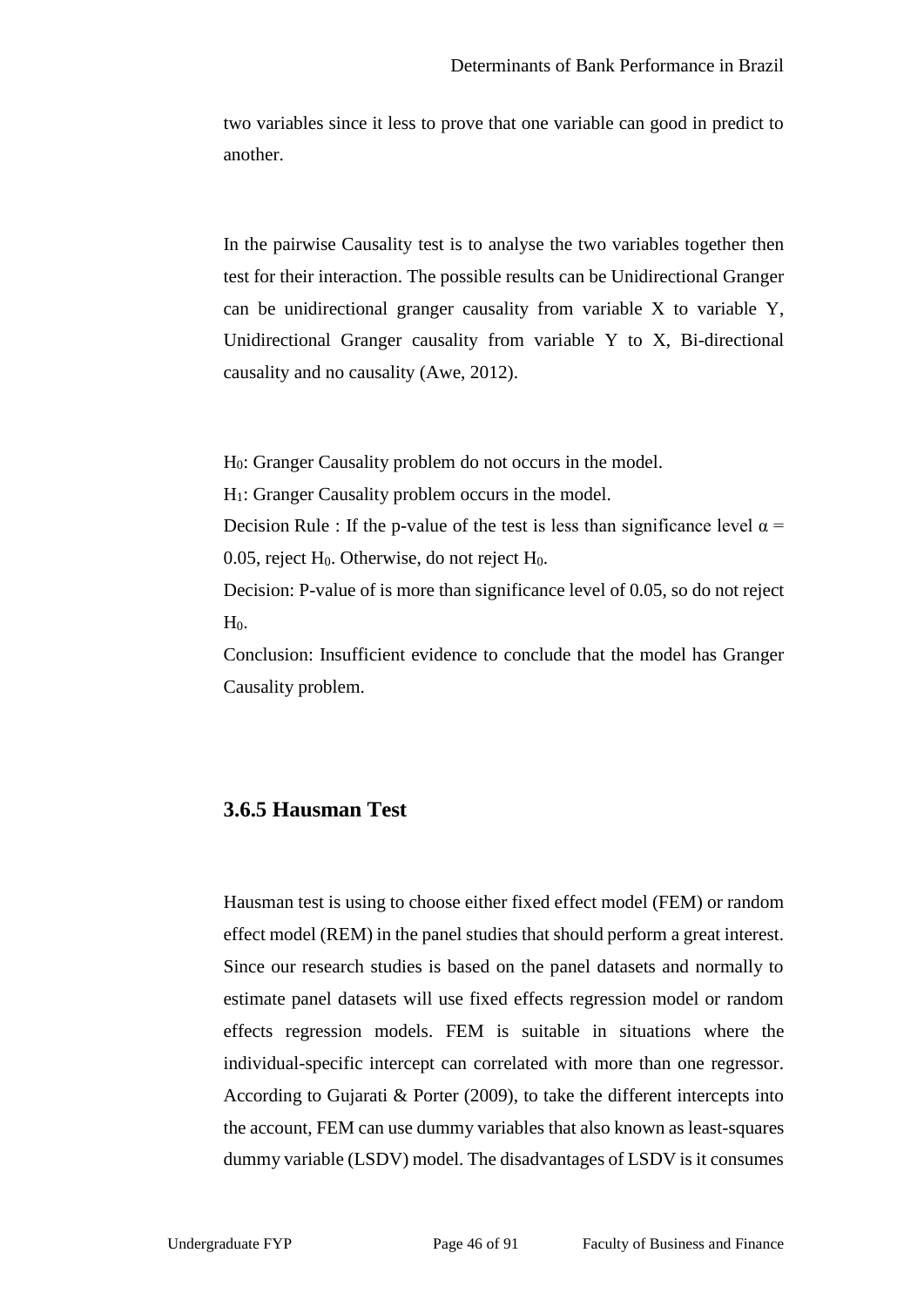two variables since it less to prove that one variable can good in predict to another.

In the pairwise Causality test is to analyse the two variables together then test for their interaction. The possible results can be Unidirectional Granger can be unidirectional granger causality from variable X to variable Y, Unidirectional Granger causality from variable Y to X, Bi-directional causality and no causality (Awe, 2012).

$H_0$: Granger Causality problem do not occurs in the model.

$H_1$: Granger Causality problem occurs in the model.

Decision Rule : If the p-value of the test is less than significance level $\alpha = 0.05$, reject $H_0$. Otherwise, do not reject $H_0$.

Decision: P-value of is more than significance level of 0.05, so do not reject $H_0$.

Conclusion: Insufficient evidence to conclude that the model has Granger Causality problem.

### 3.6.5 Hausman Test

Hausman test is using to choose either fixed effect model (FEM) or random effect model (REM) in the panel studies that should perform a great interest. Since our research studies is based on the panel datasets and normally to estimate panel datasets will use fixed effects regression model or random effects regression models. FEM is suitable in situations where the individual-specific intercept can correlated with more than one regressor. According to Gujarati & Porter (2009), to take the different intercepts into the account, FEM can use dummy variables that also known as least-squares dummy variable (LSDV) model. The disadvantages of LSDV is it consumes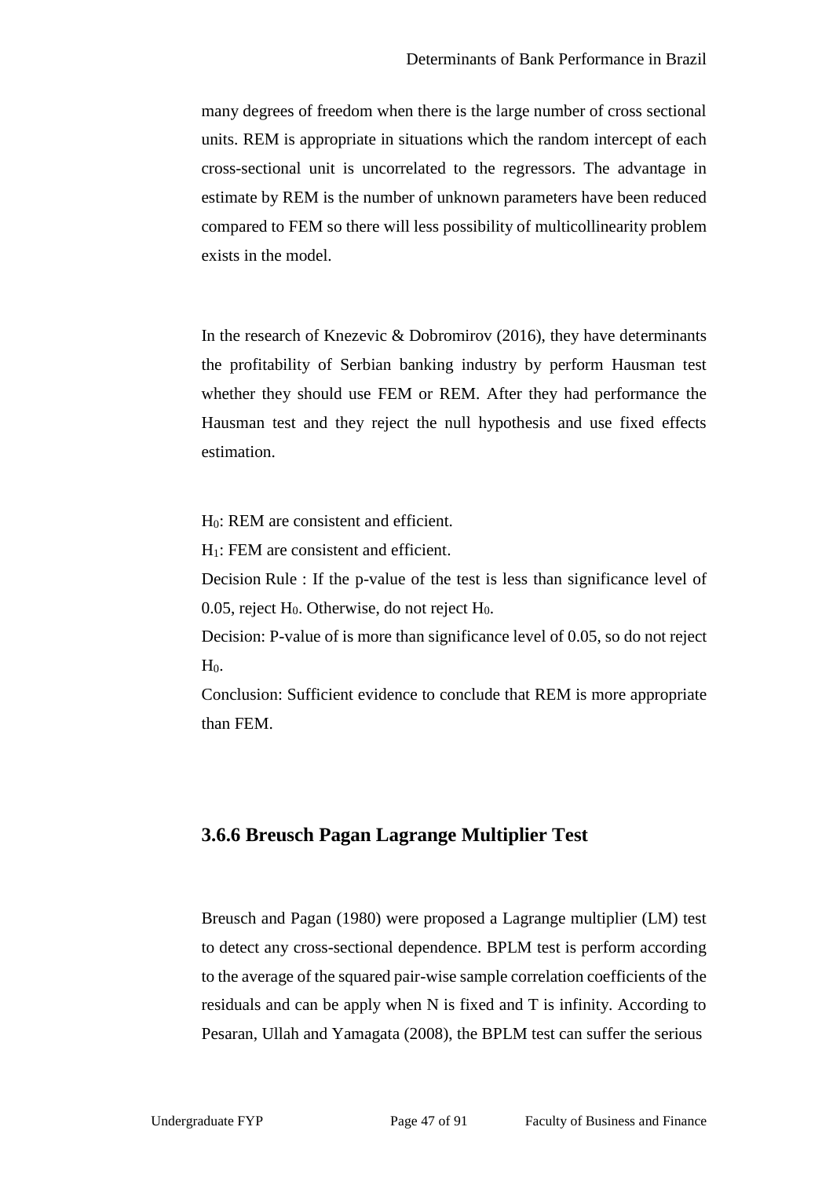many degrees of freedom when there is the large number of cross sectional units. REM is appropriate in situations which the random intercept of each cross-sectional unit is uncorrelated to the regressors. The advantage in estimate by REM is the number of unknown parameters have been reduced compared to FEM so there will less possibility of multicollinearity problem exists in the model.

In the research of Knezevic & Dobromirov (2016), they have determinants the profitability of Serbian banking industry by perform Hausman test whether they should use FEM or REM. After they had performance the Hausman test and they reject the null hypothesis and use fixed effects estimation.

$H_0$: REM are consistent and efficient.

$H_1$: FEM are consistent and efficient.

Decision Rule : If the p-value of the test is less than significance level of 0.05, reject $H_0$. Otherwise, do not reject $H_0$.

Decision: P-value of is more than significance level of 0.05, so do not reject $H_0$.

Conclusion: Sufficient evidence to conclude that REM is more appropriate than FEM.

### 3.6.6 Breusch Pagan Lagrange Multiplier Test

Breusch and Pagan (1980) were proposed a Lagrange multiplier (LM) test to detect any cross-sectional dependence. BPLM test is perform according to the average of the squared pair-wise sample correlation coefficients of the residuals and can be apply when N is fixed and T is infinity. According to Pesaran, Ullah and Yamagata (2008), the BPLM test can suffer the serious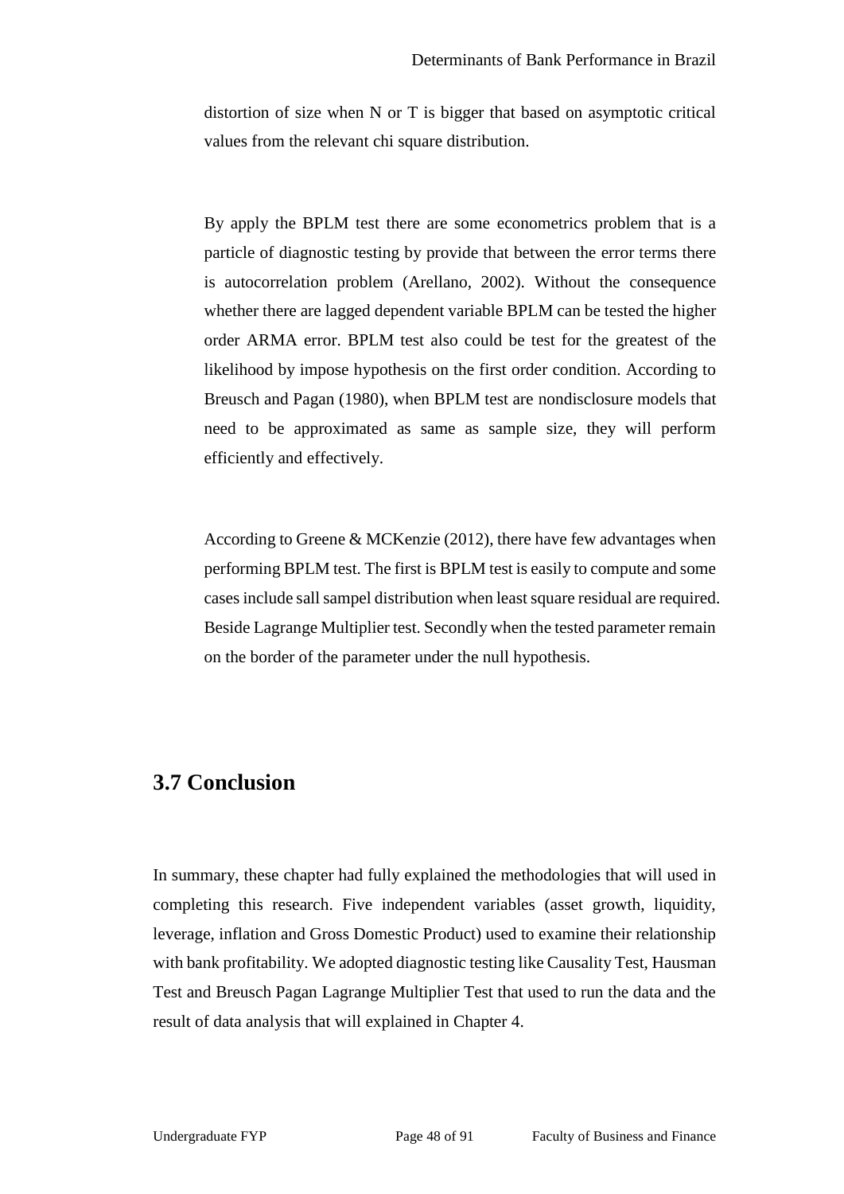distortion of size when N or T is bigger that based on asymptotic critical values from the relevant chi square distribution.

By apply the BPLM test there are some econometrics problem that is a particle of diagnostic testing by provide that between the error terms there is autocorrelation problem (Arellano, 2002). Without the consequence whether there are lagged dependent variable BPLM can be tested the higher order ARMA error. BPLM test also could be test for the greatest of the likelihood by impose hypothesis on the first order condition. According to Breusch and Pagan (1980), when BPLM test are nondisclosure models that need to be approximated as same as sample size, they will perform efficiently and effectively.

According to Greene & MCKenzie (2012), there have few advantages when performing BPLM test. The first is BPLM test is easily to compute and some cases include sall sampel distribution when least square residual are required. Beside Lagrange Multiplier test. Secondly when the tested parameter remain on the border of the parameter under the null hypothesis.

## 3.7 Conclusion

In summary, these chapter had fully explained the methodologies that will used in completing this research. Five independent variables (asset growth, liquidity, leverage, inflation and Gross Domestic Product) used to examine their relationship with bank profitability. We adopted diagnostic testing like Causality Test, Hausman Test and Breusch Pagan Lagrange Multiplier Test that used to run the data and the result of data analysis that will explained in Chapter 4.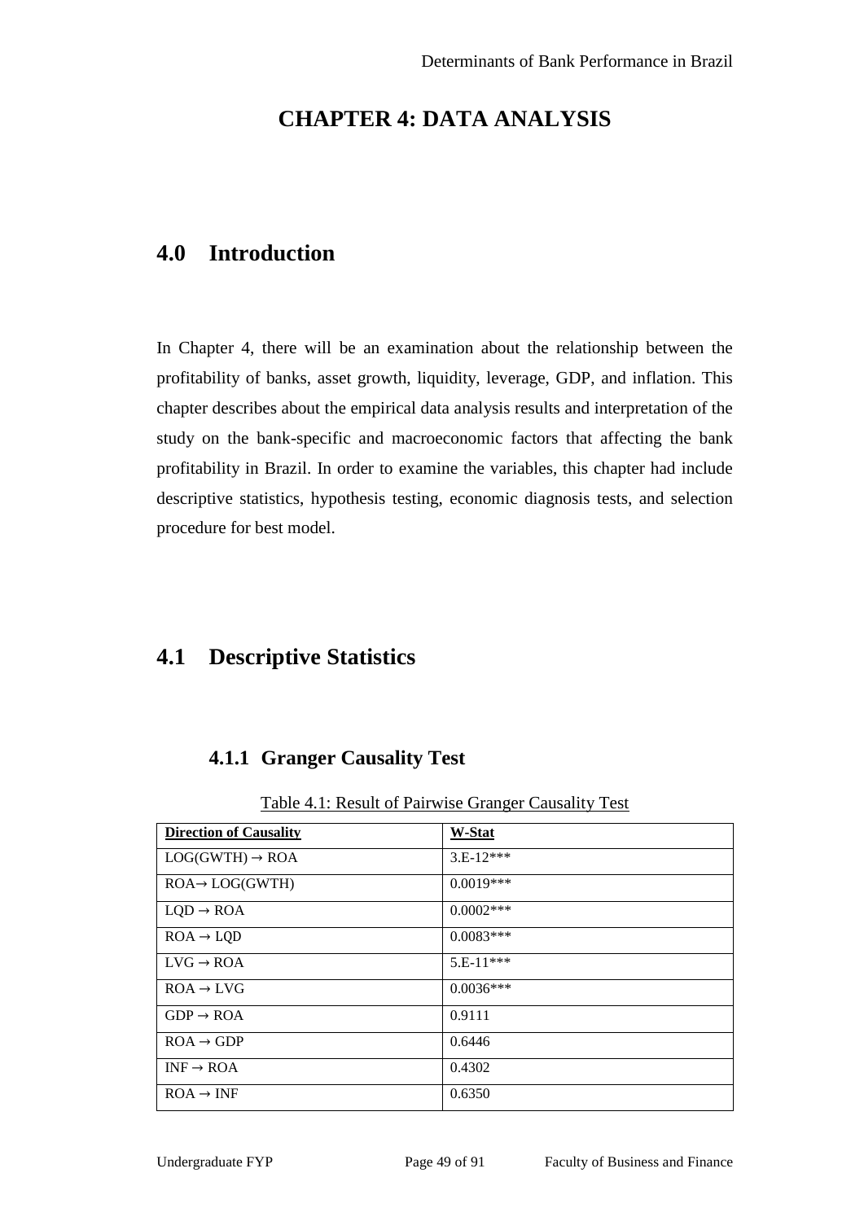# CHAPTER 4: DATA ANALYSIS

## 4.0 Introduction

In Chapter 4, there will be an examination about the relationship between the profitability of banks, asset growth, liquidity, leverage, GDP, and inflation. This chapter describes about the empirical data analysis results and interpretation of the study on the bank-specific and macroeconomic factors that affecting the bank profitability in Brazil. In order to examine the variables, this chapter had include descriptive statistics, hypothesis testing, economic diagnosis tests, and selection procedure for best model.

## 4.1 Descriptive Statistics

### 4.1.1 Granger Causality Test

Table 4.1: Result of Pairwise Granger Causality Test

| **Direction of Causality** | **W-Stat** |
|---|---|
| LOG(GWTH) → ROA | 3.E-12*** |
| ROA→ LOG(GWTH) | 0.0019*** |
| LQD → ROA | 0.0002*** |
| ROA → LQD | 0.0083*** |
| LVG → ROA | 5.E-11*** |
| ROA → LVG | 0.0036*** |
| GDP → ROA | 0.9111 |
| ROA → GDP | 0.6446 |
| INF → ROA | 0.4302 |
| ROA → INF | 0.6350 |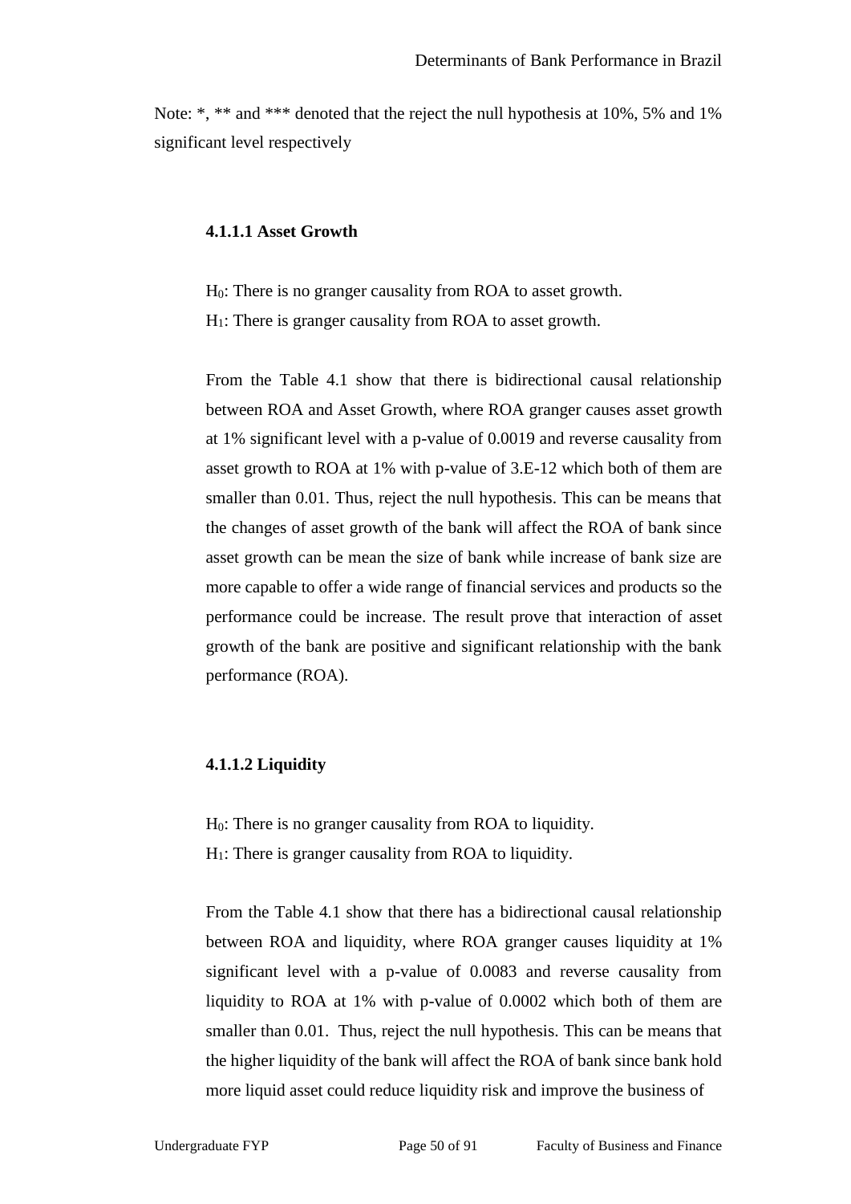Note: *, ** and *** denoted that the reject the null hypothesis at 10%, 5% and 1% significant level respectively

#### 4.1.1.1 Asset Growth

$H_0$: There is no granger causality from ROA to asset growth.
$H_1$: There is granger causality from ROA to asset growth.

From the Table 4.1 show that there is bidirectional causal relationship between ROA and Asset Growth, where ROA granger causes asset growth at 1% significant level with a p-value of 0.0019 and reverse causality from asset growth to ROA at 1% with p-value of 3.E-12 which both of them are smaller than 0.01. Thus, reject the null hypothesis. This can be means that the changes of asset growth of the bank will affect the ROA of bank since asset growth can be mean the size of bank while increase of bank size are more capable to offer a wide range of financial services and products so the performance could be increase. The result prove that interaction of asset growth of the bank are positive and significant relationship with the bank performance (ROA).

#### 4.1.1.2 Liquidity

$H_0$: There is no granger causality from ROA to liquidity.
$H_1$: There is granger causality from ROA to liquidity.

From the Table 4.1 show that there has a bidirectional causal relationship between ROA and liquidity, where ROA granger causes liquidity at 1% significant level with a p-value of 0.0083 and reverse causality from liquidity to ROA at 1% with p-value of 0.0002 which both of them are smaller than 0.01. Thus, reject the null hypothesis. This can be means that the higher liquidity of the bank will affect the ROA of bank since bank hold more liquid asset could reduce liquidity risk and improve the business of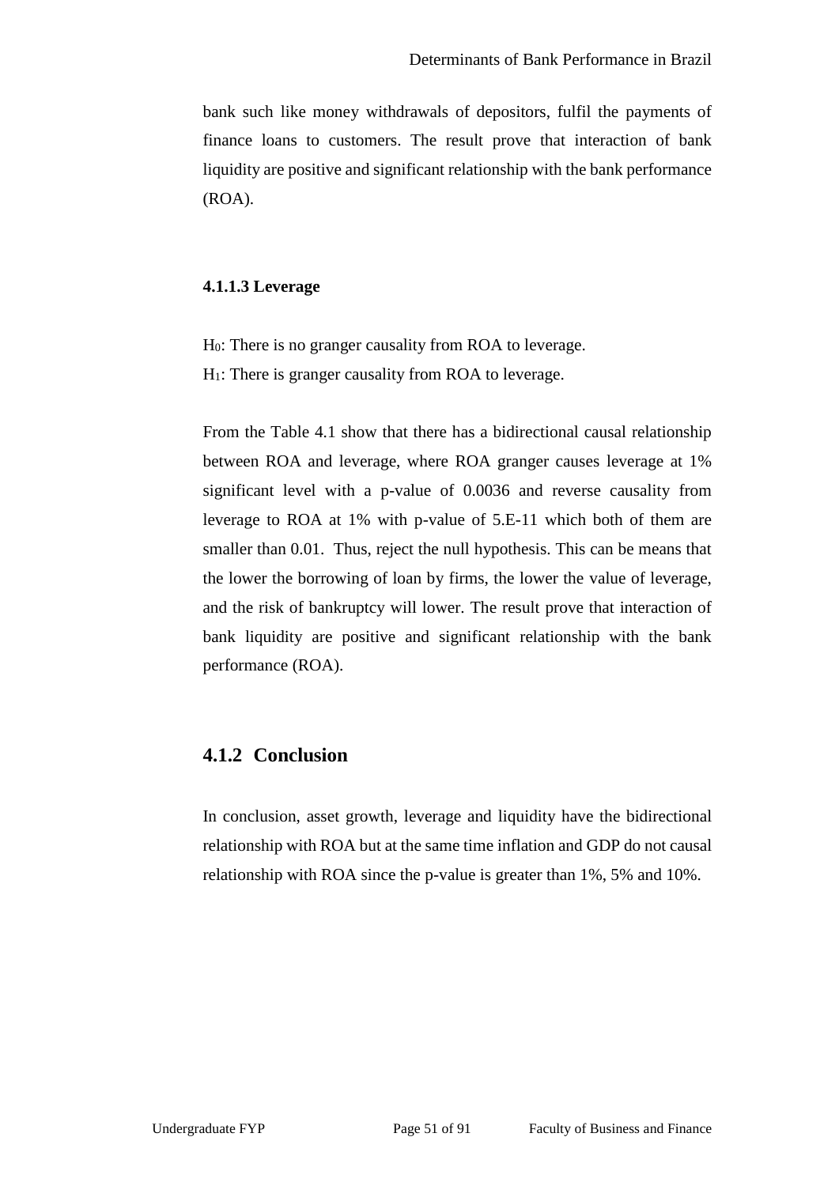bank such like money withdrawals of depositors, fulfil the payments of finance loans to customers. The result prove that interaction of bank liquidity are positive and significant relationship with the bank performance (ROA).

#### 4.1.1.3 Leverage

$H_0$: There is no granger causality from ROA to leverage.
$H_1$: There is granger causality from ROA to leverage.

From the Table 4.1 show that there has a bidirectional causal relationship between ROA and leverage, where ROA granger causes leverage at 1% significant level with a p-value of 0.0036 and reverse causality from leverage to ROA at 1% with p-value of 5.E-11 which both of them are smaller than 0.01. Thus, reject the null hypothesis. This can be means that the lower the borrowing of loan by firms, the lower the value of leverage, and the risk of bankruptcy will lower. The result prove that interaction of bank liquidity are positive and significant relationship with the bank performance (ROA).

### 4.1.2 Conclusion

In conclusion, asset growth, leverage and liquidity have the bidirectional relationship with ROA but at the same time inflation and GDP do not causal relationship with ROA since the p-value is greater than 1%, 5% and 10%.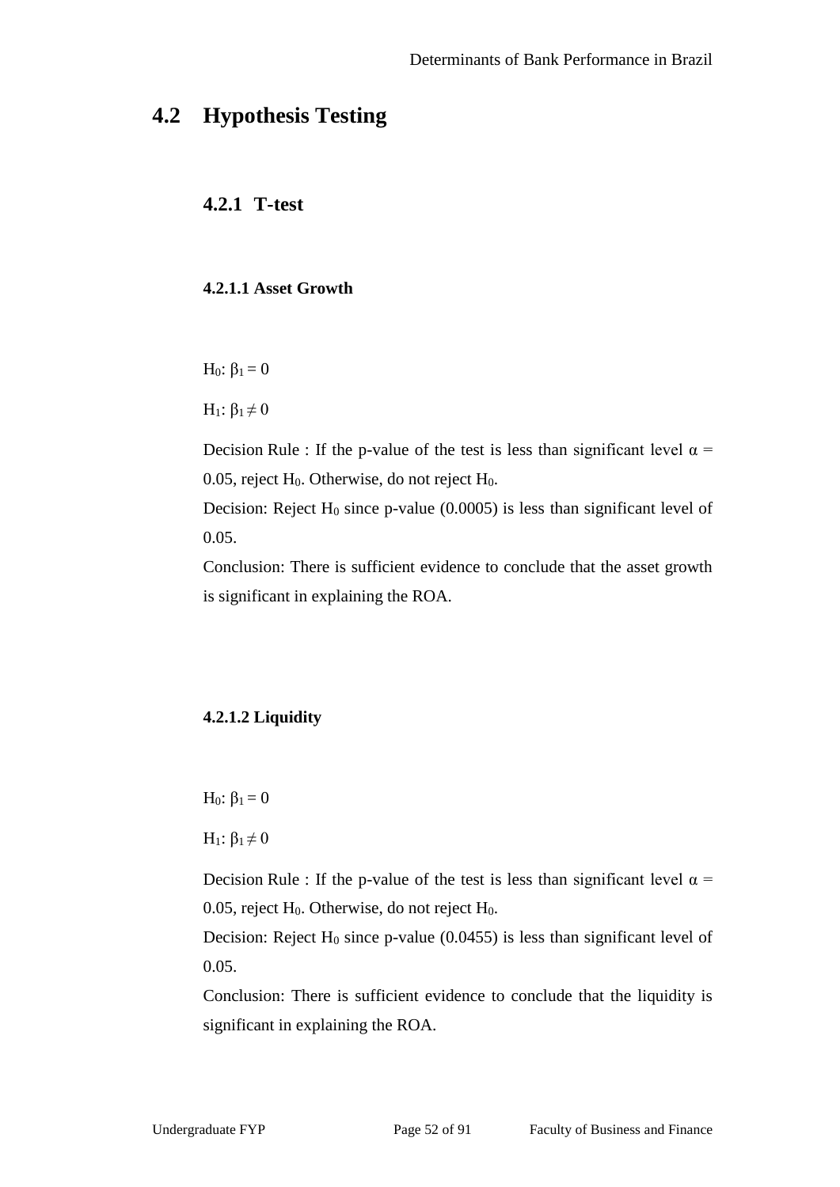## 4.2 Hypothesis Testing

### 4.2.1 T-test

#### 4.2.1.1 Asset Growth

$H_0$: $\beta_1 = 0$

$H_1$: $\beta_1 \neq 0$

Decision Rule : If the p-value of the test is less than significant level $\alpha$ = 0.05, reject $H_0$. Otherwise, do not reject $H_0$.

Decision: Reject $H_0$ since p-value (0.0005) is less than significant level of 0.05.

Conclusion: There is sufficient evidence to conclude that the asset growth is significant in explaining the ROA.

#### 4.2.1.2 Liquidity

$H_0$: $\beta_1 = 0$

$H_1$: $\beta_1 \neq 0$

Decision Rule : If the p-value of the test is less than significant level $\alpha$ = 0.05, reject $H_0$. Otherwise, do not reject $H_0$.

Decision: Reject $H_0$ since p-value (0.0455) is less than significant level of 0.05.

Conclusion: There is sufficient evidence to conclude that the liquidity is significant in explaining the ROA.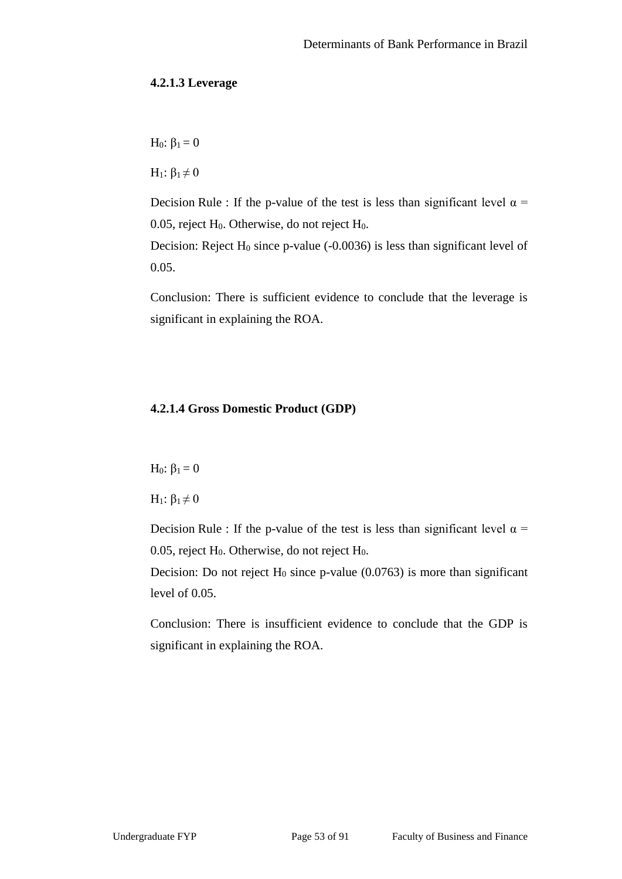#### 4.2.1.3 Leverage

$H_0$: $\beta_1 = 0$

$H_1$: $\beta_1 \neq 0$

Decision Rule : If the p-value of the test is less than significant level $\alpha$ = 0.05, reject $H_0$. Otherwise, do not reject $H_0$.

Decision: Reject $H_0$ since p-value (-0.0036) is less than significant level of 0.05.

Conclusion: There is sufficient evidence to conclude that the leverage is significant in explaining the ROA.

#### 4.2.1.4 Gross Domestic Product (GDP)

$H_0$: $\beta_1 = 0$

$H_1$: $\beta_1 \neq 0$

Decision Rule : If the p-value of the test is less than significant level $\alpha$ = 0.05, reject $H_0$. Otherwise, do not reject $H_0$.

Decision: Do not reject $H_0$ since p-value (0.0763) is more than significant level of 0.05.

Conclusion: There is insufficient evidence to conclude that the GDP is significant in explaining the ROA.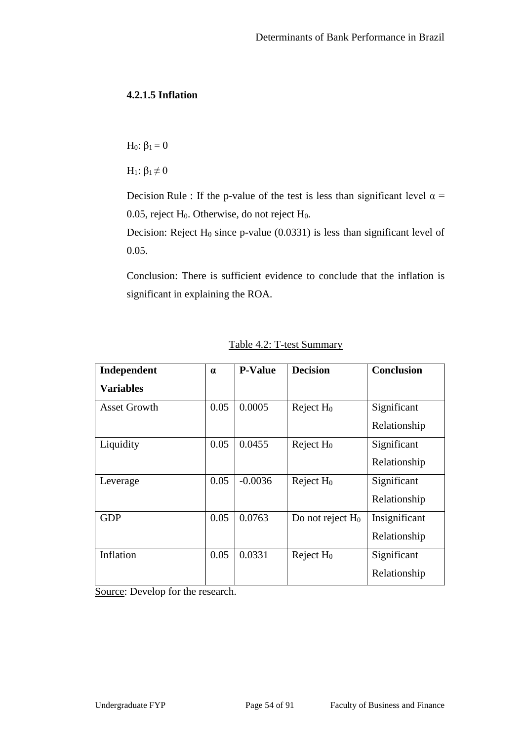#### 4.2.1.5 Inflation

$H_0: \beta_1 = 0$

$H_1: \beta_1 \neq 0$

Decision Rule : If the p-value of the test is less than significant level $\alpha = 0.05$, reject $H_0$. Otherwise, do not reject $H_0$.

Decision: Reject $H_0$ since p-value (0.0331) is less than significant level of 0.05.

Conclusion: There is sufficient evidence to conclude that the inflation is significant in explaining the ROA.

Table 4.2: T-test Summary

| Independent Variables | α | P-Value | Decision | Conclusion |
|---|---|---|---|---|
| Asset Growth | 0.05 | 0.0005 | Reject $H_0$ | Significant Relationship |
| Liquidity | 0.05 | 0.0455 | Reject $H_0$ | Significant Relationship |
| Leverage | 0.05 | -0.0036 | Reject $H_0$ | Significant Relationship |
| GDP | 0.05 | 0.0763 | Do not reject $H_0$ | Insignificant Relationship |
| Inflation | 0.05 | 0.0331 | Reject $H_0$ | Significant Relationship |

Source: Develop for the research.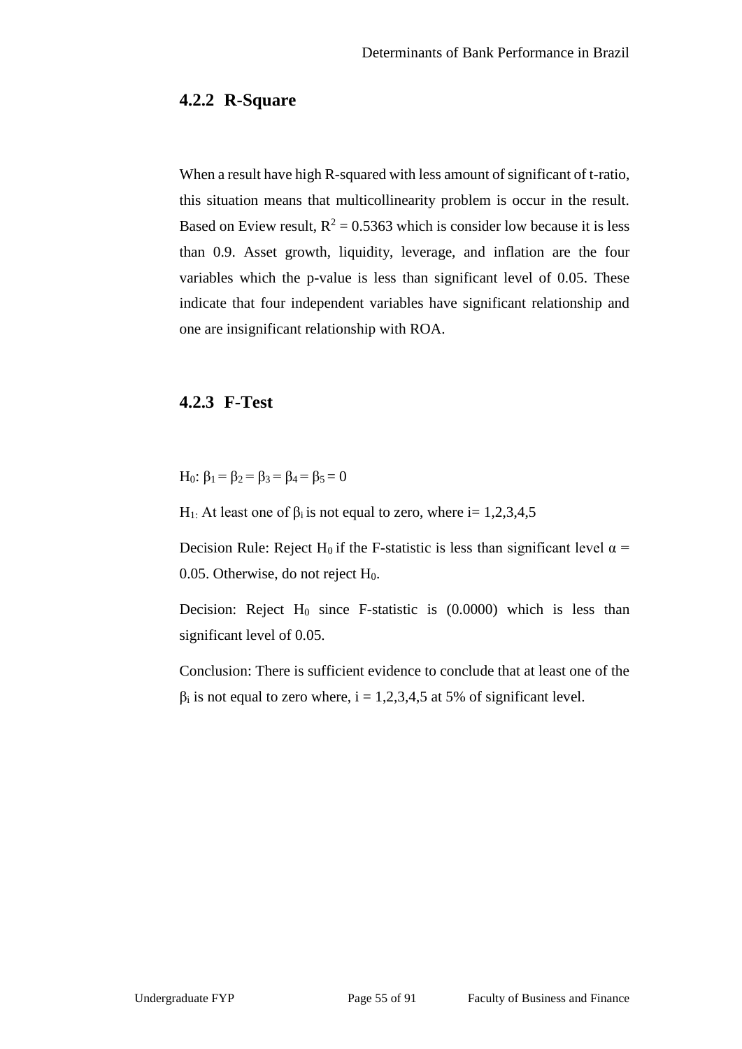### 4.2.2 R-Square

When a result have high R-squared with less amount of significant of t-ratio, this situation means that multicollinearity problem is occur in the result. Based on Eview result, $R^2 = 0.5363$ which is consider low because it is less than 0.9. Asset growth, liquidity, leverage, and inflation are the four variables which the p-value is less than significant level of 0.05. These indicate that four independent variables have significant relationship and one are insignificant relationship with ROA.

### 4.2.3 F-Test

$H_0$: $\beta_1 = \beta_2 = \beta_3 = \beta_4 = \beta_5 = 0$

$H_1$: At least one of $\beta_i$ is not equal to zero, where i= 1,2,3,4,5

Decision Rule: Reject $H_0$ if the F-statistic is less than significant level $\alpha$ = 0.05. Otherwise, do not reject $H_0$.

Decision: Reject $H_0$ since F-statistic is (0.0000) which is less than significant level of 0.05.

Conclusion: There is sufficient evidence to conclude that at least one of the $\beta_i$ is not equal to zero where, i = 1,2,3,4,5 at 5% of significant level.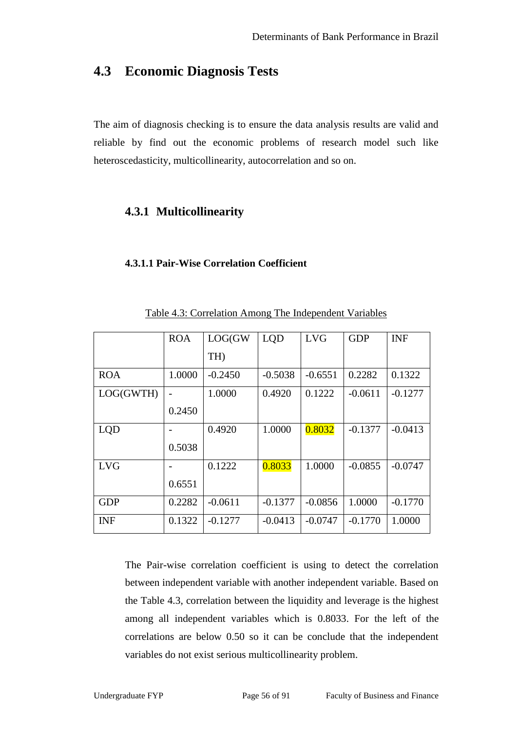## 4.3 Economic Diagnosis Tests

The aim of diagnosis checking is to ensure the data analysis results are valid and reliable by find out the economic problems of research model such like heteroscedasticity, multicollinearity, autocorrelation and so on.

### 4.3.1 Multicollinearity

#### 4.3.1.1 Pair-Wise Correlation Coefficient

Table 4.3: Correlation Among The Independent Variables

| | ROA | LOG(GWTH) | LQD | LVG | GDP | INF |
|---|---|---|---|---|---|---|
| ROA | 1.0000 | -0.2450 | -0.5038 | -0.6551 | 0.2282 | 0.1322 |
| LOG(GWTH) | -0.2450 | 1.0000 | 0.4920 | 0.1222 | -0.0611 | -0.1277 |
| LQD | -0.5038 | 0.4920 | 1.0000 | 0.8032 | -0.1377 | -0.0413 |
| LVG | -0.6551 | 0.1222 | 0.8033 | 1.0000 | -0.0855 | -0.0747 |
| GDP | 0.2282 | -0.0611 | -0.1377 | -0.0856 | 1.0000 | -0.1770 |
| INF | 0.1322 | -0.1277 | -0.0413 | -0.0747 | -0.1770 | 1.0000 |

The Pair-wise correlation coefficient is using to detect the correlation between independent variable with another independent variable. Based on the Table 4.3, correlation between the liquidity and leverage is the highest among all independent variables which is 0.8033. For the left of the correlations are below 0.50 so it can be conclude that the independent variables do not exist serious multicollinearity problem.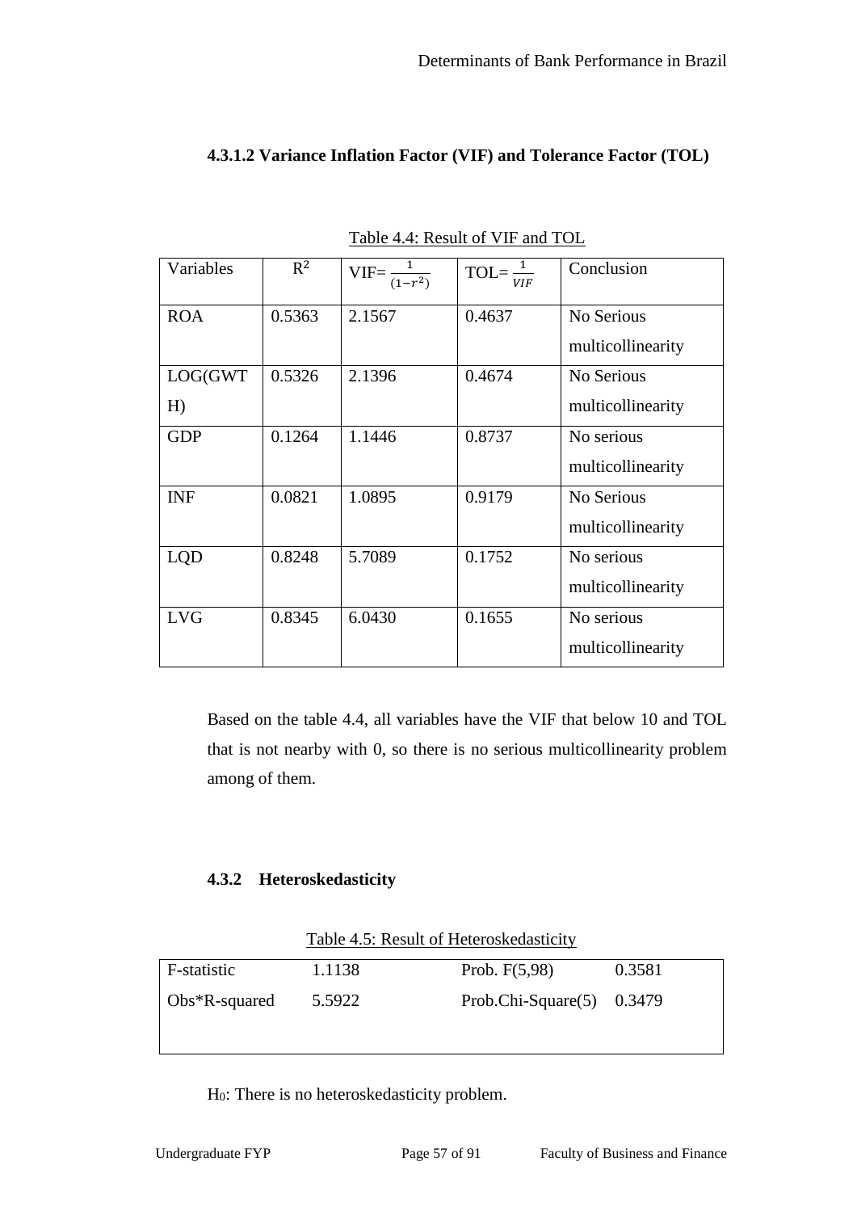### 4.3.1.2 Variance Inflation Factor (VIF) and Tolerance Factor (TOL)

Table 4.4: Result of VIF and TOL

| Variables | $R^2$ | VIF= $\frac{1}{(1-r^2)}$ | TOL= $\frac{1}{VIF}$ | Conclusion |
|---|---|---|---|---|
| ROA | 0.5363 | 2.1567 | 0.4637 | No Serious multicollinearity |
| LOG(GWTH) | 0.5326 | 2.1396 | 0.4674 | No Serious multicollinearity |
| GDP | 0.1264 | 1.1446 | 0.8737 | No serious multicollinearity |
| INF | 0.0821 | 1.0895 | 0.9179 | No Serious multicollinearity |
| LQD | 0.8248 | 5.7089 | 0.1752 | No serious multicollinearity |
| LVG | 0.8345 | 6.0430 | 0.1655 | No serious multicollinearity |

Based on the table 4.4, all variables have the VIF that below 10 and TOL that is not nearby with 0, so there is no serious multicollinearity problem among of them.

### 4.3.2 Heteroskedasticity

Table 4.5: Result of Heteroskedasticity

| | | | |
|---|---|---|---|
| F-statistic | 1.1138 | Prob. F(5,98) | 0.3581 |
| Obs*R-squared | 5.5922 | Prob.Chi-Square(5) | 0.3479 |

$H_0$: There is no heteroskedasticity problem.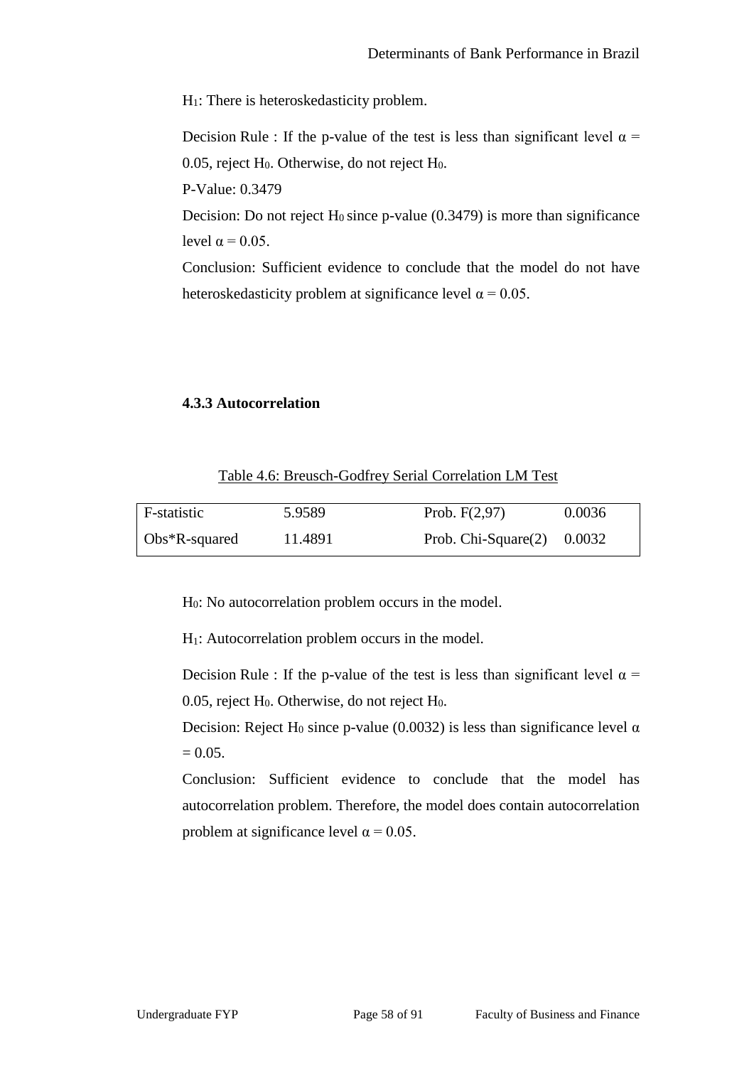$H_1$: There is heteroskedasticity problem.

Decision Rule : If the p-value of the test is less than significant level $\alpha$ = 0.05, reject $H_0$. Otherwise, do not reject $H_0$.

P-Value: 0.3479

Decision: Do not reject $H_0$ since p-value (0.3479) is more than significance level $\alpha$ = 0.05.

Conclusion: Sufficient evidence to conclude that the model do not have heteroskedasticity problem at significance level $\alpha$ = 0.05.

### 4.3.3 Autocorrelation

Table 4.6: Breusch-Godfrey Serial Correlation LM Test

| | | | |
|---|---|---|---|
| F-statistic | 5.9589 | Prob. F(2,97) | 0.0036 |
| Obs*R-squared | 11.4891 | Prob. Chi-Square(2) | 0.0032 |

$H_0$: No autocorrelation problem occurs in the model.

$H_1$: Autocorrelation problem occurs in the model.

Decision Rule : If the p-value of the test is less than significant level $\alpha$ = 0.05, reject $H_0$. Otherwise, do not reject $H_0$.

Decision: Reject $H_0$ since p-value (0.0032) is less than significance level $\alpha$ = 0.05.

Conclusion: Sufficient evidence to conclude that the model has autocorrelation problem. Therefore, the model does contain autocorrelation problem at significance level $\alpha$ = 0.05.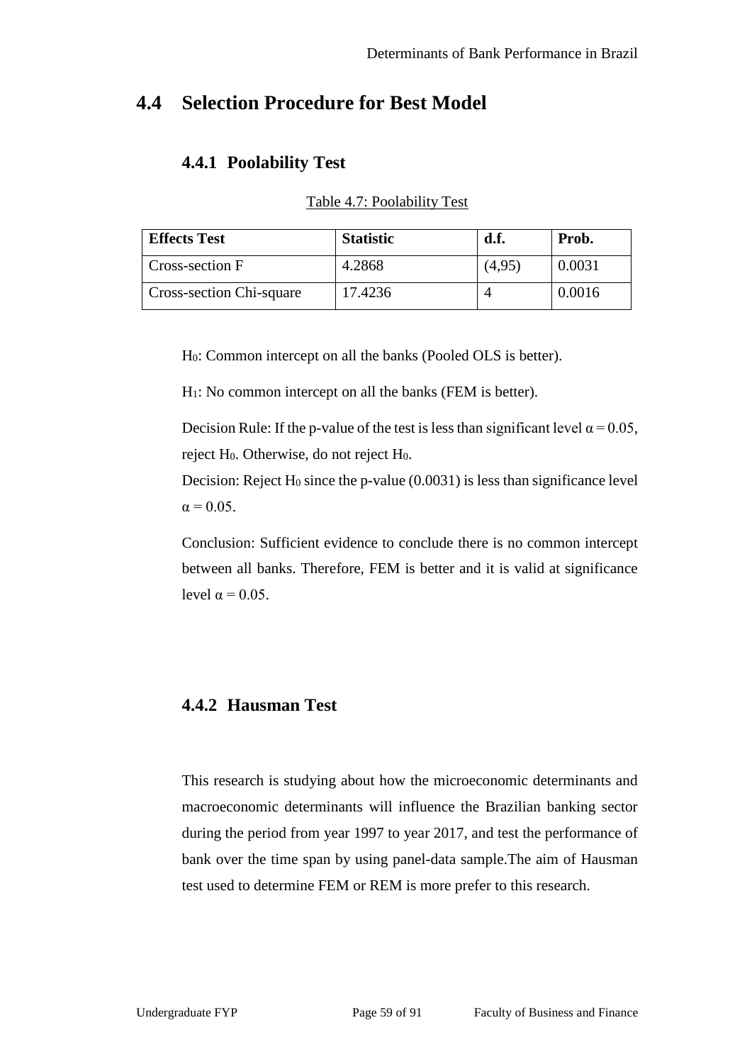## 4.4 Selection Procedure for Best Model

### 4.4.1 Poolability Test

Table 4.7: Poolability Test

| Effects Test | Statistic | d.f. | Prob. |
|---|---|---|---|
| Cross-section F | 4.2868 | (4,95) | 0.0031 |
| Cross-section Chi-square | 17.4236 | 4 | 0.0016 |

$H_0$: Common intercept on all the banks (Pooled OLS is better).

$H_1$: No common intercept on all the banks (FEM is better).

Decision Rule: If the p-value of the test is less than significant level $\alpha = 0.05$, reject $H_0$. Otherwise, do not reject $H_0$.

Decision: Reject $H_0$ since the p-value (0.0031) is less than significance level $\alpha = 0.05$.

Conclusion: Sufficient evidence to conclude there is no common intercept between all banks. Therefore, FEM is better and it is valid at significance level $\alpha = 0.05$.

### 4.4.2 Hausman Test

This research is studying about how the microeconomic determinants and macroeconomic determinants will influence the Brazilian banking sector during the period from year 1997 to year 2017, and test the performance of bank over the time span by using panel-data sample.The aim of Hausman test used to determine FEM or REM is more prefer to this research.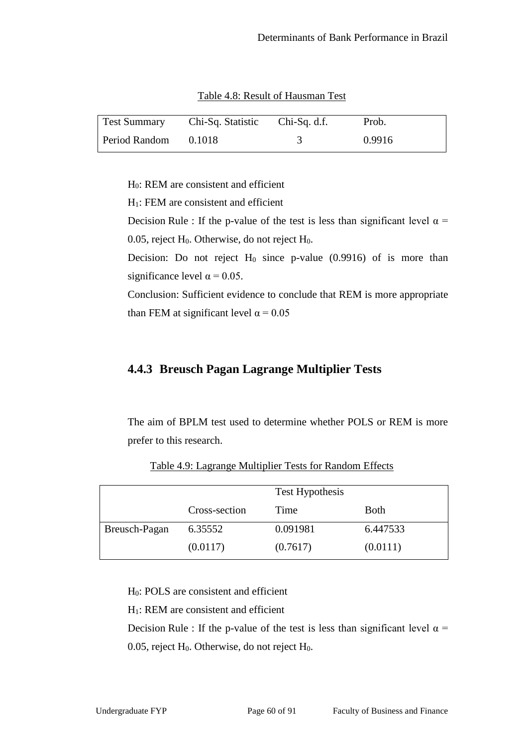Table 4.8: Result of Hausman Test

| Test Summary | Chi-Sq. Statistic | Chi-Sq. d.f. | Prob. |
|---|---|---|---|
| Period Random | 0.1018 | 3 | 0.9916 |

$H_0$: REM are consistent and efficient

$H_1$: FEM are consistent and efficient

Decision Rule : If the p-value of the test is less than significant level $\alpha$ = 0.05, reject $H_0$. Otherwise, do not reject $H_0$.

Decision: Do not reject $H_0$ since p-value (0.9916) of is more than significance level $\alpha$ = 0.05.

Conclusion: Sufficient evidence to conclude that REM is more appropriate than FEM at significant level $\alpha$ = 0.05

### 4.4.3 Breusch Pagan Lagrange Multiplier Tests

The aim of BPLM test used to determine whether POLS or REM is more prefer to this research.

Table 4.9: Lagrange Multiplier Tests for Random Effects

| | Test Hypothesis | | |
|---|---|---|---|
| | Cross-section | Time | Both |
| Breusch-Pagan | 6.35552 | 0.091981 | 6.447533 |
| | (0.0117) | (0.7617) | (0.0111) |

$H_0$: POLS are consistent and efficient

$H_1$: REM are consistent and efficient

Decision Rule : If the p-value of the test is less than significant level $\alpha$ = 0.05, reject $H_0$. Otherwise, do not reject $H_0$.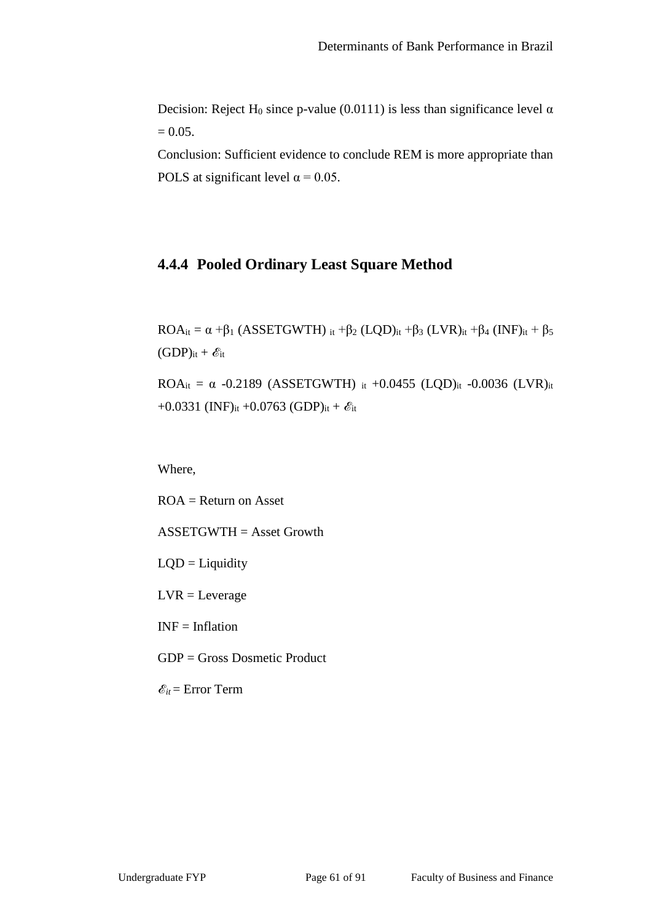Decision: Reject $H_0$ since p-value (0.0111) is less than significance level $\alpha = 0.05$.

Conclusion: Sufficient evidence to conclude REM is more appropriate than POLS at significant level $\alpha = 0.05$.

### 4.4.4 Pooled Ordinary Least Square Method

$$ROA_{it} = \alpha + \beta_1 (ASSETGWTH)_{it} + \beta_2 (LQD)_{it} + \beta_3 (LVR)_{it} + \beta_4 (INF)_{it} + \beta_5 (GDP)_{it} + \mathscr{E}_{it}$$

$$ROA_{it} = \alpha - 0.2189 (ASSETGWTH)_{it} + 0.0455 (LQD)_{it} - 0.0036 (LVR)_{it} + 0.0331 (INF)_{it} + 0.0763 (GDP)_{it} + \mathscr{E}_{it}$$

Where,

ROA = Return on Asset

ASSETGWTH = Asset Growth

LQD = Liquidity

LVR = Leverage

INF = Inflation

GDP = Gross Dosmetic Product

$\mathscr{E}_{it}$ = Error Term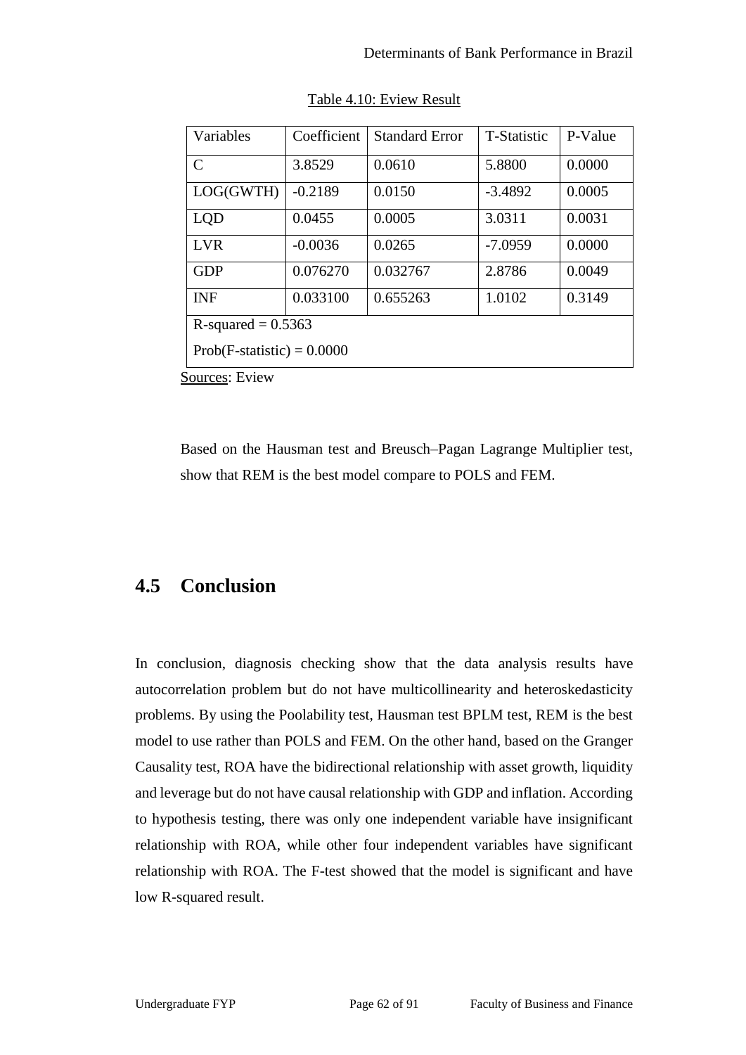Table 4.10: Eview Result

| Variables | Coefficient | Standard Error | T-Statistic | P-Value |
|---|---|---|---|---|
| C | 3.8529 | 0.0610 | 5.8800 | 0.0000 |
| LOG(GWTH) | -0.2189 | 0.0150 | -3.4892 | 0.0005 |
| LQD | 0.0455 | 0.0005 | 3.0311 | 0.0031 |
| LVR | -0.0036 | 0.0265 | -7.0959 | 0.0000 |
| GDP | 0.076270 | 0.032767 | 2.8786 | 0.0049 |
| INF | 0.033100 | 0.655263 | 1.0102 | 0.3149 |
| R-squared = 0.5363 | | | | |
| Prob(F-statistic) = 0.0000 | | | | |

Sources: Eview

Based on the Hausman test and Breusch–Pagan Lagrange Multiplier test, show that REM is the best model compare to POLS and FEM.

## 4.5 Conclusion

In conclusion, diagnosis checking show that the data analysis results have autocorrelation problem but do not have multicollinearity and heteroskedasticity problems. By using the Poolability test, Hausman test BPLM test, REM is the best model to use rather than POLS and FEM. On the other hand, based on the Granger Causality test, ROA have the bidirectional relationship with asset growth, liquidity and leverage but do not have causal relationship with GDP and inflation. According to hypothesis testing, there was only one independent variable have insignificant relationship with ROA, while other four independent variables have significant relationship with ROA. The F-test showed that the model is significant and have low R-squared result.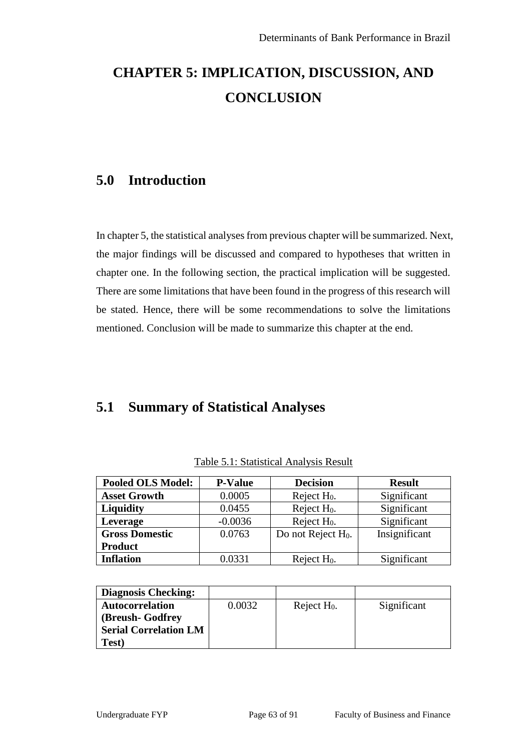# CHAPTER 5: IMPLICATION, DISCUSSION, AND CONCLUSION

## 5.0 Introduction

In chapter 5, the statistical analyses from previous chapter will be summarized. Next, the major findings will be discussed and compared to hypotheses that written in chapter one. In the following section, the practical implication will be suggested. There are some limitations that have been found in the progress of this research will be stated. Hence, there will be some recommendations to solve the limitations mentioned. Conclusion will be made to summarize this chapter at the end.

## 5.1 Summary of Statistical Analyses

Table 5.1: Statistical Analysis Result

| **Pooled OLS Model:** | **P-Value** | **Decision** | **Result** |
|---|---|---|---|
| **Asset Growth** | 0.0005 | Reject $H_0$. | Significant |
| **Liquidity** | 0.0455 | Reject $H_0$. | Significant |
| **Leverage** | -0.0036 | Reject $H_0$. | Significant |
| **Gross Domestic Product** | 0.0763 | Do not Reject $H_0$. | Insignificant |
| **Inflation** | 0.0331 | Reject $H_0$. | Significant |

| **Diagnosis Checking:** | | | |
|---|---|---|---|
| **Autocorrelation (Breush- Godfrey Serial Correlation LM Test)** | 0.0032 | Reject $H_0$. | Significant |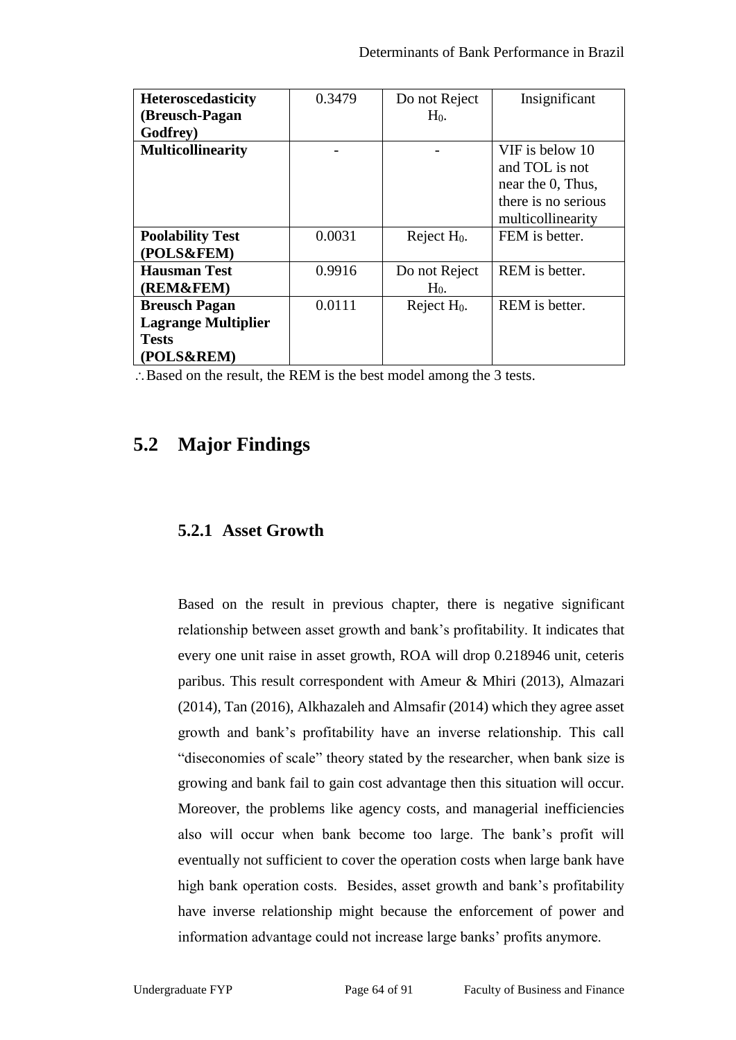| Heteroscedasticity (Breusch-Pagan Godfrey) | 0.3479 | Do not Reject $H_0$. | Insignificant |
|---|---|---|---|
| **Multicollinearity** | - | - | VIF is below 10 and TOL is not near the 0, Thus, there is no serious multicollinearity |
| **Poolability Test (POLS&FEM)** | 0.0031 | Reject $H_0$. | FEM is better. |
| **Hausman Test (REM&FEM)** | 0.9916 | Do not Reject $H_0$. | REM is better. |
| **Breusch Pagan Lagrange Multiplier Tests (POLS&REM)** | 0.0111 | Reject $H_0$. | REM is better. |

∴ Based on the result, the REM is the best model among the 3 tests.

## 5.2 Major Findings

### 5.2.1 Asset Growth

Based on the result in previous chapter, there is negative significant relationship between asset growth and bank's profitability. It indicates that every one unit raise in asset growth, ROA will drop 0.218946 unit, ceteris paribus. This result correspondent with Ameur & Mhiri (2013), Almazari (2014), Tan (2016), Alkhazaleh and Almsafir (2014) which they agree asset growth and bank's profitability have an inverse relationship. This call "diseconomies of scale" theory stated by the researcher, when bank size is growing and bank fail to gain cost advantage then this situation will occur. Moreover, the problems like agency costs, and managerial inefficiencies also will occur when bank become too large. The bank's profit will eventually not sufficient to cover the operation costs when large bank have high bank operation costs. Besides, asset growth and bank's profitability have inverse relationship might because the enforcement of power and information advantage could not increase large banks' profits anymore.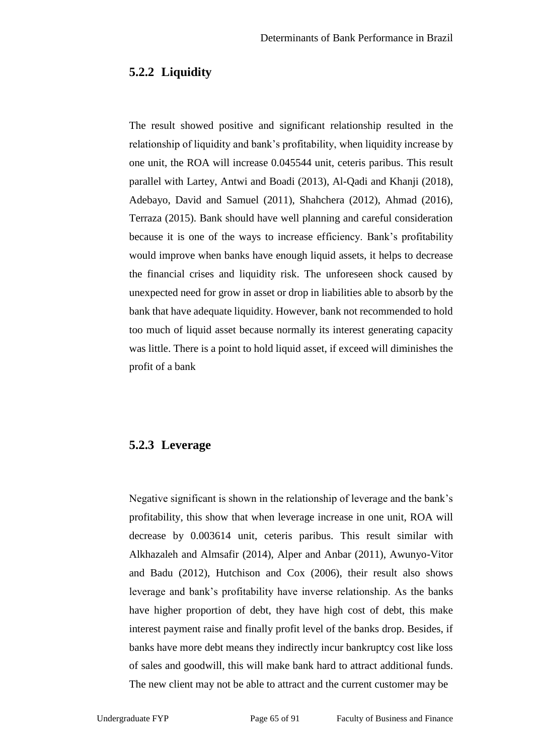### 5.2.2 Liquidity

The result showed positive and significant relationship resulted in the relationship of liquidity and bank's profitability, when liquidity increase by one unit, the ROA will increase 0.045544 unit, ceteris paribus. This result parallel with Lartey, Antwi and Boadi (2013), Al-Qadi and Khanji (2018), Adebayo, David and Samuel (2011), Shahchera (2012), Ahmad (2016), Terraza (2015). Bank should have well planning and careful consideration because it is one of the ways to increase efficiency. Bank's profitability would improve when banks have enough liquid assets, it helps to decrease the financial crises and liquidity risk. The unforeseen shock caused by unexpected need for grow in asset or drop in liabilities able to absorb by the bank that have adequate liquidity. However, bank not recommended to hold too much of liquid asset because normally its interest generating capacity was little. There is a point to hold liquid asset, if exceed will diminishes the profit of a bank

### 5.2.3 Leverage

Negative significant is shown in the relationship of leverage and the bank's profitability, this show that when leverage increase in one unit, ROA will decrease by 0.003614 unit, ceteris paribus. This result similar with Alkhazaleh and Almsafir (2014), Alper and Anbar (2011), Awunyo-Vitor and Badu (2012), Hutchison and Cox (2006), their result also shows leverage and bank's profitability have inverse relationship. As the banks have higher proportion of debt, they have high cost of debt, this make interest payment raise and finally profit level of the banks drop. Besides, if banks have more debt means they indirectly incur bankruptcy cost like loss of sales and goodwill, this will make bank hard to attract additional funds. The new client may not be able to attract and the current customer may be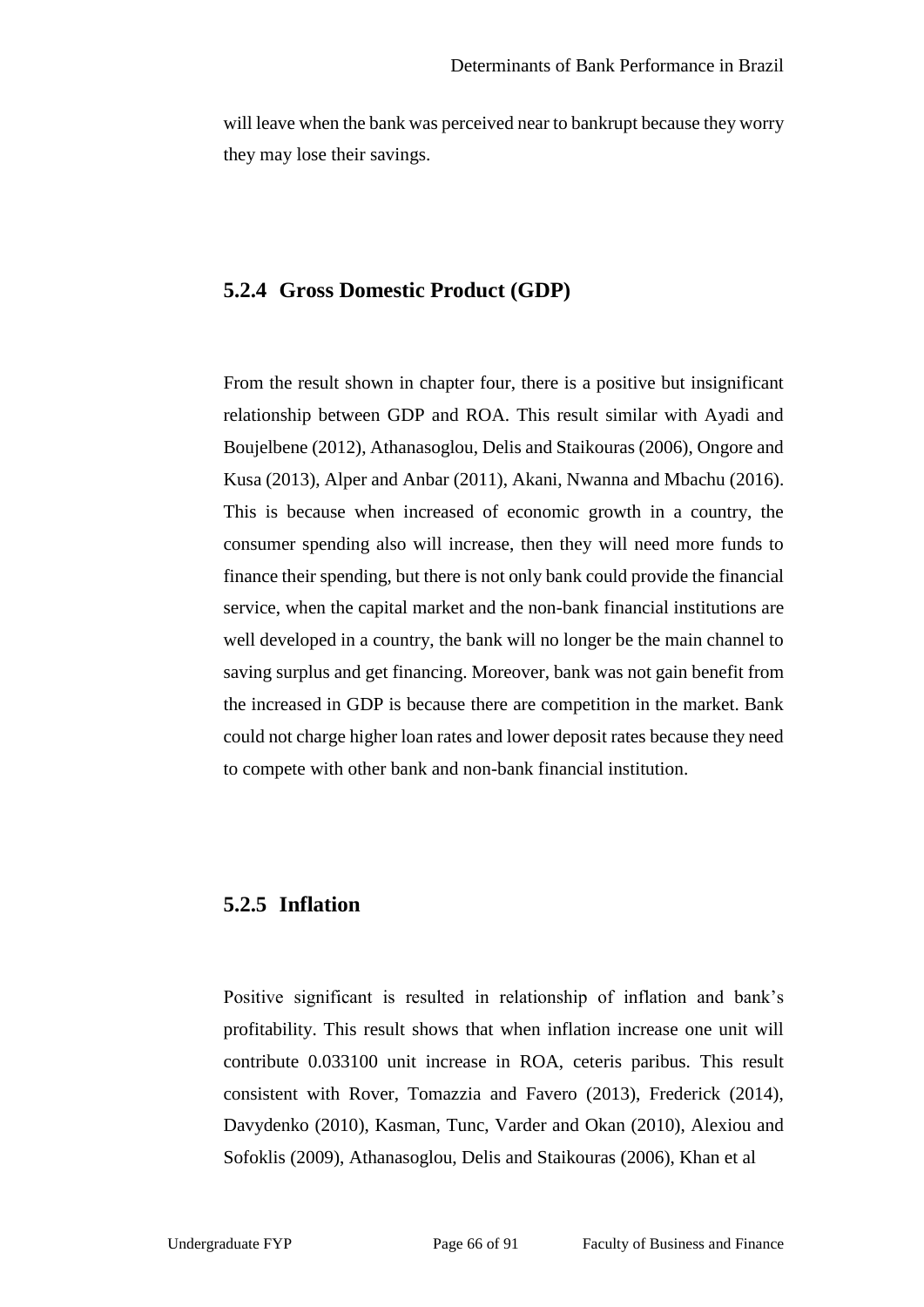will leave when the bank was perceived near to bankrupt because they worry they may lose their savings.

### 5.2.4 Gross Domestic Product (GDP)

From the result shown in chapter four, there is a positive but insignificant relationship between GDP and ROA. This result similar with Ayadi and Boujelbene (2012), Athanasoglou, Delis and Staikouras (2006), Ongore and Kusa (2013), Alper and Anbar (2011), Akani, Nwanna and Mbachu (2016). This is because when increased of economic growth in a country, the consumer spending also will increase, then they will need more funds to finance their spending, but there is not only bank could provide the financial service, when the capital market and the non-bank financial institutions are well developed in a country, the bank will no longer be the main channel to saving surplus and get financing. Moreover, bank was not gain benefit from the increased in GDP is because there are competition in the market. Bank could not charge higher loan rates and lower deposit rates because they need to compete with other bank and non-bank financial institution.

### 5.2.5 Inflation

Positive significant is resulted in relationship of inflation and bank's profitability. This result shows that when inflation increase one unit will contribute 0.033100 unit increase in ROA, ceteris paribus. This result consistent with Rover, Tomazzia and Favero (2013), Frederick (2014), Davydenko (2010), Kasman, Tunc, Varder and Okan (2010), Alexiou and Sofoklis (2009), Athanasoglou, Delis and Staikouras (2006), Khan et al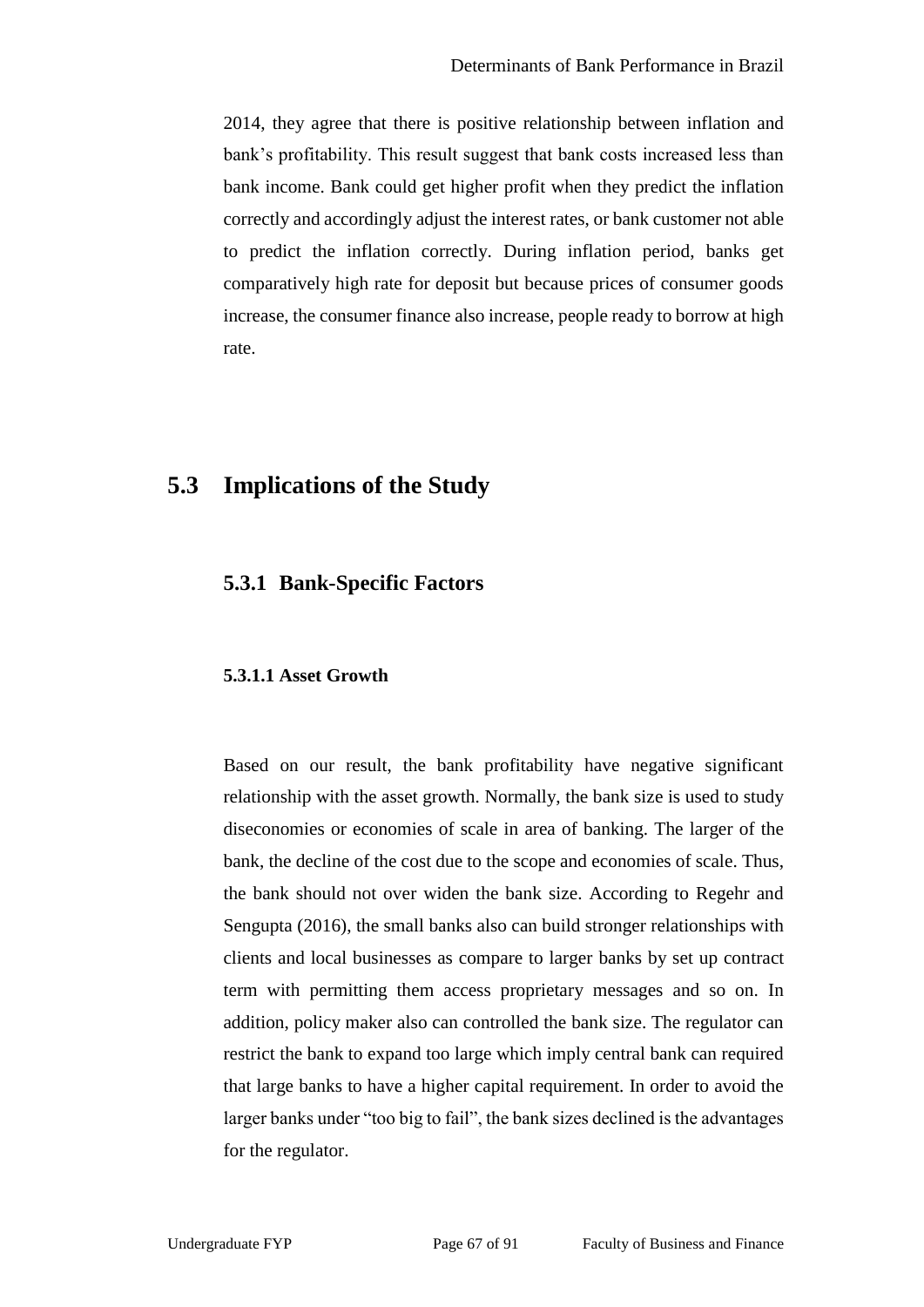2014, they agree that there is positive relationship between inflation and bank's profitability. This result suggest that bank costs increased less than bank income. Bank could get higher profit when they predict the inflation correctly and accordingly adjust the interest rates, or bank customer not able to predict the inflation correctly. During inflation period, banks get comparatively high rate for deposit but because prices of consumer goods increase, the consumer finance also increase, people ready to borrow at high rate.

## 5.3 Implications of the Study

### 5.3.1 Bank-Specific Factors

#### 5.3.1.1 Asset Growth

Based on our result, the bank profitability have negative significant relationship with the asset growth. Normally, the bank size is used to study diseconomies or economies of scale in area of banking. The larger of the bank, the decline of the cost due to the scope and economies of scale. Thus, the bank should not over widen the bank size. According to Regehr and Sengupta (2016), the small banks also can build stronger relationships with clients and local businesses as compare to larger banks by set up contract term with permitting them access proprietary messages and so on. In addition, policy maker also can controlled the bank size. The regulator can restrict the bank to expand too large which imply central bank can required that large banks to have a higher capital requirement. In order to avoid the larger banks under "too big to fail", the bank sizes declined is the advantages for the regulator.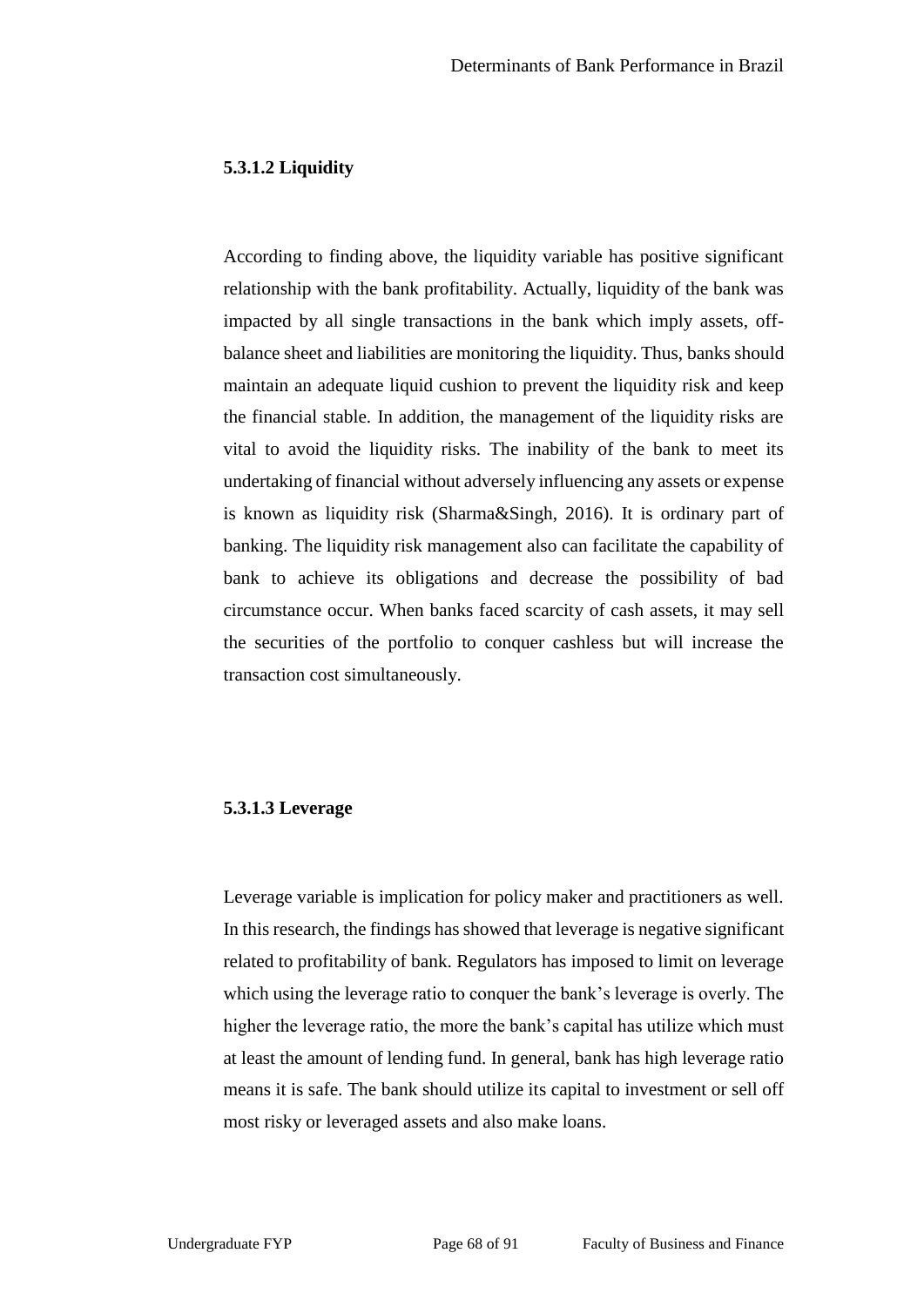#### 5.3.1.2 Liquidity

According to finding above, the liquidity variable has positive significant relationship with the bank profitability. Actually, liquidity of the bank was impacted by all single transactions in the bank which imply assets, off-balance sheet and liabilities are monitoring the liquidity. Thus, banks should maintain an adequate liquid cushion to prevent the liquidity risk and keep the financial stable. In addition, the management of the liquidity risks are vital to avoid the liquidity risks. The inability of the bank to meet its undertaking of financial without adversely influencing any assets or expense is known as liquidity risk (Sharma&Singh, 2016). It is ordinary part of banking. The liquidity risk management also can facilitate the capability of bank to achieve its obligations and decrease the possibility of bad circumstance occur. When banks faced scarcity of cash assets, it may sell the securities of the portfolio to conquer cashless but will increase the transaction cost simultaneously.

#### 5.3.1.3 Leverage

Leverage variable is implication for policy maker and practitioners as well. In this research, the findings has showed that leverage is negative significant related to profitability of bank. Regulators has imposed to limit on leverage which using the leverage ratio to conquer the bank's leverage is overly. The higher the leverage ratio, the more the bank's capital has utilize which must at least the amount of lending fund. In general, bank has high leverage ratio means it is safe. The bank should utilize its capital to investment or sell off most risky or leveraged assets and also make loans.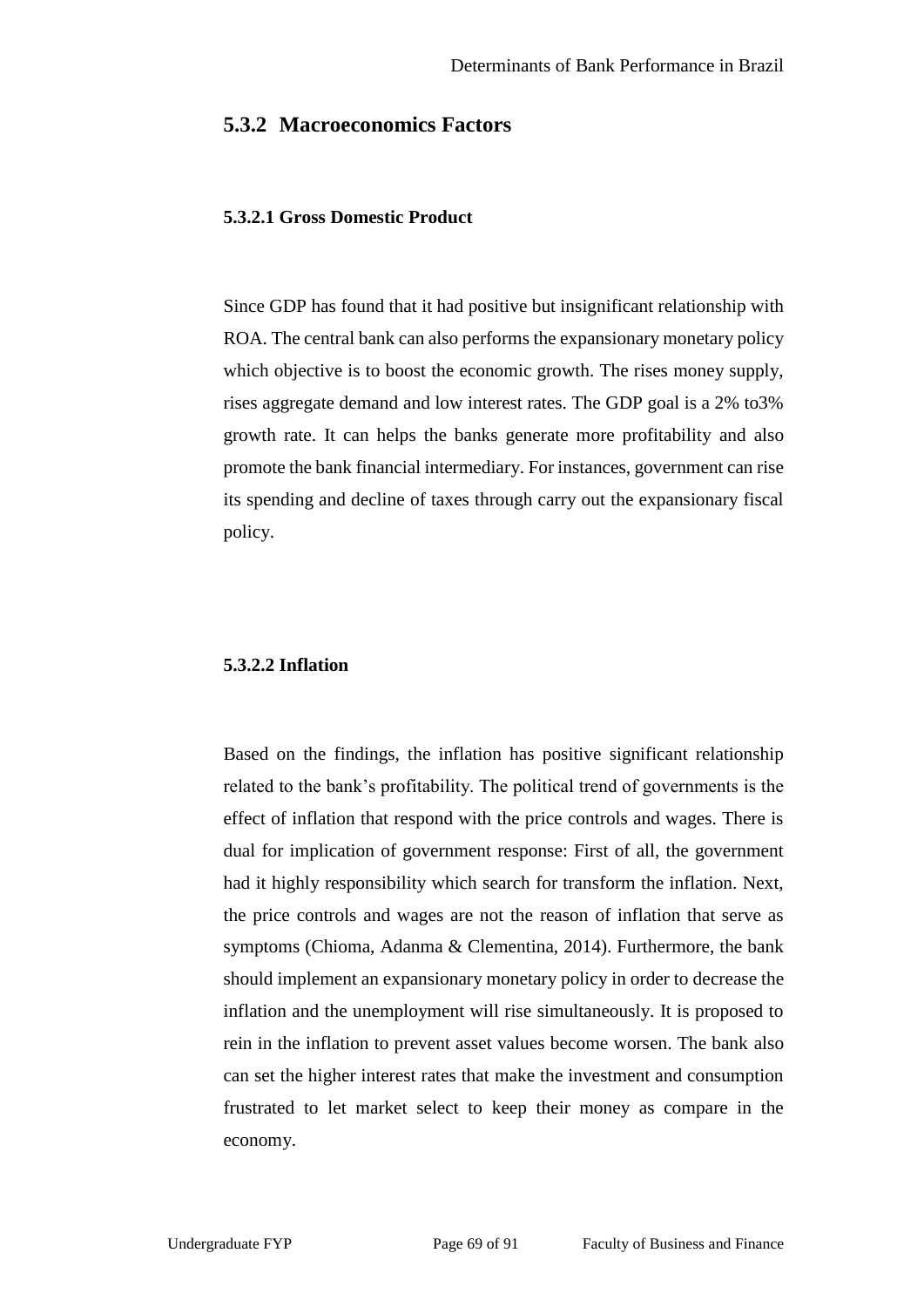## 5.3.2 Macroeconomics Factors

#### 5.3.2.1 Gross Domestic Product

Since GDP has found that it had positive but insignificant relationship with ROA. The central bank can also performs the expansionary monetary policy which objective is to boost the economic growth. The rises money supply, rises aggregate demand and low interest rates. The GDP goal is a 2% to3% growth rate. It can helps the banks generate more profitability and also promote the bank financial intermediary. For instances, government can rise its spending and decline of taxes through carry out the expansionary fiscal policy.

#### 5.3.2.2 Inflation

Based on the findings, the inflation has positive significant relationship related to the bank's profitability. The political trend of governments is the effect of inflation that respond with the price controls and wages. There is dual for implication of government response: First of all, the government had it highly responsibility which search for transform the inflation. Next, the price controls and wages are not the reason of inflation that serve as symptoms (Chioma, Adanma & Clementina, 2014). Furthermore, the bank should implement an expansionary monetary policy in order to decrease the inflation and the unemployment will rise simultaneously. It is proposed to rein in the inflation to prevent asset values become worsen. The bank also can set the higher interest rates that make the investment and consumption frustrated to let market select to keep their money as compare in the economy.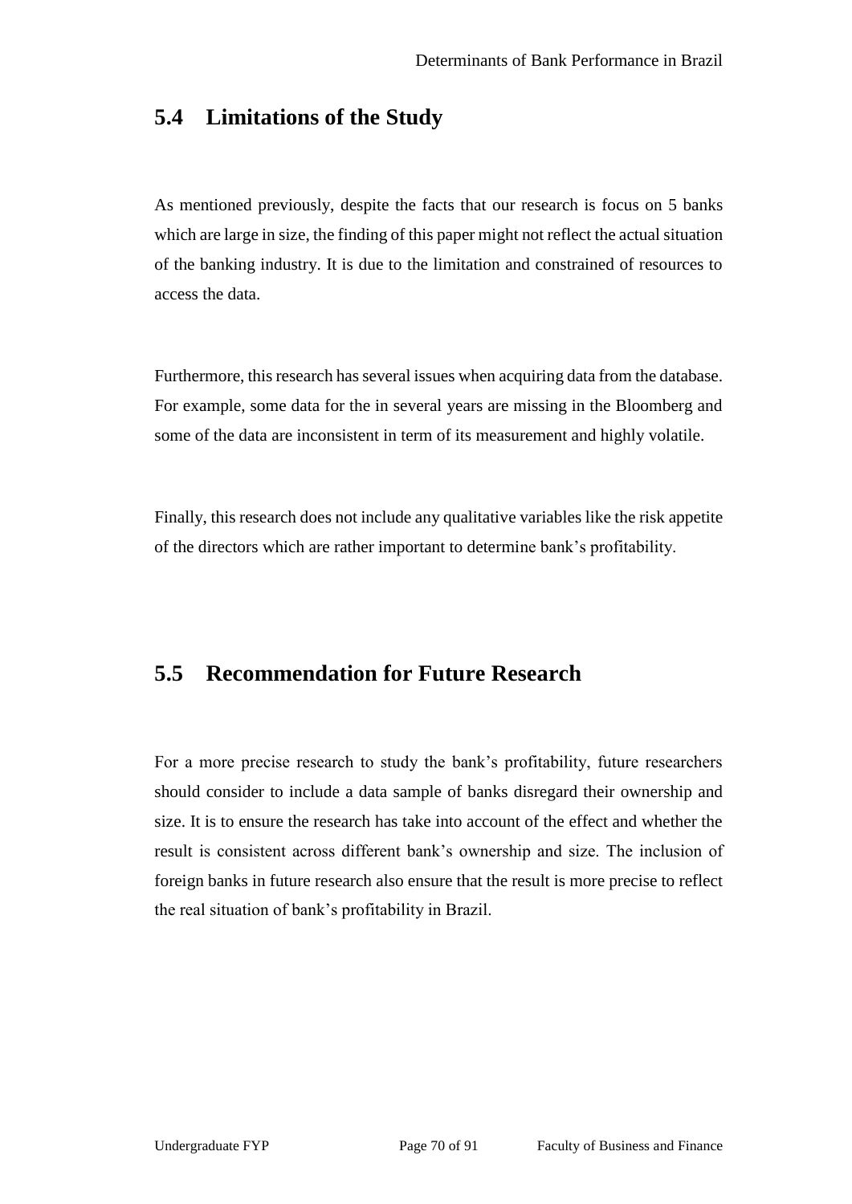## 5.4 Limitations of the Study

As mentioned previously, despite the facts that our research is focus on 5 banks which are large in size, the finding of this paper might not reflect the actual situation of the banking industry. It is due to the limitation and constrained of resources to access the data.

Furthermore, this research has several issues when acquiring data from the database. For example, some data for the in several years are missing in the Bloomberg and some of the data are inconsistent in term of its measurement and highly volatile.

Finally, this research does not include any qualitative variables like the risk appetite of the directors which are rather important to determine bank's profitability.

## 5.5 Recommendation for Future Research

For a more precise research to study the bank's profitability, future researchers should consider to include a data sample of banks disregard their ownership and size. It is to ensure the research has take into account of the effect and whether the result is consistent across different bank's ownership and size. The inclusion of foreign banks in future research also ensure that the result is more precise to reflect the real situation of bank's profitability in Brazil.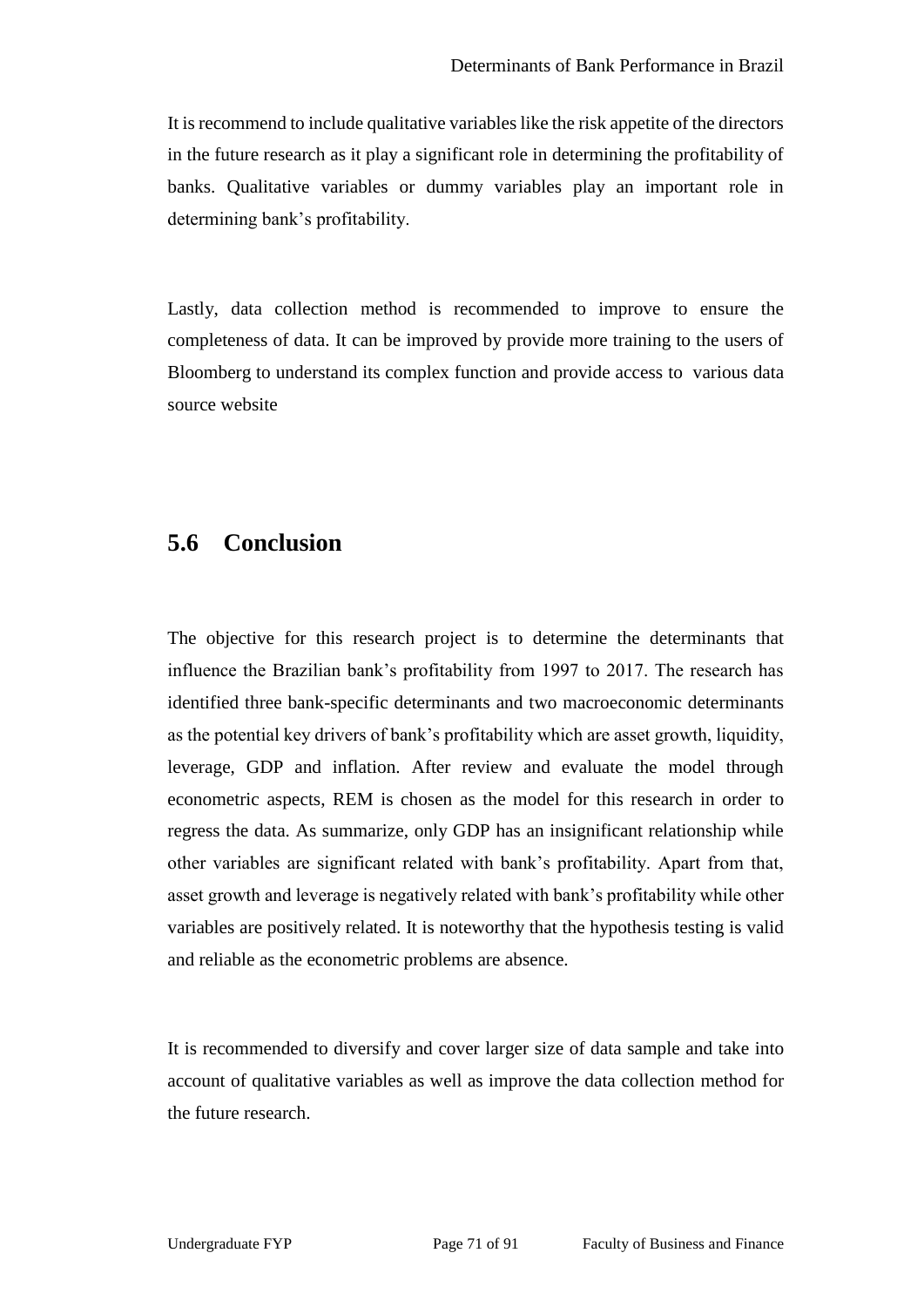It is recommend to include qualitative variables like the risk appetite of the directors in the future research as it play a significant role in determining the profitability of banks. Qualitative variables or dummy variables play an important role in determining bank's profitability.

Lastly, data collection method is recommended to improve to ensure the completeness of data. It can be improved by provide more training to the users of Bloomberg to understand its complex function and provide access to various data source website

## 5.6 Conclusion

The objective for this research project is to determine the determinants that influence the Brazilian bank's profitability from 1997 to 2017. The research has identified three bank-specific determinants and two macroeconomic determinants as the potential key drivers of bank's profitability which are asset growth, liquidity, leverage, GDP and inflation. After review and evaluate the model through econometric aspects, REM is chosen as the model for this research in order to regress the data. As summarize, only GDP has an insignificant relationship while other variables are significant related with bank's profitability. Apart from that, asset growth and leverage is negatively related with bank's profitability while other variables are positively related. It is noteworthy that the hypothesis testing is valid and reliable as the econometric problems are absence.

It is recommended to diversify and cover larger size of data sample and take into account of qualitative variables as well as improve the data collection method for the future research.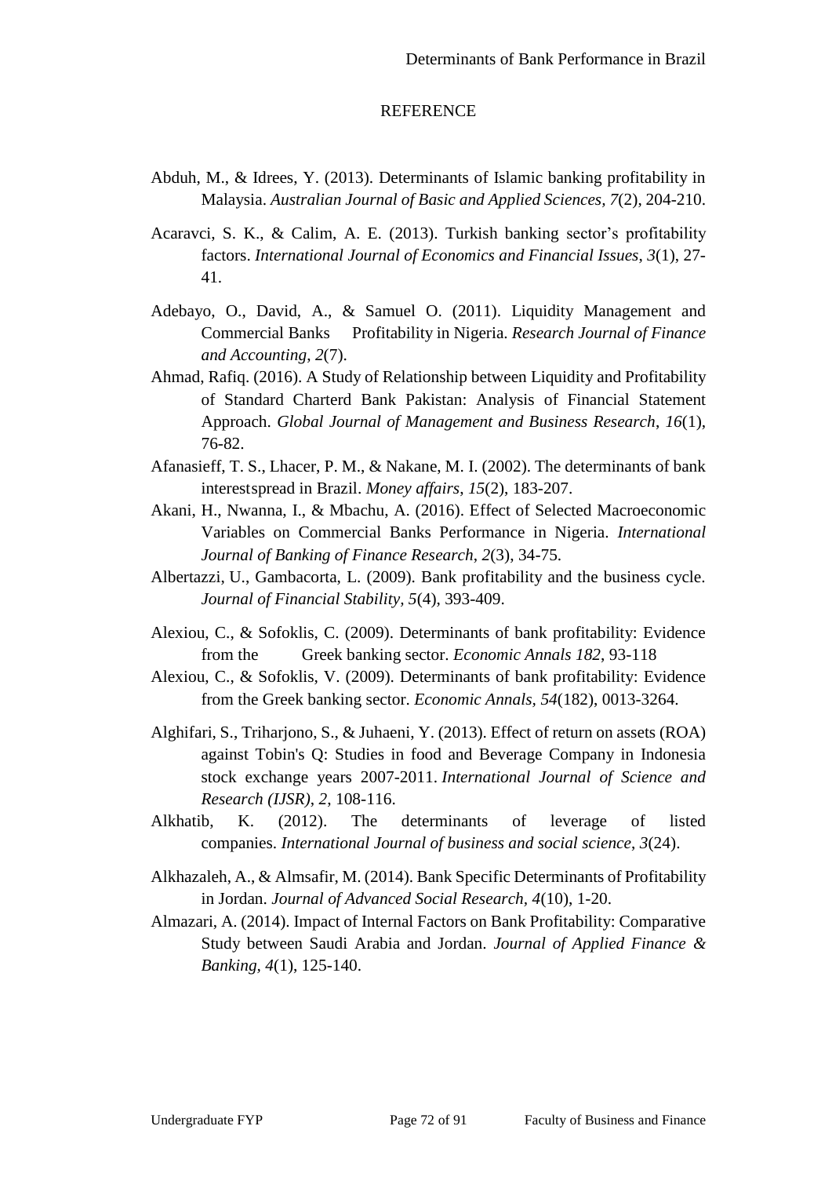# REFERENCE

Abduh, M., & Idrees, Y. (2013). Determinants of Islamic banking profitability in Malaysia. *Australian Journal of Basic and Applied Sciences*, *7*(2), 204-210.

Acaravci, S. K., & Calim, A. E. (2013). Turkish banking sector's profitability factors. *International Journal of Economics and Financial Issues*, *3*(1), 27-41.

Adebayo, O., David, A., & Samuel O. (2011). Liquidity Management and Commercial Banks Profitability in Nigeria. *Research Journal of Finance and Accounting*, *2*(7).

Ahmad, Rafiq. (2016). A Study of Relationship between Liquidity and Profitability of Standard Charterd Bank Pakistan: Analysis of Financial Statement Approach. *Global Journal of Management and Business Research*, *16*(1), 76-82.

Afanasieff, T. S., Lhacer, P. M., & Nakane, M. I. (2002). The determinants of bank interestspread in Brazil. *Money affairs*, *15*(2), 183-207.

Akani, H., Nwanna, I., & Mbachu, A. (2016). Effect of Selected Macroeconomic Variables on Commercial Banks Performance in Nigeria. *International Journal of Banking of Finance Research*, *2*(3), 34-75.

Albertazzi, U., Gambacorta, L. (2009). Bank profitability and the business cycle. *Journal of Financial Stability, 5*(4), 393-409.

Alexiou, C., & Sofoklis, C. (2009). Determinants of bank profitability: Evidence from the Greek banking sector. *Economic Annals 182*, 93-118

Alexiou, C., & Sofoklis, V. (2009). Determinants of bank profitability: Evidence from the Greek banking sector. *Economic Annals, 54*(182), 0013-3264.

Alghifari, S., Triharjono, S., & Juhaeni, Y. (2013). Effect of return on assets (ROA) against Tobin's Q: Studies in food and Beverage Company in Indonesia stock exchange years 2007-2011. *International Journal of Science and Research (IJSR)*, *2*, 108-116.

Alkhatib, K. (2012). The determinants of leverage of listed companies. *International Journal of business and social science*, *3*(24).

Alkhazaleh, A., & Almsafir, M. (2014). Bank Specific Determinants of Profitability in Jordan. *Journal of Advanced Social Research*, *4*(10), 1-20.

Almazari, A. (2014). Impact of Internal Factors on Bank Profitability: Comparative Study between Saudi Arabia and Jordan. *Journal of Applied Finance & Banking, 4*(1), 125-140.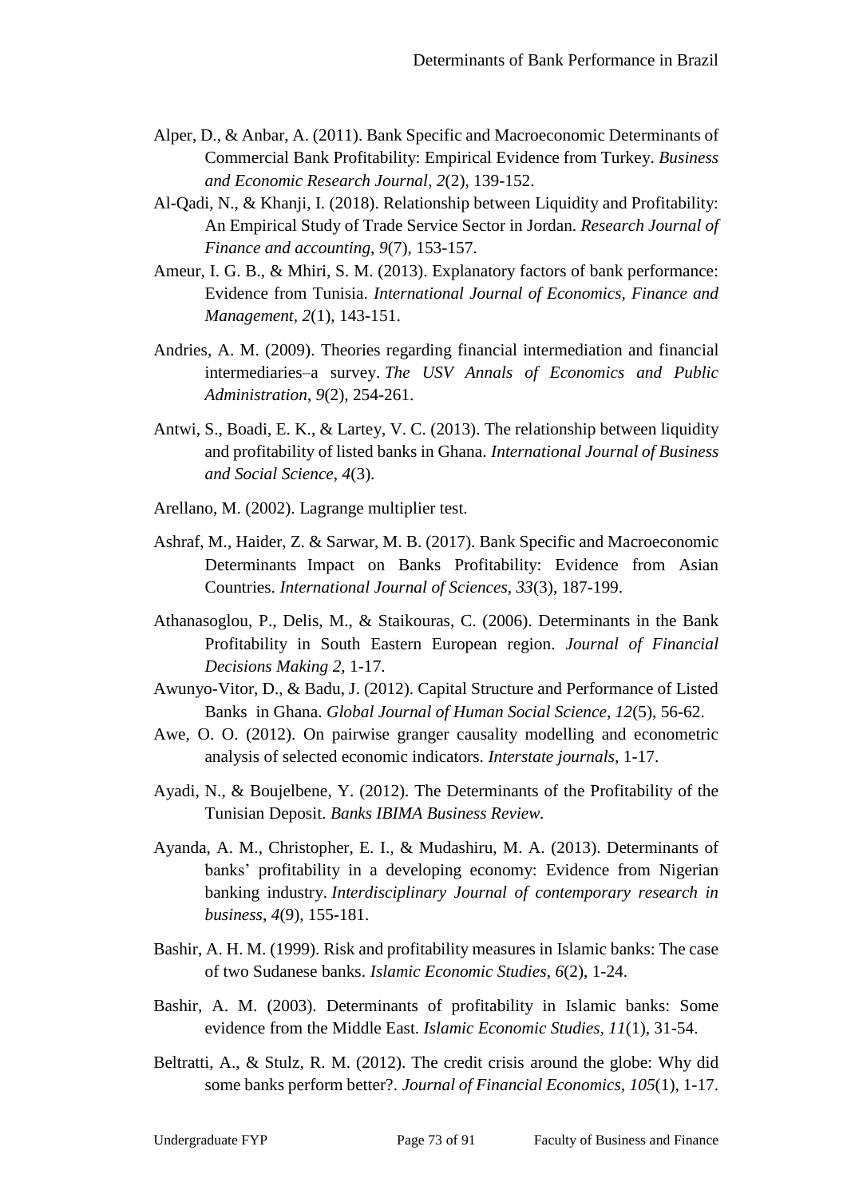Alper, D., & Anbar, A. (2011). Bank Specific and Macroeconomic Determinants of Commercial Bank Profitability: Empirical Evidence from Turkey. *Business and Economic Research Journal*, *2*(2), 139-152.

Al-Qadi, N., & Khanji, I. (2018). Relationship between Liquidity and Profitability: An Empirical Study of Trade Service Sector in Jordan. *Research Journal of Finance and accounting*, *9*(7), 153-157.

Ameur, I. G. B., & Mhiri, S. M. (2013). Explanatory factors of bank performance: Evidence from Tunisia. *International Journal of Economics, Finance and Management*, *2*(1), 143-151.

Andries, A. M. (2009). Theories regarding financial intermediation and financial intermediaries–a survey. *The USV Annals of Economics and Public Administration*, *9*(2), 254-261.

Antwi, S., Boadi, E. K., & Lartey, V. C. (2013). The relationship between liquidity and profitability of listed banks in Ghana. *International Journal of Business and Social Science*, *4*(3).

Arellano, M. (2002). Lagrange multiplier test.

Ashraf, M., Haider, Z. & Sarwar, M. B. (2017). Bank Specific and Macroeconomic Determinants Impact on Banks Profitability: Evidence from Asian Countries. *International Journal of Sciences, 33*(3), 187-199.

Athanasoglou, P., Delis, M., & Staikouras, C. (2006). Determinants in the Bank Profitability in South Eastern European region. *Journal of Financial Decisions Making 2*, 1-17.

Awunyo-Vitor, D., & Badu, J. (2012). Capital Structure and Performance of Listed Banks in Ghana. *Global Journal of Human Social Science, 12*(5), 56-62.

Awe, O. O. (2012). On pairwise granger causality modelling and econometric analysis of selected economic indicators. *Interstate journals*, 1-17.

Ayadi, N., & Boujelbene, Y. (2012). The Determinants of the Profitability of the Tunisian Deposit. *Banks IBIMA Business Review.*

Ayanda, A. M., Christopher, E. I., & Mudashiru, M. A. (2013). Determinants of banks' profitability in a developing economy: Evidence from Nigerian banking industry. *Interdisciplinary Journal of contemporary research in business*, *4*(9), 155-181.

Bashir, A. H. M. (1999). Risk and profitability measures in Islamic banks: The case of two Sudanese banks. *Islamic Economic Studies*, *6*(2), 1-24.

Bashir, A. M. (2003). Determinants of profitability in Islamic banks: Some evidence from the Middle East. *Islamic Economic Studies*, *11*(1), 31-54.

Beltratti, A., & Stulz, R. M. (2012). The credit crisis around the globe: Why did some banks perform better?. *Journal of Financial Economics*, *105*(1), 1-17.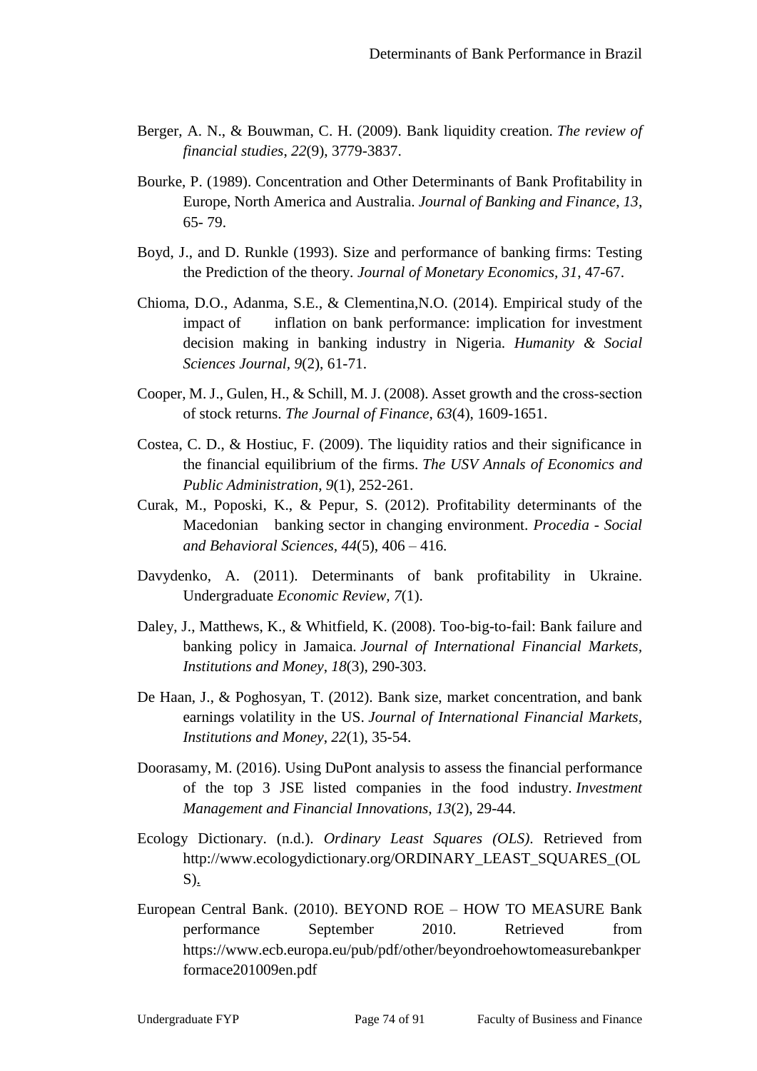Berger, A. N., & Bouwman, C. H. (2009). Bank liquidity creation. *The review of financial studies*, *22*(9), 3779-3837.

Bourke, P. (1989). Concentration and Other Determinants of Bank Profitability in Europe, North America and Australia. *Journal of Banking and Finance*, *13*, 65- 79.

Boyd, J., and D. Runkle (1993). Size and performance of banking firms: Testing the Prediction of the theory. *Journal of Monetary Economics, 31*, 47-67.

Chioma, D.O., Adanma, S.E., & Clementina,N.O. (2014). Empirical study of the impact of inflation on bank performance: implication for investment decision making in banking industry in Nigeria. *Humanity & Social Sciences Journal*, *9*(2), 61-71.

Cooper, M. J., Gulen, H., & Schill, M. J. (2008). Asset growth and the cross-section of stock returns. *The Journal of Finance*, *63*(4), 1609-1651.

Costea, C. D., & Hostiuc, F. (2009). The liquidity ratios and their significance in the financial equilibrium of the firms. *The USV Annals of Economics and Public Administration*, *9*(1), 252-261.

Curak, M., Poposki, K., & Pepur, S. (2012). Profitability determinants of the Macedonian banking sector in changing environment. *Procedia - Social and Behavioral Sciences*, *44*(5), 406 – 416.

Davydenko, A. (2011). Determinants of bank profitability in Ukraine. Undergraduate *Economic Review*, *7*(1).

Daley, J., Matthews, K., & Whitfield, K. (2008). Too-big-to-fail: Bank failure and banking policy in Jamaica. *Journal of International Financial Markets, Institutions and Money*, *18*(3), 290-303.

De Haan, J., & Poghosyan, T. (2012). Bank size, market concentration, and bank earnings volatility in the US. *Journal of International Financial Markets, Institutions and Money*, *22*(1), 35-54.

Doorasamy, M. (2016). Using DuPont analysis to assess the financial performance of the top 3 JSE listed companies in the food industry. *Investment Management and Financial Innovations*, *13*(2), 29-44.

Ecology Dictionary. (n.d.). *Ordinary Least Squares (OLS)*. Retrieved from http://www.ecologydictionary.org/ORDINARY_LEAST_SQUARES_(OLS).

European Central Bank. (2010). BEYOND ROE – HOW TO MEASURE Bank performance September 2010. Retrieved from https://www.ecb.europa.eu/pub/pdf/other/beyondroehowtomeasurebankperformace201009en.pdf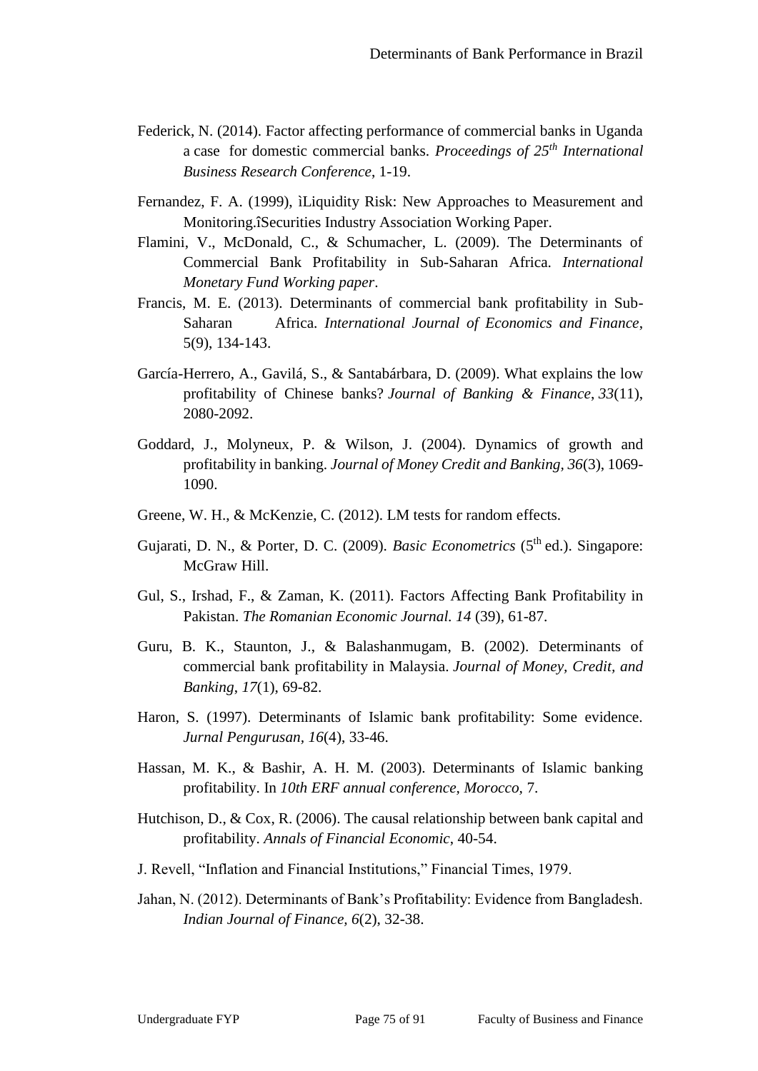Federick, N. (2014). Factor affecting performance of commercial banks in Uganda a case for domestic commercial banks. *Proceedings of 25th International Business Research Conference*, 1-19.

Fernandez, F. A. (1999), ìLiquidity Risk: New Approaches to Measurement and Monitoring.îSecurities Industry Association Working Paper.

Flamini, V., McDonald, C., & Schumacher, L. (2009). The Determinants of Commercial Bank Profitability in Sub-Saharan Africa. *International Monetary Fund Working paper*.

Francis, M. E. (2013). Determinants of commercial bank profitability in Sub-Saharan Africa. *International Journal of Economics and Finance*, 5(9), 134-143.

García-Herrero, A., Gavilá, S., & Santabárbara, D. (2009). What explains the low profitability of Chinese banks? *Journal of Banking & Finance*, *33*(11), 2080-2092.

Goddard, J., Molyneux, P. & Wilson, J. (2004). Dynamics of growth and profitability in banking. *Journal of Money Credit and Banking, 36*(3), 1069-1090.

Greene, W. H., & McKenzie, C. (2012). LM tests for random effects.

Gujarati, D. N., & Porter, D. C. (2009). *Basic Econometrics* (5th ed.). Singapore: McGraw Hill.

Gul, S., Irshad, F., & Zaman, K. (2011). Factors Affecting Bank Profitability in Pakistan. *The Romanian Economic Journal. 14* (39), 61-87.

Guru, B. K., Staunton, J., & Balashanmugam, B. (2002). Determinants of commercial bank profitability in Malaysia. *Journal of Money, Credit, and Banking*, *17*(1), 69-82.

Haron, S. (1997). Determinants of Islamic bank profitability: Some evidence. *Jurnal Pengurusan*, *16*(4), 33-46.

Hassan, M. K., & Bashir, A. H. M. (2003). Determinants of Islamic banking profitability. In *10th ERF annual conference, Morocco,* 7.

Hutchison, D., & Cox, R. (2006). The causal relationship between bank capital and profitability. *Annals of Financial Economic*, 40-54.

J. Revell, "Inflation and Financial Institutions," Financial Times, 1979.

Jahan, N. (2012). Determinants of Bank's Profitability: Evidence from Bangladesh. *Indian Journal of Finance, 6*(2), 32-38.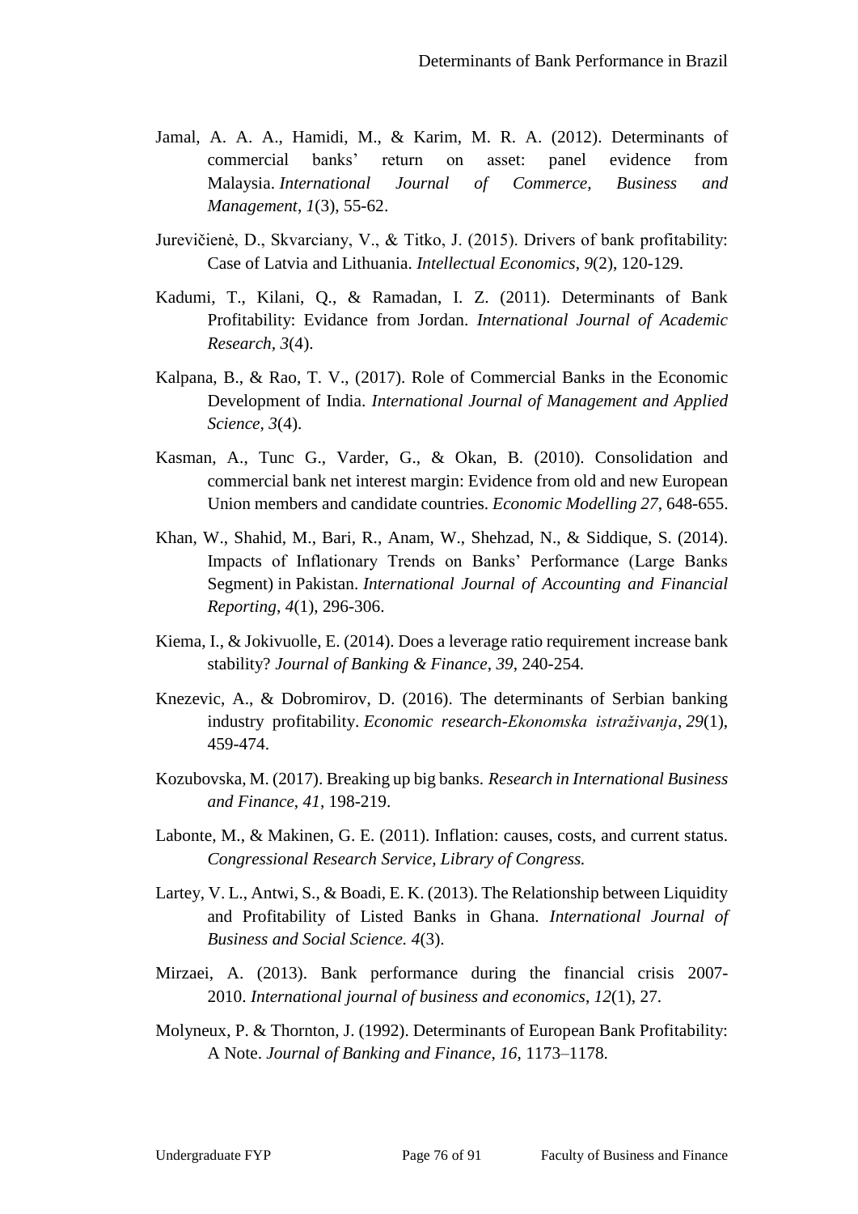Jamal, A. A. A., Hamidi, M., & Karim, M. R. A. (2012). Determinants of commercial banks' return on asset: panel evidence from Malaysia. *International Journal of Commerce, Business and Management*, *1*(3), 55-62.

Jurevičienė, D., Skvarciany, V., & Titko, J. (2015). Drivers of bank profitability: Case of Latvia and Lithuania. *Intellectual Economics*, *9*(2), 120-129.

Kadumi, T., Kilani, Q., & Ramadan, I. Z. (2011). Determinants of Bank Profitability: Evidance from Jordan. *International Journal of Academic Research*, *3*(4).

Kalpana, B., & Rao, T. V., (2017). Role of Commercial Banks in the Economic Development of India. *International Journal of Management and Applied Science*, *3*(4).

Kasman, A., Tunc G., Varder, G., & Okan, B. (2010). Consolidation and commercial bank net interest margin: Evidence from old and new European Union members and candidate countries. *Economic Modelling 27*, 648-655.

Khan, W., Shahid, M., Bari, R., Anam, W., Shehzad, N., & Siddique, S. (2014). Impacts of Inflationary Trends on Banks' Performance (Large Banks Segment) in Pakistan. *International Journal of Accounting and Financial Reporting*, *4*(1), 296-306.

Kiema, I., & Jokivuolle, E. (2014). Does a leverage ratio requirement increase bank stability? *Journal of Banking & Finance*, *39*, 240-254.

Knezevic, A., & Dobromirov, D. (2016). The determinants of Serbian banking industry profitability. *Economic research-Ekonomska istraživanja*, *29*(1), 459-474.

Kozubovska, M. (2017). Breaking up big banks. *Research in International Business and Finance*, *41*, 198-219.

Labonte, M., & Makinen, G. E. (2011). Inflation: causes, costs, and current status. *Congressional Research Service, Library of Congress.*

Lartey, V. L., Antwi, S., & Boadi, E. K. (2013). The Relationship between Liquidity and Profitability of Listed Banks in Ghana. *International Journal of Business and Social Science. 4*(3).

Mirzaei, A. (2013). Bank performance during the financial crisis 2007-2010. *International journal of business and economics*, *12*(1), 27.

Molyneux, P. & Thornton, J. (1992). Determinants of European Bank Profitability: A Note. *Journal of Banking and Finance*, *16*, 1173–1178.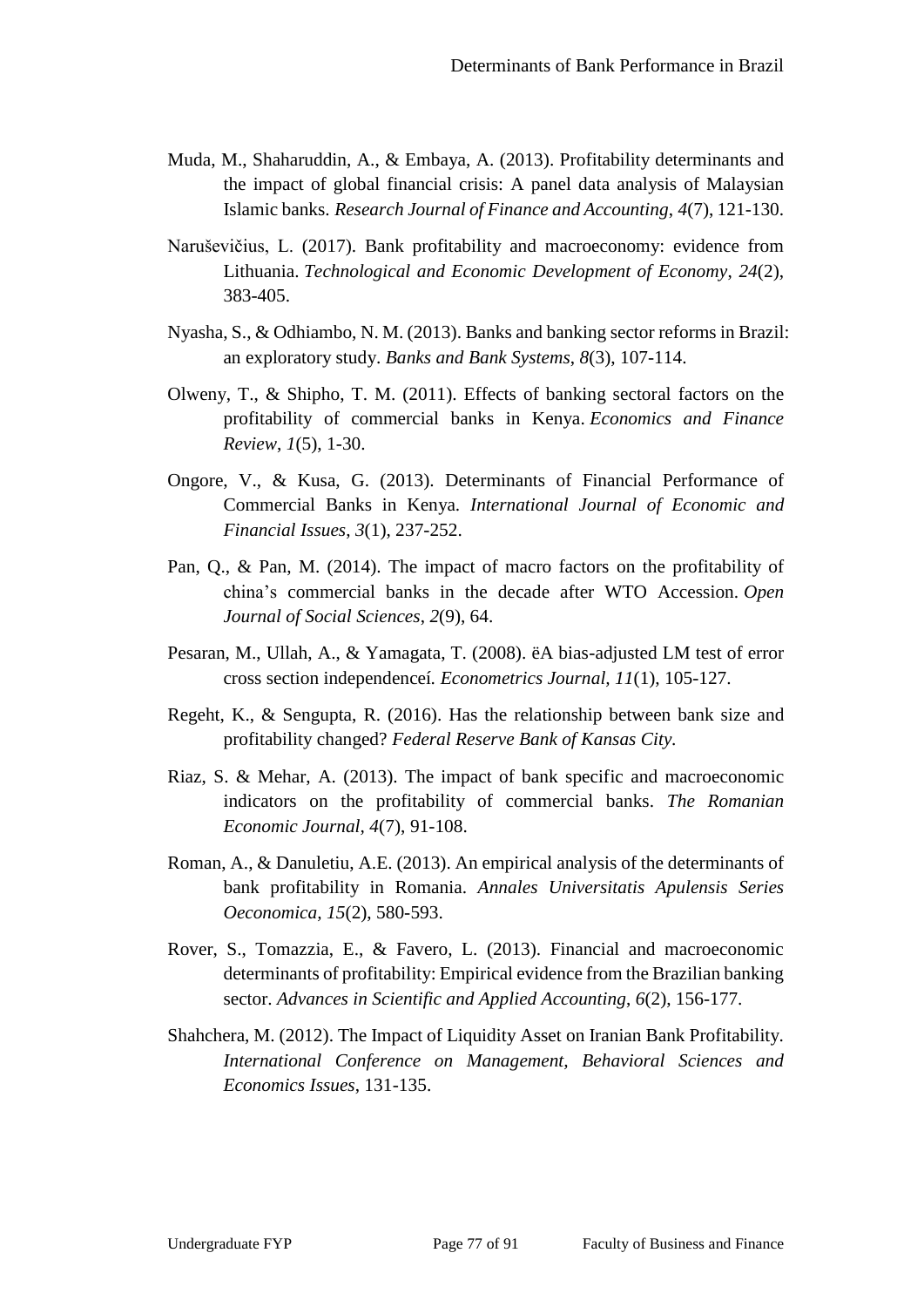Muda, M., Shaharuddin, A., & Embaya, A. (2013). Profitability determinants and the impact of global financial crisis: A panel data analysis of Malaysian Islamic banks. *Research Journal of Finance and Accounting*, *4*(7), 121-130.

Naruševičius, L. (2017). Bank profitability and macroeconomy: evidence from Lithuania. *Technological and Economic Development of Economy*, *24*(2), 383-405.

Nyasha, S., & Odhiambo, N. M. (2013). Banks and banking sector reforms in Brazil: an exploratory study. *Banks and Bank Systems*, *8*(3), 107-114.

Olweny, T., & Shipho, T. M. (2011). Effects of banking sectoral factors on the profitability of commercial banks in Kenya. *Economics and Finance Review*, *1*(5), 1-30.

Ongore, V., & Kusa, G. (2013). Determinants of Financial Performance of Commercial Banks in Kenya. *International Journal of Economic and Financial Issues*, *3*(1), 237-252.

Pan, Q., & Pan, M. (2014). The impact of macro factors on the profitability of china's commercial banks in the decade after WTO Accession. *Open Journal of Social Sciences*, *2*(9), 64.

Pesaran, M., Ullah, A., & Yamagata, T. (2008). ëA bias-adjusted LM test of error cross section independenceí. *Econometrics Journal*, *11*(1), 105-127.

Regeht, K., & Sengupta, R. (2016). Has the relationship between bank size and profitability changed? *Federal Reserve Bank of Kansas City.*

Riaz, S. & Mehar, A. (2013). The impact of bank specific and macroeconomic indicators on the profitability of commercial banks. *The Romanian Economic Journal*, *4*(7), 91-108.

Roman, A., & Danuletiu, A.E. (2013). An empirical analysis of the determinants of bank profitability in Romania. *Annales Universitatis Apulensis Series Oeconomica*, *15*(2), 580-593.

Rover, S., Tomazzia, E., & Favero, L. (2013). Financial and macroeconomic determinants of profitability: Empirical evidence from the Brazilian banking sector. *Advances in Scientific and Applied Accounting*, *6*(2), 156-177.

Shahchera, M. (2012). The Impact of Liquidity Asset on Iranian Bank Profitability. *International Conference on Management, Behavioral Sciences and Economics Issues*, 131-135.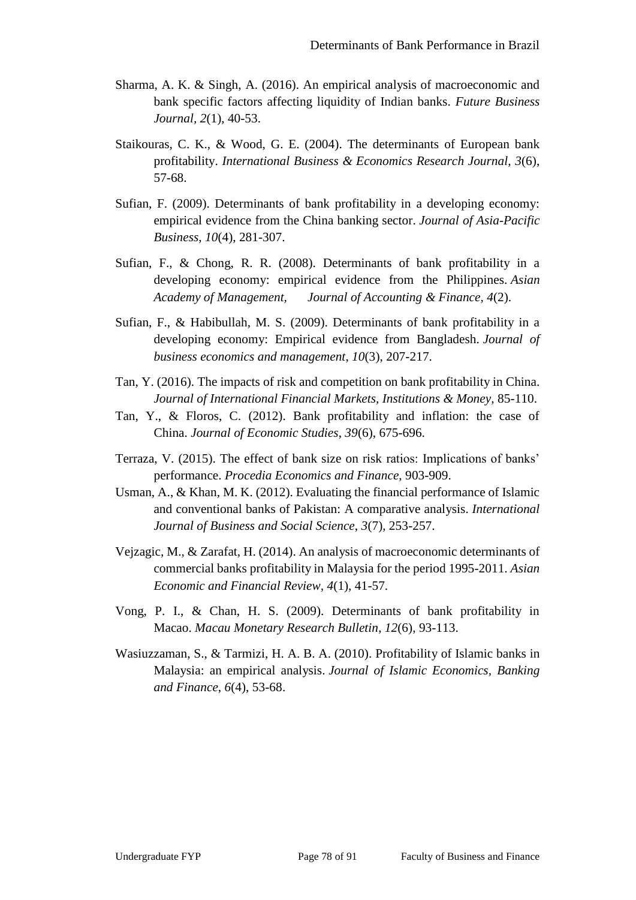Sharma, A. K. & Singh, A. (2016). An empirical analysis of macroeconomic and bank specific factors affecting liquidity of Indian banks. *Future Business Journal*, *2*(1), 40-53.

Staikouras, C. K., & Wood, G. E. (2004). The determinants of European bank profitability. *International Business & Economics Research Journal*, *3*(6), 57-68.

Sufian, F. (2009). Determinants of bank profitability in a developing economy: empirical evidence from the China banking sector. *Journal of Asia-Pacific Business*, *10*(4), 281-307.

Sufian, F., & Chong, R. R. (2008). Determinants of bank profitability in a developing economy: empirical evidence from the Philippines. *Asian Academy of Management, Journal of Accounting & Finance*, *4*(2).

Sufian, F., & Habibullah, M. S. (2009). Determinants of bank profitability in a developing economy: Empirical evidence from Bangladesh. *Journal of business economics and management*, *10*(3), 207-217.

Tan, Y. (2016). The impacts of risk and competition on bank profitability in China. *Journal of International Financial Markets, Institutions & Money*, 85-110.

Tan, Y., & Floros, C. (2012). Bank profitability and inflation: the case of China. *Journal of Economic Studies*, *39*(6), 675-696.

Terraza, V. (2015). The effect of bank size on risk ratios: Implications of banks' performance. *Procedia Economics and Finance*, 903-909.

Usman, A., & Khan, M. K. (2012). Evaluating the financial performance of Islamic and conventional banks of Pakistan: A comparative analysis. *International Journal of Business and Social Science*, *3*(7), 253-257.

Vejzagic, M., & Zarafat, H. (2014). An analysis of macroeconomic determinants of commercial banks profitability in Malaysia for the period 1995-2011. *Asian Economic and Financial Review*, *4*(1), 41-57.

Vong, P. I., & Chan, H. S. (2009). Determinants of bank profitability in Macao. *Macau Monetary Research Bulletin*, *12*(6), 93-113.

Wasiuzzaman, S., & Tarmizi, H. A. B. A. (2010). Profitability of Islamic banks in Malaysia: an empirical analysis. *Journal of Islamic Economics, Banking and Finance*, *6*(4), 53-68.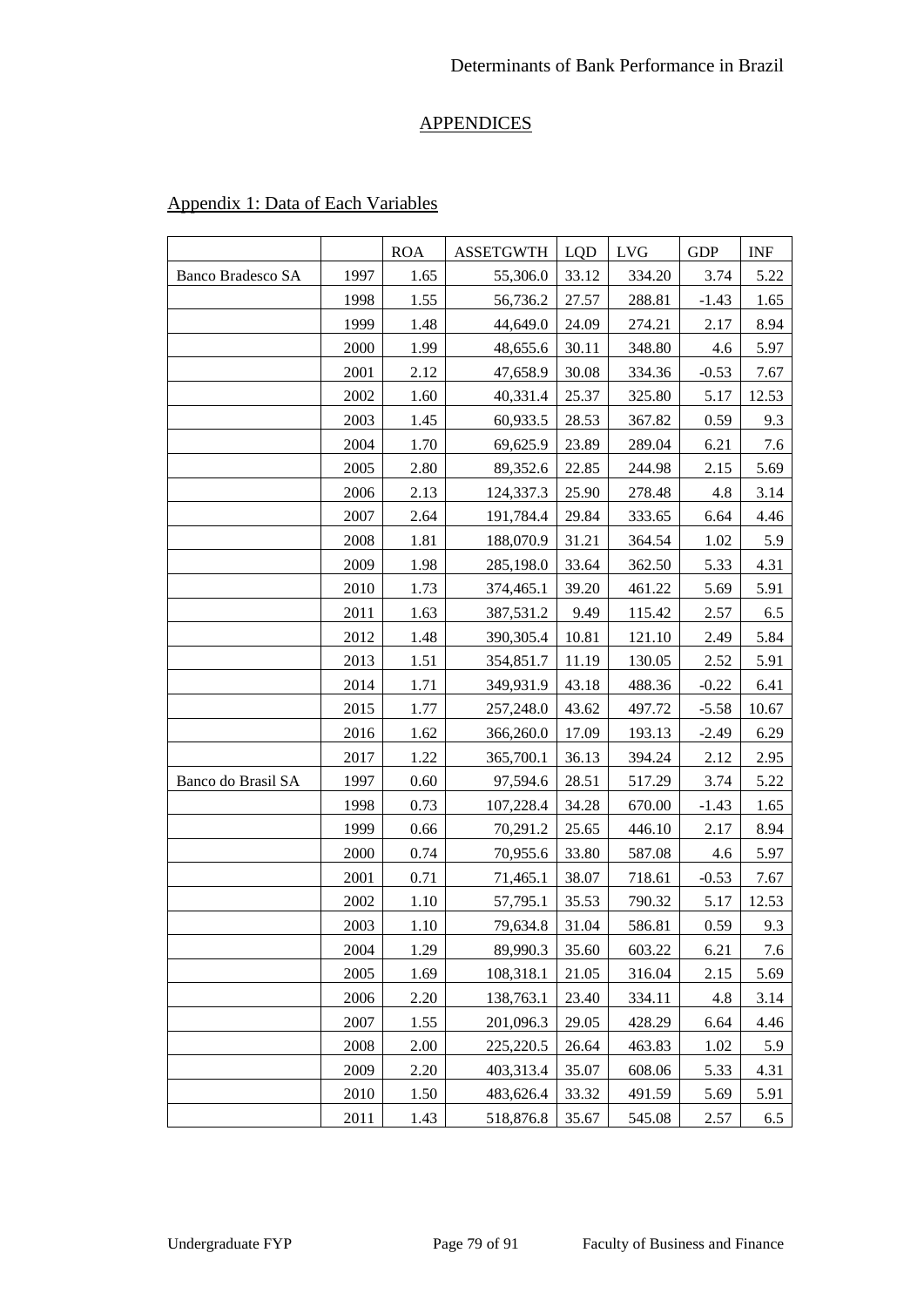## APPENDICES

### Appendix 1: Data of Each Variables

| | | ROA | ASSETGWTH | LQD | LVG | GDP | INF |
|---|---|---|---|---|---|---|---|
| Banco Bradesco SA | 1997 | 1.65 | 55,306.0 | 33.12 | 334.20 | 3.74 | 5.22 |
| | 1998 | 1.55 | 56,736.2 | 27.57 | 288.81 | -1.43 | 1.65 |
| | 1999 | 1.48 | 44,649.0 | 24.09 | 274.21 | 2.17 | 8.94 |
| | 2000 | 1.99 | 48,655.6 | 30.11 | 348.80 | 4.6 | 5.97 |
| | 2001 | 2.12 | 47,658.9 | 30.08 | 334.36 | -0.53 | 7.67 |
| | 2002 | 1.60 | 40,331.4 | 25.37 | 325.80 | 5.17 | 12.53 |
| | 2003 | 1.45 | 60,933.5 | 28.53 | 367.82 | 0.59 | 9.3 |
| | 2004 | 1.70 | 69,625.9 | 23.89 | 289.04 | 6.21 | 7.6 |
| | 2005 | 2.80 | 89,352.6 | 22.85 | 244.98 | 2.15 | 5.69 |
| | 2006 | 2.13 | 124,337.3 | 25.90 | 278.48 | 4.8 | 3.14 |
| | 2007 | 2.64 | 191,784.4 | 29.84 | 333.65 | 6.64 | 4.46 |
| | 2008 | 1.81 | 188,070.9 | 31.21 | 364.54 | 1.02 | 5.9 |
| | 2009 | 1.98 | 285,198.0 | 33.64 | 362.50 | 5.33 | 4.31 |
| | 2010 | 1.73 | 374,465.1 | 39.20 | 461.22 | 5.69 | 5.91 |
| | 2011 | 1.63 | 387,531.2 | 9.49 | 115.42 | 2.57 | 6.5 |
| | 2012 | 1.48 | 390,305.4 | 10.81 | 121.10 | 2.49 | 5.84 |
| | 2013 | 1.51 | 354,851.7 | 11.19 | 130.05 | 2.52 | 5.91 |
| | 2014 | 1.71 | 349,931.9 | 43.18 | 488.36 | -0.22 | 6.41 |
| | 2015 | 1.77 | 257,248.0 | 43.62 | 497.72 | -5.58 | 10.67 |
| | 2016 | 1.62 | 366,260.0 | 17.09 | 193.13 | -2.49 | 6.29 |
| | 2017 | 1.22 | 365,700.1 | 36.13 | 394.24 | 2.12 | 2.95 |
| Banco do Brasil SA | 1997 | 0.60 | 97,594.6 | 28.51 | 517.29 | 3.74 | 5.22 |
| | 1998 | 0.73 | 107,228.4 | 34.28 | 670.00 | -1.43 | 1.65 |
| | 1999 | 0.66 | 70,291.2 | 25.65 | 446.10 | 2.17 | 8.94 |
| | 2000 | 0.74 | 70,955.6 | 33.80 | 587.08 | 4.6 | 5.97 |
| | 2001 | 0.71 | 71,465.1 | 38.07 | 718.61 | -0.53 | 7.67 |
| | 2002 | 1.10 | 57,795.1 | 35.53 | 790.32 | 5.17 | 12.53 |
| | 2003 | 1.10 | 79,634.8 | 31.04 | 586.81 | 0.59 | 9.3 |
| | 2004 | 1.29 | 89,990.3 | 35.60 | 603.22 | 6.21 | 7.6 |
| | 2005 | 1.69 | 108,318.1 | 21.05 | 316.04 | 2.15 | 5.69 |
| | 2006 | 2.20 | 138,763.1 | 23.40 | 334.11 | 4.8 | 3.14 |
| | 2007 | 1.55 | 201,096.3 | 29.05 | 428.29 | 6.64 | 4.46 |
| | 2008 | 2.00 | 225,220.5 | 26.64 | 463.83 | 1.02 | 5.9 |
| | 2009 | 2.20 | 403,313.4 | 35.07 | 608.06 | 5.33 | 4.31 |
| | 2010 | 1.50 | 483,626.4 | 33.32 | 491.59 | 5.69 | 5.91 |
| | 2011 | 1.43 | 518,876.8 | 35.67 | 545.08 | 2.57 | 6.5 |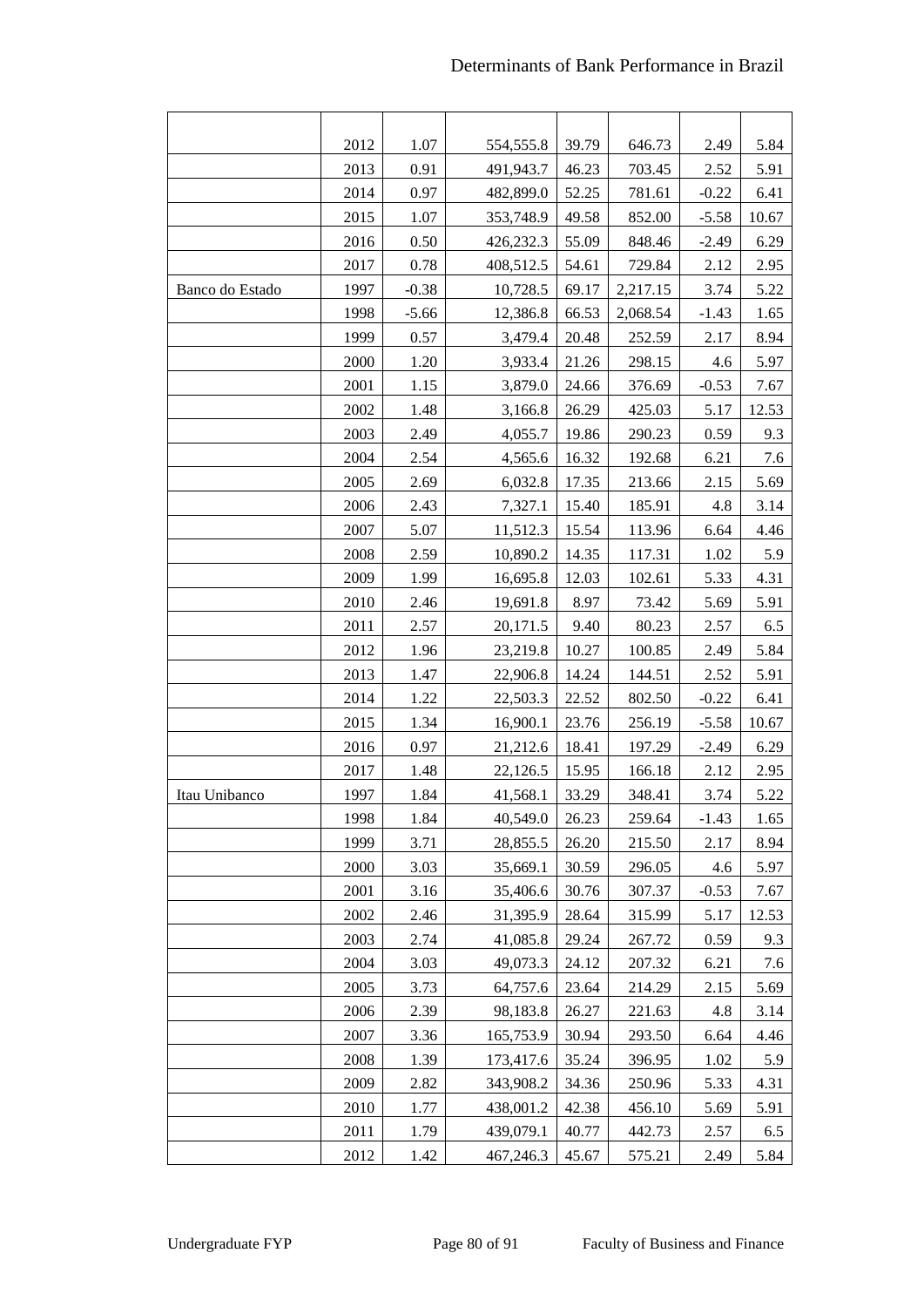| | | | | | | | |
|---|---|---|---|---|---|---|---|
| | 2012 | 1.07 | 554,555.8 | 39.79 | 646.73 | 2.49 | 5.84 |
| | 2013 | 0.91 | 491,943.7 | 46.23 | 703.45 | 2.52 | 5.91 |
| | 2014 | 0.97 | 482,899.0 | 52.25 | 781.61 | -0.22 | 6.41 |
| | 2015 | 1.07 | 353,748.9 | 49.58 | 852.00 | -5.58 | 10.67 |
| | 2016 | 0.50 | 426,232.3 | 55.09 | 848.46 | -2.49 | 6.29 |
| | 2017 | 0.78 | 408,512.5 | 54.61 | 729.84 | 2.12 | 2.95 |
| Banco do Estado | 1997 | -0.38 | 10,728.5 | 69.17 | 2,217.15 | 3.74 | 5.22 |
| | 1998 | -5.66 | 12,386.8 | 66.53 | 2,068.54 | -1.43 | 1.65 |
| | 1999 | 0.57 | 3,479.4 | 20.48 | 252.59 | 2.17 | 8.94 |
| | 2000 | 1.20 | 3,933.4 | 21.26 | 298.15 | 4.6 | 5.97 |
| | 2001 | 1.15 | 3,879.0 | 24.66 | 376.69 | -0.53 | 7.67 |
| | 2002 | 1.48 | 3,166.8 | 26.29 | 425.03 | 5.17 | 12.53 |
| | 2003 | 2.49 | 4,055.7 | 19.86 | 290.23 | 0.59 | 9.3 |
| | 2004 | 2.54 | 4,565.6 | 16.32 | 192.68 | 6.21 | 7.6 |
| | 2005 | 2.69 | 6,032.8 | 17.35 | 213.66 | 2.15 | 5.69 |
| | 2006 | 2.43 | 7,327.1 | 15.40 | 185.91 | 4.8 | 3.14 |
| | 2007 | 5.07 | 11,512.3 | 15.54 | 113.96 | 6.64 | 4.46 |
| | 2008 | 2.59 | 10,890.2 | 14.35 | 117.31 | 1.02 | 5.9 |
| | 2009 | 1.99 | 16,695.8 | 12.03 | 102.61 | 5.33 | 4.31 |
| | 2010 | 2.46 | 19,691.8 | 8.97 | 73.42 | 5.69 | 5.91 |
| | 2011 | 2.57 | 20,171.5 | 9.40 | 80.23 | 2.57 | 6.5 |
| | 2012 | 1.96 | 23,219.8 | 10.27 | 100.85 | 2.49 | 5.84 |
| | 2013 | 1.47 | 22,906.8 | 14.24 | 144.51 | 2.52 | 5.91 |
| | 2014 | 1.22 | 22,503.3 | 22.52 | 802.50 | -0.22 | 6.41 |
| | 2015 | 1.34 | 16,900.1 | 23.76 | 256.19 | -5.58 | 10.67 |
| | 2016 | 0.97 | 21,212.6 | 18.41 | 197.29 | -2.49 | 6.29 |
| | 2017 | 1.48 | 22,126.5 | 15.95 | 166.18 | 2.12 | 2.95 |
| Itau Unibanco | 1997 | 1.84 | 41,568.1 | 33.29 | 348.41 | 3.74 | 5.22 |
| | 1998 | 1.84 | 40,549.0 | 26.23 | 259.64 | -1.43 | 1.65 |
| | 1999 | 3.71 | 28,855.5 | 26.20 | 215.50 | 2.17 | 8.94 |
| | 2000 | 3.03 | 35,669.1 | 30.59 | 296.05 | 4.6 | 5.97 |
| | 2001 | 3.16 | 35,406.6 | 30.76 | 307.37 | -0.53 | 7.67 |
| | 2002 | 2.46 | 31,395.9 | 28.64 | 315.99 | 5.17 | 12.53 |
| | 2003 | 2.74 | 41,085.8 | 29.24 | 267.72 | 0.59 | 9.3 |
| | 2004 | 3.03 | 49,073.3 | 24.12 | 207.32 | 6.21 | 7.6 |
| | 2005 | 3.73 | 64,757.6 | 23.64 | 214.29 | 2.15 | 5.69 |
| | 2006 | 2.39 | 98,183.8 | 26.27 | 221.63 | 4.8 | 3.14 |
| | 2007 | 3.36 | 165,753.9 | 30.94 | 293.50 | 6.64 | 4.46 |
| | 2008 | 1.39 | 173,417.6 | 35.24 | 396.95 | 1.02 | 5.9 |
| | 2009 | 2.82 | 343,908.2 | 34.36 | 250.96 | 5.33 | 4.31 |
| | 2010 | 1.77 | 438,001.2 | 42.38 | 456.10 | 5.69 | 5.91 |
| | 2011 | 1.79 | 439,079.1 | 40.77 | 442.73 | 2.57 | 6.5 |
| | 2012 | 1.42 | 467,246.3 | 45.67 | 575.21 | 2.49 | 5.84 |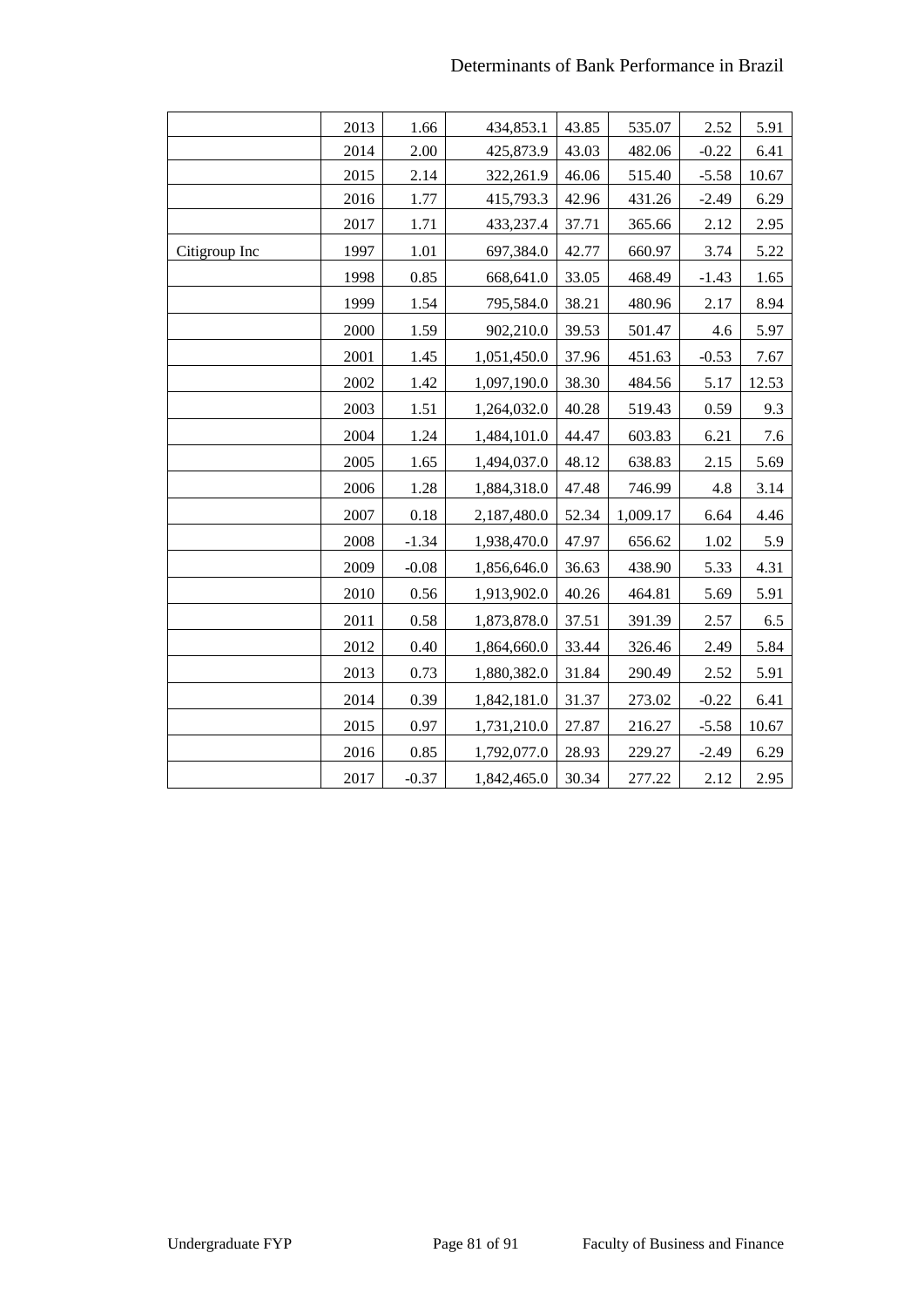| | | | | | | | |
|---|---|---|---|---|---|---|---|
| | 2013 | 1.66 | 434,853.1 | 43.85 | 535.07 | 2.52 | 5.91 |
| | 2014 | 2.00 | 425,873.9 | 43.03 | 482.06 | -0.22 | 6.41 |
| | 2015 | 2.14 | 322,261.9 | 46.06 | 515.40 | -5.58 | 10.67 |
| | 2016 | 1.77 | 415,793.3 | 42.96 | 431.26 | -2.49 | 6.29 |
| | 2017 | 1.71 | 433,237.4 | 37.71 | 365.66 | 2.12 | 2.95 |
| Citigroup Inc | 1997 | 1.01 | 697,384.0 | 42.77 | 660.97 | 3.74 | 5.22 |
| | 1998 | 0.85 | 668,641.0 | 33.05 | 468.49 | -1.43 | 1.65 |
| | 1999 | 1.54 | 795,584.0 | 38.21 | 480.96 | 2.17 | 8.94 |
| | 2000 | 1.59 | 902,210.0 | 39.53 | 501.47 | 4.6 | 5.97 |
| | 2001 | 1.45 | 1,051,450.0 | 37.96 | 451.63 | -0.53 | 7.67 |
| | 2002 | 1.42 | 1,097,190.0 | 38.30 | 484.56 | 5.17 | 12.53 |
| | 2003 | 1.51 | 1,264,032.0 | 40.28 | 519.43 | 0.59 | 9.3 |
| | 2004 | 1.24 | 1,484,101.0 | 44.47 | 603.83 | 6.21 | 7.6 |
| | 2005 | 1.65 | 1,494,037.0 | 48.12 | 638.83 | 2.15 | 5.69 |
| | 2006 | 1.28 | 1,884,318.0 | 47.48 | 746.99 | 4.8 | 3.14 |
| | 2007 | 0.18 | 2,187,480.0 | 52.34 | 1,009.17 | 6.64 | 4.46 |
| | 2008 | -1.34 | 1,938,470.0 | 47.97 | 656.62 | 1.02 | 5.9 |
| | 2009 | -0.08 | 1,856,646.0 | 36.63 | 438.90 | 5.33 | 4.31 |
| | 2010 | 0.56 | 1,913,902.0 | 40.26 | 464.81 | 5.69 | 5.91 |
| | 2011 | 0.58 | 1,873,878.0 | 37.51 | 391.39 | 2.57 | 6.5 |
| | 2012 | 0.40 | 1,864,660.0 | 33.44 | 326.46 | 2.49 | 5.84 |
| | 2013 | 0.73 | 1,880,382.0 | 31.84 | 290.49 | 2.52 | 5.91 |
| | 2014 | 0.39 | 1,842,181.0 | 31.37 | 273.02 | -0.22 | 6.41 |
| | 2015 | 0.97 | 1,731,210.0 | 27.87 | 216.27 | -5.58 | 10.67 |
| | 2016 | 0.85 | 1,792,077.0 | 28.93 | 229.27 | -2.49 | 6.29 |
| | 2017 | -0.37 | 1,842,465.0 | 30.34 | 277.22 | 2.12 | 2.95 |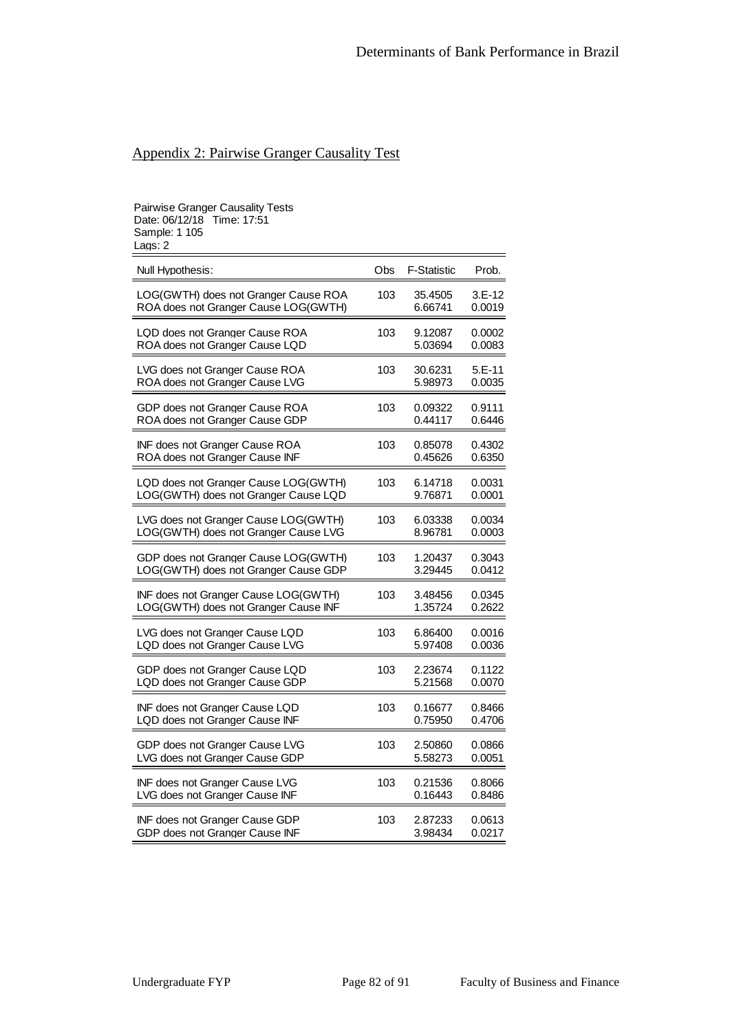## Appendix 2: Pairwise Granger Causality Test

Pairwise Granger Causality Tests
Date: 06/12/18 Time: 17:51
Sample: 1 105
Lags: 2

| Null Hypothesis: | Obs | F-Statistic | Prob. |
|---|---|---|---|
| LOG(GWTH) does not Granger Cause ROA | 103 | 35.4505 | 3.E-12 |
| ROA does not Granger Cause LOG(GWTH) | | 6.66741 | 0.0019 |
| LQD does not Granger Cause ROA | 103 | 9.12087 | 0.0002 |
| ROA does not Granger Cause LQD | | 5.03694 | 0.0083 |
| LVG does not Granger Cause ROA | 103 | 30.6231 | 5.E-11 |
| ROA does not Granger Cause LVG | | 5.98973 | 0.0035 |
| GDP does not Granger Cause ROA | 103 | 0.09322 | 0.9111 |
| ROA does not Granger Cause GDP | | 0.44117 | 0.6446 |
| INF does not Granger Cause ROA | 103 | 0.85078 | 0.4302 |
| ROA does not Granger Cause INF | | 0.45626 | 0.6350 |
| LQD does not Granger Cause LOG(GWTH) | 103 | 6.14718 | 0.0031 |
| LOG(GWTH) does not Granger Cause LQD | | 9.76871 | 0.0001 |
| LVG does not Granger Cause LOG(GWTH) | 103 | 6.03338 | 0.0034 |
| LOG(GWTH) does not Granger Cause LVG | | 8.96781 | 0.0003 |
| GDP does not Granger Cause LOG(GWTH) | 103 | 1.20437 | 0.3043 |
| LOG(GWTH) does not Granger Cause GDP | | 3.29445 | 0.0412 |
| INF does not Granger Cause LOG(GWTH) | 103 | 3.48456 | 0.0345 |
| LOG(GWTH) does not Granger Cause INF | | 1.35724 | 0.2622 |
| LVG does not Granger Cause LQD | 103 | 6.86400 | 0.0016 |
| LQD does not Granger Cause LVG | | 5.97408 | 0.0036 |
| GDP does not Granger Cause LQD | 103 | 2.23674 | 0.1122 |
| LQD does not Granger Cause GDP | | 5.21568 | 0.0070 |
| INF does not Granger Cause LQD | 103 | 0.16677 | 0.8466 |
| LQD does not Granger Cause INF | | 0.75950 | 0.4706 |
| GDP does not Granger Cause LVG | 103 | 2.50860 | 0.0866 |
| LVG does not Granger Cause GDP | | 5.58273 | 0.0051 |
| INF does not Granger Cause LVG | 103 | 0.21536 | 0.8066 |
| LVG does not Granger Cause INF | | 0.16443 | 0.8486 |
| INF does not Granger Cause GDP | 103 | 2.87233 | 0.0613 |
| GDP does not Granger Cause INF | | 3.98434 | 0.0217 |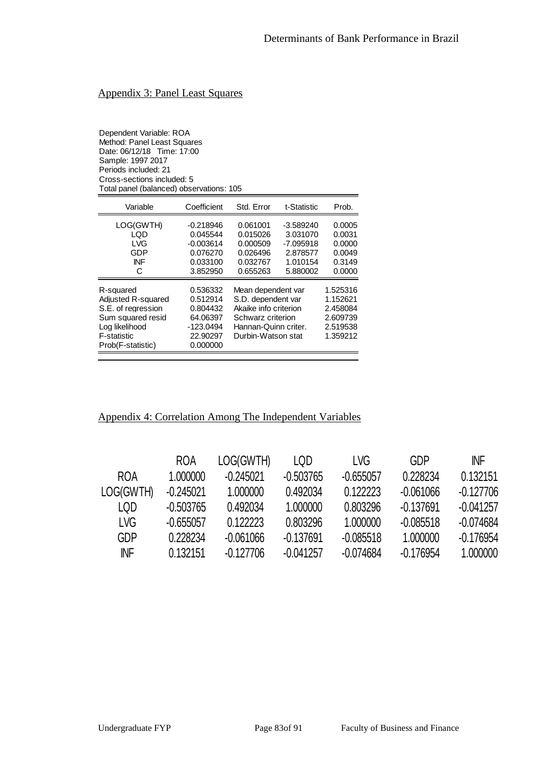## Appendix 3: Panel Least Squares

Dependent Variable: ROA
Method: Panel Least Squares
Date: 06/12/18 Time: 17:00
Sample: 1997 2017
Periods included: 21
Cross-sections included: 5
Total panel (balanced) observations: 105

| Variable | Coefficient | Std. Error | t-Statistic | Prob. |
|---|---|---|---|---|
| LOG(GWTH) | -0.218946 | 0.061001 | -3.589240 | 0.0005 |
| LQD | 0.045544 | 0.015026 | 3.031070 | 0.0031 |
| LVG | -0.003614 | 0.000509 | -7.095918 | 0.0000 |
| GDP | 0.076270 | 0.026496 | 2.878577 | 0.0049 |
| INF | 0.033100 | 0.032767 | 1.010154 | 0.3149 |
| C | 3.852950 | 0.655263 | 5.880002 | 0.0000 |

| | | | |
|---|---|---|---|
| R-squared | 0.536332 | Mean dependent var | 1.525316 |
| Adjusted R-squared | 0.512914 | S.D. dependent var | 1.152621 |
| S.E. of regression | 0.804432 | Akaike info criterion | 2.458084 |
| Sum squared resid | 64.06397 | Schwarz criterion | 2.609739 |
| Log likelihood | -123.0494 | Hannan-Quinn criter. | 2.519538 |
| F-statistic | 22.90297 | Durbin-Watson stat | 1.359212 |
| Prob(F-statistic) | 0.000000 | | |

## Appendix 4: Correlation Among The Independent Variables

| | ROA | LOG(GWTH) | LQD | LVG | GDP | INF |
|---|---|---|---|---|---|---|
| ROA | 1.000000 | -0.245021 | -0.503765 | -0.655057 | 0.228234 | 0.132151 |
| LOG(GWTH) | -0.245021 | 1.000000 | 0.492034 | 0.122223 | -0.061066 | -0.127706 |
| LQD | -0.503765 | 0.492034 | 1.000000 | 0.803296 | -0.137691 | -0.041257 |
| LVG | -0.655057 | 0.122223 | 0.803296 | 1.000000 | -0.085518 | -0.074684 |
| GDP | 0.228234 | -0.061066 | -0.137691 | -0.085518 | 1.000000 | -0.176954 |
| INF | 0.132151 | -0.127706 | -0.041257 | -0.074684 | -0.176954 | 1.000000 |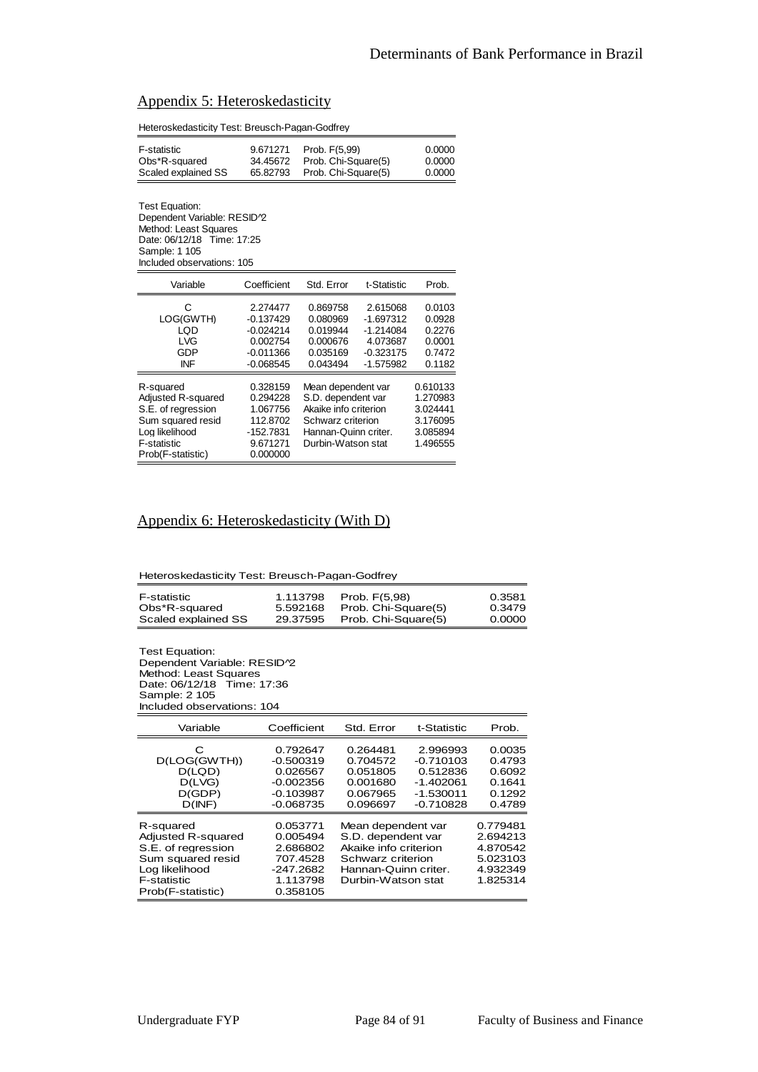## Appendix 5: Heteroskedasticity

Heteroskedasticity Test: Breusch-Pagan-Godfrey

| | | | |
|---|---|---|---|
| F-statistic | 9.671271 | Prob. F(5,99) | 0.0000 |
| Obs*R-squared | 34.45672 | Prob. Chi-Square(5) | 0.0000 |
| Scaled explained SS | 65.82793 | Prob. Chi-Square(5) | 0.0000 |

Test Equation:
Dependent Variable: RESID^2
Method: Least Squares
Date: 06/12/18 Time: 17:25
Sample: 1 105
Included observations: 105

| Variable | Coefficient | Std. Error | t-Statistic | Prob. |
|---|---|---|---|---|
| C | 2.274477 | 0.869758 | 2.615068 | 0.0103 |
| LOG(GWTH) | -0.137429 | 0.080969 | -1.697312 | 0.0928 |
| LQD | -0.024214 | 0.019944 | -1.214084 | 0.2276 |
| LVG | 0.002754 | 0.000676 | 4.073687 | 0.0001 |
| GDP | -0.011366 | 0.035169 | -0.323175 | 0.7472 |
| INF | -0.068545 | 0.043494 | -1.575982 | 0.1182 |

| | | | |
|---|---|---|---|
| R-squared | 0.328159 | Mean dependent var | 0.610133 |
| Adjusted R-squared | 0.294228 | S.D. dependent var | 1.270983 |
| S.E. of regression | 1.067756 | Akaike info criterion | 3.024441 |
| Sum squared resid | 112.8702 | Schwarz criterion | 3.176095 |
| Log likelihood | -152.7831 | Hannan-Quinn criter. | 3.085894 |
| F-statistic | 9.671271 | Durbin-Watson stat | 1.496555 |
| Prob(F-statistic) | 0.000000 | | |

## Appendix 6: Heteroskedasticity (With D)

Heteroskedasticity Test: Breusch-Pagan-Godfrey

| | | | |
|---|---|---|---|
| F-statistic | 1.113798 | Prob. F(5,98) | 0.3581 |
| Obs*R-squared | 5.592168 | Prob. Chi-Square(5) | 0.3479 |
| Scaled explained SS | 29.37595 | Prob. Chi-Square(5) | 0.0000 |

Test Equation:
Dependent Variable: RESID^2
Method: Least Squares
Date: 06/12/18 Time: 17:36
Sample: 2 105
Included observations: 104

| Variable | Coefficient | Std. Error | t-Statistic | Prob. |
|---|---|---|---|---|
| C | 0.792647 | 0.264481 | 2.996993 | 0.0035 |
| D(LOG(GWTH)) | -0.500319 | 0.704572 | -0.710103 | 0.4793 |
| D(LQD) | 0.026567 | 0.051805 | 0.512836 | 0.6092 |
| D(LVG) | -0.002356 | 0.001680 | -1.402061 | 0.1641 |
| D(GDP) | -0.103987 | 0.067965 | -1.530011 | 0.1292 |
| D(INF) | -0.068735 | 0.096697 | -0.710828 | 0.4789 |

| | | | |
|---|---|---|---|
| R-squared | 0.053771 | Mean dependent var | 0.779481 |
| Adjusted R-squared | 0.005494 | S.D. dependent var | 2.694213 |
| S.E. of regression | 2.686802 | Akaike info criterion | 4.870542 |
| Sum squared resid | 707.4528 | Schwarz criterion | 5.023103 |
| Log likelihood | -247.2682 | Hannan-Quinn criter. | 4.932349 |
| F-statistic | 1.113798 | Durbin-Watson stat | 1.825314 |
| Prob(F-statistic) | 0.358105 | | |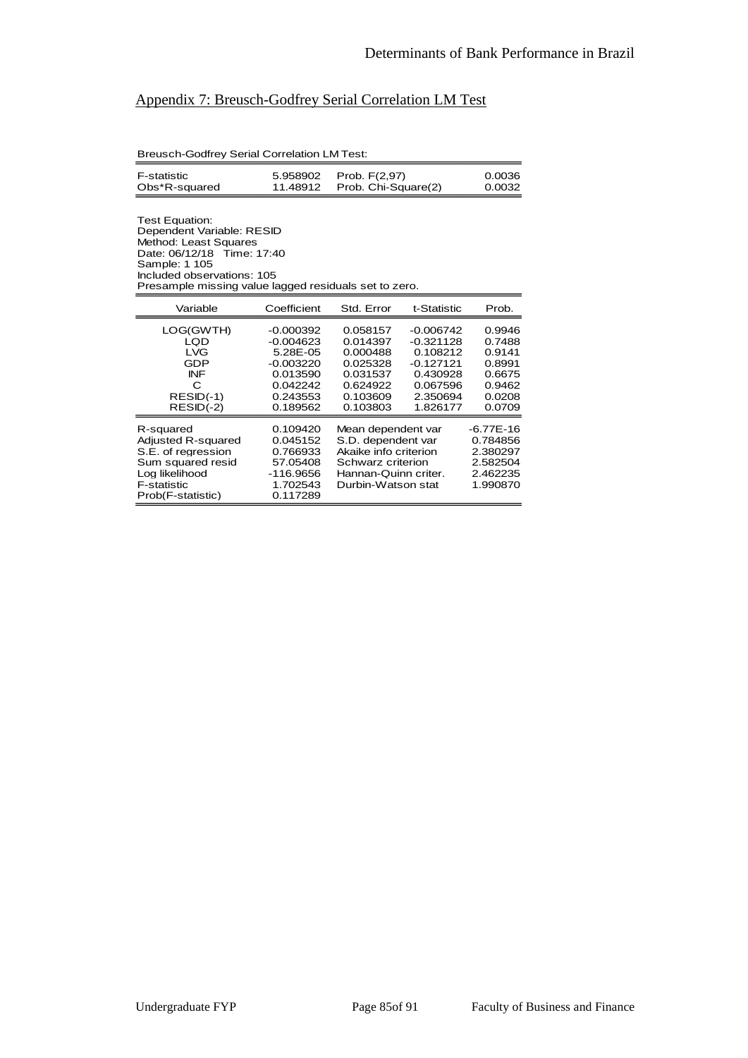## Appendix 7: Breusch-Godfrey Serial Correlation LM Test

Breusch-Godfrey Serial Correlation LM Test:

| | | | |
|---|---|---|---|
| F-statistic | 5.958902 | Prob. F(2,97) | 0.0036 |
| Obs*R-squared | 11.48912 | Prob. Chi-Square(2) | 0.0032 |

Test Equation:
Dependent Variable: RESID
Method: Least Squares
Date: 06/12/18 Time: 17:40
Sample: 1 105
Included observations: 105
Presample missing value lagged residuals set to zero.

| Variable | Coefficient | Std. Error | t-Statistic | Prob. |
|---|---|---|---|---|
| LOG(GWTH) | -0.000392 | 0.058157 | -0.006742 | 0.9946 |
| LQD | -0.004623 | 0.014397 | -0.321128 | 0.7488 |
| LVG | 5.28E-05 | 0.000488 | 0.108212 | 0.9141 |
| GDP | -0.003220 | 0.025328 | -0.127121 | 0.8991 |
| INF | 0.013590 | 0.031537 | 0.430928 | 0.6675 |
| C | 0.042242 | 0.624922 | 0.067596 | 0.9462 |
| RESID(-1) | 0.243553 | 0.103609 | 2.350694 | 0.0208 |
| RESID(-2) | 0.189562 | 0.103803 | 1.826177 | 0.0709 |

| | | | |
|---|---|---|---|
| R-squared | 0.109420 | Mean dependent var | -6.77E-16 |
| Adjusted R-squared | 0.045152 | S.D. dependent var | 0.784856 |
| S.E. of regression | 0.766933 | Akaike info criterion | 2.380297 |
| Sum squared resid | 57.05408 | Schwarz criterion | 2.582504 |
| Log likelihood | -116.9656 | Hannan-Quinn criter. | 2.462235 |
| F-statistic | 1.702543 | Durbin-Watson stat | 1.990870 |
| Prob(F-statistic) | 0.117289 | | |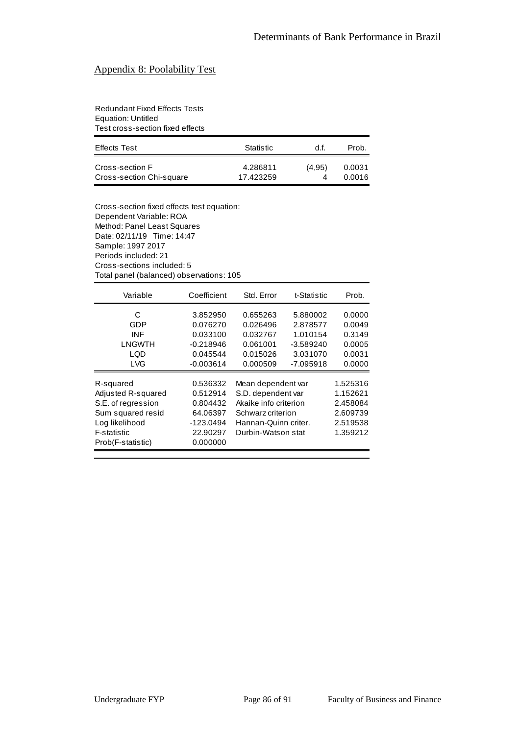## Appendix 8: Poolability Test

Redundant Fixed Effects Tests
Equation: Untitled
Test cross-section fixed effects

| Effects Test | Statistic | d.f. | Prob. |
|---|---|---|---|
| Cross-section F | 4.286811 | (4,95) | 0.0031 |
| Cross-section Chi-square | 17.423259 | 4 | 0.0016 |

Cross-section fixed effects test equation:
Dependent Variable: ROA
Method: Panel Least Squares
Date: 02/11/19 Time: 14:47
Sample: 1997 2017
Periods included: 21
Cross-sections included: 5
Total panel (balanced) observations: 105

| Variable | Coefficient | Std. Error | t-Statistic | Prob. |
|---|---|---|---|---|
| C | 3.852950 | 0.655263 | 5.880002 | 0.0000 |
| GDP | 0.076270 | 0.026496 | 2.878577 | 0.0049 |
| INF | 0.033100 | 0.032767 | 1.010154 | 0.3149 |
| LNGWTH | -0.218946 | 0.061001 | -3.589240 | 0.0005 |
| LQD | 0.045544 | 0.015026 | 3.031070 | 0.0031 |
| LVG | -0.003614 | 0.000509 | -7.095918 | 0.0000 |

| | | | |
|---|---|---|---|
| R-squared | 0.536332 | Mean dependent var | 1.525316 |
| Adjusted R-squared | 0.512914 | S.D. dependent var | 1.152621 |
| S.E. of regression | 0.804432 | Akaike info criterion | 2.458084 |
| Sum squared resid | 64.06397 | Schwarz criterion | 2.609739 |
| Log likelihood | -123.0494 | Hannan-Quinn criter. | 2.519538 |
| F-statistic | 22.90297 | Durbin-Watson stat | 1.359212 |
| Prob(F-statistic) | 0.000000 | | |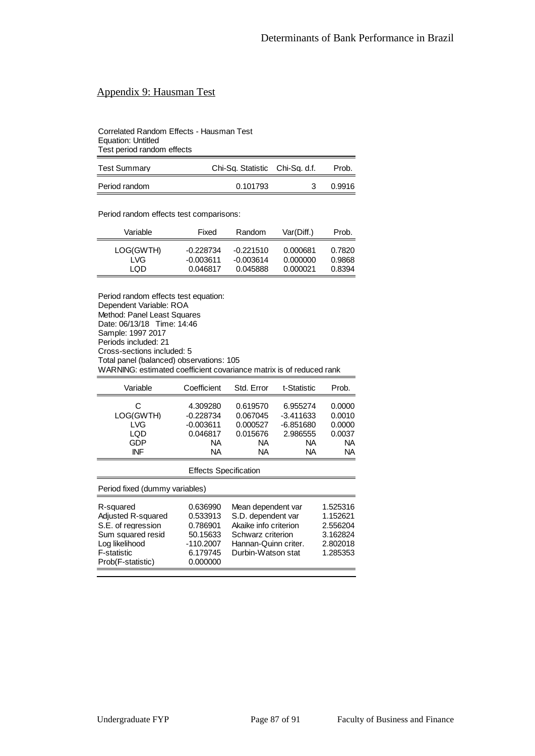## Appendix 9: Hausman Test

Correlated Random Effects - Hausman Test
Equation: Untitled
Test period random effects

| Test Summary | Chi-Sq. Statistic | Chi-Sq. d.f. | Prob. |
|---|---|---|---|
| Period random | 0.101793 | 3 | 0.9916 |

Period random effects test comparisons:

| Variable | Fixed | Random | Var(Diff.) | Prob. |
|---|---|---|---|---|
| LOG(GWTH) | -0.228734 | -0.221510 | 0.000681 | 0.7820 |
| LVG | -0.003611 | -0.003614 | 0.000000 | 0.9868 |
| LQD | 0.046817 | 0.045888 | 0.000021 | 0.8394 |

Period random effects test equation:
Dependent Variable: ROA
Method: Panel Least Squares
Date: 06/13/18 Time: 14:46
Sample: 1997 2017
Periods included: 21
Cross-sections included: 5
Total panel (balanced) observations: 105
WARNING: estimated coefficient covariance matrix is of reduced rank

| Variable | Coefficient | Std. Error | t-Statistic | Prob. |
|---|---|---|---|---|
| C | 4.309280 | 0.619570 | 6.955274 | 0.0000 |
| LOG(GWTH) | -0.228734 | 0.067045 | -3.411633 | 0.0010 |
| LVG | -0.003611 | 0.000527 | -6.851680 | 0.0000 |
| LQD | 0.046817 | 0.015676 | 2.986555 | 0.0037 |
| GDP | NA | NA | NA | NA |
| INF | NA | NA | NA | NA |

Effects Specification

Period fixed (dummy variables)

| | | | |
|---|---|---|---|
| R-squared | 0.636990 | Mean dependent var | 1.525316 |
| Adjusted R-squared | 0.533913 | S.D. dependent var | 1.152621 |
| S.E. of regression | 0.786901 | Akaike info criterion | 2.556204 |
| Sum squared resid | 50.15633 | Schwarz criterion | 3.162824 |
| Log likelihood | -110.2007 | Hannan-Quinn criter. | 2.802018 |
| F-statistic | 6.179745 | Durbin-Watson stat | 1.285353 |
| Prob(F-statistic) | 0.000000 | | |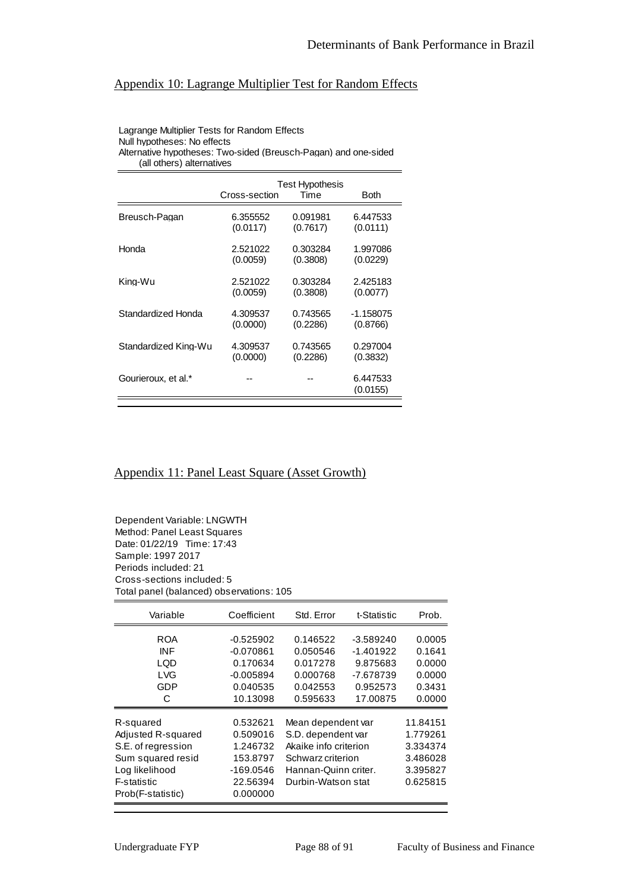## Appendix 10: Lagrange Multiplier Test for Random Effects

Lagrange Multiplier Tests for Random Effects
Null hypotheses: No effects
Alternative hypotheses: Two-sided (Breusch-Pagan) and one-sided (all others) alternatives

| | Test Hypothesis | | |
|---|---|---|---|
| | Cross-section | Time | Both |
| Breusch-Pagan | 6.355552<br>(0.0117) | 0.091981<br>(0.7617) | 6.447533<br>(0.0111) |
| Honda | 2.521022<br>(0.0059) | 0.303284<br>(0.3808) | 1.997086<br>(0.0229) |
| King-Wu | 2.521022<br>(0.0059) | 0.303284<br>(0.3808) | 2.425183<br>(0.0077) |
| Standardized Honda | 4.309537<br>(0.0000) | 0.743565<br>(0.2286) | -1.158075<br>(0.8766) |
| Standardized King-Wu | 4.309537<br>(0.0000) | 0.743565<br>(0.2286) | 0.297004<br>(0.3832) |
| Gourieroux, et al.* | -- | -- | 6.447533<br>(0.0155) |

## Appendix 11: Panel Least Square (Asset Growth)

Dependent Variable: LNGWTH
Method: Panel Least Squares
Date: 01/22/19 Time: 17:43
Sample: 1997 2017
Periods included: 21
Cross-sections included: 5
Total panel (balanced) observations: 105

| Variable | Coefficient | Std. Error | t-Statistic | Prob. |
|---|---|---|---|---|
| ROA | -0.525902 | 0.146522 | -3.589240 | 0.0005 |
| INF | -0.070861 | 0.050546 | -1.401922 | 0.1641 |
| LQD | 0.170634 | 0.017278 | 9.875683 | 0.0000 |
| LVG | -0.005894 | 0.000768 | -7.678739 | 0.0000 |
| GDP | 0.040535 | 0.042553 | 0.952573 | 0.3431 |
| C | 10.13098 | 0.595633 | 17.00875 | 0.0000 |

| | | | |
|---|---|---|---|
| R-squared | 0.532621 | Mean dependent var | 11.84151 |
| Adjusted R-squared | 0.509016 | S.D. dependent var | 1.779261 |
| S.E. of regression | 1.246732 | Akaike info criterion | 3.334374 |
| Sum squared resid | 153.8797 | Schwarz criterion | 3.486028 |
| Log likelihood | -169.0546 | Hannan-Quinn criter. | 3.395827 |
| F-statistic | 22.56394 | Durbin-Watson stat | 0.625815 |
| Prob(F-statistic) | 0.000000 | | |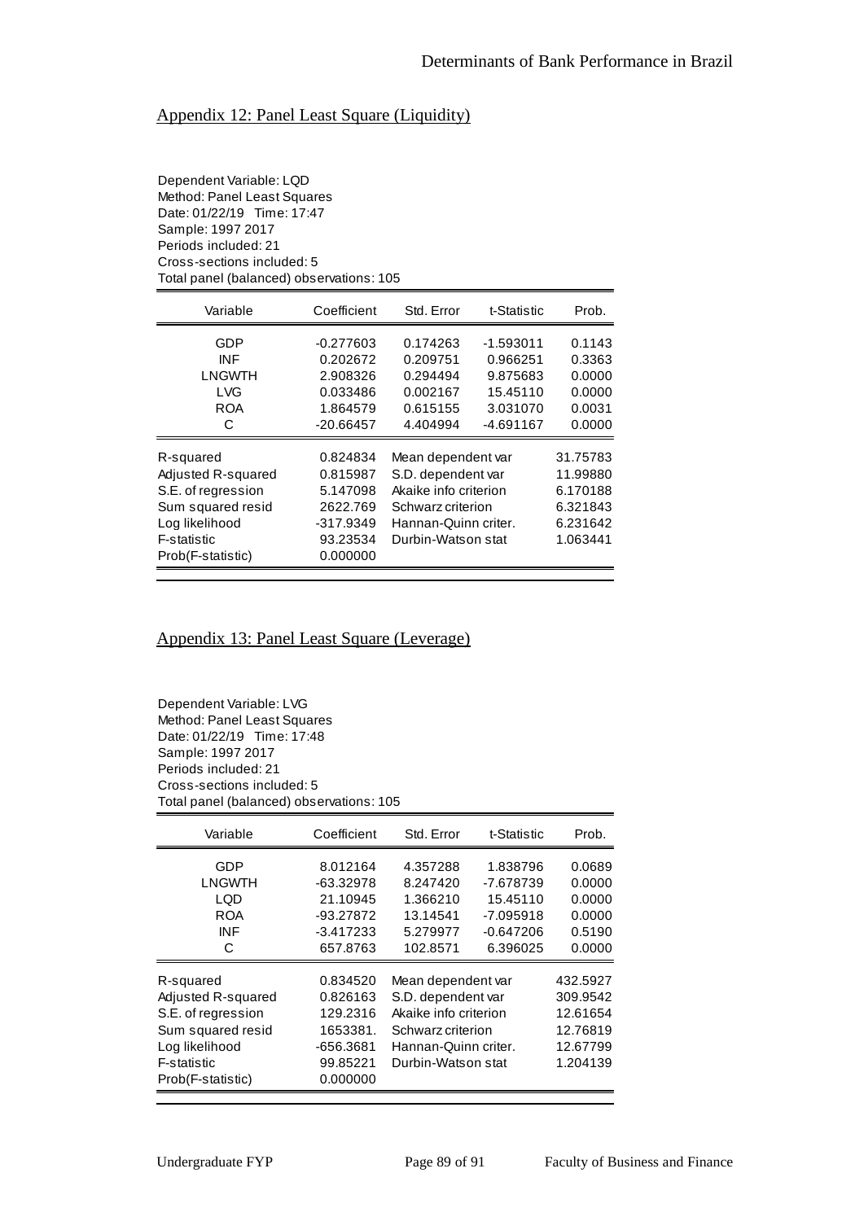## Appendix 12: Panel Least Square (Liquidity)

Dependent Variable: LQD
Method: Panel Least Squares
Date: 01/22/19 Time: 17:47
Sample: 1997 2017
Periods included: 21
Cross-sections included: 5
Total panel (balanced) observations: 105

| Variable | Coefficient | Std. Error | t-Statistic | Prob. |
|---|---|---|---|---|
| GDP | -0.277603 | 0.174263 | -1.593011 | 0.1143 |
| INF | 0.202672 | 0.209751 | 0.966251 | 0.3363 |
| LNGWTH | 2.908326 | 0.294494 | 9.875683 | 0.0000 |
| LVG | 0.033486 | 0.002167 | 15.45110 | 0.0000 |
| ROA | 1.864579 | 0.615155 | 3.031070 | 0.0031 |
| C | -20.66457 | 4.404994 | -4.691167 | 0.0000 |

| | | | |
|---|---|---|---|
| R-squared | 0.824834 | Mean dependent var | 31.75783 |
| Adjusted R-squared | 0.815987 | S.D. dependent var | 11.99880 |
| S.E. of regression | 5.147098 | Akaike info criterion | 6.170188 |
| Sum squared resid | 2622.769 | Schwarz criterion | 6.321843 |
| Log likelihood | -317.9349 | Hannan-Quinn criter. | 6.231642 |
| F-statistic | 93.23534 | Durbin-Watson stat | 1.063441 |
| Prob(F-statistic) | 0.000000 | | |

## Appendix 13: Panel Least Square (Leverage)

Dependent Variable: LVG
Method: Panel Least Squares
Date: 01/22/19 Time: 17:48
Sample: 1997 2017
Periods included: 21
Cross-sections included: 5
Total panel (balanced) observations: 105

| Variable | Coefficient | Std. Error | t-Statistic | Prob. |
|---|---|---|---|---|
| GDP | 8.012164 | 4.357288 | 1.838796 | 0.0689 |
| LNGWTH | -63.32978 | 8.247420 | -7.678739 | 0.0000 |
| LQD | 21.10945 | 1.366210 | 15.45110 | 0.0000 |
| ROA | -93.27872 | 13.14541 | -7.095918 | 0.0000 |
| INF | -3.417233 | 5.279977 | -0.647206 | 0.5190 |
| C | 657.8763 | 102.8571 | 6.396025 | 0.0000 |

| | | | |
|---|---|---|---|
| R-squared | 0.834520 | Mean dependent var | 432.5927 |
| Adjusted R-squared | 0.826163 | S.D. dependent var | 309.9542 |
| S.E. of regression | 129.2316 | Akaike info criterion | 12.61654 |
| Sum squared resid | 1653381. | Schwarz criterion | 12.76819 |
| Log likelihood | -656.3681 | Hannan-Quinn criter. | 12.67799 |
| F-statistic | 99.85221 | Durbin-Watson stat | 1.204139 |
| Prob(F-statistic) | 0.000000 | | |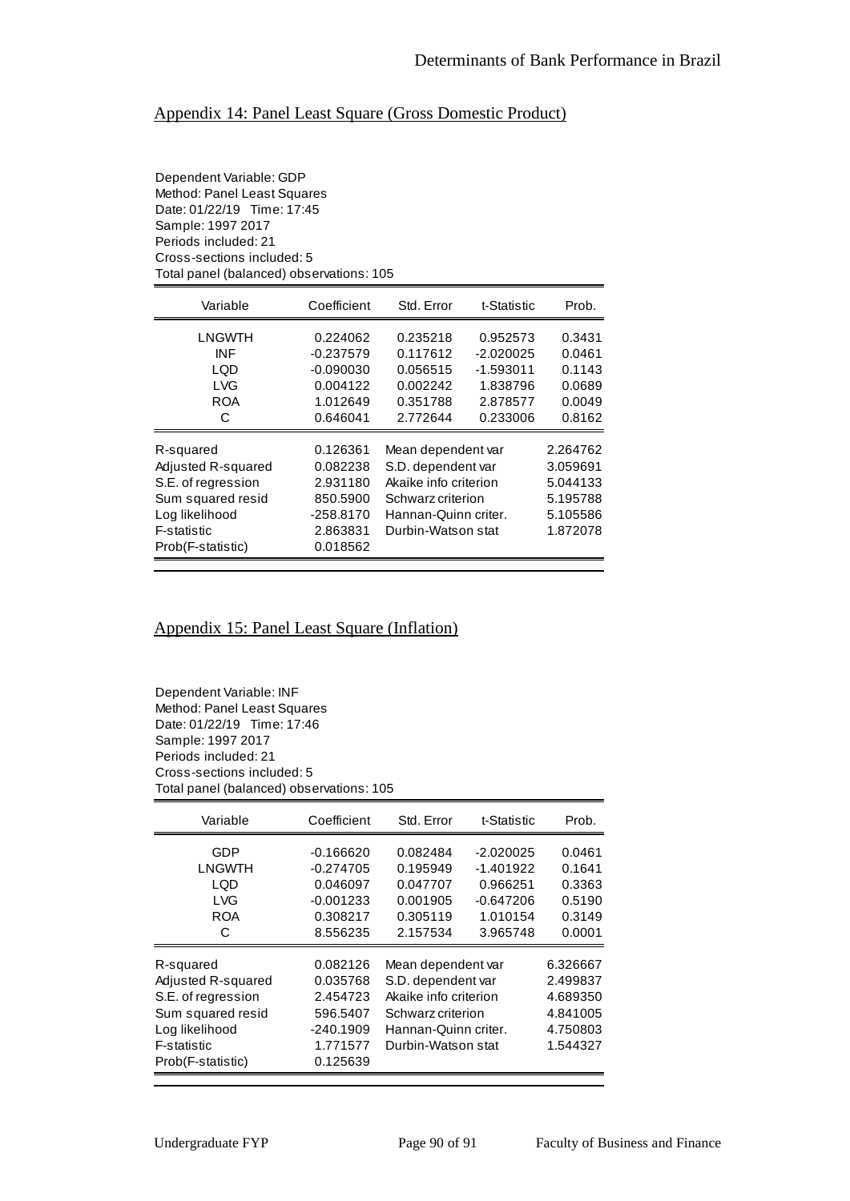## Appendix 14: Panel Least Square (Gross Domestic Product)

Dependent Variable: GDP
Method: Panel Least Squares
Date: 01/22/19 Time: 17:45
Sample: 1997 2017
Periods included: 21
Cross-sections included: 5
Total panel (balanced) observations: 105

| Variable | Coefficient | Std. Error | t-Statistic | Prob. |
|---|---|---|---|---|
| LNGWTH | 0.224062 | 0.235218 | 0.952573 | 0.3431 |
| INF | -0.237579 | 0.117612 | -2.020025 | 0.0461 |
| LQD | -0.090030 | 0.056515 | -1.593011 | 0.1143 |
| LVG | 0.004122 | 0.002242 | 1.838796 | 0.0689 |
| ROA | 1.012649 | 0.351788 | 2.878577 | 0.0049 |
| C | 0.646041 | 2.772644 | 0.233006 | 0.8162 |

| | | | |
|---|---|---|---|
| R-squared | 0.126361 | Mean dependent var | 2.264762 |
| Adjusted R-squared | 0.082238 | S.D. dependent var | 3.059691 |
| S.E. of regression | 2.931180 | Akaike info criterion | 5.044133 |
| Sum squared resid | 850.5900 | Schwarz criterion | 5.195788 |
| Log likelihood | -258.8170 | Hannan-Quinn criter. | 5.105586 |
| F-statistic | 2.863831 | Durbin-Watson stat | 1.872078 |
| Prob(F-statistic) | 0.018562 | | |

## Appendix 15: Panel Least Square (Inflation)

Dependent Variable: INF
Method: Panel Least Squares
Date: 01/22/19 Time: 17:46
Sample: 1997 2017
Periods included: 21
Cross-sections included: 5
Total panel (balanced) observations: 105

| Variable | Coefficient | Std. Error | t-Statistic | Prob. |
|---|---|---|---|---|
| GDP | -0.166620 | 0.082484 | -2.020025 | 0.0461 |
| LNGWTH | -0.274705 | 0.195949 | -1.401922 | 0.1641 |
| LQD | 0.046097 | 0.047707 | 0.966251 | 0.3363 |
| LVG | -0.001233 | 0.001905 | -0.647206 | 0.5190 |
| ROA | 0.308217 | 0.305119 | 1.010154 | 0.3149 |
| C | 8.556235 | 2.157534 | 3.965748 | 0.0001 |

| | | | |
|---|---|---|---|
| R-squared | 0.082126 | Mean dependent var | 6.326667 |
| Adjusted R-squared | 0.035768 | S.D. dependent var | 2.499837 |
| S.E. of regression | 2.454723 | Akaike info criterion | 4.689350 |
| Sum squared resid | 596.5407 | Schwarz criterion | 4.841005 |
| Log likelihood | -240.1909 | Hannan-Quinn criter. | 4.750803 |
| F-statistic | 1.771577 | Durbin-Watson stat | 1.544327 |
| Prob(F-statistic) | 0.125639 | | |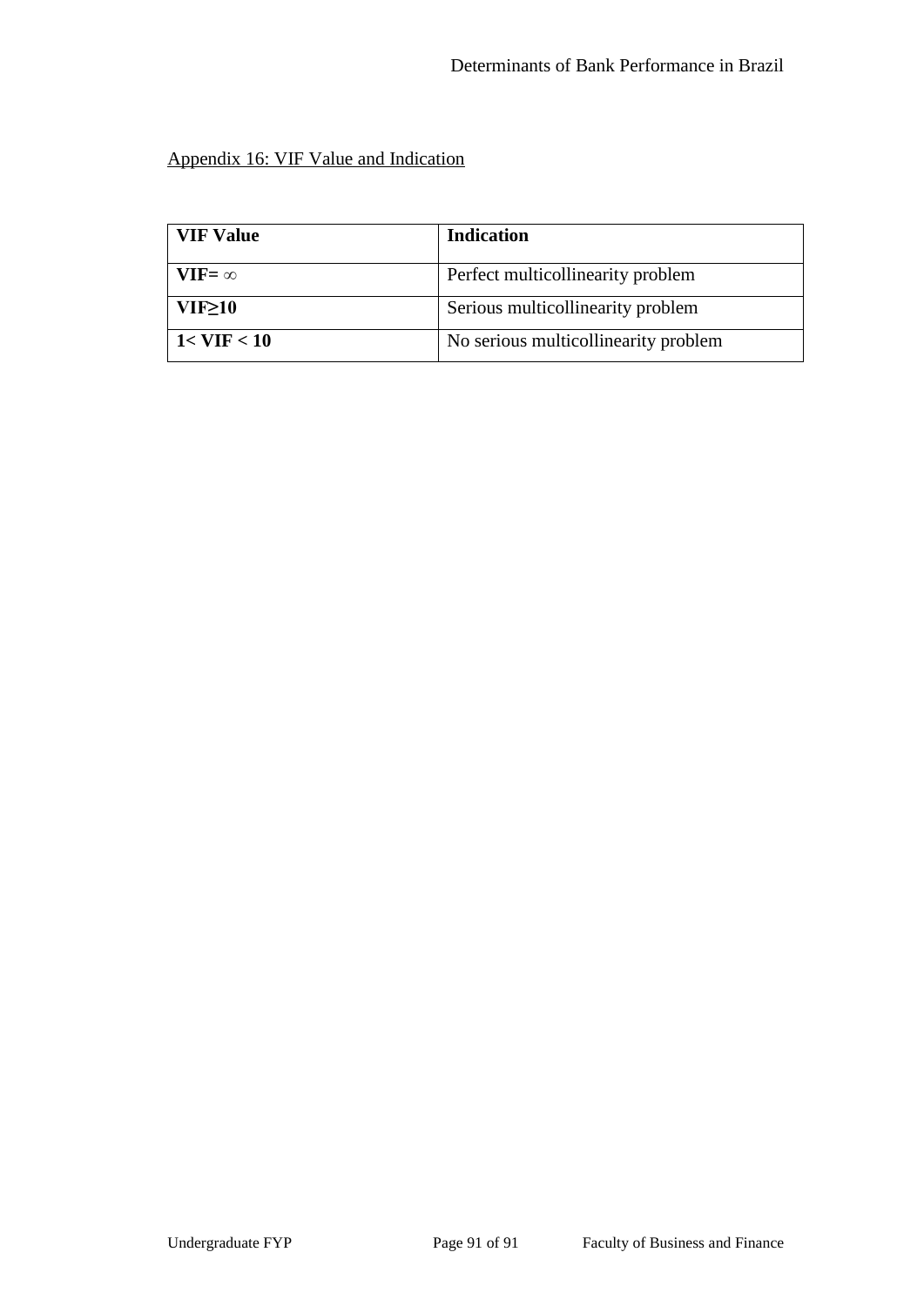Appendix 16: VIF Value and Indication

| VIF Value | Indication |
| --- | --- |
| **VIF= $\infty$** | Perfect multicollinearity problem |
| **VIF≥10** | Serious multicollinearity problem |
| **1< VIF < 10** | No serious multicollinearity problem |